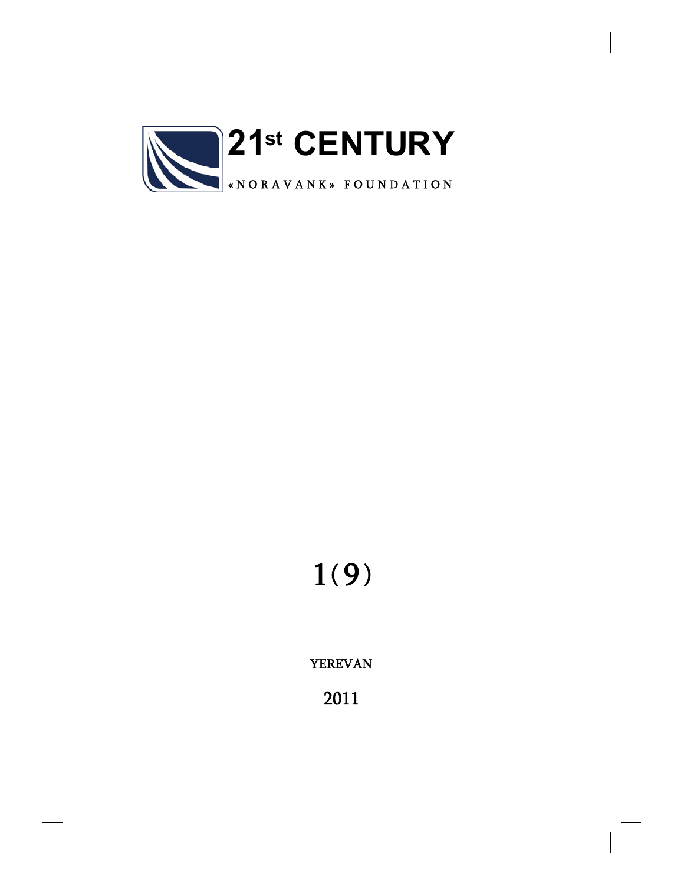# 21st CENTURY

«NORAVANK» FOUNDATION

1(9)

YEREVAN

2011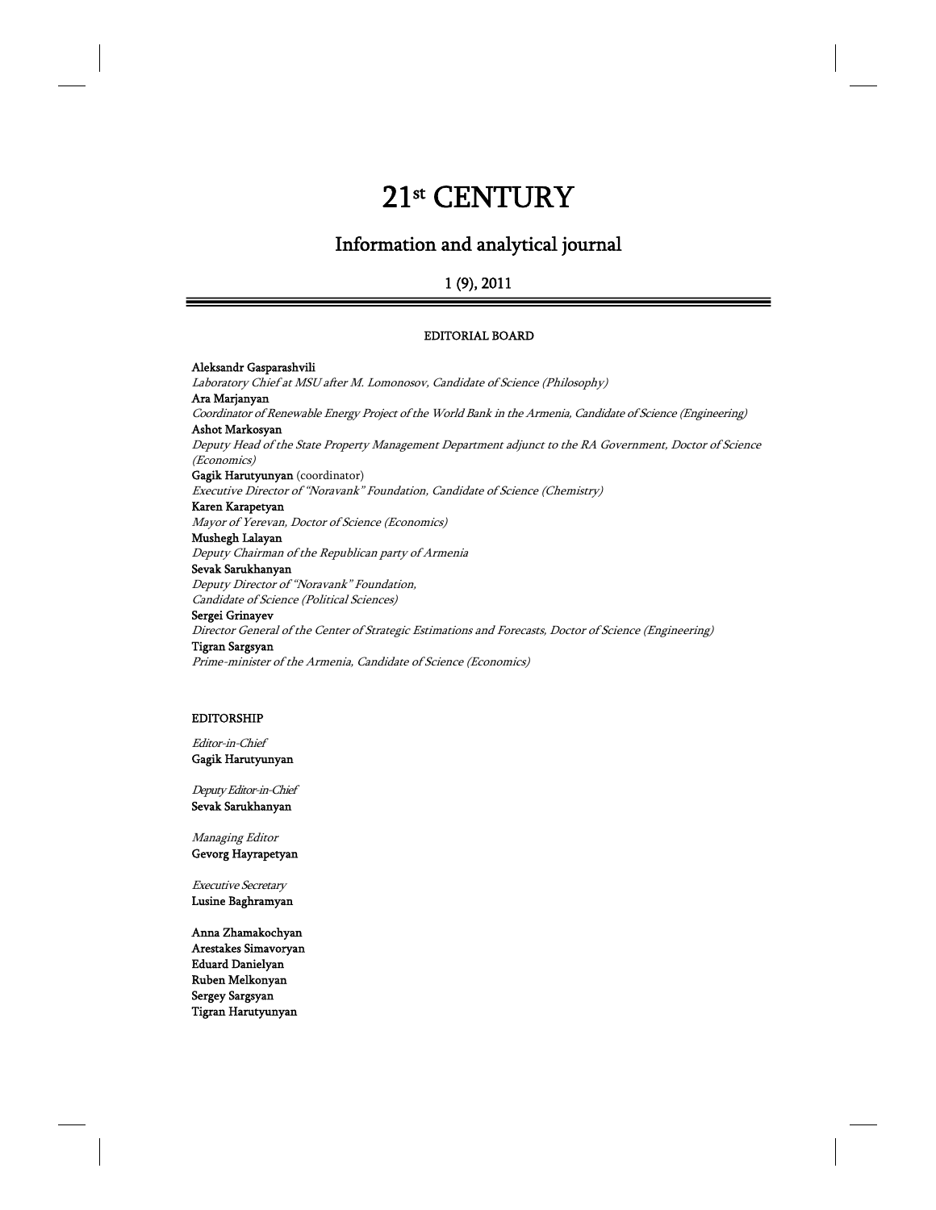# 21st CENTURY

## Information and analytical journal

1 (9), 2011

EDITORIAL BOARD

**Aleksandr Gasparashvili**
*Laboratory Chief at MSU after M. Lomonosov, Candidate of Science (Philosophy)*
**Ara Marjanyan**
*Coordinator of Renewable Energy Project of the World Bank in the Armenia, Candidate of Science (Engineering)*
**Ashot Markosyan**
*Deputy Head of the State Property Management Department adjunct to the RA Government, Doctor of Science (Economics)*
**Gagik Harutyunyan** (coordinator)
*Executive Director of "Noravank" Foundation, Candidate of Science (Chemistry)*
**Karen Karapetyan**
*Mayor of Yerevan, Doctor of Science (Economics)*
**Mushegh Lalayan**
*Deputy Chairman of the Republican party of Armenia*
**Sevak Sarukhanyan**
*Deputy Director of "Noravank" Foundation,*
*Candidate of Science (Political Sciences)*
**Sergei Grinayev**
*Director General of the Center of Strategic Estimations and Forecasts, Doctor of Science (Engineering)*
**Tigran Sargsyan**
*Prime-minister of the Armenia, Candidate of Science (Economics)*

EDITORSHIP

*Editor-in-Chief*
**Gagik Harutyunyan**

*Deputy Editor-in-Chief*
**Sevak Sarukhanyan**

*Managing Editor*
**Gevorg Hayrapetyan**

*Executive Secretary*
**Lusine Baghramyan**

**Anna Zhamakochyan**
**Arestakes Simavoryan**
**Eduard Danielyan**
**Ruben Melkonyan**
**Sergey Sargsyan**
**Tigran Harutyunyan**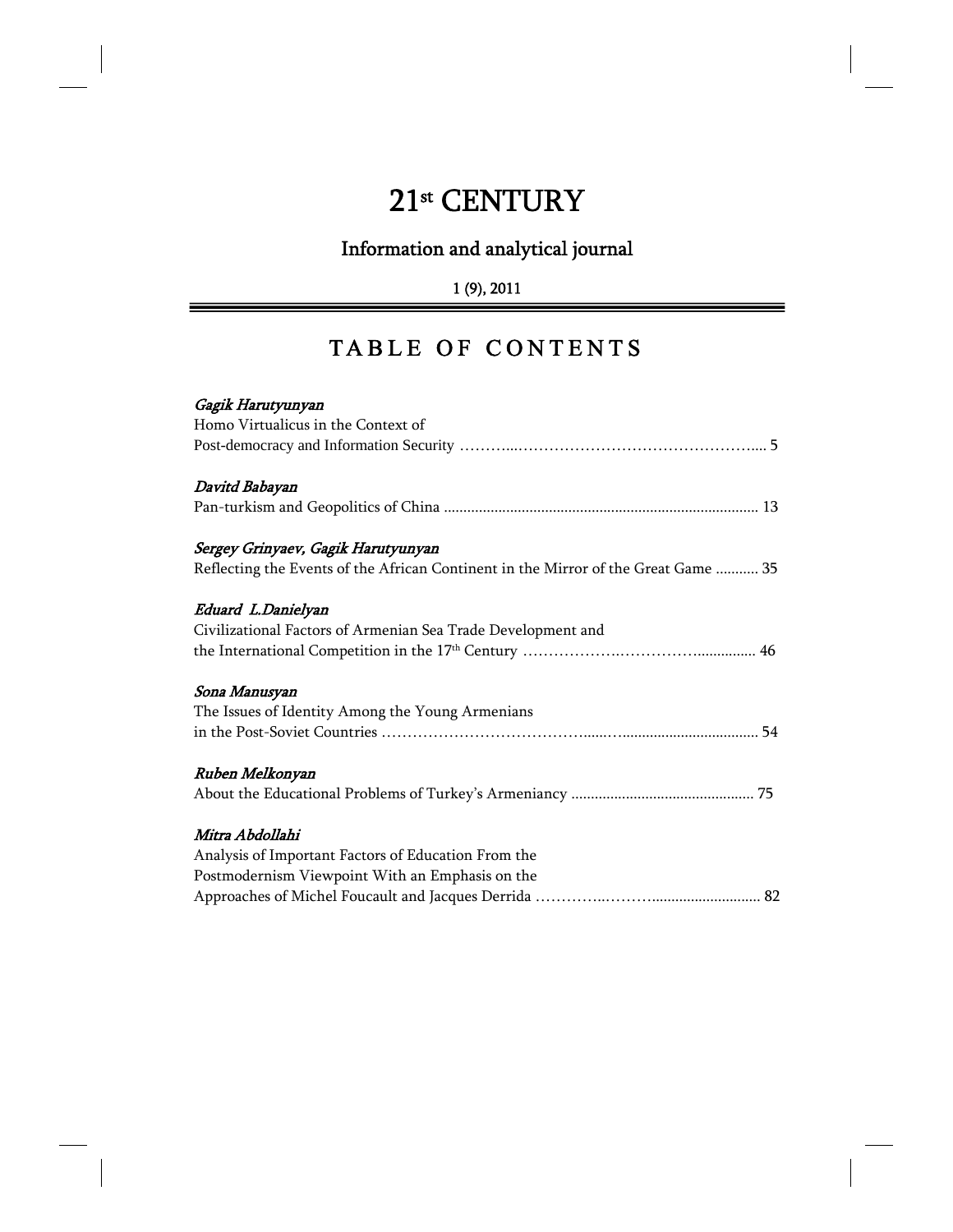# 21st CENTURY

## Information and analytical journal

1 (9), 2011

## TABLE OF CONTENTS

*Gagik Harutyunyan*
Homo Virtualicus in the Context of
Post-democracy and Information Security ........................................................ 5

*Davitd Babayan*
Pan-turkism and Geopolitics of China ................................................................ 13

*Sergey Grinyaev, Gagik Harutyunyan*
Reflecting the Events of the African Continent in the Mirror of the Great Game ........... 35

*Eduard L.Danielyan*
Civilizational Factors of Armenian Sea Trade Development and
the International Competition in the 17th Century ................................................ 46

*Sona Manusyan*
The Issues of Identity Among the Young Armenians
in the Post-Soviet Countries ............................................................................ 54

*Ruben Melkonyan*
About the Educational Problems of Turkey's Armeniancy ........................................ 75

*Mitra Abdollahi*
Analysis of Important Factors of Education From the
Postmodernism Viewpoint With an Emphasis on the
Approaches of Michel Foucault and Jacques Derrida .............................................. 82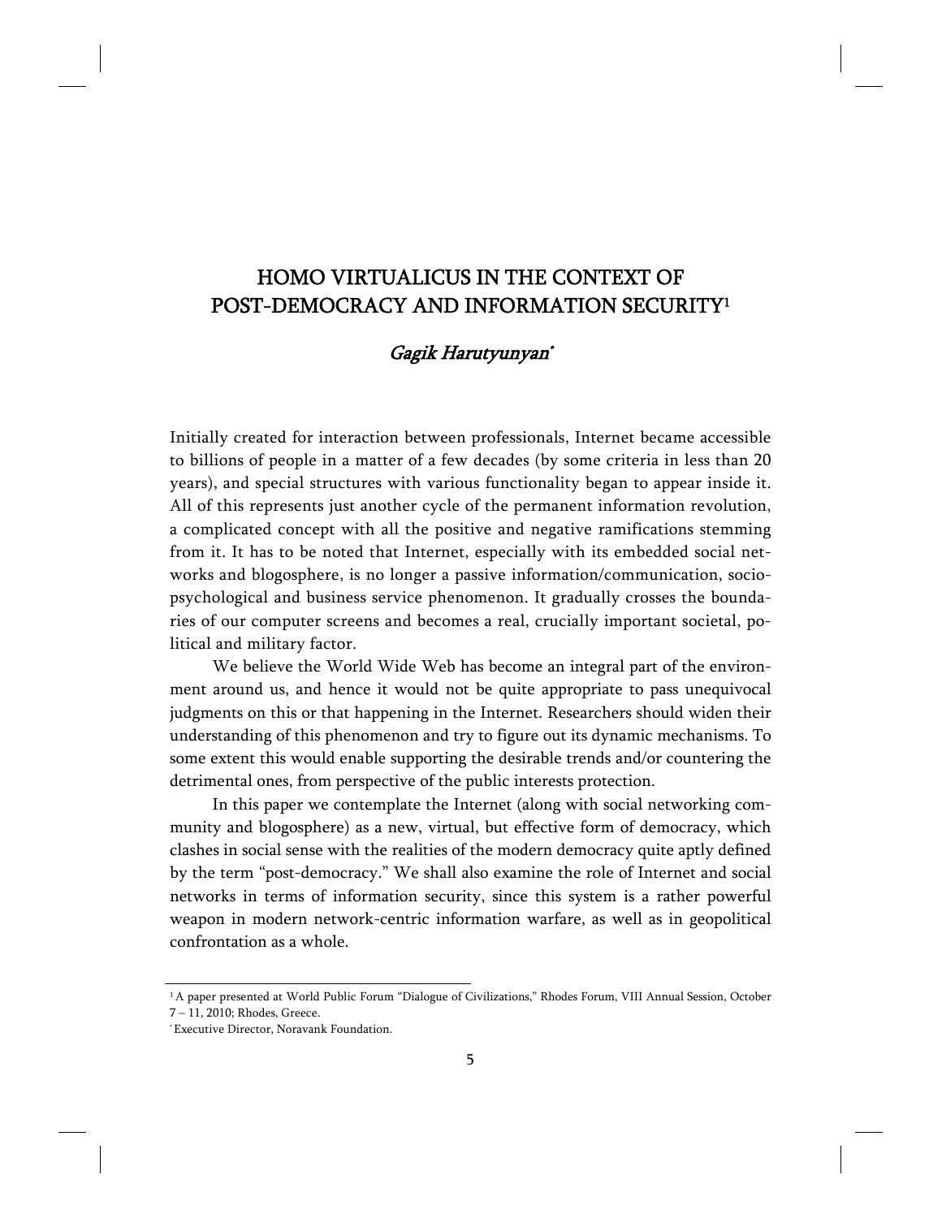# HOMO VIRTUALICUS IN THE CONTEXT OF POST-DEMOCRACY AND INFORMATION SECURITY[1]

*Gagik Harutyunyan*[*]

Initially created for interaction between professionals, Internet became accessible to billions of people in a matter of a few decades (by some criteria in less than 20 years), and special structures with various functionality began to appear inside it. All of this represents just another cycle of the permanent information revolution, a complicated concept with all the positive and negative ramifications stemming from it. It has to be noted that Internet, especially with its embedded social networks and blogosphere, is no longer a passive information/communication, socio-psychological and business service phenomenon. It gradually crosses the boundaries of our computer screens and becomes a real, crucially important societal, political and military factor.

We believe the World Wide Web has become an integral part of the environment around us, and hence it would not be quite appropriate to pass unequivocal judgments on this or that happening in the Internet. Researchers should widen their understanding of this phenomenon and try to figure out its dynamic mechanisms. To some extent this would enable supporting the desirable trends and/or countering the detrimental ones, from perspective of the public interests protection.

In this paper we contemplate the Internet (along with social networking community and blogosphere) as a new, virtual, but effective form of democracy, which clashes in social sense with the realities of the modern democracy quite aptly defined by the term "post-democracy." We shall also examine the role of Internet and social networks in terms of information security, since this system is a rather powerful weapon in modern network-centric information warfare, as well as in geopolitical confrontation as a whole.

---

[1] A paper presented at World Public Forum "Dialogue of Civilizations," Rhodes Forum, VIII Annual Session, October 7 – 11, 2010; Rhodes, Greece.

[*] Executive Director, Noravank Foundation.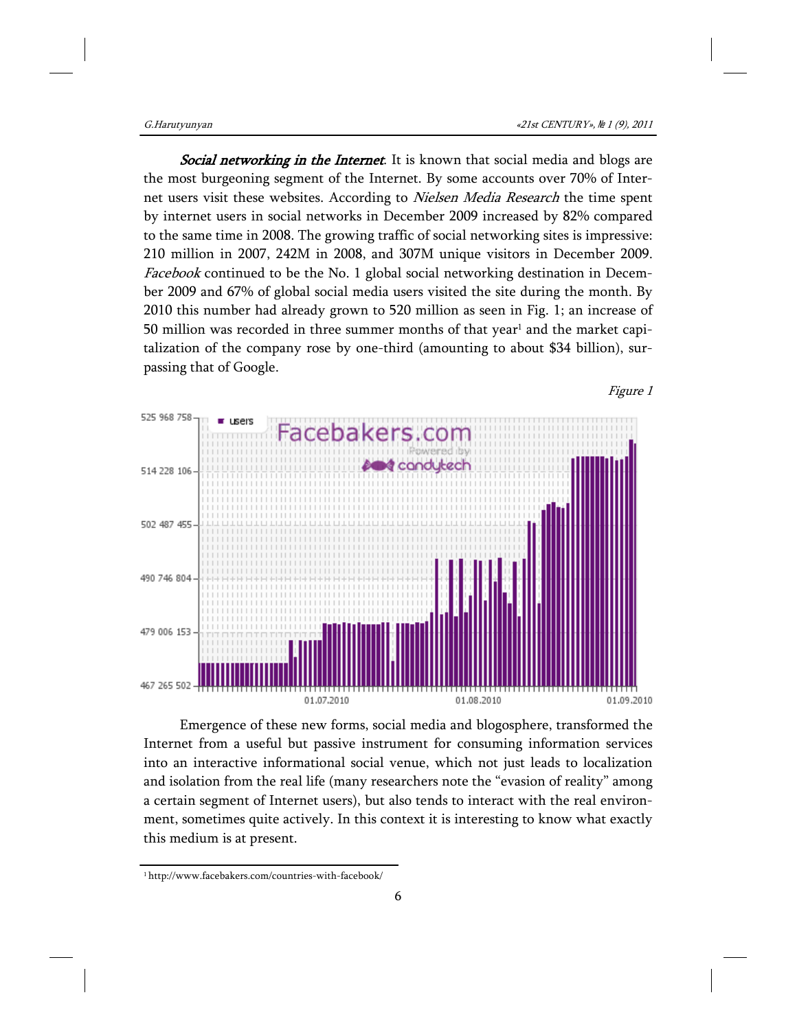***Social networking in the Internet***. It is known that social media and blogs are the most burgeoning segment of the Internet. By some accounts over 70% of Internet users visit these websites. According to *Nielsen Media Research* the time spent by internet users in social networks in December 2009 increased by 82% compared to the same time in 2008. The growing traffic of social networking sites is impressive: 210 million in 2007, 242M in 2008, and 307M unique visitors in December 2009. *Facebook* continued to be the No. 1 global social networking destination in December 2009 and 67% of global social media users visited the site during the month. By 2010 this number had already grown to 520 million as seen in Fig. 1; an increase of 50 million was recorded in three summer months of that year[1] and the market capitalization of the company rose by one-third (amounting to about $34 billion), surpassing that of Google.

*Figure 1*

Emergence of these new forms, social media and blogosphere, transformed the Internet from a useful but passive instrument for consuming information services into an interactive informational social venue, which not just leads to localization and isolation from the real life (many researchers note the "evasion of reality" among a certain segment of Internet users), but also tends to interact with the real environment, sometimes quite actively. In this context it is interesting to know what exactly this medium is at present.

[1] http://www.facebakers.com/countries-with-facebook/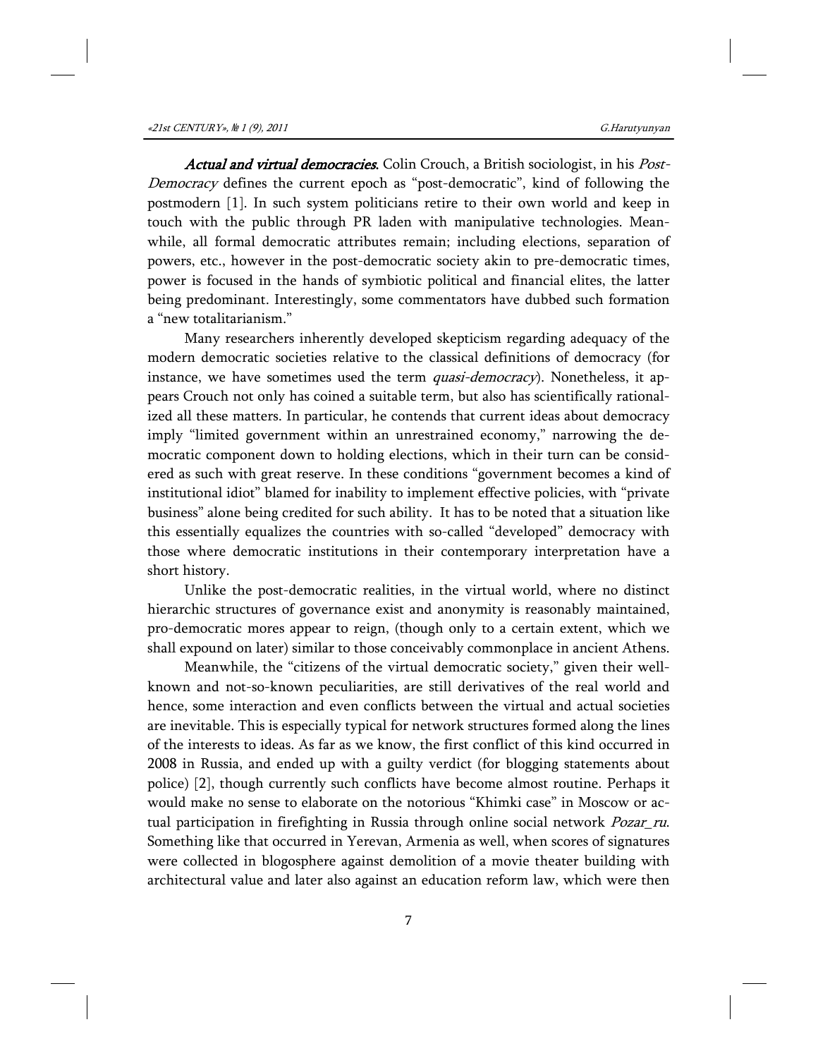***Actual and virtual democracies.*** Colin Crouch, a British sociologist, in his *Post-Democracy* defines the current epoch as "post-democratic", kind of following the postmodern [1]. In such system politicians retire to their own world and keep in touch with the public through PR laden with manipulative technologies. Meanwhile, all formal democratic attributes remain; including elections, separation of powers, etc., however in the post-democratic society akin to pre-democratic times, power is focused in the hands of symbiotic political and financial elites, the latter being predominant. Interestingly, some commentators have dubbed such formation a "new totalitarianism."

Many researchers inherently developed skepticism regarding adequacy of the modern democratic societies relative to the classical definitions of democracy (for instance, we have sometimes used the term *quasi-democracy*). Nonetheless, it appears Crouch not only has coined a suitable term, but also has scientifically rationalized all these matters. In particular, he contends that current ideas about democracy imply "limited government within an unrestrained economy," narrowing the democratic component down to holding elections, which in their turn can be considered as such with great reserve. In these conditions "government becomes a kind of institutional idiot" blamed for inability to implement effective policies, with "private business" alone being credited for such ability. It has to be noted that a situation like this essentially equalizes the countries with so-called "developed" democracy with those where democratic institutions in their contemporary interpretation have a short history.

Unlike the post-democratic realities, in the virtual world, where no distinct hierarchic structures of governance exist and anonymity is reasonably maintained, pro-democratic mores appear to reign, (though only to a certain extent, which we shall expound on later) similar to those conceivably commonplace in ancient Athens.

Meanwhile, the "citizens of the virtual democratic society," given their well-known and not-so-known peculiarities, are still derivatives of the real world and hence, some interaction and even conflicts between the virtual and actual societies are inevitable. This is especially typical for network structures formed along the lines of the interests to ideas. As far as we know, the first conflict of this kind occurred in 2008 in Russia, and ended up with a guilty verdict (for blogging statements about police) [2], though currently such conflicts have become almost routine. Perhaps it would make no sense to elaborate on the notorious "Khimki case" in Moscow or actual participation in firefighting in Russia through online social network *Pozar_ru*. Something like that occurred in Yerevan, Armenia as well, when scores of signatures were collected in blogosphere against demolition of a movie theater building with architectural value and later also against an education reform law, which were then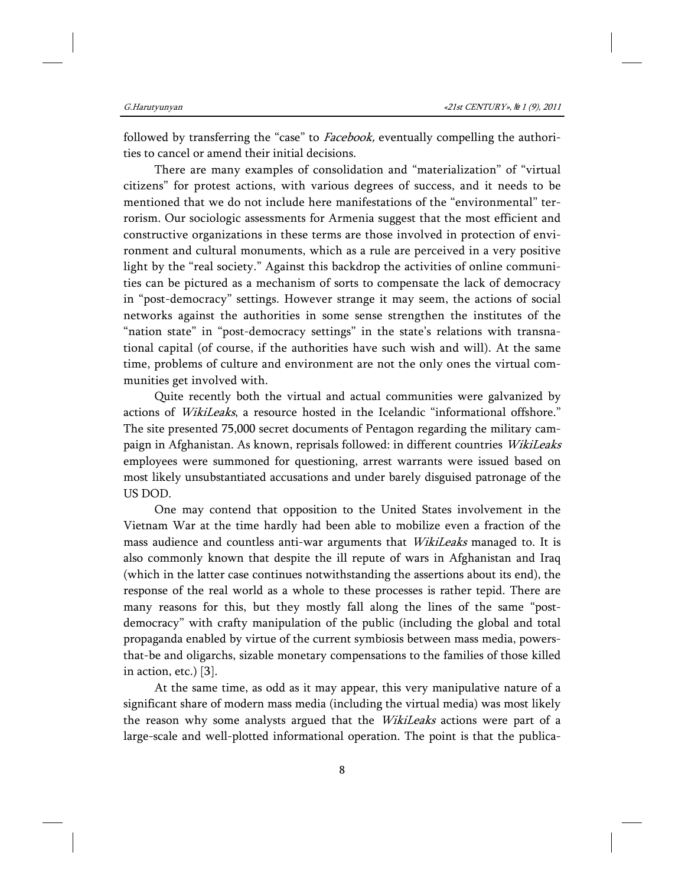followed by transferring the "case" to *Facebook,* eventually compelling the authorities to cancel or amend their initial decisions.

There are many examples of consolidation and "materialization" of "virtual citizens" for protest actions, with various degrees of success, and it needs to be mentioned that we do not include here manifestations of the "environmental" terrorism. Our sociologic assessments for Armenia suggest that the most efficient and constructive organizations in these terms are those involved in protection of environment and cultural monuments, which as a rule are perceived in a very positive light by the "real society." Against this backdrop the activities of online communities can be pictured as a mechanism of sorts to compensate the lack of democracy in "post-democracy" settings. However strange it may seem, the actions of social networks against the authorities in some sense strengthen the institutes of the "nation state" in "post-democracy settings" in the state's relations with transnational capital (of course, if the authorities have such wish and will). At the same time, problems of culture and environment are not the only ones the virtual communities get involved with.

Quite recently both the virtual and actual communities were galvanized by actions of *WikiLeaks*, a resource hosted in the Icelandic "informational offshore." The site presented 75,000 secret documents of Pentagon regarding the military campaign in Afghanistan. As known, reprisals followed: in different countries *WikiLeaks* employees were summoned for questioning, arrest warrants were issued based on most likely unsubstantiated accusations and under barely disguised patronage of the US DOD.

One may contend that opposition to the United States involvement in the Vietnam War at the time hardly had been able to mobilize even a fraction of the mass audience and countless anti-war arguments that *WikiLeaks* managed to. It is also commonly known that despite the ill repute of wars in Afghanistan and Iraq (which in the latter case continues notwithstanding the assertions about its end), the response of the real world as a whole to these processes is rather tepid. There are many reasons for this, but they mostly fall along the lines of the same "post-democracy" with crafty manipulation of the public (including the global and total propaganda enabled by virtue of the current symbiosis between mass media, powers-that-be and oligarchs, sizable monetary compensations to the families of those killed in action, etc.) [3].

At the same time, as odd as it may appear, this very manipulative nature of a significant share of modern mass media (including the virtual media) was most likely the reason why some analysts argued that the *WikiLeaks* actions were part of a large-scale and well-plotted informational operation. The point is that the publica-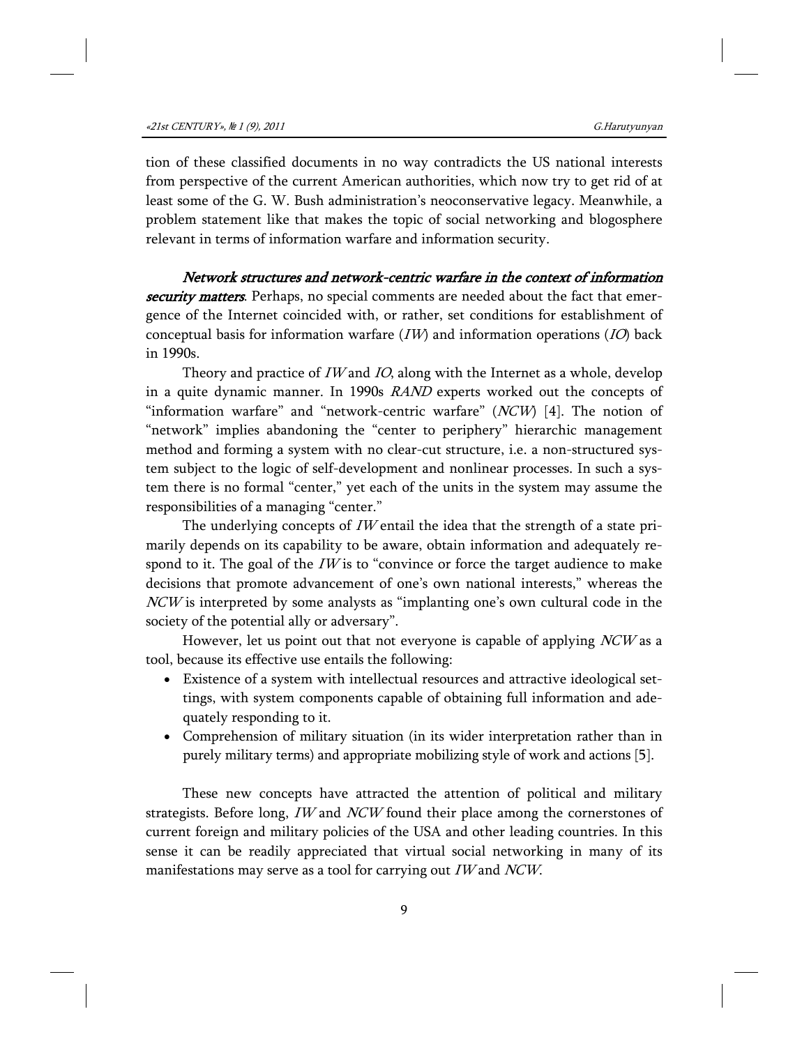tion of these classified documents in no way contradicts the US national interests from perspective of the current American authorities, which now try to get rid of at least some of the G. W. Bush administration's neoconservative legacy. Meanwhile, a problem statement like that makes the topic of social networking and blogosphere relevant in terms of information warfare and information security.

***Network structures and network-centric warfare in the context of information security matters***. Perhaps, no special comments are needed about the fact that emergence of the Internet coincided with, or rather, set conditions for establishment of conceptual basis for information warfare (*IW*) and information operations (*IO*) back in 1990s.

Theory and practice of *IW* and *IO*, along with the Internet as a whole, develop in a quite dynamic manner. In 1990s *RAND* experts worked out the concepts of "information warfare" and "network-centric warfare" (*NCW*) [4]. The notion of "network" implies abandoning the "center to periphery" hierarchic management method and forming a system with no clear-cut structure, i.e. a non-structured system subject to the logic of self-development and nonlinear processes. In such a system there is no formal "center," yet each of the units in the system may assume the responsibilities of a managing "center."

The underlying concepts of *IW* entail the idea that the strength of a state primarily depends on its capability to be aware, obtain information and adequately respond to it. The goal of the *IW* is to "convince or force the target audience to make decisions that promote advancement of one's own national interests," whereas the *NCW* is interpreted by some analysts as "implanting one's own cultural code in the society of the potential ally or adversary".

However, let us point out that not everyone is capable of applying *NCW* as a tool, because its effective use entails the following:

- Existence of a system with intellectual resources and attractive ideological settings, with system components capable of obtaining full information and adequately responding to it.
- Comprehension of military situation (in its wider interpretation rather than in purely military terms) and appropriate mobilizing style of work and actions [5].

These new concepts have attracted the attention of political and military strategists. Before long, *IW* and *NCW* found their place among the cornerstones of current foreign and military policies of the USA and other leading countries. In this sense it can be readily appreciated that virtual social networking in many of its manifestations may serve as a tool for carrying out *IW* and *NCW*.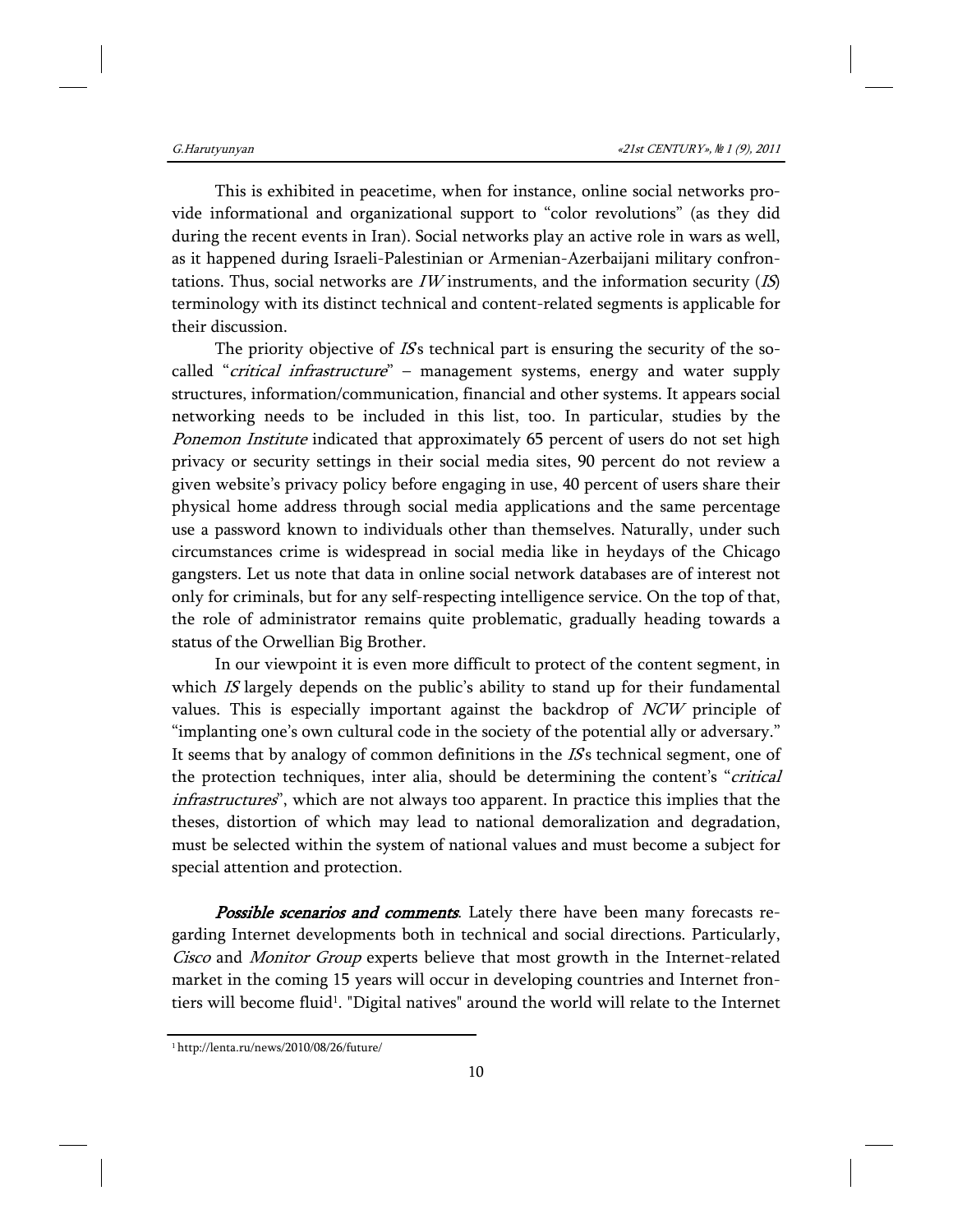This is exhibited in peacetime, when for instance, online social networks provide informational and organizational support to "color revolutions" (as they did during the recent events in Iran). Social networks play an active role in wars as well, as it happened during Israeli-Palestinian or Armenian-Azerbaijani military confrontations. Thus, social networks are *IW* instruments, and the information security (*IS*) terminology with its distinct technical and content-related segments is applicable for their discussion.

The priority objective of *IS*'s technical part is ensuring the security of the so-called "*critical infrastructure*" – management systems, energy and water supply structures, information/communication, financial and other systems. It appears social networking needs to be included in this list, too. In particular, studies by the *Ponemon Institute* indicated that approximately 65 percent of users do not set high privacy or security settings in their social media sites, 90 percent do not review a given website's privacy policy before engaging in use, 40 percent of users share their physical home address through social media applications and the same percentage use a password known to individuals other than themselves. Naturally, under such circumstances crime is widespread in social media like in heydays of the Chicago gangsters. Let us note that data in online social network databases are of interest not only for criminals, but for any self-respecting intelligence service. On the top of that, the role of administrator remains quite problematic, gradually heading towards a status of the Orwellian Big Brother.

In our viewpoint it is even more difficult to protect of the content segment, in which *IS* largely depends on the public's ability to stand up for their fundamental values. This is especially important against the backdrop of *NCW* principle of "implanting one's own cultural code in the society of the potential ally or adversary." It seems that by analogy of common definitions in the *IS*'s technical segment, one of the protection techniques, inter alia, should be determining the content's "*critical infrastructures*", which are not always too apparent. In practice this implies that the theses, distortion of which may lead to national demoralization and degradation, must be selected within the system of national values and must become a subject for special attention and protection.

***Possible scenarios and comments***. Lately there have been many forecasts regarding Internet developments both in technical and social directions. Particularly, *Cisco* and *Monitor Group* experts believe that most growth in the Internet-related market in the coming 15 years will occur in developing countries and Internet frontiers will become fluid[1]. "Digital natives" around the world will relate to the Internet

[1] http://lenta.ru/news/2010/08/26/future/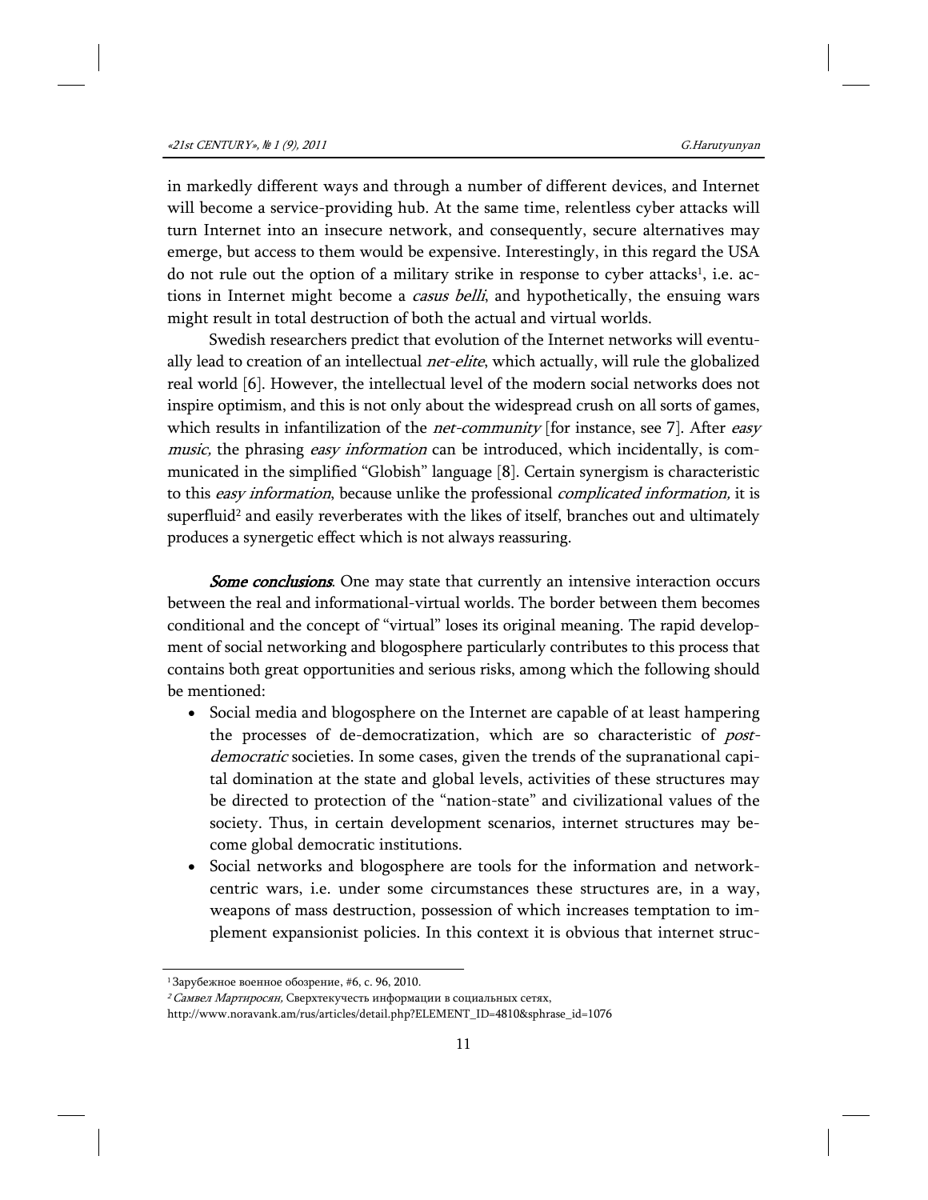in markedly different ways and through a number of different devices, and Internet will become a service-providing hub. At the same time, relentless cyber attacks will turn Internet into an insecure network, and consequently, secure alternatives may emerge, but access to them would be expensive. Interestingly, in this regard the USA do not rule out the option of a military strike in response to cyber attacks[1], i.e. actions in Internet might become a *casus belli*, and hypothetically, the ensuing wars might result in total destruction of both the actual and virtual worlds.

Swedish researchers predict that evolution of the Internet networks will eventually lead to creation of an intellectual *net-elite*, which actually, will rule the globalized real world [6]. However, the intellectual level of the modern social networks does not inspire optimism, and this is not only about the widespread crush on all sorts of games, which results in infantilization of the *net-community* [for instance, see 7]. After *easy music,* the phrasing *easy information* can be introduced, which incidentally, is communicated in the simplified "Globish" language [8]. Certain synergism is characteristic to this *easy information*, because unlike the professional *complicated information,* it is superfluid[2] and easily reverberates with the likes of itself, branches out and ultimately produces a synergetic effect which is not always reassuring.

***Some conclusions***. One may state that currently an intensive interaction occurs between the real and informational-virtual worlds. The border between them becomes conditional and the concept of "virtual" loses its original meaning. The rapid development of social networking and blogosphere particularly contributes to this process that contains both great opportunities and serious risks, among which the following should be mentioned:

- Social media and blogosphere on the Internet are capable of at least hampering the processes of de-democratization, which are so characteristic of *post-democratic* societies. In some cases, given the trends of the supranational capital domination at the state and global levels, activities of these structures may be directed to protection of the "nation-state" and civilizational values of the society. Thus, in certain development scenarios, internet structures may become global democratic institutions.
- Social networks and blogosphere are tools for the information and network-centric wars, i.e. under some circumstances these structures are, in a way, weapons of mass destruction, possession of which increases temptation to implement expansionist policies. In this context it is obvious that internet struc-

---

[1] Зарубежное военное обозрение, #6, с. 96, 2010.

[2] *Самвел Мартиросян,* Сверхтекучесть информации в социальных сетях, http://www.noravank.am/rus/articles/detail.php?ELEMENT_ID=4810&sphrase_id=1076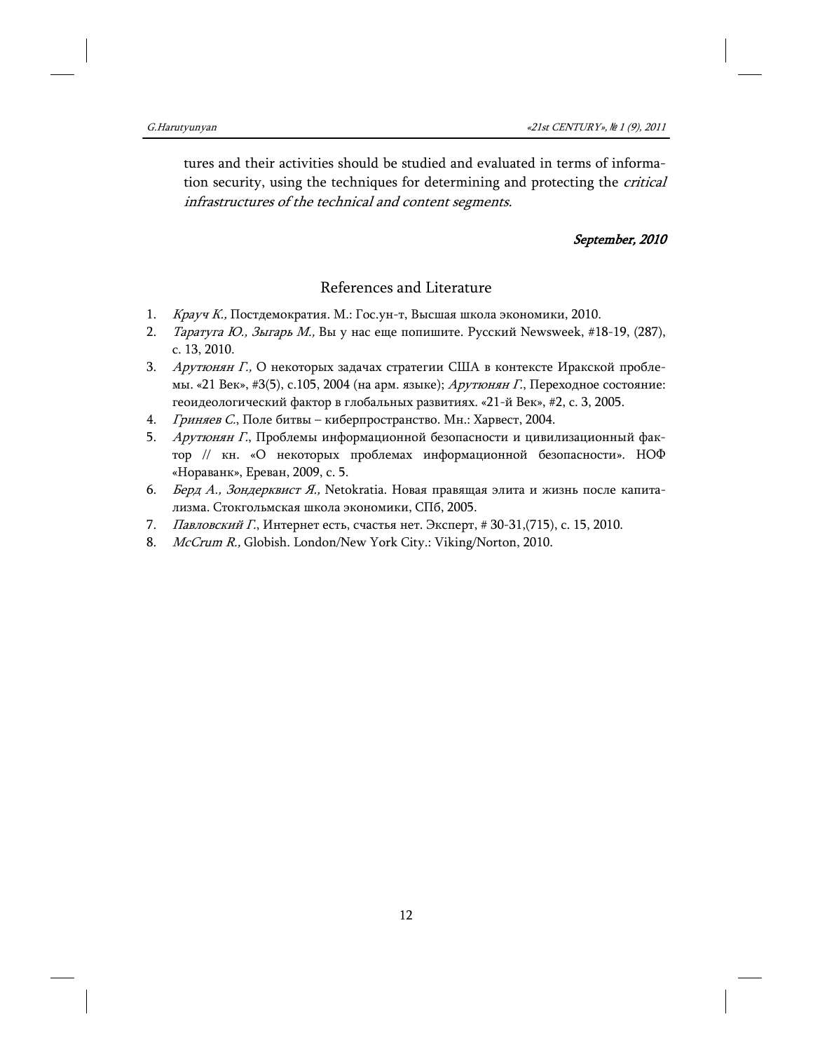tures and their activities should be studied and evaluated in terms of information security, using the techniques for determining and protecting the *critical infrastructures of the technical and content segments.*

***September, 2010***

## References and Literature

1. *Крауч К.,* Постдемократия. М.: Гос.ун-т, Высшая школа экономики, 2010.
2. *Таратуга Ю., Зыгарь М.,* Вы у нас еще попишите. Русский Newsweek, #18-19, (287), с. 13, 2010.
3. *Арутюнян Г.,* О некоторых задачах стратегии США в контексте Иракской проблемы. «21 Век», #3(5), с.105, 2004 (на арм. языке); *Арутюнян Г.*, Переходное состояние: геоидеологический фактор в глобальных развитиях. «21-й Век», #2, с. 3, 2005.
4. *Гриняев С.*, Поле битвы – киберпространство. Мн.: Харвест, 2004.
5. *Арутюнян Г.*, Проблемы информационной безопасности и цивилизационный фактор // кн. «О некоторых проблемах информационной безопасности». НОФ «Нораванк», Ереван, 2009, с. 5.
6. *Берд А., Зондерквист Я.,* Netokratia. Новая правящая элита и жизнь после капитализма. Стокгольмская школа экономики, СПб, 2005.
7. *Павловский Г.*, Интернет есть, счастья нет. Эксперт, # 30-31,(715), с. 15, 2010.
8. *McCrum R.,* Globish. London/New York City.: Viking/Norton, 2010.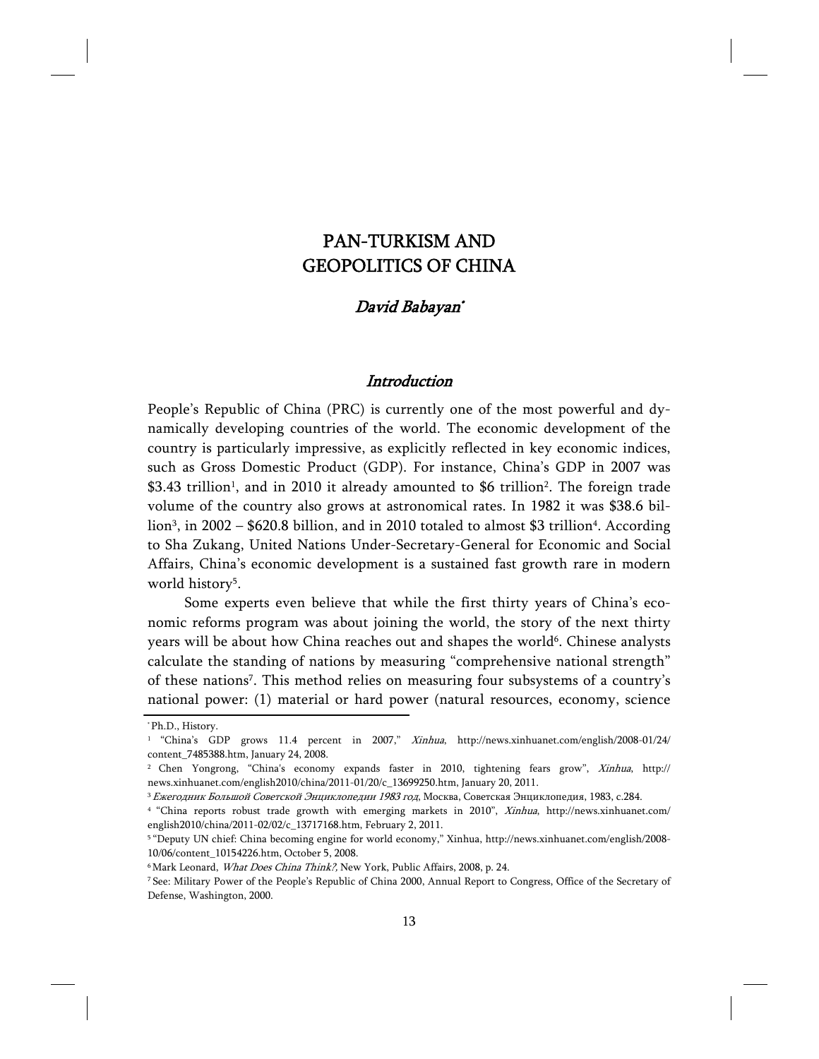# PAN-TURKISM AND GEOPOLITICS OF CHINA

*David Babayan*[*]

## *Introduction*

People's Republic of China (PRC) is currently one of the most powerful and dynamically developing countries of the world. The economic development of the country is particularly impressive, as explicitly reflected in key economic indices, such as Gross Domestic Product (GDP). For instance, China's GDP in 2007 was \$3.43 trillion[1], and in 2010 it already amounted to \$6 trillion[2]. The foreign trade volume of the country also grows at astronomical rates. In 1982 it was \$38.6 billion[3], in 2002 – \$620.8 billion, and in 2010 totaled to almost \$3 trillion[4]. According to Sha Zukang, United Nations Under-Secretary-General for Economic and Social Affairs, China's economic development is a sustained fast growth rare in modern world history[5].

Some experts even believe that while the first thirty years of China's economic reforms program was about joining the world, the story of the next thirty years will be about how China reaches out and shapes the world[6]. Chinese analysts calculate the standing of nations by measuring "comprehensive national strength" of these nations[7]. This method relies on measuring four subsystems of a country's national power: (1) material or hard power (natural resources, economy, science

---

[*] Ph.D., History.

[1] "China's GDP grows 11.4 percent in 2007," *Xinhua*, http://news.xinhuanet.com/english/2008-01/24/content_7485388.htm, January 24, 2008.

[2] Chen Yongrong, "China's economy expands faster in 2010, tightening fears grow", *Xinhua*, http://news.xinhuanet.com/english2010/china/2011-01/20/c_13699250.htm, January 20, 2011.

[3] *Ежегодник Большой Советской Энциклопедии 1983 год*, Москва, Советская Энциклопедия, 1983, с.284.

[4] "China reports robust trade growth with emerging markets in 2010", *Xinhua*, http://news.xinhuanet.com/english2010/china/2011-02/02/c_13717168.htm, February 2, 2011.

[5] "Deputy UN chief: China becoming engine for world economy," Xinhua, http://news.xinhuanet.com/english/2008-10/06/content_10154226.htm, October 5, 2008.

[6] Mark Leonard, *What Does China Think?*, New York, Public Affairs, 2008, p. 24.

[7] See: Military Power of the People's Republic of China 2000, Annual Report to Congress, Office of the Secretary of Defense, Washington, 2000.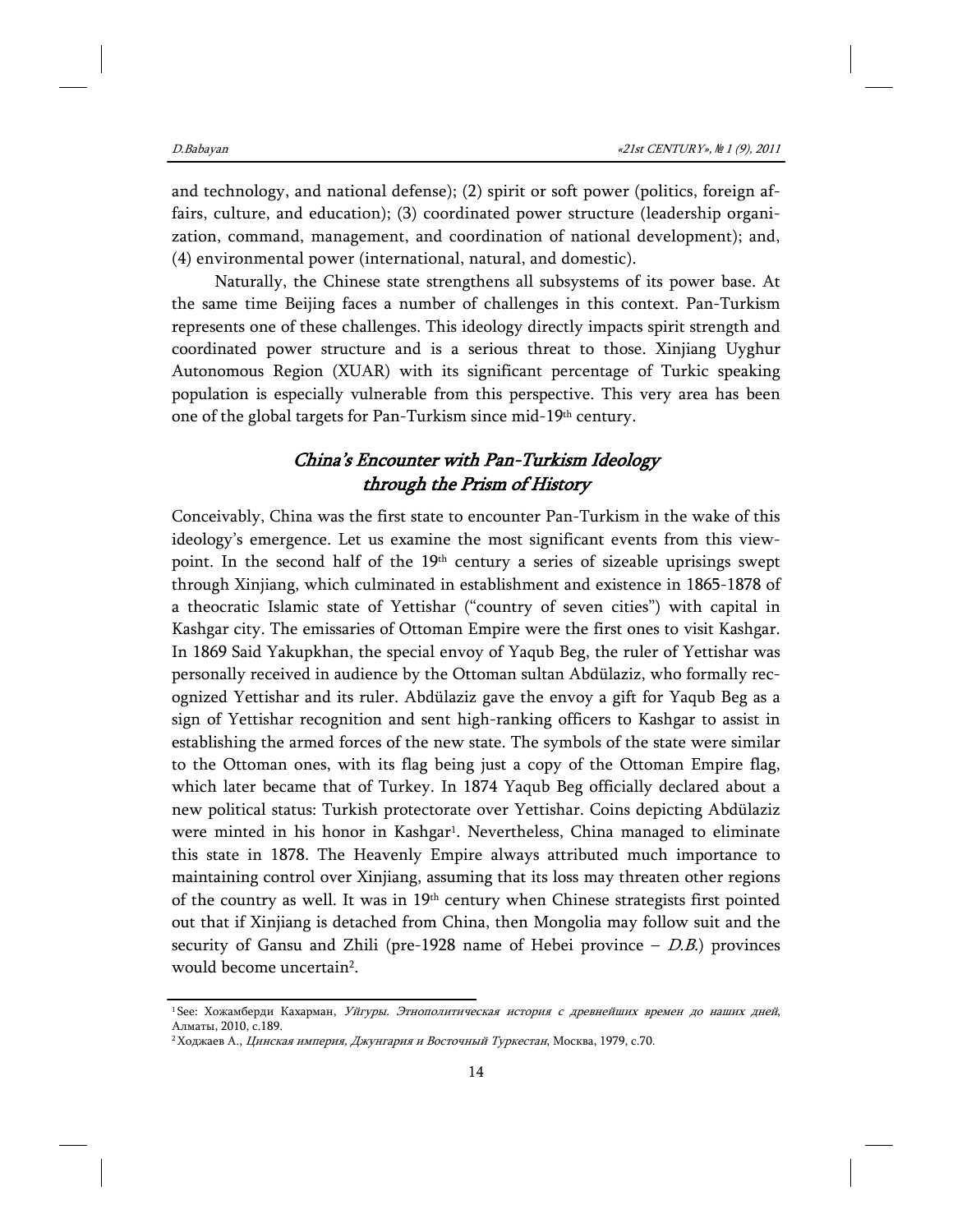and technology, and national defense); (2) spirit or soft power (politics, foreign affairs, culture, and education); (3) coordinated power structure (leadership organization, command, management, and coordination of national development); and, (4) environmental power (international, natural, and domestic).

Naturally, the Chinese state strengthens all subsystems of its power base. At the same time Beijing faces a number of challenges in this context. Pan-Turkism represents one of these challenges. This ideology directly impacts spirit strength and coordinated power structure and is a serious threat to those. Xinjiang Uyghur Autonomous Region (XUAR) with its significant percentage of Turkic speaking population is especially vulnerable from this perspective. This very area has been one of the global targets for Pan-Turkism since mid-19th century.

## *China's Encounter with Pan-Turkism Ideology through the Prism of History*

Conceivably, China was the first state to encounter Pan-Turkism in the wake of this ideology's emergence. Let us examine the most significant events from this viewpoint. In the second half of the 19th century a series of sizeable uprisings swept through Xinjiang, which culminated in establishment and existence in 1865-1878 of a theocratic Islamic state of Yettishar ("country of seven cities") with capital in Kashgar city. The emissaries of Ottoman Empire were the first ones to visit Kashgar. In 1869 Said Yakupkhan, the special envoy of Yaqub Beg, the ruler of Yettishar was personally received in audience by the Ottoman sultan Abdülaziz, who formally recognized Yettishar and its ruler. Abdülaziz gave the envoy a gift for Yaqub Beg as a sign of Yettishar recognition and sent high-ranking officers to Kashgar to assist in establishing the armed forces of the new state. The symbols of the state were similar to the Ottoman ones, with its flag being just a copy of the Ottoman Empire flag, which later became that of Turkey. In 1874 Yaqub Beg officially declared about a new political status: Turkish protectorate over Yettishar. Coins depicting Abdülaziz were minted in his honor in Kashgar[1]. Nevertheless, China managed to eliminate this state in 1878. The Heavenly Empire always attributed much importance to maintaining control over Xinjiang, assuming that its loss may threaten other regions of the country as well. It was in 19th century when Chinese strategists first pointed out that if Xinjiang is detached from China, then Mongolia may follow suit and the security of Gansu and Zhili (pre-1928 name of Hebei province – *D.B.*) provinces would become uncertain[2].

---

[1] See: Хожамберди Кахарман, *Уйгуры. Этнополитическая история с древнейших времен до наших дней*, Алматы, 2010, с.189.

[2] Ходжаев А., *Цинская империя, Джунгария и Восточный Туркестан*, Москва, 1979, с.70.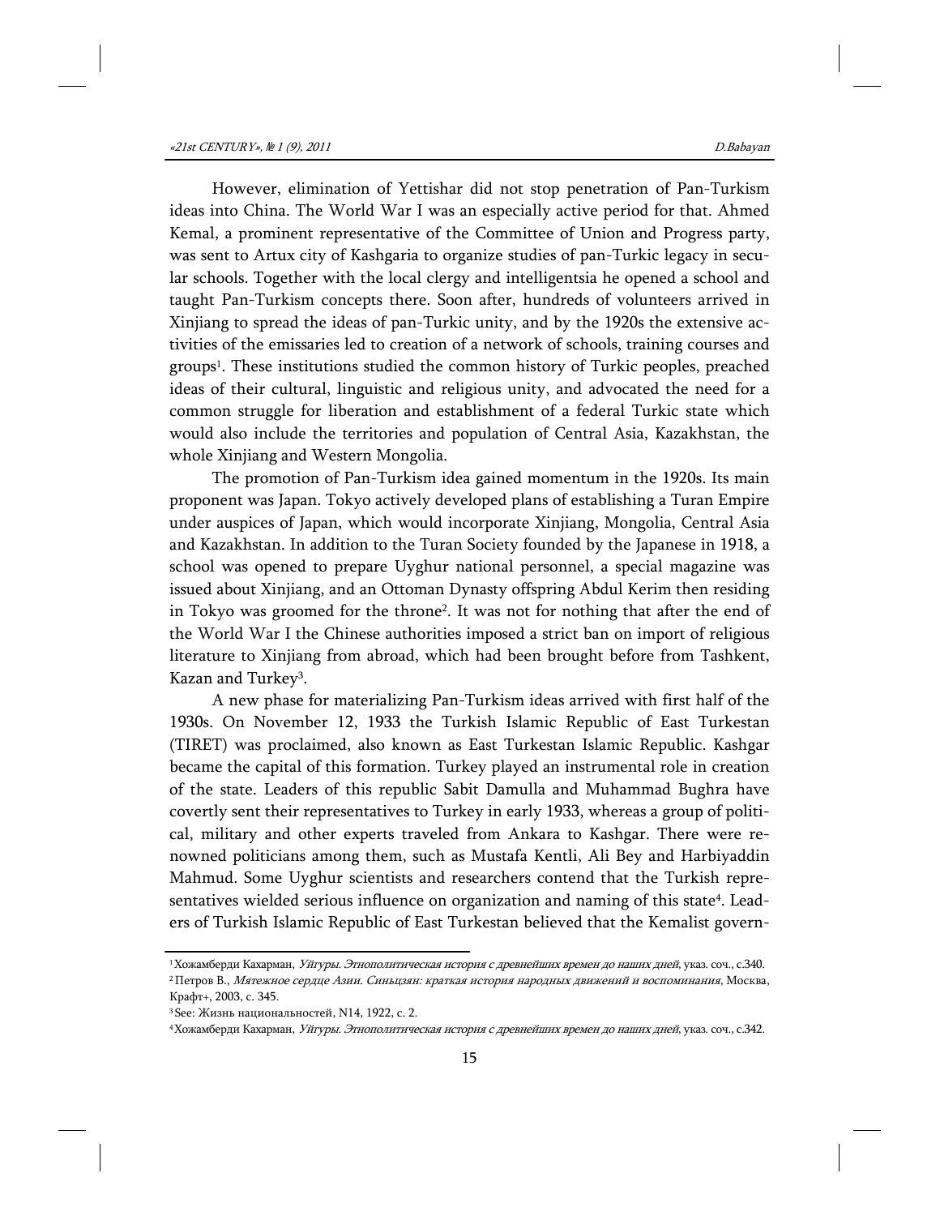However, elimination of Yettishar did not stop penetration of Pan-Turkism ideas into China. The World War I was an especially active period for that. Ahmed Kemal, a prominent representative of the Committee of Union and Progress party, was sent to Artux city of Kashgaria to organize studies of pan-Turkic legacy in secular schools. Together with the local clergy and intelligentsia he opened a school and taught Pan-Turkism concepts there. Soon after, hundreds of volunteers arrived in Xinjiang to spread the ideas of pan-Turkic unity, and by the 1920s the extensive activities of the emissaries led to creation of a network of schools, training courses and groups[1]. These institutions studied the common history of Turkic peoples, preached ideas of their cultural, linguistic and religious unity, and advocated the need for a common struggle for liberation and establishment of a federal Turkic state which would also include the territories and population of Central Asia, Kazakhstan, the whole Xinjiang and Western Mongolia.

The promotion of Pan-Turkism idea gained momentum in the 1920s. Its main proponent was Japan. Tokyo actively developed plans of establishing a Turan Empire under auspices of Japan, which would incorporate Xinjiang, Mongolia, Central Asia and Kazakhstan. In addition to the Turan Society founded by the Japanese in 1918, a school was opened to prepare Uyghur national personnel, a special magazine was issued about Xinjiang, and an Ottoman Dynasty offspring Abdul Kerim then residing in Tokyo was groomed for the throne[2]. It was not for nothing that after the end of the World War I the Chinese authorities imposed a strict ban on import of religious literature to Xinjiang from abroad, which had been brought before from Tashkent, Kazan and Turkey[3].

A new phase for materializing Pan-Turkism ideas arrived with first half of the 1930s. On November 12, 1933 the Turkish Islamic Republic of East Turkestan (TIRET) was proclaimed, also known as East Turkestan Islamic Republic. Kashgar became the capital of this formation. Turkey played an instrumental role in creation of the state. Leaders of this republic Sabit Damulla and Muhammad Bughra have covertly sent their representatives to Turkey in early 1933, whereas a group of political, military and other experts traveled from Ankara to Kashgar. There were renowned politicians among them, such as Mustafa Kentli, Ali Bey and Harbiyaddin Mahmud. Some Uyghur scientists and researchers contend that the Turkish representatives wielded serious influence on organization and naming of this state[4]. Leaders of Turkish Islamic Republic of East Turkestan believed that the Kemalist govern-

---

[1] Хожамберди Кахарман, *Уйгуры. Этнополитическая история с древнейших времен до наших дней*, указ. соч., с.340.

[2] Петров В., *Мятежное сердце Азии. Синьцзян: краткая история народных движений и воспоминания*, Москва, Крафт+, 2003, с. 345.

[3] See: Жизнь национальностей, N14, 1922, с. 2.

[4] Хожамберди Кахарман, *Уйгуры. Этнополитическая история с древнейших времен до наших дней*, указ. соч., с.342.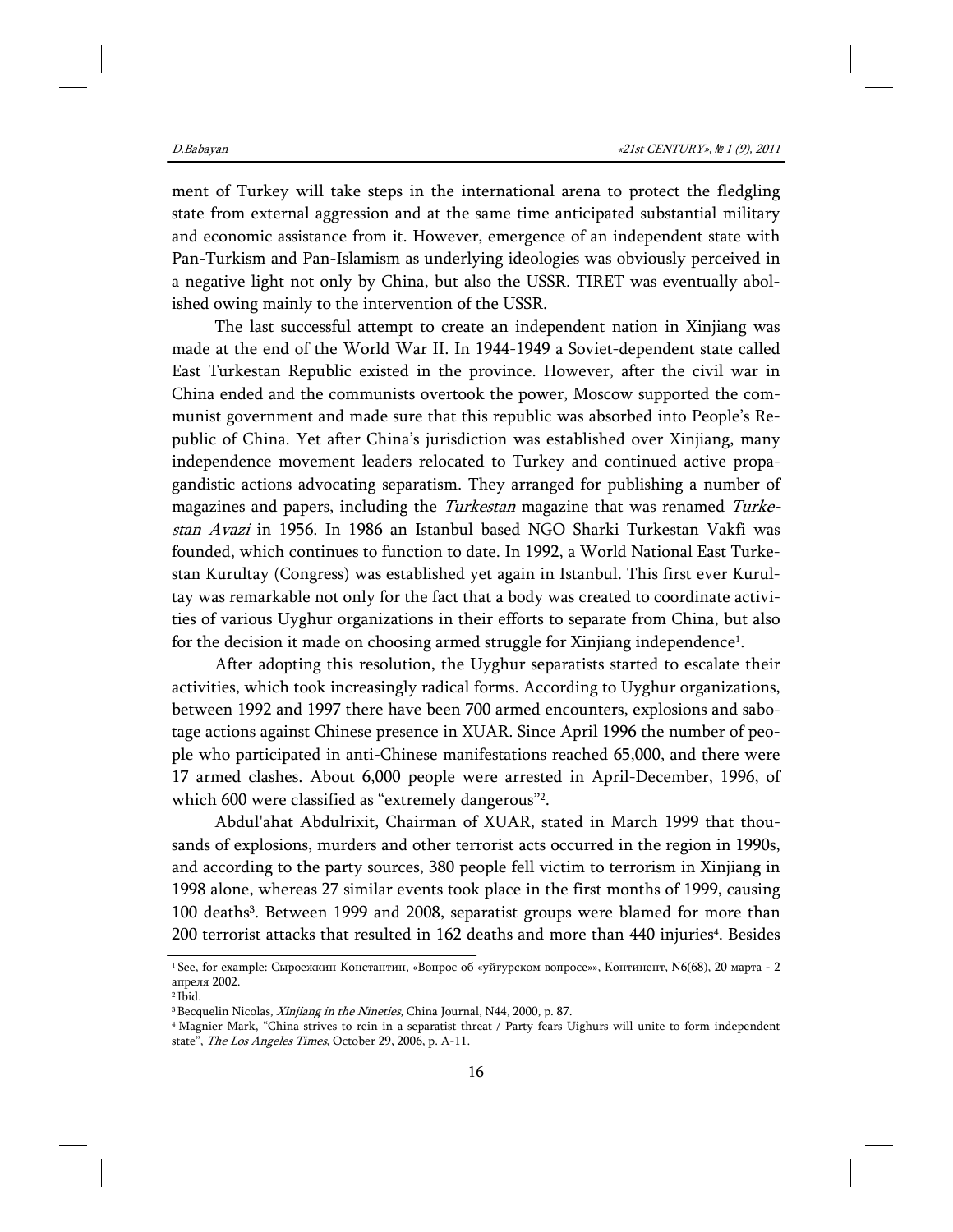ment of Turkey will take steps in the international arena to protect the fledgling state from external aggression and at the same time anticipated substantial military and economic assistance from it. However, emergence of an independent state with Pan-Turkism and Pan-Islamism as underlying ideologies was obviously perceived in a negative light not only by China, but also the USSR. TIRET was eventually abolished owing mainly to the intervention of the USSR.

The last successful attempt to create an independent nation in Xinjiang was made at the end of the World War II. In 1944-1949 a Soviet-dependent state called East Turkestan Republic existed in the province. However, after the civil war in China ended and the communists overtook the power, Moscow supported the communist government and made sure that this republic was absorbed into People's Republic of China. Yet after China's jurisdiction was established over Xinjiang, many independence movement leaders relocated to Turkey and continued active propagandistic actions advocating separatism. They arranged for publishing a number of magazines and papers, including the *Turkestan* magazine that was renamed *Turkestan Avazi* in 1956. In 1986 an Istanbul based NGO Sharki Turkestan Vakfi was founded, which continues to function to date. In 1992, a World National East Turkestan Kurultay (Congress) was established yet again in Istanbul. This first ever Kurultay was remarkable not only for the fact that a body was created to coordinate activities of various Uyghur organizations in their efforts to separate from China, but also for the decision it made on choosing armed struggle for Xinjiang independence[1].

After adopting this resolution, the Uyghur separatists started to escalate their activities, which took increasingly radical forms. According to Uyghur organizations, between 1992 and 1997 there have been 700 armed encounters, explosions and sabotage actions against Chinese presence in XUAR. Since April 1996 the number of people who participated in anti-Chinese manifestations reached 65,000, and there were 17 armed clashes. About 6,000 people were arrested in April-December, 1996, of which 600 were classified as "extremely dangerous"[2].

Abdul'ahat Abdulrixit, Chairman of XUAR, stated in March 1999 that thousands of explosions, murders and other terrorist acts occurred in the region in 1990s, and according to the party sources, 380 people fell victim to terrorism in Xinjiang in 1998 alone, whereas 27 similar events took place in the first months of 1999, causing 100 deaths[3]. Between 1999 and 2008, separatist groups were blamed for more than 200 terrorist attacks that resulted in 162 deaths and more than 440 injuries[4]. Besides

---

[1] See, for example: Сыроежкин Константин, «Вопрос об «уйгурском вопросе»», Континент, N6(68), 20 марта - 2 апреля 2002.

[2] Ibid.

[3] Becquelin Nicolas, *Xinjiang in the Nineties*, China Journal, N44, 2000, p. 87.

[4] Magnier Mark, "China strives to rein in a separatist threat / Party fears Uighurs will unite to form independent state", *The Los Angeles Times*, October 29, 2006, p. A-11.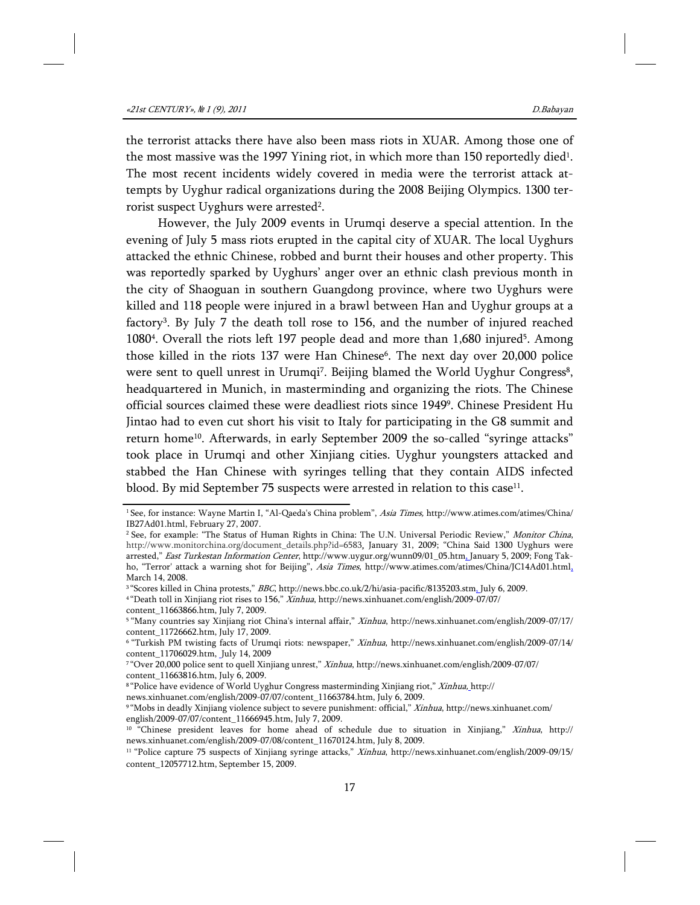the terrorist attacks there have also been mass riots in XUAR. Among those one of the most massive was the 1997 Yining riot, in which more than 150 reportedly died[1]. The most recent incidents widely covered in media were the terrorist attack attempts by Uyghur radical organizations during the 2008 Beijing Olympics. 1300 terrorist suspect Uyghurs were arrested[2].

However, the July 2009 events in Urumqi deserve a special attention. In the evening of July 5 mass riots erupted in the capital city of XUAR. The local Uyghurs attacked the ethnic Chinese, robbed and burnt their houses and other property. This was reportedly sparked by Uyghurs' anger over an ethnic clash previous month in the city of Shaoguan in southern Guangdong province, where two Uyghurs were killed and 118 people were injured in a brawl between Han and Uyghur groups at a factory[3]. By July 7 the death toll rose to 156, and the number of injured reached 1080[4]. Overall the riots left 197 people dead and more than 1,680 injured[5]. Among those killed in the riots 137 were Han Chinese[6]. The next day over 20,000 police were sent to quell unrest in Urumqi[7]. Beijing blamed the World Uyghur Congress[8], headquartered in Munich, in masterminding and organizing the riots. The Chinese official sources claimed these were deadliest riots since 1949[9]. Chinese President Hu Jintao had to even cut short his visit to Italy for participating in the G8 summit and return home[10]. Afterwards, in early September 2009 the so-called "syringe attacks" took place in Urumqi and other Xinjiang cities. Uyghur youngsters attacked and stabbed the Han Chinese with syringes telling that they contain AIDS infected blood. By mid September 75 suspects were arrested in relation to this case[11].

---

[1] See, for instance: Wayne Martin I, "Al-Qaeda's China problem", *Asia Times,* http://www.atimes.com/atimes/China/IB27Ad01.html, February 27, 2007.

[2] See, for example: "The Status of Human Rights in China: The U.N. Universal Periodic Review," *Monitor China*, http://www.monitorchina.org/document_details.php?id=6583, January 31, 2009; "China Said 1300 Uyghurs were arrested," *East Turkestan Information Center*, http://www.uygur.org/wunn09/01_05.htm, January 5, 2009; Fong Tak-ho, "Terror' attack a warning shot for Beijing", *Asia Times*, http://www.atimes.com/atimes/China/JC14Ad01.html, March 14, 2008.

[3] "Scores killed in China protests," *BBC*, http://news.bbc.co.uk/2/hi/asia-pacific/8135203.stm, July 6, 2009.

[4] "Death toll in Xinjiang riot rises to 156," *Xinhua*, http://news.xinhuanet.com/english/2009-07/07/content_11663866.htm, July 7, 2009.

[5] "Many countries say Xinjiang riot China's internal affair," *Xinhua*, http://news.xinhuanet.com/english/2009-07/17/content_11726662.htm, July 17, 2009.

[6] "Turkish PM twisting facts of Urumqi riots: newspaper," *Xinhua*, http://news.xinhuanet.com/english/2009-07/14/content_11706029.htm, July 14, 2009

[7] "Over 20,000 police sent to quell Xinjiang unrest," *Xinhua*, http://news.xinhuanet.com/english/2009-07/07/content_11663816.htm, July 6, 2009.

[8] "Police have evidence of World Uyghur Congress masterminding Xinjiang riot," *Xinhua*, http://news.xinhuanet.com/english/2009-07/07/content_11663784.htm, July 6, 2009.

[9] "Mobs in deadly Xinjiang violence subject to severe punishment: official," *Xinhua*, http://news.xinhuanet.com/english/2009-07/07/content_11666945.htm, July 7, 2009.

[10] "Chinese president leaves for home ahead of schedule due to situation in Xinjiang," *Xinhua*, http://news.xinhuanet.com/english/2009-07/08/content_11670124.htm, July 8, 2009.

[11] "Police capture 75 suspects of Xinjiang syringe attacks," *Xinhua*, http://news.xinhuanet.com/english/2009-09/15/content_12057712.htm, September 15, 2009.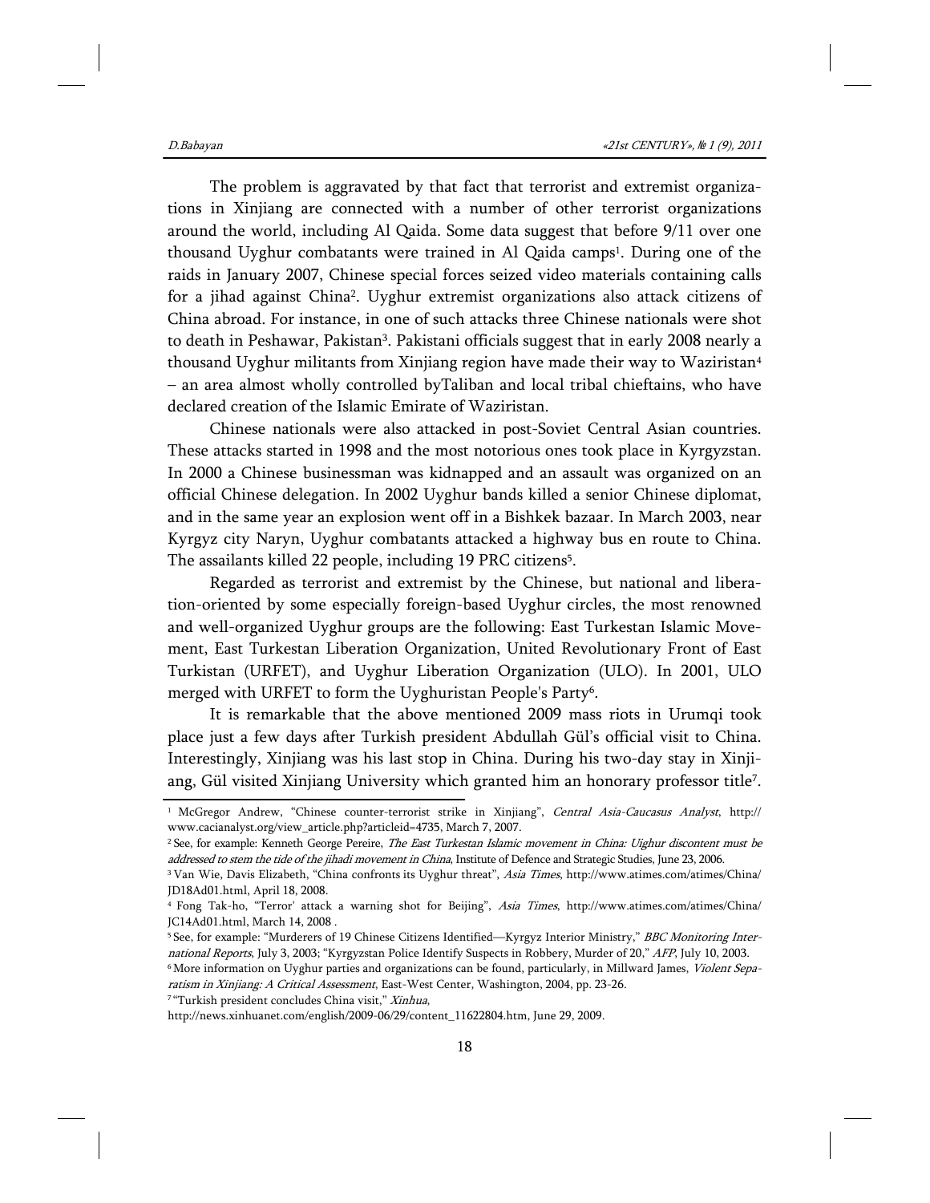The problem is aggravated by that fact that terrorist and extremist organizations in Xinjiang are connected with a number of other terrorist organizations around the world, including Al Qaida. Some data suggest that before 9/11 over one thousand Uyghur combatants were trained in Al Qaida camps[1]. During one of the raids in January 2007, Chinese special forces seized video materials containing calls for a jihad against China[2]. Uyghur extremist organizations also attack citizens of China abroad. For instance, in one of such attacks three Chinese nationals were shot to death in Peshawar, Pakistan[3]. Pakistani officials suggest that in early 2008 nearly a thousand Uyghur militants from Xinjiang region have made their way to Waziristan[4] – an area almost wholly controlled byTaliban and local tribal chieftains, who have declared creation of the Islamic Emirate of Waziristan.

Chinese nationals were also attacked in post-Soviet Central Asian countries. These attacks started in 1998 and the most notorious ones took place in Kyrgyzstan. In 2000 a Chinese businessman was kidnapped and an assault was organized on an official Chinese delegation. In 2002 Uyghur bands killed a senior Chinese diplomat, and in the same year an explosion went off in a Bishkek bazaar. In March 2003, near Kyrgyz city Naryn, Uyghur combatants attacked a highway bus en route to China. The assailants killed 22 people, including 19 PRC citizens[5].

Regarded as terrorist and extremist by the Chinese, but national and liberation-oriented by some especially foreign-based Uyghur circles, the most renowned and well-organized Uyghur groups are the following: East Turkestan Islamic Movement, East Turkestan Liberation Organization, United Revolutionary Front of East Turkistan (URFET), and Uyghur Liberation Organization (ULO). In 2001, ULO merged with URFET to form the Uyghuristan People's Party[6].

It is remarkable that the above mentioned 2009 mass riots in Urumqi took place just a few days after Turkish president Abdullah Gül's official visit to China. Interestingly, Xinjiang was his last stop in China. During his two-day stay in Xinjiang, Gül visited Xinjiang University which granted him an honorary professor title[7].

---

[1] McGregor Andrew, "Chinese counter-terrorist strike in Xinjiang", *Central Asia-Caucasus Analyst*, http://www.cacianalyst.org/view_article.php?articleid=4735, March 7, 2007.

[2] See, for example: Kenneth George Pereire, *The East Turkestan Islamic movement in China: Uighur discontent must be addressed to stem the tide of the jihadi movement in China*, Institute of Defence and Strategic Studies, June 23, 2006.

[3] Van Wie, Davis Elizabeth, "China confronts its Uyghur threat", *Asia Times*, http://www.atimes.com/atimes/China/JD18Ad01.html, April 18, 2008.

[4] Fong Tak-ho, "Terror' attack a warning shot for Beijing", *Asia Times*, http://www.atimes.com/atimes/China/JC14Ad01.html, March 14, 2008 .

[5] See, for example: "Murderers of 19 Chinese Citizens Identified—Kyrgyz Interior Ministry," *BBC Monitoring International Reports*, July 3, 2003; "Kyrgyzstan Police Identify Suspects in Robbery, Murder of 20," *AFP*, July 10, 2003.

[6] More information on Uyghur parties and organizations can be found, particularly, in Millward James, *Violent Separatism in Xinjiang: A Critical Assessment*, East-West Center, Washington, 2004, pp. 23-26.

[7] "Turkish president concludes China visit," *Xinhua*, http://news.xinhuanet.com/english/2009-06/29/content_11622804.htm, June 29, 2009.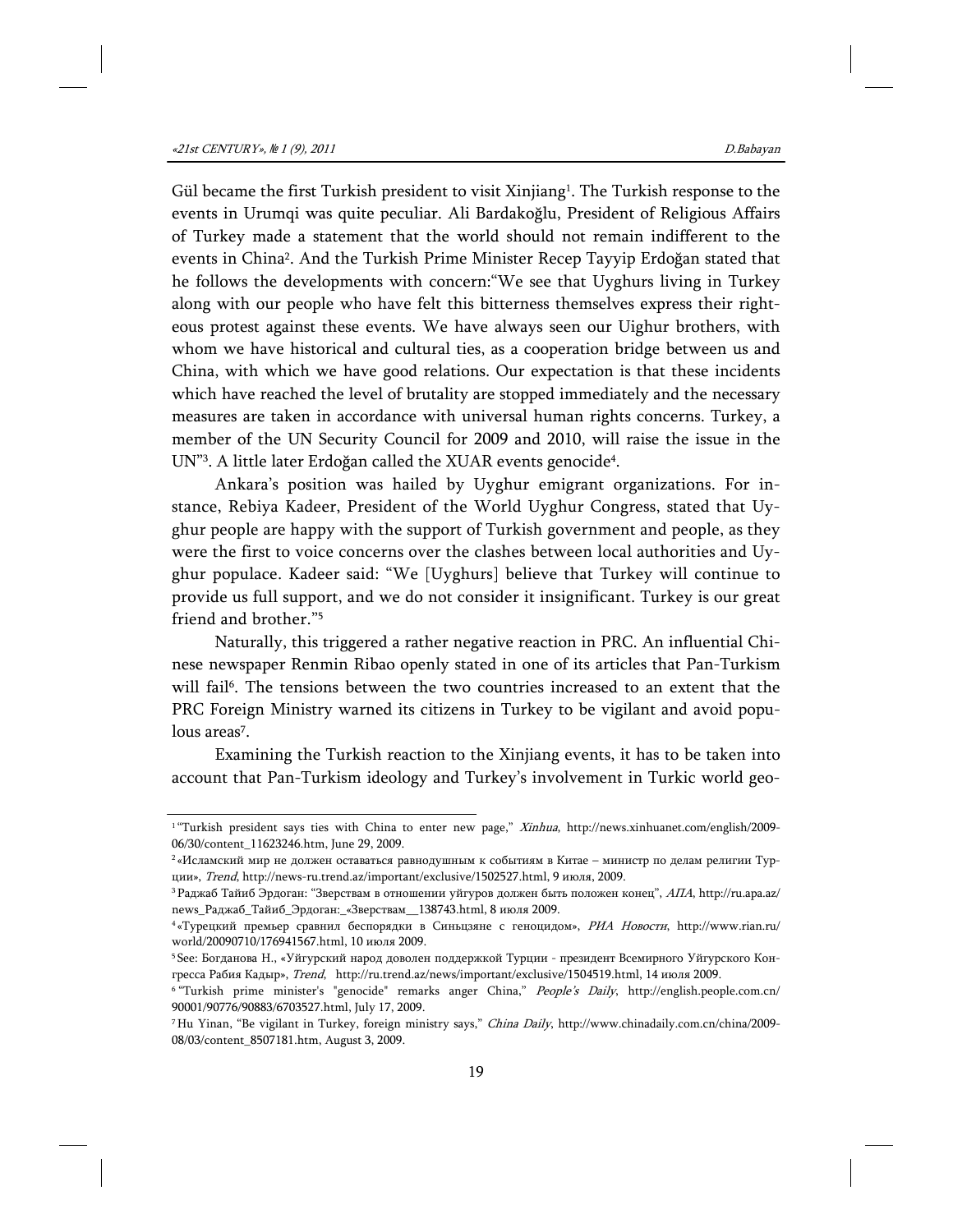Gül became the first Turkish president to visit Xinjiang[1]. The Turkish response to the events in Urumqi was quite peculiar. Ali Bardakoğlu, President of Religious Affairs of Turkey made a statement that the world should not remain indifferent to the events in China[2]. And the Turkish Prime Minister Recep Tayyip Erdoğan stated that he follows the developments with concern:"We see that Uyghurs living in Turkey along with our people who have felt this bitterness themselves express their righteous protest against these events. We have always seen our Uighur brothers, with whom we have historical and cultural ties, as a cooperation bridge between us and China, with which we have good relations. Our expectation is that these incidents which have reached the level of brutality are stopped immediately and the necessary measures are taken in accordance with universal human rights concerns. Turkey, a member of the UN Security Council for 2009 and 2010, will raise the issue in the UN"[3]. A little later Erdoğan called the XUAR events genocide[4].

Ankara's position was hailed by Uyghur emigrant organizations. For instance, Rebiya Kadeer, President of the World Uyghur Congress, stated that Uyghur people are happy with the support of Turkish government and people, as they were the first to voice concerns over the clashes between local authorities and Uyghur populace. Kadeer said: "We [Uyghurs] believe that Turkey will continue to provide us full support, and we do not consider it insignificant. Turkey is our great friend and brother."[5]

Naturally, this triggered a rather negative reaction in PRC. An influential Chinese newspaper Renmin Ribao openly stated in one of its articles that Pan-Turkism will fail[6]. The tensions between the two countries increased to an extent that the PRC Foreign Ministry warned its citizens in Turkey to be vigilant and avoid populous areas[7].

Examining the Turkish reaction to the Xinjiang events, it has to be taken into account that Pan-Turkism ideology and Turkey's involvement in Turkic world geo-

---

[1] "Turkish president says ties with China to enter new page," *Xinhua*, http://news.xinhuanet.com/english/2009-06/30/content_11623246.htm, June 29, 2009.

[2] «Исламский мир не должен оставаться равнодушным к событиям в Китае – министр по делам религии Турции», *Trend*, http://news-ru.trend.az/important/exclusive/1502527.html, 9 июля, 2009.

[3] Раджаб Тайиб Эрдоган: "Зверствам в отношении уйгуров должен быть положен конец", *АПА*, http://ru.apa.az/news_Раджаб_Тайиб_Эрдоган:_«Зверствам__138743.html, 8 июля 2009.

[4] «Турецкий премьер сравнил беспорядки в Синьцзяне с геноцидом», *РИА Новости*, http://www.rian.ru/world/20090710/176941567.html, 10 июля 2009.

[5] See: Богданова Н., «Уйгурский народ доволен поддержкой Турции - президент Всемирного Уйгурского Конгресса Рабия Кадыр», *Trend*, http://ru.trend.az/news/important/exclusive/1504519.html, 14 июля 2009.

[6] "Turkish prime minister's "genocide" remarks anger China," *People's Daily*, http://english.people.com.cn/90001/90776/90883/6703527.html, July 17, 2009.

[7] Hu Yinan, "Be vigilant in Turkey, foreign ministry says," *China Daily*, http://www.chinadaily.com.cn/china/2009-08/03/content_8507181.htm, August 3, 2009.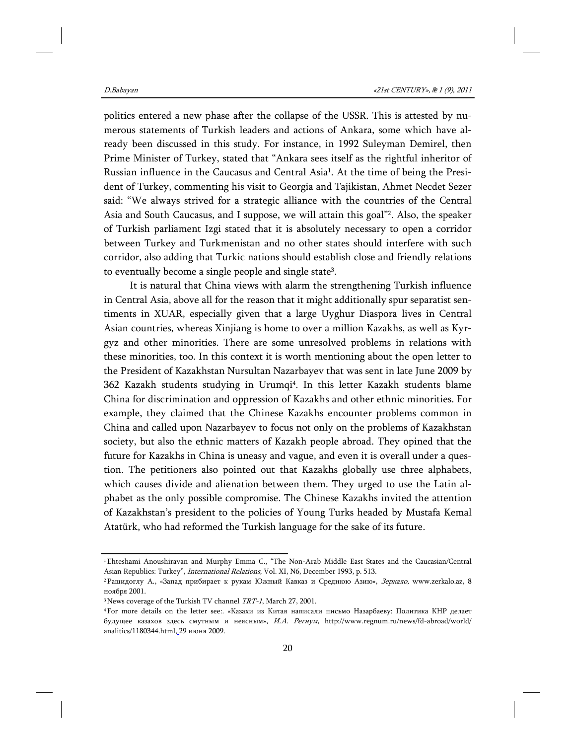politics entered a new phase after the collapse of the USSR. This is attested by numerous statements of Turkish leaders and actions of Ankara, some which have already been discussed in this study. For instance, in 1992 Suleyman Demirel, then Prime Minister of Turkey, stated that "Ankara sees itself as the rightful inheritor of Russian influence in the Caucasus and Central Asia[1]. At the time of being the President of Turkey, commenting his visit to Georgia and Tajikistan, Ahmet Necdet Sezer said: "We always strived for a strategic alliance with the countries of the Central Asia and South Caucasus, and I suppose, we will attain this goal"[2]. Also, the speaker of Turkish parliament Izgi stated that it is absolutely necessary to open a corridor between Turkey and Turkmenistan and no other states should interfere with such corridor, also adding that Turkic nations should establish close and friendly relations to eventually become a single people and single state[3].

It is natural that China views with alarm the strengthening Turkish influence in Central Asia, above all for the reason that it might additionally spur separatist sentiments in XUAR, especially given that a large Uyghur Diaspora lives in Central Asian countries, whereas Xinjiang is home to over a million Kazakhs, as well as Kyrgyz and other minorities. There are some unresolved problems in relations with these minorities, too. In this context it is worth mentioning about the open letter to the President of Kazakhstan Nursultan Nazarbayev that was sent in late June 2009 by 362 Kazakh students studying in Urumqi[4]. In this letter Kazakh students blame China for discrimination and oppression of Kazakhs and other ethnic minorities. For example, they claimed that the Chinese Kazakhs encounter problems common in China and called upon Nazarbayev to focus not only on the problems of Kazakhstan society, but also the ethnic matters of Kazakh people abroad. They opined that the future for Kazakhs in China is uneasy and vague, and even it is overall under a question. The petitioners also pointed out that Kazakhs globally use three alphabets, which causes divide and alienation between them. They urged to use the Latin alphabet as the only possible compromise. The Chinese Kazakhs invited the attention of Kazakhstan's president to the policies of Young Turks headed by Mustafa Kemal Atatürk, who had reformed the Turkish language for the sake of its future.

---

[1] Ehteshami Anoushiravan and Murphy Emma C., "The Non-Arab Middle East States and the Caucasian/Central Asian Republics: Turkey", *International Relations*, Vol. XI, N6, December 1993, p. 513.

[2] Рашидоглу А., «Запад прибирает к рукам Южный Кавказ и Среднюю Азию», *Зеркало*, www.zerkalo.az, 8 ноября 2001.

[3] News coverage of the Turkish TV channel *TRT-1*, March 27, 2001.

[4] For more details on the letter see:. «Казахи из Китая написали письмо Назарбаеву: Политика КНР делает будущее казахов здесь смутным и неясным», *И.А. Регнум*, http://www.regnum.ru/news/fd-abroad/world/analitics/1180344.html, 29 июня 2009.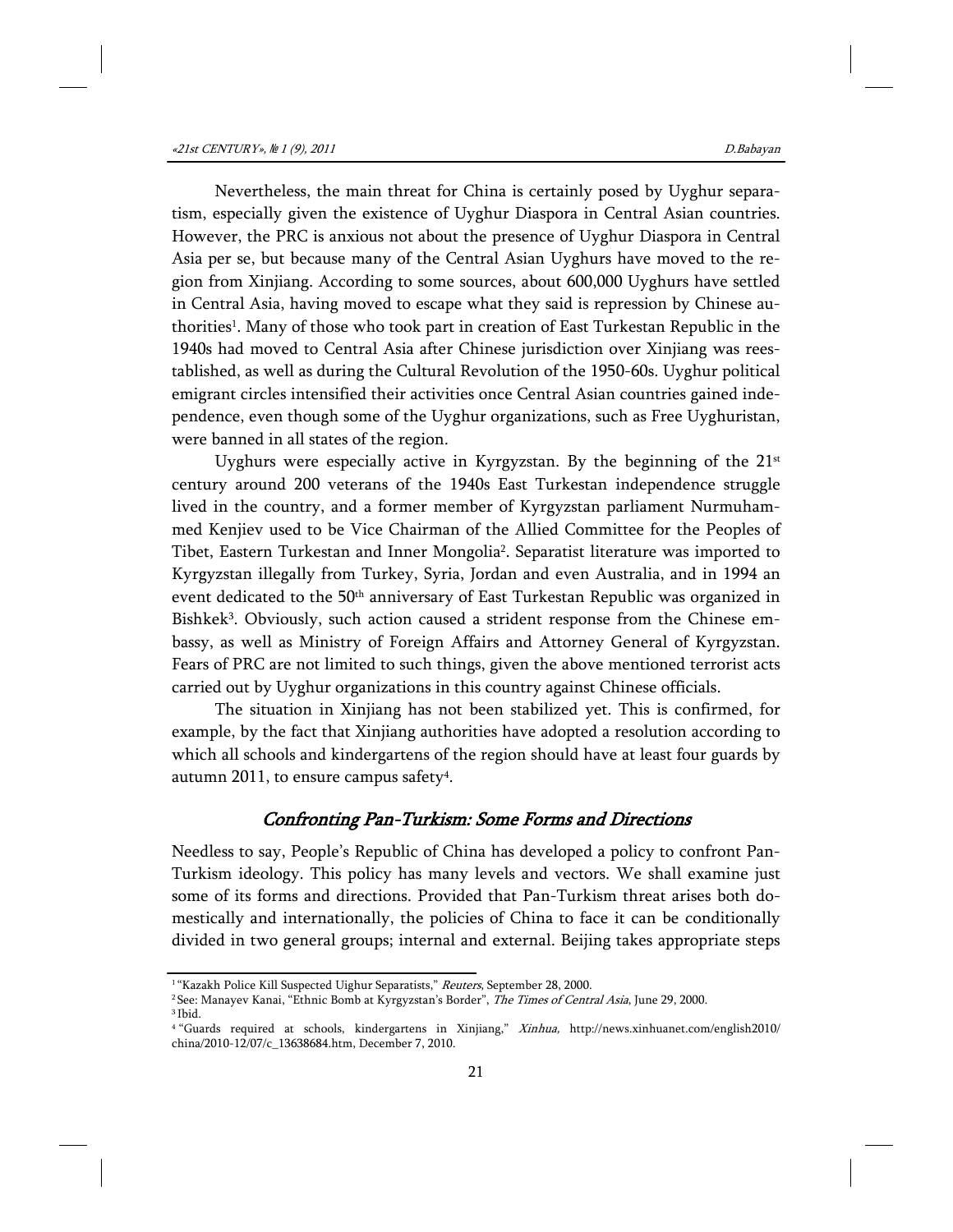Nevertheless, the main threat for China is certainly posed by Uyghur separatism, especially given the existence of Uyghur Diaspora in Central Asian countries. However, the PRC is anxious not about the presence of Uyghur Diaspora in Central Asia per se, but because many of the Central Asian Uyghurs have moved to the region from Xinjiang. According to some sources, about 600,000 Uyghurs have settled in Central Asia, having moved to escape what they said is repression by Chinese authorities[1]. Many of those who took part in creation of East Turkestan Republic in the 1940s had moved to Central Asia after Chinese jurisdiction over Xinjiang was reestablished, as well as during the Cultural Revolution of the 1950-60s. Uyghur political emigrant circles intensified their activities once Central Asian countries gained independence, even though some of the Uyghur organizations, such as Free Uyghuristan, were banned in all states of the region.

Uyghurs were especially active in Kyrgyzstan. By the beginning of the 21st century around 200 veterans of the 1940s East Turkestan independence struggle lived in the country, and a former member of Kyrgyzstan parliament Nurmuhammed Kenjiev used to be Vice Chairman of the Allied Committee for the Peoples of Tibet, Eastern Turkestan and Inner Mongolia[2]. Separatist literature was imported to Kyrgyzstan illegally from Turkey, Syria, Jordan and even Australia, and in 1994 an event dedicated to the 50th anniversary of East Turkestan Republic was organized in Bishkek[3]. Obviously, such action caused a strident response from the Chinese embassy, as well as Ministry of Foreign Affairs and Attorney General of Kyrgyzstan. Fears of PRC are not limited to such things, given the above mentioned terrorist acts carried out by Uyghur organizations in this country against Chinese officials.

The situation in Xinjiang has not been stabilized yet. This is confirmed, for example, by the fact that Xinjiang authorities have adopted a resolution according to which all schools and kindergartens of the region should have at least four guards by autumn 2011, to ensure campus safety[4].

## *Confronting Pan-Turkism: Some Forms and Directions*

Needless to say, People's Republic of China has developed a policy to confront Pan-Turkism ideology. This policy has many levels and vectors. We shall examine just some of its forms and directions. Provided that Pan-Turkism threat arises both domestically and internationally, the policies of China to face it can be conditionally divided in two general groups; internal and external. Beijing takes appropriate steps

---

[1] "Kazakh Police Kill Suspected Uighur Separatists," *Reuters*, September 28, 2000.

[2] See: Manayev Kanai, "Ethnic Bomb at Kyrgyzstan's Border", *The Times of Central Asia*, June 29, 2000.

[3] Ibid.

[4] "Guards required at schools, kindergartens in Xinjiang," *Xinhua,* http://news.xinhuanet.com/english2010/china/2010-12/07/c_13638684.htm, December 7, 2010.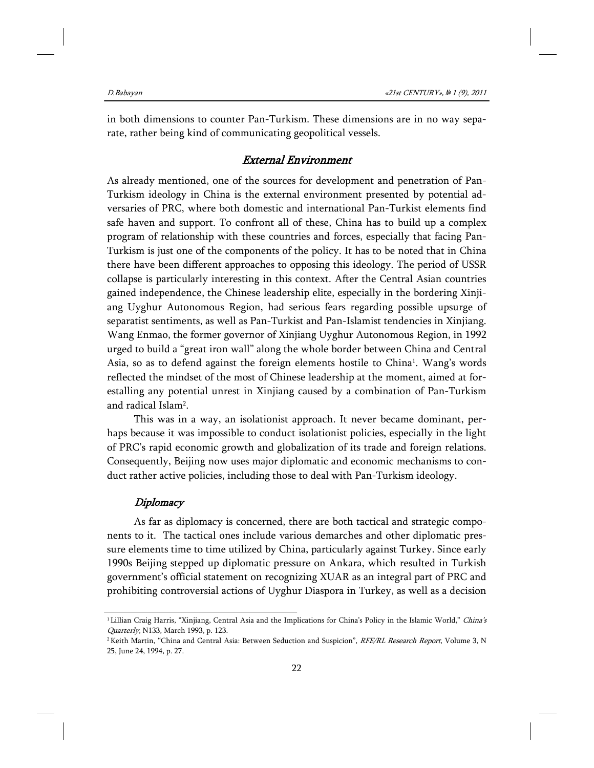in both dimensions to counter Pan-Turkism. These dimensions are in no way separate, rather being kind of communicating geopolitical vessels.

## *External Environment*

As already mentioned, one of the sources for development and penetration of Pan-Turkism ideology in China is the external environment presented by potential adversaries of PRC, where both domestic and international Pan-Turkist elements find safe haven and support. To confront all of these, China has to build up a complex program of relationship with these countries and forces, especially that facing Pan-Turkism is just one of the components of the policy. It has to be noted that in China there have been different approaches to opposing this ideology. The period of USSR collapse is particularly interesting in this context. After the Central Asian countries gained independence, the Chinese leadership elite, especially in the bordering Xinjiang Uyghur Autonomous Region, had serious fears regarding possible upsurge of separatist sentiments, as well as Pan-Turkist and Pan-Islamist tendencies in Xinjiang. Wang Enmao, the former governor of Xinjiang Uyghur Autonomous Region, in 1992 urged to build a "great iron wall" along the whole border between China and Central Asia, so as to defend against the foreign elements hostile to China[1]. Wang's words reflected the mindset of the most of Chinese leadership at the moment, aimed at forestalling any potential unrest in Xinjiang caused by a combination of Pan-Turkism and radical Islam[2].

This was in a way, an isolationist approach. It never became dominant, perhaps because it was impossible to conduct isolationist policies, especially in the light of PRC's rapid economic growth and globalization of its trade and foreign relations. Consequently, Beijing now uses major diplomatic and economic mechanisms to conduct rather active policies, including those to deal with Pan-Turkism ideology.

### *Diplomacy*

As far as diplomacy is concerned, there are both tactical and strategic components to it. The tactical ones include various demarches and other diplomatic pressure elements time to time utilized by China, particularly against Turkey. Since early 1990s Beijing stepped up diplomatic pressure on Ankara, which resulted in Turkish government's official statement on recognizing XUAR as an integral part of PRC and prohibiting controversial actions of Uyghur Diaspora in Turkey, as well as a decision

---

[1] Lillian Craig Harris, "Xinjiang, Central Asia and the Implications for China's Policy in the Islamic World," *China's Quarterly*, N133, March 1993, p. 123.

[2] Keith Martin, "China and Central Asia: Between Seduction and Suspicion", *RFE/RL Research Report*, Volume 3, N 25, June 24, 1994, p. 27.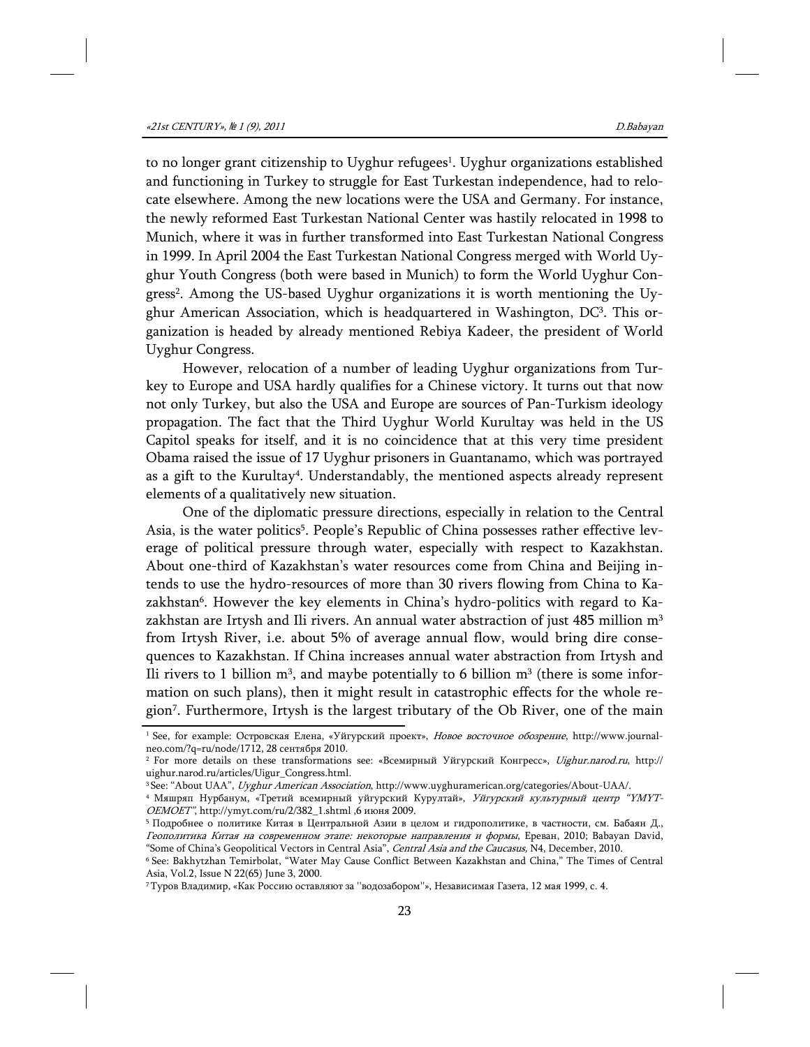to no longer grant citizenship to Uyghur refugees[1]. Uyghur organizations established and functioning in Turkey to struggle for East Turkestan independence, had to relocate elsewhere. Among the new locations were the USA and Germany. For instance, the newly reformed East Turkestan National Center was hastily relocated in 1998 to Munich, where it was in further transformed into East Turkestan National Congress in 1999. In April 2004 the East Turkestan National Congress merged with World Uyghur Youth Congress (both were based in Munich) to form the World Uyghur Congress[2]. Among the US-based Uyghur organizations it is worth mentioning the Uyghur American Association, which is headquartered in Washington, DC[3]. This organization is headed by already mentioned Rebiya Kadeer, the president of World Uyghur Congress.

However, relocation of a number of leading Uyghur organizations from Turkey to Europe and USA hardly qualifies for a Chinese victory. It turns out that now not only Turkey, but also the USA and Europe are sources of Pan-Turkism ideology propagation. The fact that the Third Uyghur World Kurultay was held in the US Capitol speaks for itself, and it is no coincidence that at this very time president Obama raised the issue of 17 Uyghur prisoners in Guantanamo, which was portrayed as a gift to the Kurultay[4]. Understandably, the mentioned aspects already represent elements of a qualitatively new situation.

One of the diplomatic pressure directions, especially in relation to the Central Asia, is the water politics[5]. People's Republic of China possesses rather effective leverage of political pressure through water, especially with respect to Kazakhstan. About one-third of Kazakhstan's water resources come from China and Beijing intends to use the hydro-resources of more than 30 rivers flowing from China to Kazakhstan[6]. However the key elements in China's hydro-politics with regard to Kazakhstan are Irtysh and Ili rivers. An annual water abstraction of just 485 million $m^3$ from Irtysh River, i.e. about 5% of average annual flow, would bring dire consequences to Kazakhstan. If China increases annual water abstraction from Irtysh and Ili rivers to 1 billion $m^3$, and maybe potentially to 6 billion $m^3$ (there is some information on such plans), then it might result in catastrophic effects for the whole region[7]. Furthermore, Irtysh is the largest tributary of the Ob River, one of the main

---

[1] See, for example: Островская Елена, «Уйгурский проект», *Новое восточное обозрение*, http://www.journal-neo.com/?q=ru/node/1712, 28 сентября 2010.

[2] For more details on these transformations see: «Всемирный Уйгурский Конгресс», *Uighur.narod.ru*, http://uighur.narod.ru/articles/Uigur_Congress.html.

[3] See: "About UAA", *Uyghur American Association*, http://www.uyghuramerican.org/categories/About-UAA/.

[4] Мяшряп Нурбанум, «Третий всемирный уйгурский Курултай», *Уйгурский культурный центр "УМУТ-ОЕМОЕТ"*, http://ymyt.com/ru/2/382_1.shtml ,6 июня 2009.

[5] Подробнее о политике Китая в Центральной Азии в целом и гидрополитике, в частности, см. Бабаян Д., *Геополитика Китая на современном этапе: некоторые направления и формы*, Ереван, 2010; Babayan David, "Some of China's Geopolitical Vectors in Central Asia", *Central Asia and the Caucasus*, N4, December, 2010.

[6] See: Bakhytzhan Temirbolat, "Water May Cause Conflict Between Kazakhstan and China," The Times of Central Asia, Vol.2, Issue N 22(65) June 3, 2000.

[7] Туров Владимир, «Как Россию оставляют за ''водозабором''», Независимая Газета, 12 мая 1999, с. 4.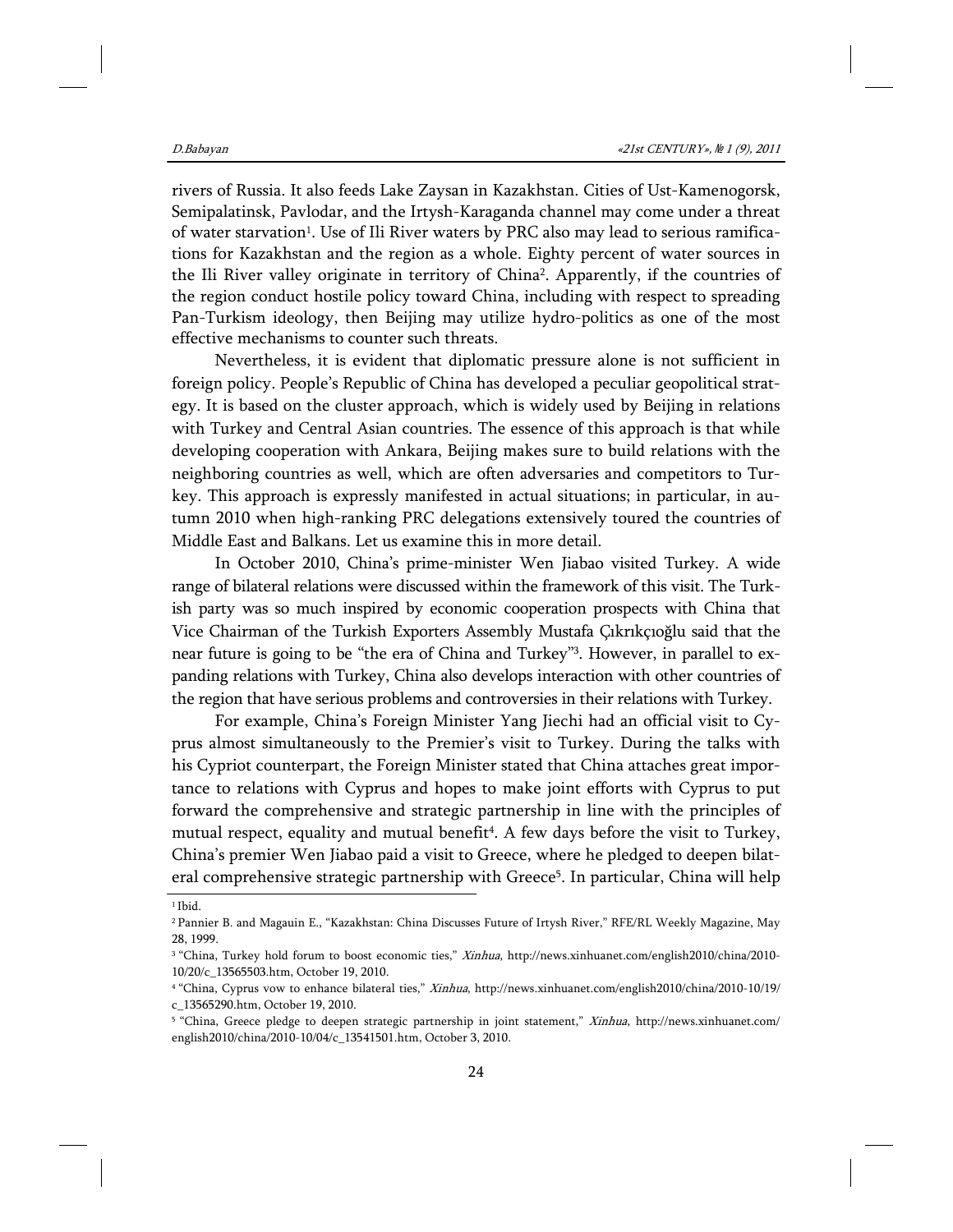rivers of Russia. It also feeds Lake Zaysan in Kazakhstan. Cities of Ust-Kamenogorsk, Semipalatinsk, Pavlodar, and the Irtysh-Karaganda channel may come under a threat of water starvation[1]. Use of Ili River waters by PRC also may lead to serious ramifications for Kazakhstan and the region as a whole. Eighty percent of water sources in the Ili River valley originate in territory of China[2]. Apparently, if the countries of the region conduct hostile policy toward China, including with respect to spreading Pan-Turkism ideology, then Beijing may utilize hydro-politics as one of the most effective mechanisms to counter such threats.

Nevertheless, it is evident that diplomatic pressure alone is not sufficient in foreign policy. People's Republic of China has developed a peculiar geopolitical strategy. It is based on the cluster approach, which is widely used by Beijing in relations with Turkey and Central Asian countries. The essence of this approach is that while developing cooperation with Ankara, Beijing makes sure to build relations with the neighboring countries as well, which are often adversaries and competitors to Turkey. This approach is expressly manifested in actual situations; in particular, in autumn 2010 when high-ranking PRC delegations extensively toured the countries of Middle East and Balkans. Let us examine this in more detail.

In October 2010, China's prime-minister Wen Jiabao visited Turkey. A wide range of bilateral relations were discussed within the framework of this visit. The Turkish party was so much inspired by economic cooperation prospects with China that Vice Chairman of the Turkish Exporters Assembly Mustafa Çıkrıkçıoğlu said that the near future is going to be "the era of China and Turkey"[3]. However, in parallel to expanding relations with Turkey, China also develops interaction with other countries of the region that have serious problems and controversies in their relations with Turkey.

For example, China's Foreign Minister Yang Jiechi had an official visit to Cyprus almost simultaneously to the Premier's visit to Turkey. During the talks with his Cypriot counterpart, the Foreign Minister stated that China attaches great importance to relations with Cyprus and hopes to make joint efforts with Cyprus to put forward the comprehensive and strategic partnership in line with the principles of mutual respect, equality and mutual benefit[4]. A few days before the visit to Turkey, China's premier Wen Jiabao paid a visit to Greece, where he pledged to deepen bilateral comprehensive strategic partnership with Greece[5]. In particular, China will help

---

[1] Ibid.

[2] Pannier B. and Magauin E., "Kazakhstan: China Discusses Future of Irtysh River," RFE/RL Weekly Magazine, May 28, 1999.

[3] "China, Turkey hold forum to boost economic ties," *Xinhua*, http://news.xinhuanet.com/english2010/china/2010-10/20/c_13565503.htm, October 19, 2010.

[4] "China, Cyprus vow to enhance bilateral ties," *Xinhua*, http://news.xinhuanet.com/english2010/china/2010-10/19/c_13565290.htm, October 19, 2010.

[5] "China, Greece pledge to deepen strategic partnership in joint statement," *Xinhua*, http://news.xinhuanet.com/english2010/china/2010-10/04/c_13541501.htm, October 3, 2010.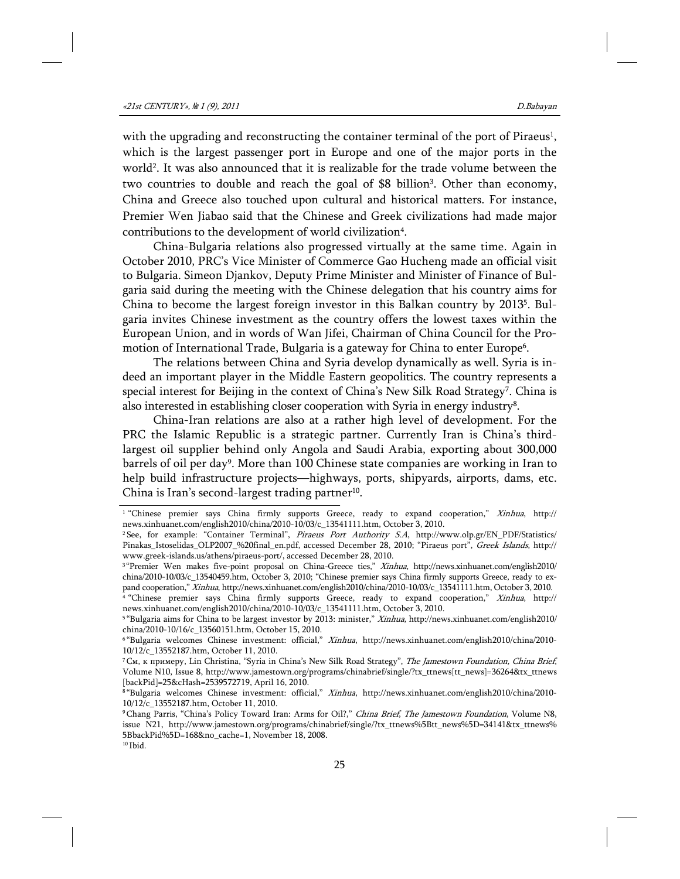with the upgrading and reconstructing the container terminal of the port of Piraeus[1], which is the largest passenger port in Europe and one of the major ports in the world[2]. It was also announced that it is realizable for the trade volume between the two countries to double and reach the goal of $8 billion[3]. Other than economy, China and Greece also touched upon cultural and historical matters. For instance, Premier Wen Jiabao said that the Chinese and Greek civilizations had made major contributions to the development of world civilization[4].

China-Bulgaria relations also progressed virtually at the same time. Again in October 2010, PRC's Vice Minister of Commerce Gao Hucheng made an official visit to Bulgaria. Simeon Djankov, Deputy Prime Minister and Minister of Finance of Bulgaria said during the meeting with the Chinese delegation that his country aims for China to become the largest foreign investor in this Balkan country by 2013[5]. Bulgaria invites Chinese investment as the country offers the lowest taxes within the European Union, and in words of Wan Jifei, Chairman of China Council for the Promotion of International Trade, Bulgaria is a gateway for China to enter Europe[6].

The relations between China and Syria develop dynamically as well. Syria is indeed an important player in the Middle Eastern geopolitics. The country represents a special interest for Beijing in the context of China's New Silk Road Strategy[7]. China is also interested in establishing closer cooperation with Syria in energy industry[8].

China-Iran relations are also at a rather high level of development. For the PRC the Islamic Republic is a strategic partner. Currently Iran is China's third-largest oil supplier behind only Angola and Saudi Arabia, exporting about 300,000 barrels of oil per day[9]. More than 100 Chinese state companies are working in Iran to help build infrastructure projects—highways, ports, shipyards, airports, dams, etc. China is Iran's second-largest trading partner[10].

---

[1] "Chinese premier says China firmly supports Greece, ready to expand cooperation," *Xinhua*, http://news.xinhuanet.com/english2010/china/2010-10/03/c_13541111.htm, October 3, 2010.

[2] See, for example: "Container Terminal", *Piraeus Port Authority S.A*, http://www.olp.gr/EN_PDF/Statistics/Pinakas_Istoselidas_OLP2007_%20final_en.pdf, accessed December 28, 2010; "Piraeus port", *Greek Islands*, http://www.greek-islands.us/athens/piraeus-port/, accessed December 28, 2010.

[3] "Premier Wen makes five-point proposal on China-Greece ties," *Xinhua*, http://news.xinhuanet.com/english2010/china/2010-10/03/c_13540459.htm, October 3, 2010; "Chinese premier says China firmly supports Greece, ready to expand cooperation," *Xinhua*, http://news.xinhuanet.com/english2010/china/2010-10/03/c_13541111.htm, October 3, 2010.

[4] "Chinese premier says China firmly supports Greece, ready to expand cooperation," *Xinhua*, http://news.xinhuanet.com/english2010/china/2010-10/03/c_13541111.htm, October 3, 2010.

[5] "Bulgaria aims for China to be largest investor by 2013: minister," *Xinhua*, http://news.xinhuanet.com/english2010/china/2010-10/16/c_13560151.htm, October 15, 2010.

[6] "Bulgaria welcomes Chinese investment: official," *Xinhua*, http://news.xinhuanet.com/english2010/china/2010-10/12/c_13552187.htm, October 11, 2010.

[7] См, к примеру, Lin Christina, "Syria in China's New Silk Road Strategy", *The Jamestown Foundation, China Brief*, Volume N10, Issue 8, http://www.jamestown.org/programs/chinabrief/single/?tx_ttnews[tt_news]=36264&tx_ttnews[backPid]=25&cHash=2539572719, April 16, 2010.

[8] "Bulgaria welcomes Chinese investment: official," *Xinhua*, http://news.xinhuanet.com/english2010/china/2010-10/12/c_13552187.htm, October 11, 2010.

[9] Chang Parris, "China's Policy Toward Iran: Arms for Oil?," *China Brief*, *The Jamestown Foundation*, Volume N8, issue N21, http://www.jamestown.org/programs/chinabrief/single/?tx_ttnews%5Btt_news%5D=34141&tx_ttnews%5BbackPid%5D=168&no_cache=1, November 18, 2008.

[10] Ibid.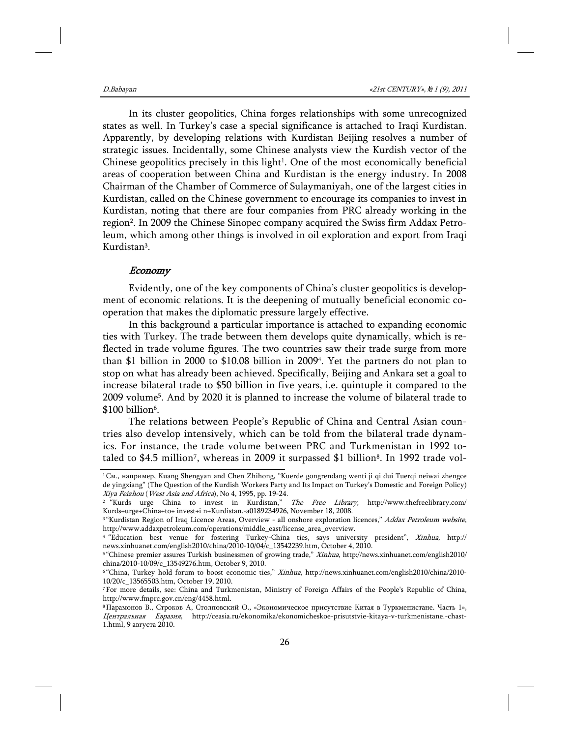In its cluster geopolitics, China forges relationships with some unrecognized states as well. In Turkey's case a special significance is attached to Iraqi Kurdistan. Apparently, by developing relations with Kurdistan Beijing resolves a number of strategic issues. Incidentally, some Chinese analysts view the Kurdish vector of the Chinese geopolitics precisely in this light[1]. One of the most economically beneficial areas of cooperation between China and Kurdistan is the energy industry. In 2008 Chairman of the Chamber of Commerce of Sulaymaniyah, one of the largest cities in Kurdistan, called on the Chinese government to encourage its companies to invest in Kurdistan, noting that there are four companies from PRC already working in the region[2]. In 2009 the Chinese Sinopec company acquired the Swiss firm Addax Petroleum, which among other things is involved in oil exploration and export from Iraqi Kurdistan[3].

### *Economy*

Evidently, one of the key components of China's cluster geopolitics is development of economic relations. It is the deepening of mutually beneficial economic cooperation that makes the diplomatic pressure largely effective.

In this background a particular importance is attached to expanding economic ties with Turkey. The trade between them develops quite dynamically, which is reflected in trade volume figures. The two countries saw their trade surge from more than $1 billion in 2000 to $10.08 billion in 2009[4]. Yet the partners do not plan to stop on what has already been achieved. Specifically, Beijing and Ankara set a goal to increase bilateral trade to $50 billion in five years, i.e. quintuple it compared to the 2009 volume[5]. And by 2020 it is planned to increase the volume of bilateral trade to $100 billion[6].

The relations between People's Republic of China and Central Asian countries also develop intensively, which can be told from the bilateral trade dynamics. For instance, the trade volume between PRC and Turkmenistan in 1992 totaled to $4.5 million[7], whereas in 2009 it surpassed $1 billion[8]. In 1992 trade vol-

---

[1] См., например, Kuang Shengyan and Chen Zhihong, "Kuerde gongrendang wenti ji qi dui Tuerqi neiwai zhengce de yingxiang" (The Question of the Kurdish Workers Party and Its Impact on Turkey's Domestic and Foreign Policy) *Xiya Feizhou* (*West Asia and Africa*), No 4, 1995, pp. 19-24.

[2] "Kurds urge China to invest in Kurdistan," *The Free Library*, http://www.thefreelibrary.com/Kurds+urge+China+to+ invest+i n+Kurdistan.-a0189234926, November 18, 2008.

[3] "Kurdistan Region of Iraq Licence Areas, Overview - all onshore exploration licences," *Addax Petroleum website*, http://www.addaxpetroleum.com/operations/middle_east/license_area_overview.

[4] "Education best venue for fostering Turkey-China ties, says university president", *Xinhua*, http://news.xinhuanet.com/english2010/china/2010-10/04/c_13542239.htm, October 4, 2010.

[5] "Chinese premier assures Turkish businessmen of growing trade," *Xinhua*, http://news.xinhuanet.com/english2010/china/2010-10/09/c_13549276.htm, October 9, 2010.

[6] "China, Turkey hold forum to boost economic ties," *Xinhua*, http://news.xinhuanet.com/english2010/china/2010-10/20/c_13565503.htm, October 19, 2010.

[7] For more details, see: China and Turkmenistan, Ministry of Foreign Affairs of the People's Republic of China, http://www.fmprc.gov.cn/eng/4458.html.

[8] Парамонов В., Строков А, Столповский О., «Экономическое присутствие Китая в Туркменистане. Часть 1», *Центральная Евразия*, http://ceasia.ru/ekonomika/ekonomicheskoe-prisutstvie-kitaya-v-turkmenistane.-chast-1.html, 9 августа 2010.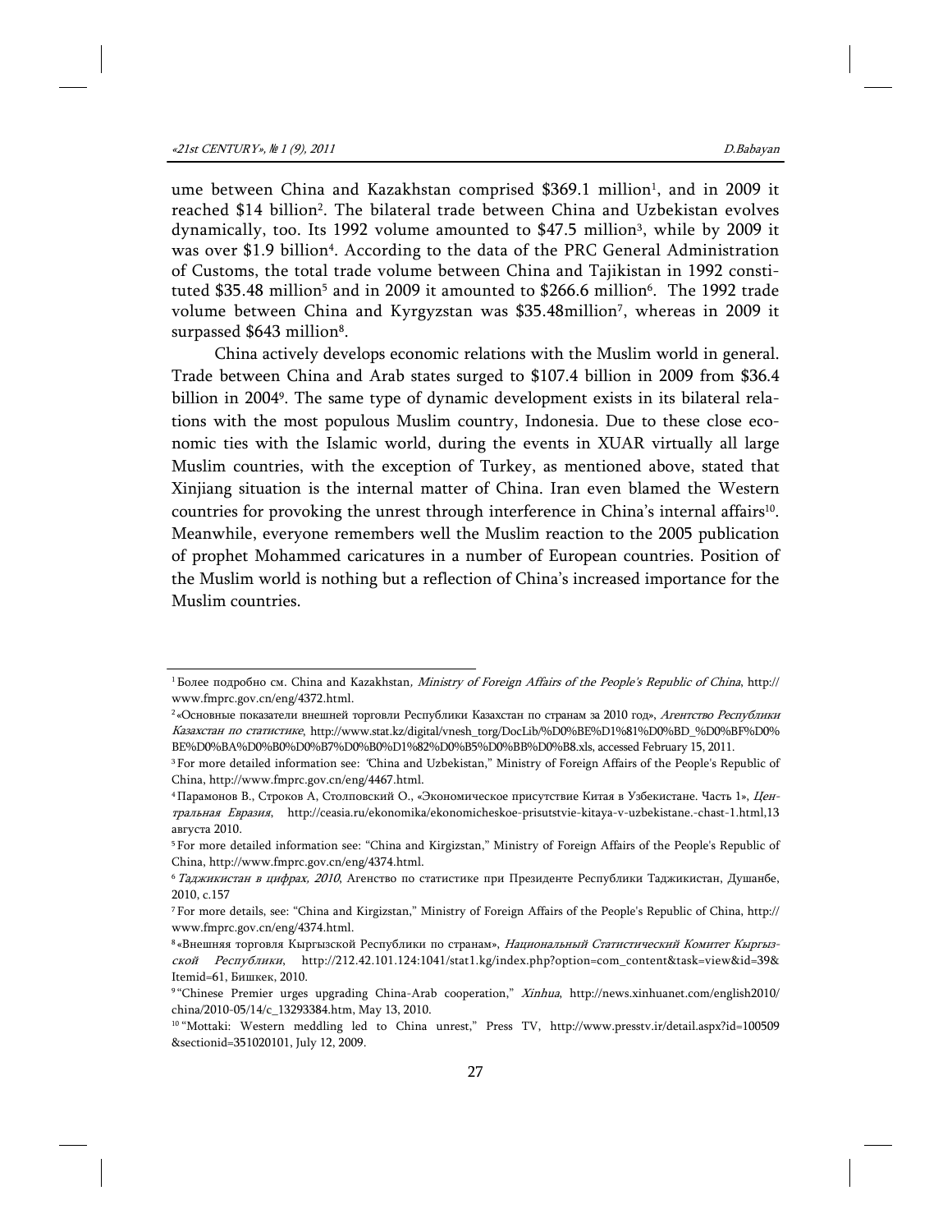ume between China and Kazakhstan comprised $369.1 million[1], and in 2009 it reached $14 billion[2]. The bilateral trade between China and Uzbekistan evolves dynamically, too. Its 1992 volume amounted to $47.5 million[3], while by 2009 it was over $1.9 billion[4]. According to the data of the PRC General Administration of Customs, the total trade volume between China and Tajikistan in 1992 constituted $35.48 million[5] and in 2009 it amounted to $266.6 million[6]. The 1992 trade volume between China and Kyrgyzstan was $35.48million[7], whereas in 2009 it surpassed $643 million[8].

China actively develops economic relations with the Muslim world in general. Trade between China and Arab states surged to $107.4 billion in 2009 from $36.4 billion in 2004[9]. The same type of dynamic development exists in its bilateral relations with the most populous Muslim country, Indonesia. Due to these close economic ties with the Islamic world, during the events in XUAR virtually all large Muslim countries, with the exception of Turkey, as mentioned above, stated that Xinjiang situation is the internal matter of China. Iran even blamed the Western countries for provoking the unrest through interference in China's internal affairs[10]. Meanwhile, everyone remembers well the Muslim reaction to the 2005 publication of prophet Mohammed caricatures in a number of European countries. Position of the Muslim world is nothing but a reflection of China's increased importance for the Muslim countries.

---

[1] Более подробно см. China and Kazakhstan, *Ministry of Foreign Affairs of the People's Republic of China*, http://www.fmprc.gov.cn/eng/4372.html.

[2] «Основные показатели внешней торговли Республики Казахстан по странам за 2010 год», *Агентство Республики Казахстан по статистике*, http://www.stat.kz/digital/vnesh_torg/DocLib/%D0%BE%D1%81%D0%BD_%D0%BF%D0%BE%D0%BA%D0%B0%D0%B7%D0%B0%D1%82%D0%B5%D0%BB%D0%B8.xls, accessed February 15, 2011.

[3] For more detailed information see: "China and Uzbekistan," Ministry of Foreign Affairs of the People's Republic of China, http://www.fmprc.gov.cn/eng/4467.html.

[4] Парамонов В., Строков А, Столповский О., «Экономическое присутствие Китая в Узбекистане. Часть 1», *Центральная Евразия*, http://ceasia.ru/ekonomika/ekonomicheskoe-prisutstvie-kitaya-v-uzbekistane.-chast-1.html,13 августа 2010.

[5] For more detailed information see: "China and Kirgizstan," Ministry of Foreign Affairs of the People's Republic of China, http://www.fmprc.gov.cn/eng/4374.html.

[6] *Таджикистан в цифрах, 2010*, Агенство по статистике при Президенте Республики Таджикистан, Душанбе, 2010, с.157

[7] For more details, see: "China and Kirgizstan," Ministry of Foreign Affairs of the People's Republic of China, http://www.fmprc.gov.cn/eng/4374.html.

[8] «Внешняя торговля Кыргызской Республики по странам», *Национальный Статистический Комитет Кыргызской Республики*, http://212.42.101.124:1041/stat1.kg/index.php?option=com_content&task=view&id=39&Itemid=61, Бишкек, 2010.

[9] "Chinese Premier urges upgrading China-Arab cooperation," *Xinhua*, http://news.xinhuanet.com/english2010/china/2010-05/14/c_13293384.htm, May 13, 2010.

[10] "Mottaki: Western meddling led to China unrest," Press TV, http://www.presstv.ir/detail.aspx?id=100509&sectionid=351020101, July 12, 2009.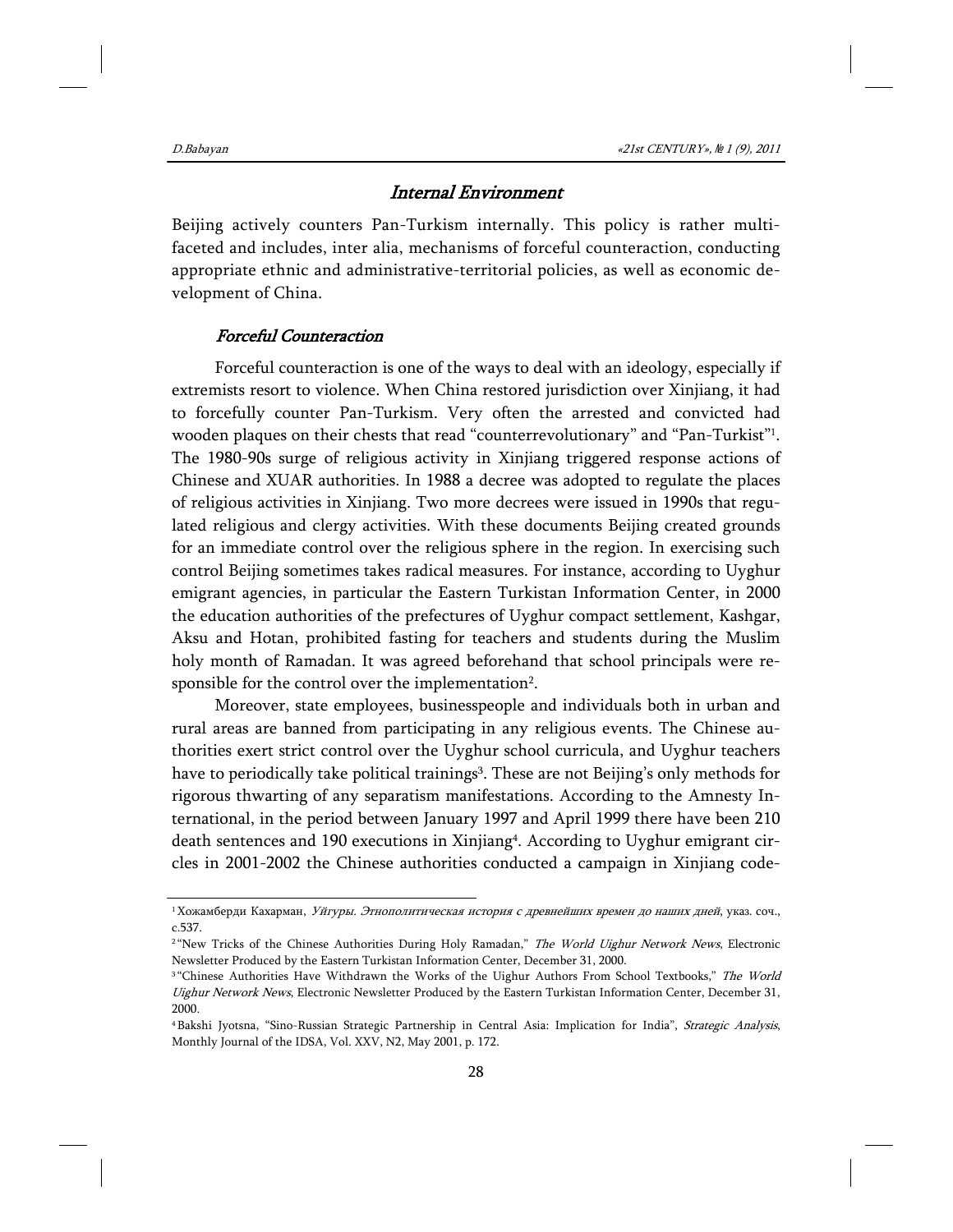## *Internal Environment*

Beijing actively counters Pan-Turkism internally. This policy is rather multi-faceted and includes, inter alia, mechanisms of forceful counteraction, conducting appropriate ethnic and administrative-territorial policies, as well as economic development of China.

### *Forceful Counteraction*

Forceful counteraction is one of the ways to deal with an ideology, especially if extremists resort to violence. When China restored jurisdiction over Xinjiang, it had to forcefully counter Pan-Turkism. Very often the arrested and convicted had wooden plaques on their chests that read "counterrevolutionary" and "Pan-Turkist"[1]. The 1980-90s surge of religious activity in Xinjiang triggered response actions of Chinese and XUAR authorities. In 1988 a decree was adopted to regulate the places of religious activities in Xinjiang. Two more decrees were issued in 1990s that regulated religious and clergy activities. With these documents Beijing created grounds for an immediate control over the religious sphere in the region. In exercising such control Beijing sometimes takes radical measures. For instance, according to Uyghur emigrant agencies, in particular the Eastern Turkistan Information Center, in 2000 the education authorities of the prefectures of Uyghur compact settlement, Kashgar, Aksu and Hotan, prohibited fasting for teachers and students during the Muslim holy month of Ramadan. It was agreed beforehand that school principals were responsible for the control over the implementation[2].

Moreover, state employees, businesspeople and individuals both in urban and rural areas are banned from participating in any religious events. The Chinese authorities exert strict control over the Uyghur school curricula, and Uyghur teachers have to periodically take political trainings[3]. These are not Beijing's only methods for rigorous thwarting of any separatism manifestations. According to the Amnesty International, in the period between January 1997 and April 1999 there have been 210 death sentences and 190 executions in Xinjiang[4]. According to Uyghur emigrant circles in 2001-2002 the Chinese authorities conducted a campaign in Xinjiang code-

---

[1] Хожамберди Кахарман, *Уйгуры. Этнополитическая история с древнейших времен до наших дней*, указ. соч., с.537.

[2] "New Tricks of the Chinese Authorities During Holy Ramadan," *The World Uighur Network News*, Electronic Newsletter Produced by the Eastern Turkistan Information Center, December 31, 2000.

[3] "Chinese Authorities Have Withdrawn the Works of the Uighur Authors From School Textbooks," *The World Uighur Network News*, Electronic Newsletter Produced by the Eastern Turkistan Information Center, December 31, 2000.

[4] Bakshi Jyotsna, "Sino-Russian Strategic Partnership in Central Asia: Implication for India", *Strategic Analysis*, Monthly Journal of the IDSA, Vol. XXV, N2, May 2001, p. 172.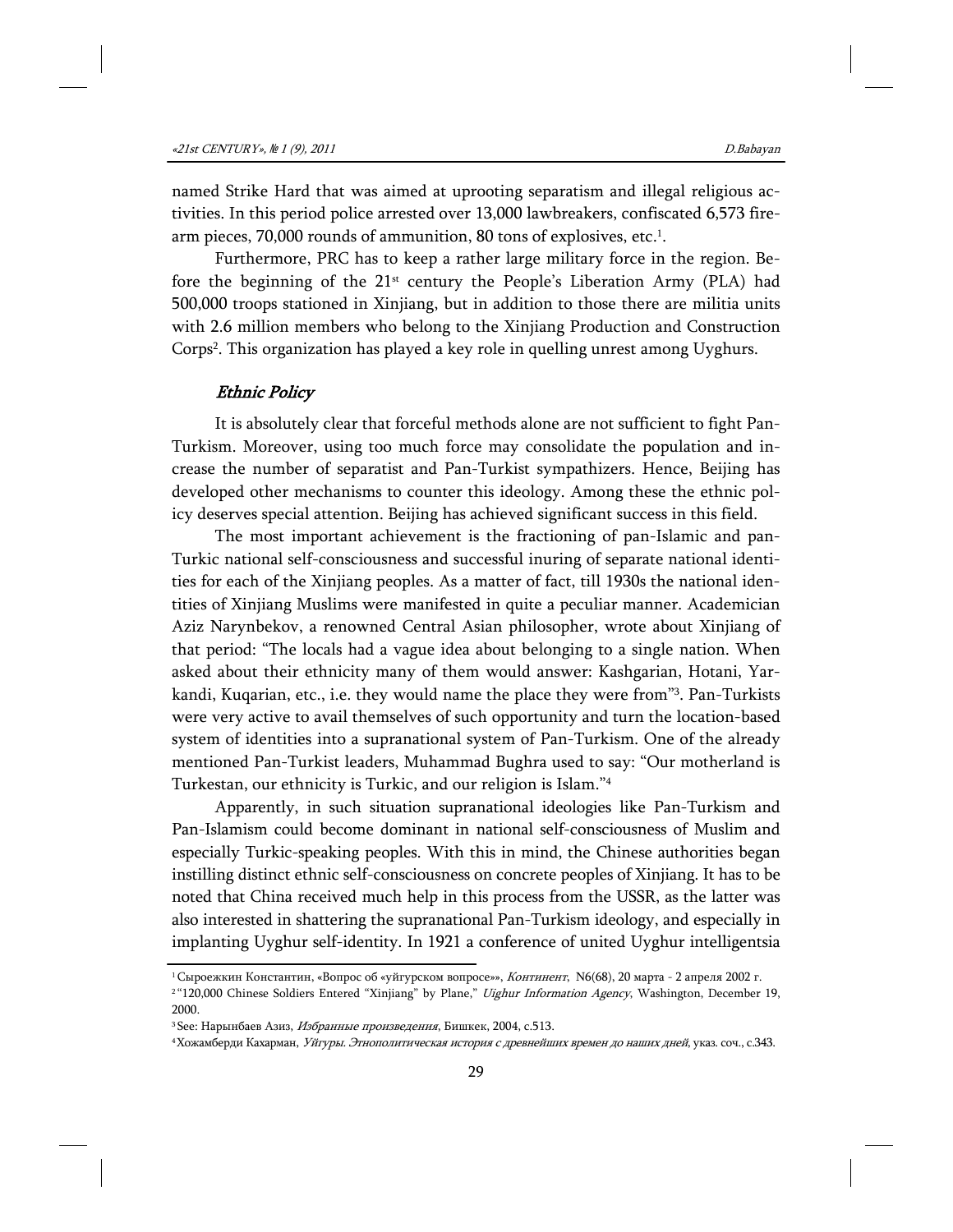named Strike Hard that was aimed at uprooting separatism and illegal religious activities. In this period police arrested over 13,000 lawbreakers, confiscated 6,573 firearm pieces, 70,000 rounds of ammunition, 80 tons of explosives, etc.[1].

Furthermore, PRC has to keep a rather large military force in the region. Before the beginning of the 21st century the People's Liberation Army (PLA) had 500,000 troops stationed in Xinjiang, but in addition to those there are militia units with 2.6 million members who belong to the Xinjiang Production and Construction Corps[2]. This organization has played a key role in quelling unrest among Uyghurs.

### *Ethnic Policy*

It is absolutely clear that forceful methods alone are not sufficient to fight Pan-Turkism. Moreover, using too much force may consolidate the population and increase the number of separatist and Pan-Turkist sympathizers. Hence, Beijing has developed other mechanisms to counter this ideology. Among these the ethnic policy deserves special attention. Beijing has achieved significant success in this field.

The most important achievement is the fractioning of pan-Islamic and pan-Turkic national self-consciousness and successful inuring of separate national identities for each of the Xinjiang peoples. As a matter of fact, till 1930s the national identities of Xinjiang Muslims were manifested in quite a peculiar manner. Academician Aziz Narynbekov, a renowned Central Asian philosopher, wrote about Xinjiang of that period: "The locals had a vague idea about belonging to a single nation. When asked about their ethnicity many of them would answer: Kashgarian, Hotani, Yarkandi, Kuqarian, etc., i.e. they would name the place they were from"[3]. Pan-Turkists were very active to avail themselves of such opportunity and turn the location-based system of identities into a supranational system of Pan-Turkism. One of the already mentioned Pan-Turkist leaders, Muhammad Bughra used to say: "Our motherland is Turkestan, our ethnicity is Turkic, and our religion is Islam."[4]

Apparently, in such situation supranational ideologies like Pan-Turkism and Pan-Islamism could become dominant in national self-consciousness of Muslim and especially Turkic-speaking peoples. With this in mind, the Chinese authorities began instilling distinct ethnic self-consciousness on concrete peoples of Xinjiang. It has to be noted that China received much help in this process from the USSR, as the latter was also interested in shattering the supranational Pan-Turkism ideology, and especially in implanting Uyghur self-identity. In 1921 a conference of united Uyghur intelligentsia

---

[1] Сыроежкин Константин, «Вопрос об «уйгурском вопросе»», *Континент*, N6(68), 20 марта - 2 апреля 2002 г.

[2] "120,000 Chinese Soldiers Entered "Xinjiang" by Plane," *Uighur Information Agency*, Washington, December 19, 2000.

[3] See: Нарынбаев Азиз, *Избранные произведения*, Бишкек, 2004, c.513.

[4] Хожамберди Кахарман, *Уйгуры. Этнополитическая история с древнейших времен до наших дней*, указ. соч., c.343.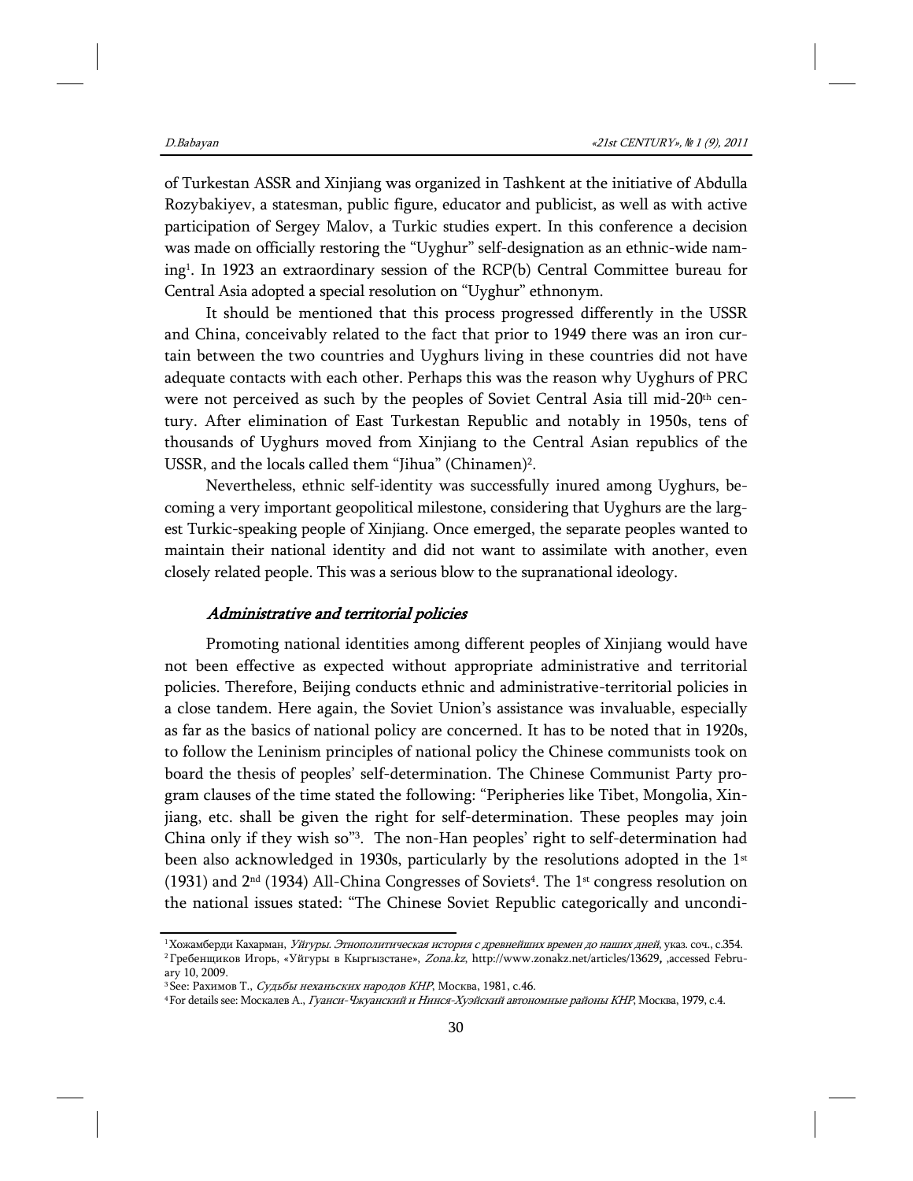of Turkestan ASSR and Xinjiang was organized in Tashkent at the initiative of Abdulla Rozybakiyev, a statesman, public figure, educator and publicist, as well as with active participation of Sergey Malov, a Turkic studies expert. In this conference a decision was made on officially restoring the "Uyghur" self-designation as an ethnic-wide naming[1]. In 1923 an extraordinary session of the RCP(b) Central Committee bureau for Central Asia adopted a special resolution on "Uyghur" ethnonym.

It should be mentioned that this process progressed differently in the USSR and China, conceivably related to the fact that prior to 1949 there was an iron curtain between the two countries and Uyghurs living in these countries did not have adequate contacts with each other. Perhaps this was the reason why Uyghurs of PRC were not perceived as such by the peoples of Soviet Central Asia till mid-20th century. After elimination of East Turkestan Republic and notably in 1950s, tens of thousands of Uyghurs moved from Xinjiang to the Central Asian republics of the USSR, and the locals called them "Jihua" (Chinamen)[2].

Nevertheless, ethnic self-identity was successfully inured among Uyghurs, becoming a very important geopolitical milestone, considering that Uyghurs are the largest Turkic-speaking people of Xinjiang. Once emerged, the separate peoples wanted to maintain their national identity and did not want to assimilate with another, even closely related people. This was a serious blow to the supranational ideology.

### *Administrative and territorial policies*

Promoting national identities among different peoples of Xinjiang would have not been effective as expected without appropriate administrative and territorial policies. Therefore, Beijing conducts ethnic and administrative-territorial policies in a close tandem. Here again, the Soviet Union's assistance was invaluable, especially as far as the basics of national policy are concerned. It has to be noted that in 1920s, to follow the Leninism principles of national policy the Chinese communists took on board the thesis of peoples' self-determination. The Chinese Communist Party program clauses of the time stated the following: "Peripheries like Tibet, Mongolia, Xinjiang, etc. shall be given the right for self-determination. These peoples may join China only if they wish so"[3]. The non-Han peoples' right to self-determination had been also acknowledged in 1930s, particularly by the resolutions adopted in the 1st (1931) and 2nd (1934) All-China Congresses of Soviets[4]. The 1st congress resolution on the national issues stated: "The Chinese Soviet Republic categorically and uncondi-

---

[1] Хожамберди Кахарман, *Уйгуры. Этнополитическая история с древнейших времен до наших дней*, указ. соч., с.354.

[2] Гребенщиков Игорь, «Уйгуры в Кыргызстане», *Zona.kz*, http://www.zonakz.net/articles/13629, ,accessed February 10, 2009.

[3] See: Рахимов Т., *Судьбы неханьских народов КНР*, Москва, 1981, с.46.

[4] For details see: Москалев А., *Гуанси-Чжуанский и Нинся-Хуэйский автономные районы КНР*, Москва, 1979, с.4.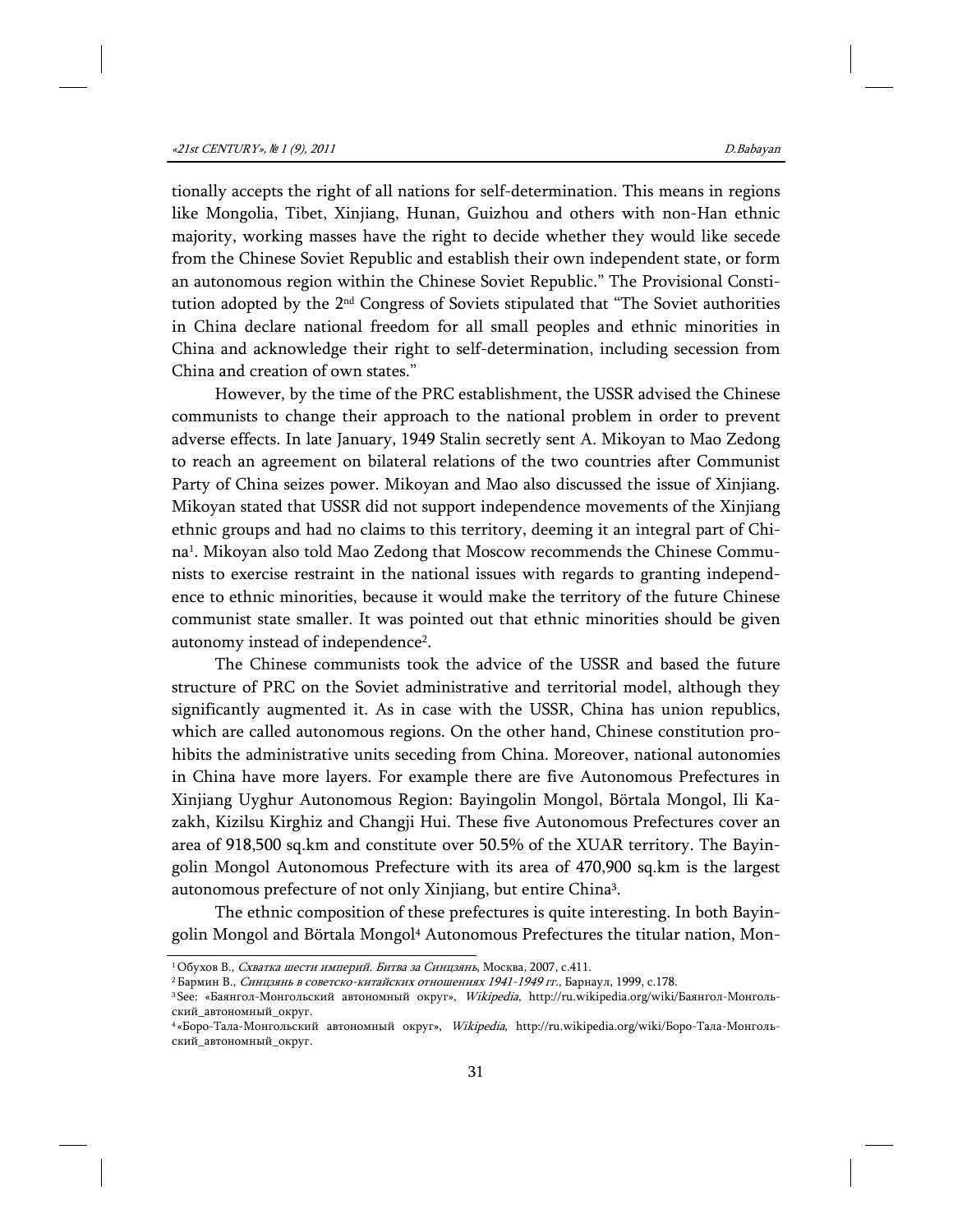tionally accepts the right of all nations for self-determination. This means in regions like Mongolia, Tibet, Xinjiang, Hunan, Guizhou and others with non-Han ethnic majority, working masses have the right to decide whether they would like secede from the Chinese Soviet Republic and establish their own independent state, or form an autonomous region within the Chinese Soviet Republic." The Provisional Constitution adopted by the 2nd Congress of Soviets stipulated that "The Soviet authorities in China declare national freedom for all small peoples and ethnic minorities in China and acknowledge their right to self-determination, including secession from China and creation of own states."

However, by the time of the PRC establishment, the USSR advised the Chinese communists to change their approach to the national problem in order to prevent adverse effects. In late January, 1949 Stalin secretly sent A. Mikoyan to Mao Zedong to reach an agreement on bilateral relations of the two countries after Communist Party of China seizes power. Mikoyan and Mao also discussed the issue of Xinjiang. Mikoyan stated that USSR did not support independence movements of the Xinjiang ethnic groups and had no claims to this territory, deeming it an integral part of China[1]. Mikoyan also told Mao Zedong that Moscow recommends the Chinese Communists to exercise restraint in the national issues with regards to granting independence to ethnic minorities, because it would make the territory of the future Chinese communist state smaller. It was pointed out that ethnic minorities should be given autonomy instead of independence[2].

The Chinese communists took the advice of the USSR and based the future structure of PRC on the Soviet administrative and territorial model, although they significantly augmented it. As in case with the USSR, China has union republics, which are called autonomous regions. On the other hand, Chinese constitution prohibits the administrative units seceding from China. Moreover, national autonomies in China have more layers. For example there are five Autonomous Prefectures in Xinjiang Uyghur Autonomous Region: Bayingolin Mongol, Börtala Mongol, Ili Kazakh, Kizilsu Kirghiz and Changji Hui. These five Autonomous Prefectures cover an area of 918,500 sq.km and constitute over 50.5% of the XUAR territory. The Bayingolin Mongol Autonomous Prefecture with its area of 470,900 sq.km is the largest autonomous prefecture of not only Xinjiang, but entire China[3].

The ethnic composition of these prefectures is quite interesting. In both Bayingolin Mongol and Börtala Mongol[4] Autonomous Prefectures the titular nation, Mon-

---

[1] Обухов В., *Схватка шести империй. Битва за Синцзянь*, Москва, 2007, с.411.

[2] Бармин В., *Синцзянь в советско-китайских отношениях 1941-1949 гг.*, Барнаул, 1999, с.178.

[3] See: «Баянгол-Монгольский автономный округ», *Wikipedia*, http://ru.wikipedia.org/wiki/Баянгол-Монгольский_автономный_округ.

[4] «Боро-Тала-Монгольский автономный округ», *Wikipedia*, http://ru.wikipedia.org/wiki/Боро-Тала-Монгольский_автономный_округ.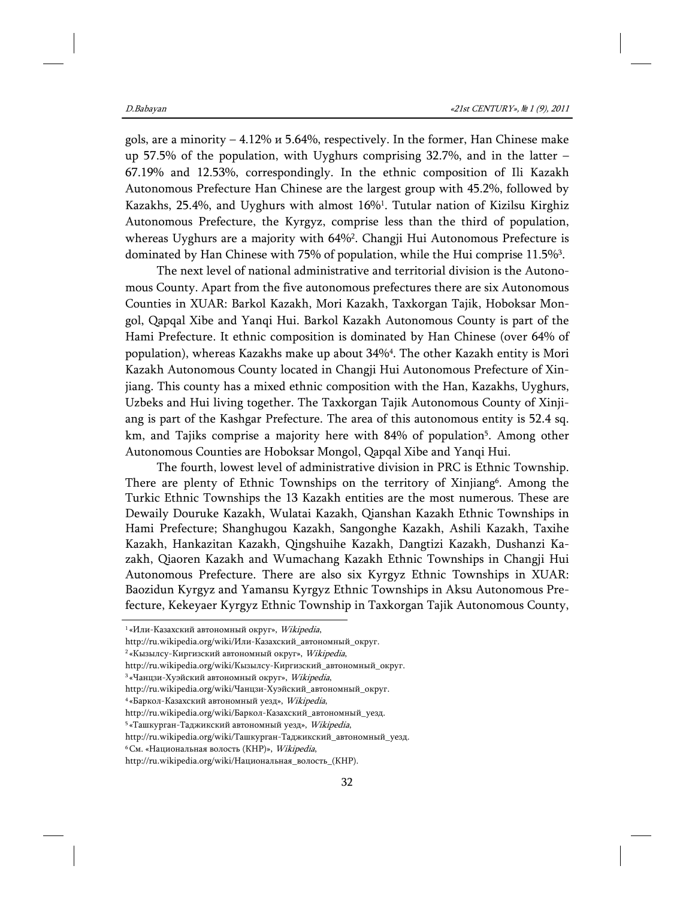gols, are a minority – 4.12% и 5.64%, respectively. In the former, Han Chinese make up 57.5% of the population, with Uyghurs comprising 32.7%, and in the latter – 67.19% and 12.53%, correspondingly. In the ethnic composition of Ili Kazakh Autonomous Prefecture Han Chinese are the largest group with 45.2%, followed by Kazakhs, 25.4%, and Uyghurs with almost 16%[1]. Tutular nation of Kizilsu Kirghiz Autonomous Prefecture, the Kyrgyz, comprise less than the third of population, whereas Uyghurs are a majority with 64%[2]. Changji Hui Autonomous Prefecture is dominated by Han Chinese with 75% of population, while the Hui comprise 11.5%[3].

The next level of national administrative and territorial division is the Autonomous County. Apart from the five autonomous prefectures there are six Autonomous Counties in XUAR: Barkol Kazakh, Mori Kazakh, Taxkorgan Tajik, Hoboksar Mongol, Qapqal Xibe and Yanqi Hui. Barkol Kazakh Autonomous County is part of the Hami Prefecture. It ethnic composition is dominated by Han Chinese (over 64% of population), whereas Kazakhs make up about 34%[4]. The other Kazakh entity is Mori Kazakh Autonomous County located in Changji Hui Autonomous Prefecture of Xinjiang. This county has a mixed ethnic composition with the Han, Kazakhs, Uyghurs, Uzbeks and Hui living together. The Taxkorgan Tajik Autonomous County of Xinjiang is part of the Kashgar Prefecture. The area of this autonomous entity is 52.4 sq. km, and Tajiks comprise a majority here with 84% of population[5]. Among other Autonomous Counties are Hoboksar Mongol, Qapqal Xibe and Yanqi Hui.

The fourth, lowest level of administrative division in PRC is Ethnic Township. There are plenty of Ethnic Townships on the territory of Xinjiang[6]. Among the Turkic Ethnic Townships the 13 Kazakh entities are the most numerous. These are Dewaily Douruke Kazakh, Wulatai Kazakh, Qianshan Kazakh Ethnic Townships in Hami Prefecture; Shanghugou Kazakh, Sangonghe Kazakh, Ashili Kazakh, Taxihe Kazakh, Hankazitan Kazakh, Qingshuihe Kazakh, Dangtizi Kazakh, Dushanzi Kazakh, Qiaoren Kazakh and Wumachang Kazakh Ethnic Townships in Changji Hui Autonomous Prefecture. There are also six Kyrgyz Ethnic Townships in XUAR: Baozidun Kyrgyz and Yamansu Kyrgyz Ethnic Townships in Aksu Autonomous Prefecture, Kekeyaer Kyrgyz Ethnic Township in Taxkorgan Tajik Autonomous County,

---

[1] «Или-Казахский автономный округ», *Wikipedia*, http://ru.wikipedia.org/wiki/Или-Казахский_автономный_округ.

[2] «Кызылсу-Киргизский автономный округ», *Wikipedia*, http://ru.wikipedia.org/wiki/Кызылсу-Киргизский_автономный_округ.

[3] «Чанцзи-Хуэйский автономный округ», *Wikipedia*, http://ru.wikipedia.org/wiki/Чанцзи-Хуэйский_автономный_округ.

[4] «Баркол-Казахский автономный уезд», *Wikipedia*, http://ru.wikipedia.org/wiki/Баркол-Казахский_автономный_уезд.

[5] «Ташкурган-Таджикский автономный уезд», *Wikipedia*, http://ru.wikipedia.org/wiki/Ташкурган-Таджикский_автономный_уезд.

[6] См. «Национальная волость (КНР)», *Wikipedia*, http://ru.wikipedia.org/wiki/Национальная_волость_(КНР).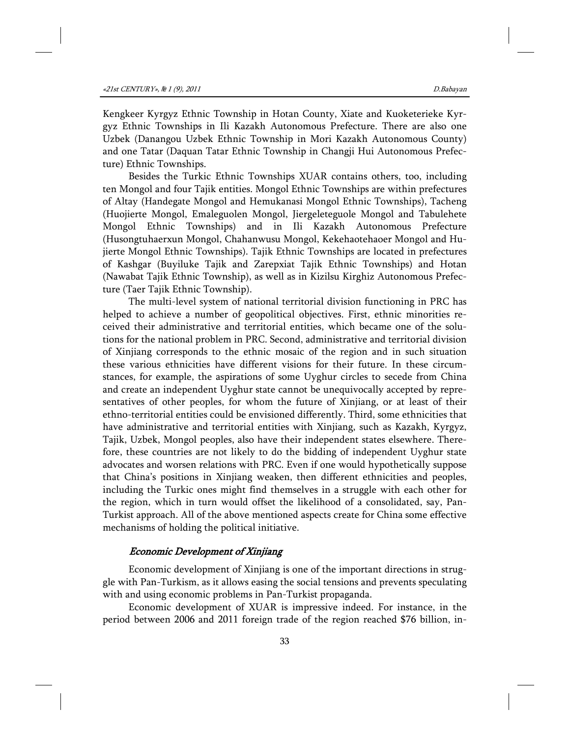Kengkeer Kyrgyz Ethnic Township in Hotan County, Xiate and Kuoketerieke Kyrgyz Ethnic Townships in Ili Kazakh Autonomous Prefecture. There are also one Uzbek (Danangou Uzbek Ethnic Township in Mori Kazakh Autonomous County) and one Tatar (Daquan Tatar Ethnic Township in Changji Hui Autonomous Prefecture) Ethnic Townships.

Besides the Turkic Ethnic Townships XUAR contains others, too, including ten Mongol and four Tajik entities. Mongol Ethnic Townships are within prefectures of Altay (Handegate Mongol and Hemukanasi Mongol Ethnic Townships), Tacheng (Huojierte Mongol, Emaleguolen Mongol, Jiergeleteguole Mongol and Tabulehete Mongol Ethnic Townships) and in Ili Kazakh Autonomous Prefecture (Husongtuhaerxun Mongol, Chahanwusu Mongol, Kekehaotehaoer Mongol and Hujierte Mongol Ethnic Townships). Tajik Ethnic Townships are located in prefectures of Kashgar (Buyiluke Tajik and Zarepxiat Tajik Ethnic Townships) and Hotan (Nawabat Tajik Ethnic Township), as well as in Kizilsu Kirghiz Autonomous Prefecture (Taer Tajik Ethnic Township).

The multi-level system of national territorial division functioning in PRC has helped to achieve a number of geopolitical objectives. First, ethnic minorities received their administrative and territorial entities, which became one of the solutions for the national problem in PRC. Second, administrative and territorial division of Xinjiang corresponds to the ethnic mosaic of the region and in such situation these various ethnicities have different visions for their future. In these circumstances, for example, the aspirations of some Uyghur circles to secede from China and create an independent Uyghur state cannot be unequivocally accepted by representatives of other peoples, for whom the future of Xinjiang, or at least of their ethno-territorial entities could be envisioned differently. Third, some ethnicities that have administrative and territorial entities with Xinjiang, such as Kazakh, Kyrgyz, Tajik, Uzbek, Mongol peoples, also have their independent states elsewhere. Therefore, these countries are not likely to do the bidding of independent Uyghur state advocates and worsen relations with PRC. Even if one would hypothetically suppose that China's positions in Xinjiang weaken, then different ethnicities and peoples, including the Turkic ones might find themselves in a struggle with each other for the region, which in turn would offset the likelihood of a consolidated, say, Pan-Turkist approach. All of the above mentioned aspects create for China some effective mechanisms of holding the political initiative.

### *Economic Development of Xinjiang*

Economic development of Xinjiang is one of the important directions in struggle with Pan-Turkism, as it allows easing the social tensions and prevents speculating with and using economic problems in Pan-Turkist propaganda.

Economic development of XUAR is impressive indeed. For instance, in the period between 2006 and 2011 foreign trade of the region reached $76 billion, in-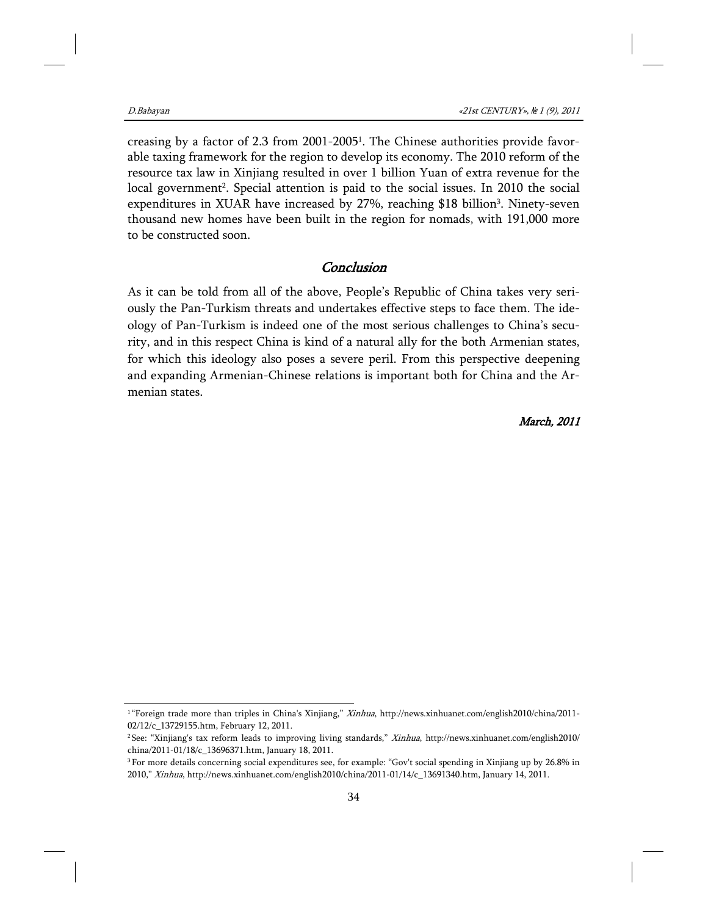creasing by a factor of 2.3 from 2001-2005[1]. The Chinese authorities provide favorable taxing framework for the region to develop its economy. The 2010 reform of the resource tax law in Xinjiang resulted in over 1 billion Yuan of extra revenue for the local government[2]. Special attention is paid to the social issues. In 2010 the social expenditures in XUAR have increased by 27%, reaching $18 billion[3]. Ninety-seven thousand new homes have been built in the region for nomads, with 191,000 more to be constructed soon.

## *Conclusion*

As it can be told from all of the above, People's Republic of China takes very seriously the Pan-Turkism threats and undertakes effective steps to face them. The ideology of Pan-Turkism is indeed one of the most serious challenges to China's security, and in this respect China is kind of a natural ally for the both Armenian states, for which this ideology also poses a severe peril. From this perspective deepening and expanding Armenian-Chinese relations is important both for China and the Armenian states.

*March, 2011*

---

[1] "Foreign trade more than triples in China's Xinjiang," *Xinhua*, http://news.xinhuanet.com/english2010/china/2011-02/12/c_13729155.htm, February 12, 2011.

[2] See: "Xinjiang's tax reform leads to improving living standards," *Xinhua*, http://news.xinhuanet.com/english2010/china/2011-01/18/c_13696371.htm, January 18, 2011.

[3] For more details concerning social expenditures see, for example: "Gov't social spending in Xinjiang up by 26.8% in 2010," *Xinhua*, http://news.xinhuanet.com/english2010/china/2011-01/14/c_13691340.htm, January 14, 2011.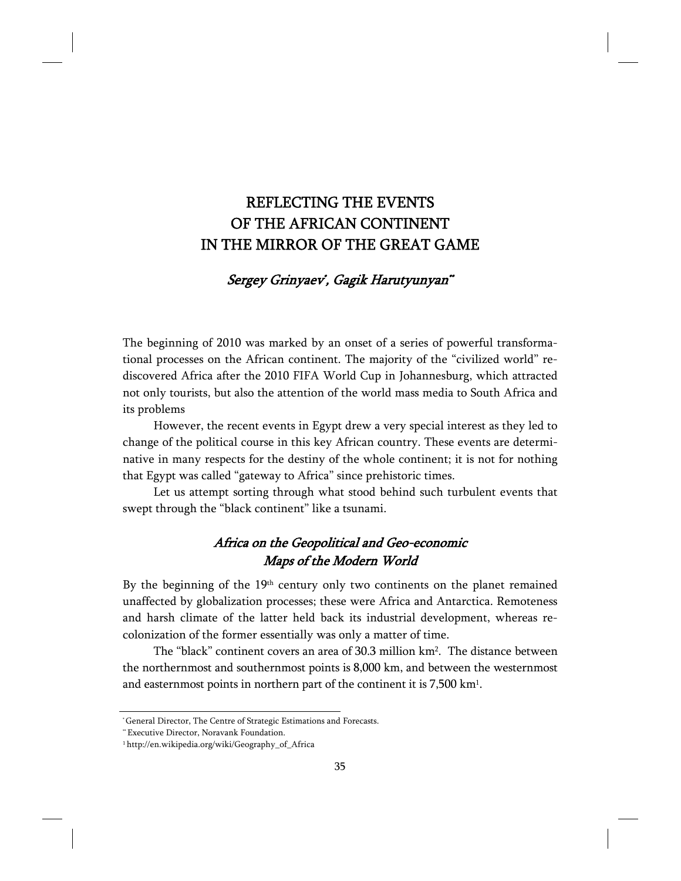# REFLECTING THE EVENTS OF THE AFRICAN CONTINENT IN THE MIRROR OF THE GREAT GAME

*Sergey Grinyaev*[*]*, Gagik Harutyunyan*[**]

The beginning of 2010 was marked by an onset of a series of powerful transformational processes on the African continent. The majority of the "civilized world" rediscovered Africa after the 2010 FIFA World Cup in Johannesburg, which attracted not only tourists, but also the attention of the world mass media to South Africa and its problems

However, the recent events in Egypt drew a very special interest as they led to change of the political course in this key African country. These events are determinative in many respects for the destiny of the whole continent; it is not for nothing that Egypt was called "gateway to Africa" since prehistoric times.

Let us attempt sorting through what stood behind such turbulent events that swept through the "black continent" like a tsunami.

## *Africa on the Geopolitical and Geo-economic Maps of the Modern World*

By the beginning of the 19th century only two continents on the planet remained unaffected by globalization processes; these were Africa and Antarctica. Remoteness and harsh climate of the latter held back its industrial development, whereas re-colonization of the former essentially was only a matter of time.

The "black" continent covers an area of 30.3 million km$^2$. The distance between the northernmost and southernmost points is 8,000 km, and between the westernmost and easternmost points in northern part of the continent it is 7,500 km[1].

---

[*] General Director, The Centre of Strategic Estimations and Forecasts.

[**] Executive Director, Noravank Foundation.

[1] http://en.wikipedia.org/wiki/Geography_of_Africa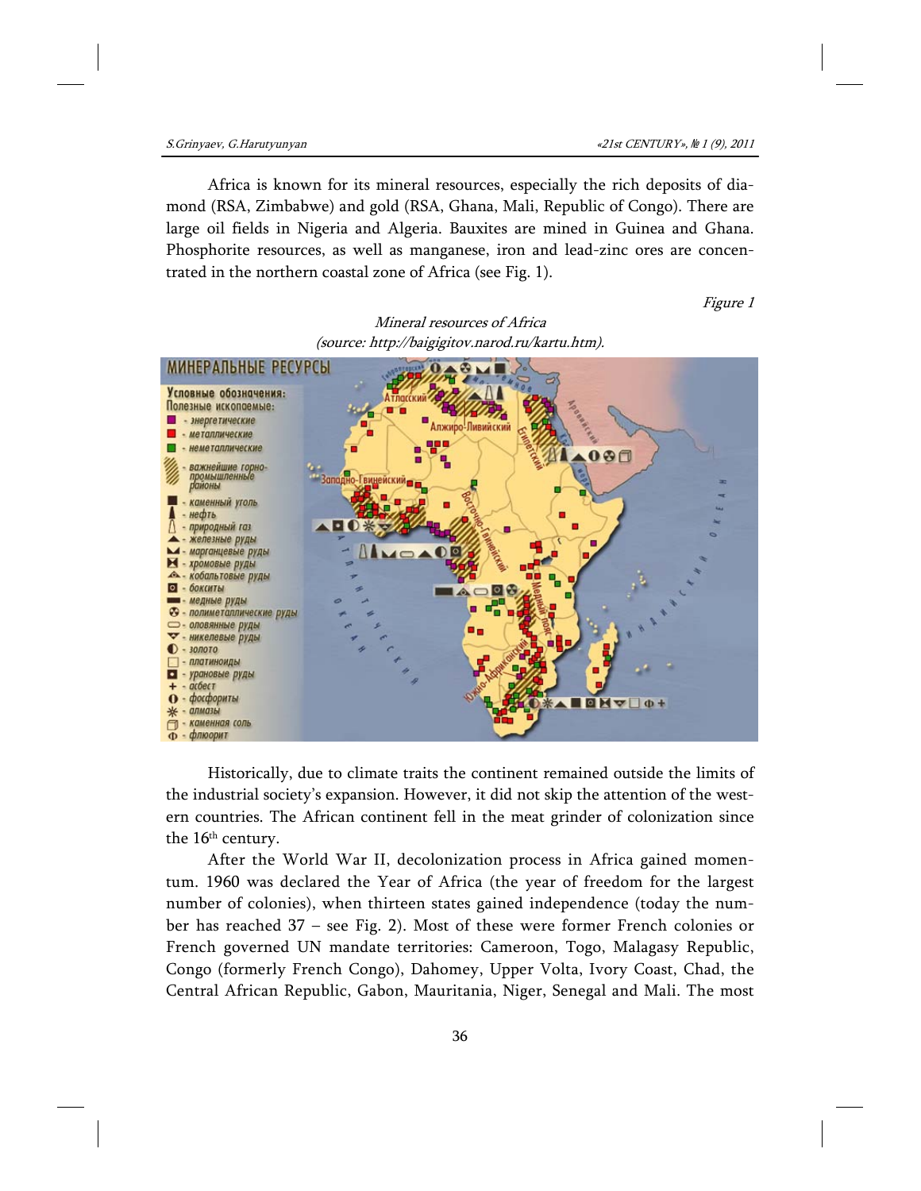Africa is known for its mineral resources, especially the rich deposits of diamond (RSA, Zimbabwe) and gold (RSA, Ghana, Mali, Republic of Congo). There are large oil fields in Nigeria and Algeria. Bauxites are mined in Guinea and Ghana. Phosphorite resources, as well as manganese, iron and lead-zinc ores are concentrated in the northern coastal zone of Africa (see Fig. 1).

*Figure 1*

*Mineral resources of Africa*
*(source: http://baigigitov.narod.ru/kartu.htm).*

МИНЕРАЛЬНЫЕ РЕСУРСЫ

Условные обозначения:
Полезные ископаемые:
- энергетические
- металлические
- неметаллические
- важнейшие горнопромышленные районы
- каменный уголь
- нефть
- природный газ
- железные руды
- марганцевые руды
- хромовые руды
- кобальтовые руды
- бокситы
- медные руды
- полиметаллические руды
- оловянные руды
- никелевые руды
- золото
- платиноиды
- урановые руды
- асбест
- фосфориты
- алмазы
- каменная соль
- флюорит

Атласский
Алжиро-Ливийский
Египетский
Западно-Гвинейский
Восточно-Гвинейский
Медный пояс
Южно-Африканский
Аравийское море
Атлантический океан
Индийский океан

Historically, due to climate traits the continent remained outside the limits of the industrial society's expansion. However, it did not skip the attention of the western countries. The African continent fell in the meat grinder of colonization since the 16th century.

After the World War II, decolonization process in Africa gained momentum. 1960 was declared the Year of Africa (the year of freedom for the largest number of colonies), when thirteen states gained independence (today the number has reached 37 – see Fig. 2). Most of these were former French colonies or French governed UN mandate territories: Cameroon, Togo, Malagasy Republic, Congo (formerly French Congo), Dahomey, Upper Volta, Ivory Coast, Chad, the Central African Republic, Gabon, Mauritania, Niger, Senegal and Mali. The most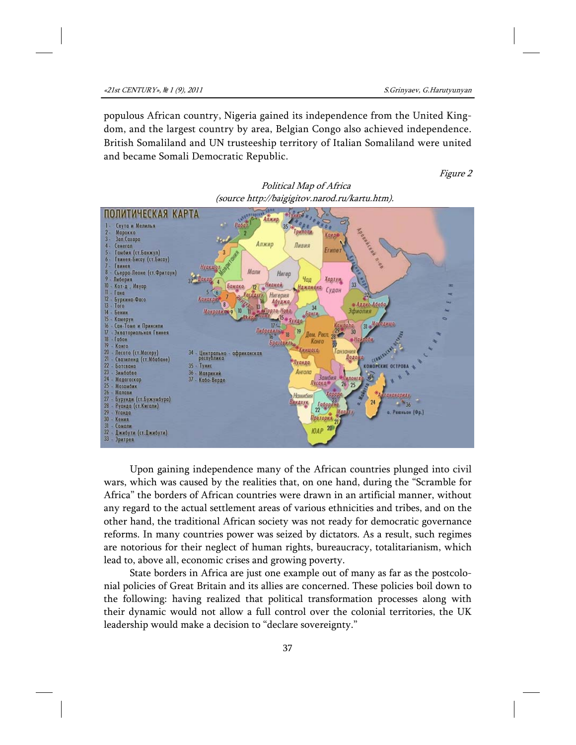populous African country, Nigeria gained its independence from the United Kingdom, and the largest country by area, Belgian Congo also achieved independence. British Somaliland and UN trusteeship territory of Italian Somaliland were united and became Somali Democratic Republic.

*Figure 2*

*Political Map of Africa*
*(source http://baigigitov.narod.ru/kartu.htm).*

ПОЛИТИЧЕСКАЯ КАРТА

1 - Сеута и Мелилья
2 - Марокко
3 - Зап.Сахара
4 - Сенегал
5 - Гамбия (ст.Банжул)
6 - Гвинея-Бисау (ст.Бисау)
7 - Гвинея
8 - Сьерра-Леоне (ст.Фритаун)
9 - Либерия
10 - Кот-д., Ивуар
11 - Гана
12 - Буркина-Фасо
13 - Того
14 - Бенин
15 - Камерун
16 - Сан-Томе и Принсипи
17 - Экваториальная Гвинея
18 - Габон
19 - Конго
20 - Лесото (ст.Масеру)
21 - Свазиленд (ст.Мбабане)
22 - Ботсвана
23 - Зимбабве
24 - Мадагаскар
25 - Мозамбик
26 - Малави
27 - Бурунди (ст.Бужумбура)
28 - Руанда (ст.Кигали)
29 - Уганда
30 - Кения
31 - Сомали
32 - Джибути (ст.Джибути)
33 - Эритрея
34 - Центрально - африканская республика
35 - Тунис
36 - Маврикий
37 - Кабо-Верде

Upon gaining independence many of the African countries plunged into civil wars, which was caused by the realities that, on one hand, during the "Scramble for Africa" the borders of African countries were drawn in an artificial manner, without any regard to the actual settlement areas of various ethnicities and tribes, and on the other hand, the traditional African society was not ready for democratic governance reforms. In many countries power was seized by dictators. As a result, such regimes are notorious for their neglect of human rights, bureaucracy, totalitarianism, which lead to, above all, economic crises and growing poverty.

State borders in Africa are just one example out of many as far as the postcolonial policies of Great Britain and its allies are concerned. These policies boil down to the following: having realized that political transformation processes along with their dynamic would not allow a full control over the colonial territories, the UK leadership would make a decision to "declare sovereignty."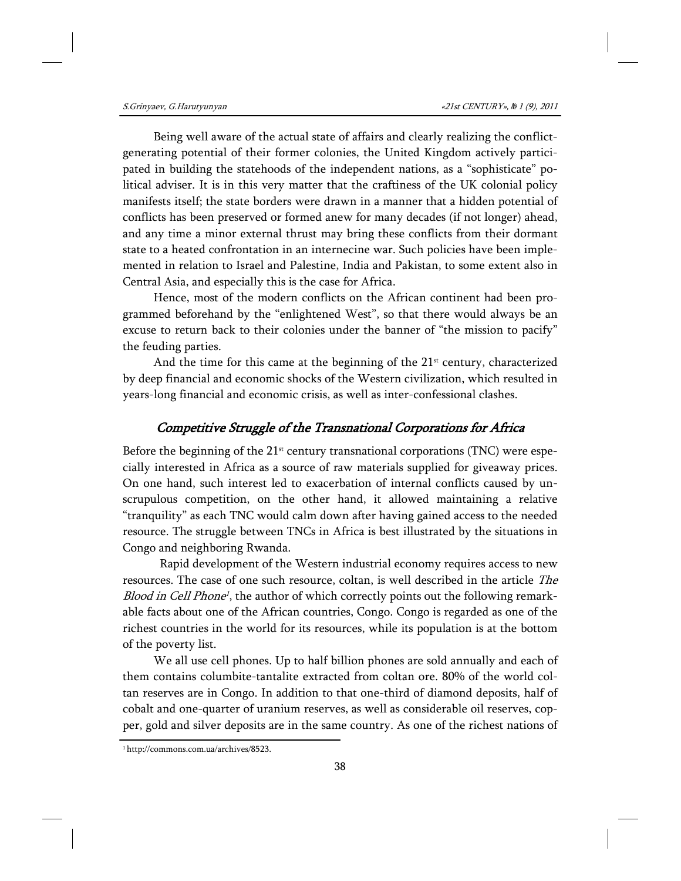Being well aware of the actual state of affairs and clearly realizing the conflict-generating potential of their former colonies, the United Kingdom actively participated in building the statehoods of the independent nations, as a "sophisticate" political adviser. It is in this very matter that the craftiness of the UK colonial policy manifests itself; the state borders were drawn in a manner that a hidden potential of conflicts has been preserved or formed anew for many decades (if not longer) ahead, and any time a minor external thrust may bring these conflicts from their dormant state to a heated confrontation in an internecine war. Such policies have been implemented in relation to Israel and Palestine, India and Pakistan, to some extent also in Central Asia, and especially this is the case for Africa.

Hence, most of the modern conflicts on the African continent had been programmed beforehand by the "enlightened West", so that there would always be an excuse to return back to their colonies under the banner of "the mission to pacify" the feuding parties.

And the time for this came at the beginning of the 21st century, characterized by deep financial and economic shocks of the Western civilization, which resulted in years-long financial and economic crisis, as well as inter-confessional clashes.

## *Competitive Struggle of the Transnational Corporations for Africa*

Before the beginning of the 21st century transnational corporations (TNC) were especially interested in Africa as a source of raw materials supplied for giveaway prices. On one hand, such interest led to exacerbation of internal conflicts caused by unscrupulous competition, on the other hand, it allowed maintaining a relative "tranquility" as each TNC would calm down after having gained access to the needed resource. The struggle between TNCs in Africa is best illustrated by the situations in Congo and neighboring Rwanda.

Rapid development of the Western industrial economy requires access to new resources. The case of one such resource, coltan, is well described in the article *The Blood in Cell Phone*[1], the author of which correctly points out the following remarkable facts about one of the African countries, Congo. Congo is regarded as one of the richest countries in the world for its resources, while its population is at the bottom of the poverty list.

We all use cell phones. Up to half billion phones are sold annually and each of them contains columbite-tantalite extracted from coltan ore. 80% of the world coltan reserves are in Congo. In addition to that one-third of diamond deposits, half of cobalt and one-quarter of uranium reserves, as well as considerable oil reserves, copper, gold and silver deposits are in the same country. As one of the richest nations of

[1] http://commons.com.ua/archives/8523.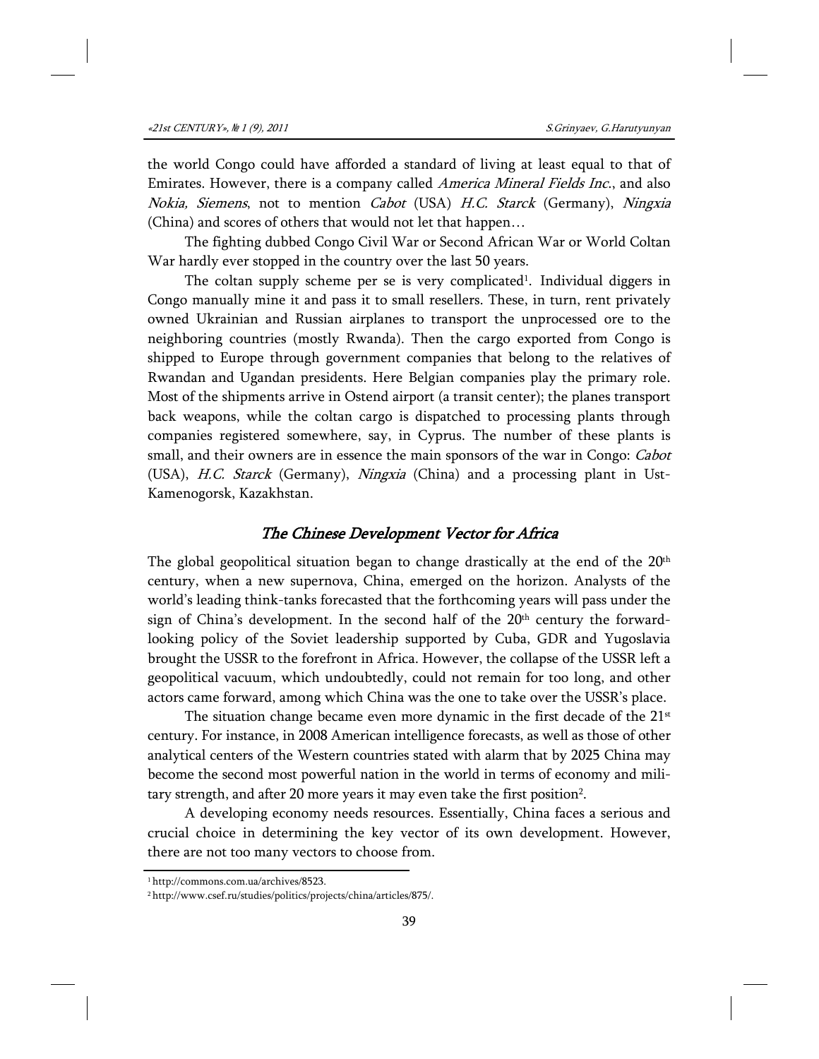the world Congo could have afforded a standard of living at least equal to that of Emirates. However, there is a company called *America Mineral Fields Inc.*, and also *Nokia, Siemens*, not to mention *Cabot* (USA) *H.C. Starck* (Germany), *Ningxia* (China) and scores of others that would not let that happen…

The fighting dubbed Congo Civil War or Second African War or World Coltan War hardly ever stopped in the country over the last 50 years.

The coltan supply scheme per se is very complicated[1]. Individual diggers in Congo manually mine it and pass it to small resellers. These, in turn, rent privately owned Ukrainian and Russian airplanes to transport the unprocessed ore to the neighboring countries (mostly Rwanda). Then the cargo exported from Congo is shipped to Europe through government companies that belong to the relatives of Rwandan and Ugandan presidents. Here Belgian companies play the primary role. Most of the shipments arrive in Ostend airport (a transit center); the planes transport back weapons, while the coltan cargo is dispatched to processing plants through companies registered somewhere, say, in Cyprus. The number of these plants is small, and their owners are in essence the main sponsors of the war in Congo: *Cabot* (USA), *H.C. Starck* (Germany), *Ningxia* (China) and a processing plant in Ust-Kamenogorsk, Kazakhstan.

## *The Chinese Development Vector for Africa*

The global geopolitical situation began to change drastically at the end of the 20th century, when a new supernova, China, emerged on the horizon. Analysts of the world's leading think-tanks forecasted that the forthcoming years will pass under the sign of China's development. In the second half of the 20th century the forward-looking policy of the Soviet leadership supported by Cuba, GDR and Yugoslavia brought the USSR to the forefront in Africa. However, the collapse of the USSR left a geopolitical vacuum, which undoubtedly, could not remain for too long, and other actors came forward, among which China was the one to take over the USSR's place.

The situation change became even more dynamic in the first decade of the 21st century. For instance, in 2008 American intelligence forecasts, as well as those of other analytical centers of the Western countries stated with alarm that by 2025 China may become the second most powerful nation in the world in terms of economy and military strength, and after 20 more years it may even take the first position[2].

A developing economy needs resources. Essentially, China faces a serious and crucial choice in determining the key vector of its own development. However, there are not too many vectors to choose from.

---

[1] http://commons.com.ua/archives/8523.

[2] http://www.csef.ru/studies/politics/projects/china/articles/875/.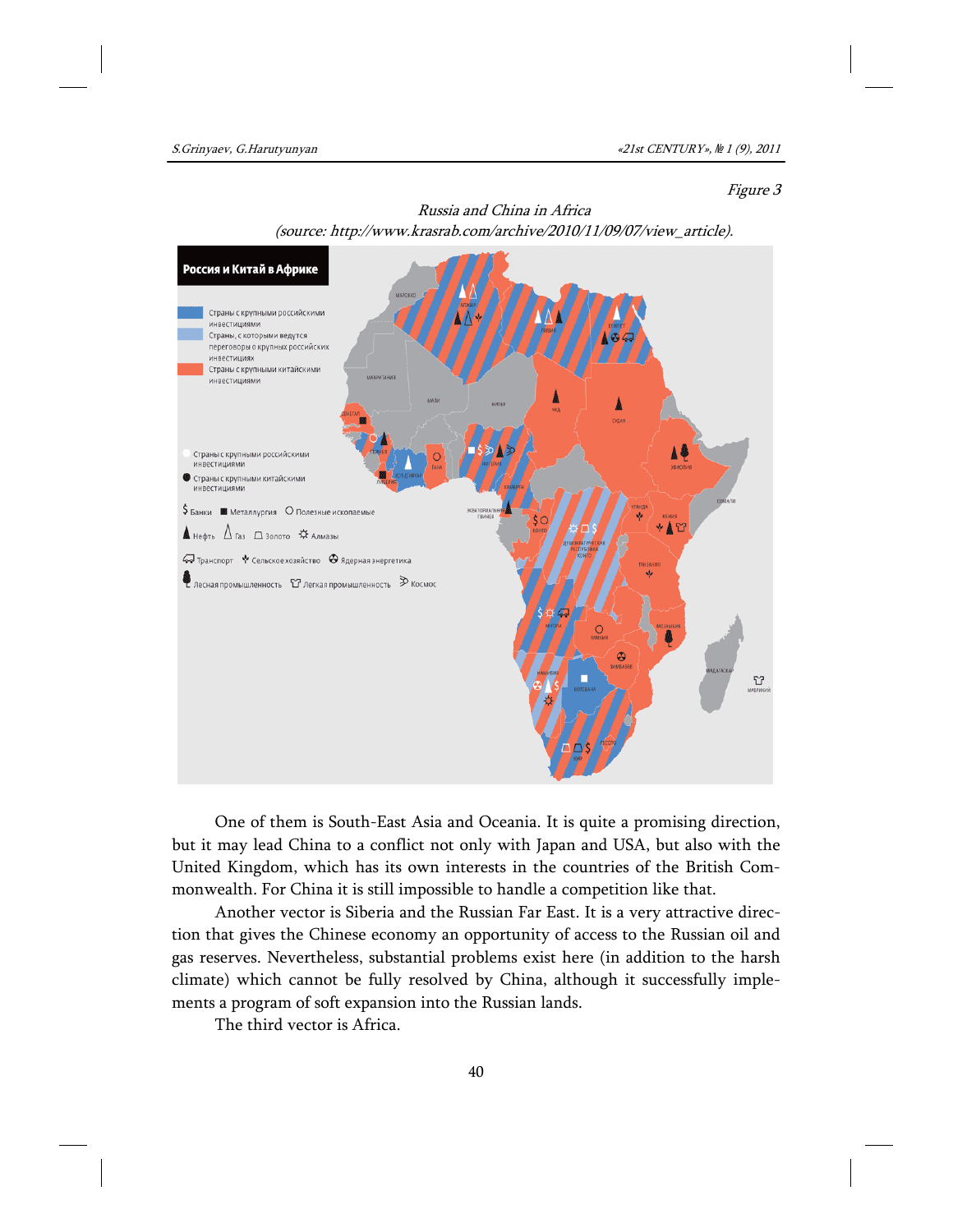*Figure 3*

*Russia and China in Africa*
*(source: http://www.krasrab.com/archive/2010/11/09/07/view_article).*

Россия и Китай в Африке

Страны с крупными российскими инвестициями

Страны, с которыми ведутся переговоры о крупных российских инвестициях

Страны с крупными китайскими инвестициями

Страны с крупными российскими инвестициями

Страны с крупными китайскими инвестициями

Банки · Металлургия · Полезные ископаемые

Нефть · Газ · Золото · Алмазы

Транспорт · Сельское хозяйство · Ядерная энергетика

Лесная промышленность · Легкая промышленность · Космос

One of them is South-East Asia and Oceania. It is quite a promising direction, but it may lead China to a conflict not only with Japan and USA, but also with the United Kingdom, which has its own interests in the countries of the British Commonwealth. For China it is still impossible to handle a competition like that.

Another vector is Siberia and the Russian Far East. It is a very attractive direction that gives the Chinese economy an opportunity of access to the Russian oil and gas reserves. Nevertheless, substantial problems exist here (in addition to the harsh climate) which cannot be fully resolved by China, although it successfully implements a program of soft expansion into the Russian lands.

The third vector is Africa.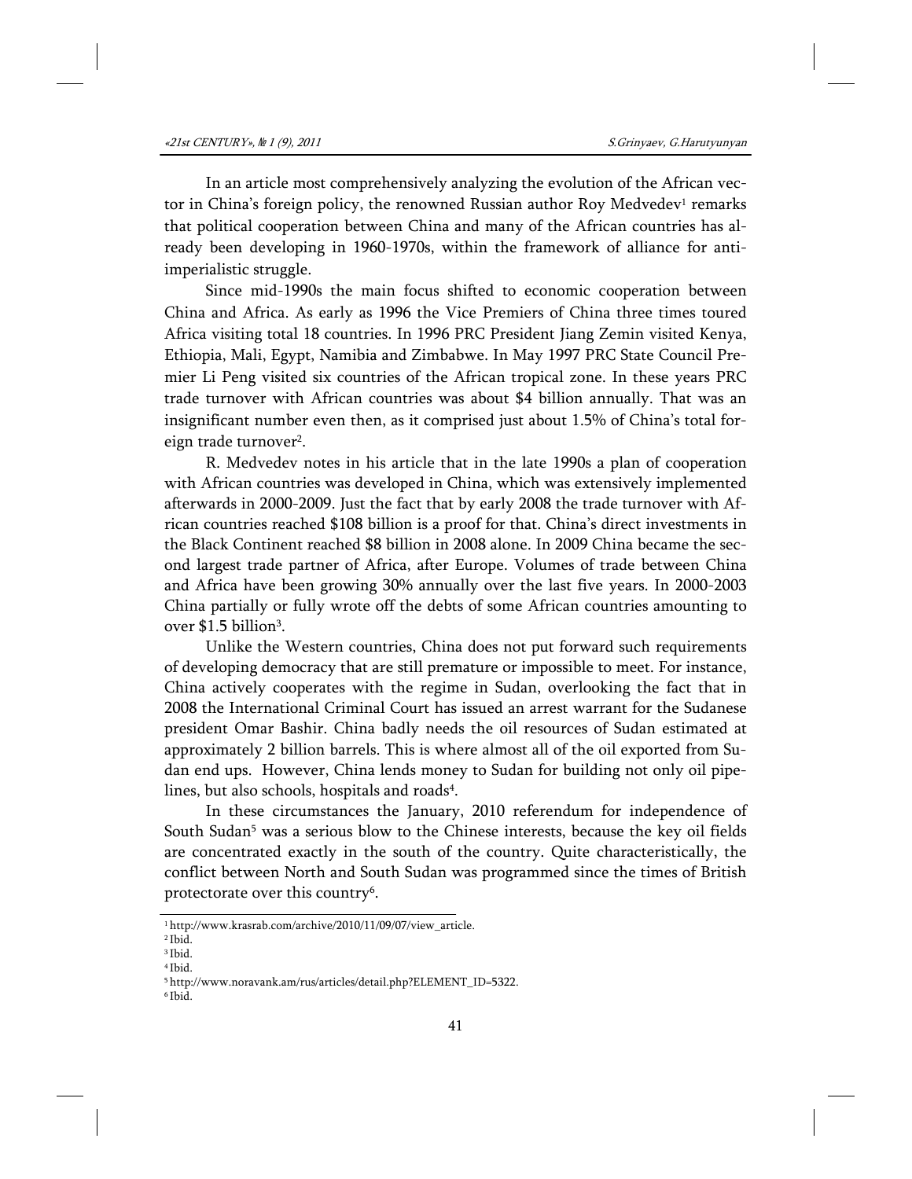In an article most comprehensively analyzing the evolution of the African vector in China's foreign policy, the renowned Russian author Roy Medvedev[1] remarks that political cooperation between China and many of the African countries has already been developing in 1960-1970s, within the framework of alliance for anti-imperialistic struggle.

Since mid-1990s the main focus shifted to economic cooperation between China and Africa. As early as 1996 the Vice Premiers of China three times toured Africa visiting total 18 countries. In 1996 PRC President Jiang Zemin visited Kenya, Ethiopia, Mali, Egypt, Namibia and Zimbabwe. In May 1997 PRC State Council Premier Li Peng visited six countries of the African tropical zone. In these years PRC trade turnover with African countries was about $4 billion annually. That was an insignificant number even then, as it comprised just about 1.5% of China's total foreign trade turnover[2].

R. Medvedev notes in his article that in the late 1990s a plan of cooperation with African countries was developed in China, which was extensively implemented afterwards in 2000-2009. Just the fact that by early 2008 the trade turnover with African countries reached $108 billion is a proof for that. China's direct investments in the Black Continent reached $8 billion in 2008 alone. In 2009 China became the second largest trade partner of Africa, after Europe. Volumes of trade between China and Africa have been growing 30% annually over the last five years. In 2000-2003 China partially or fully wrote off the debts of some African countries amounting to over $1.5 billion[3].

Unlike the Western countries, China does not put forward such requirements of developing democracy that are still premature or impossible to meet. For instance, China actively cooperates with the regime in Sudan, overlooking the fact that in 2008 the International Criminal Court has issued an arrest warrant for the Sudanese president Omar Bashir. China badly needs the oil resources of Sudan estimated at approximately 2 billion barrels. This is where almost all of the oil exported from Sudan end ups. However, China lends money to Sudan for building not only oil pipelines, but also schools, hospitals and roads[4].

In these circumstances the January, 2010 referendum for independence of South Sudan[5] was a serious blow to the Chinese interests, because the key oil fields are concentrated exactly in the south of the country. Quite characteristically, the conflict between North and South Sudan was programmed since the times of British protectorate over this country[6].

---

[1] http://www.krasrab.com/archive/2010/11/09/07/view_article.

[2] Ibid.

[3] Ibid.

[4] Ibid.

[5] http://www.noravank.am/rus/articles/detail.php?ELEMENT_ID=5322.

[6] Ibid.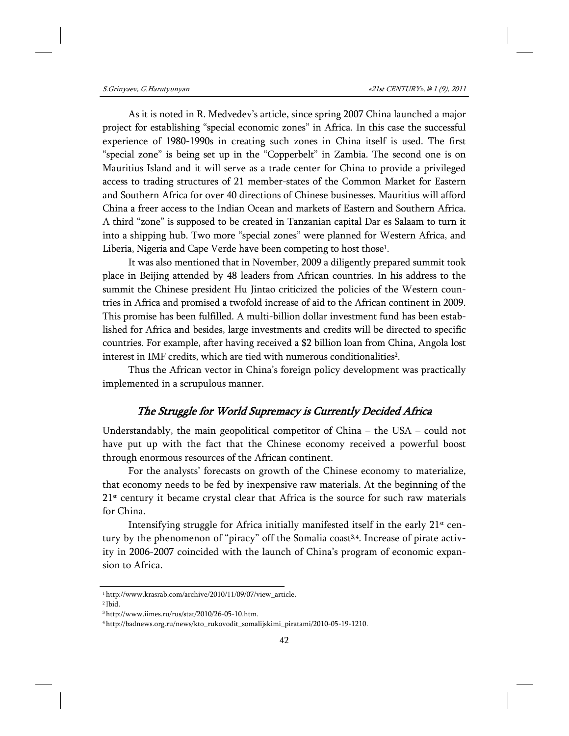As it is noted in R. Medvedev's article, since spring 2007 China launched a major project for establishing "special economic zones" in Africa. In this case the successful experience of 1980-1990s in creating such zones in China itself is used. The first "special zone" is being set up in the "Copperbelt" in Zambia. The second one is on Mauritius Island and it will serve as a trade center for China to provide a privileged access to trading structures of 21 member-states of the Common Market for Eastern and Southern Africa for over 40 directions of Chinese businesses. Mauritius will afford China a freer access to the Indian Ocean and markets of Eastern and Southern Africa. A third "zone" is supposed to be created in Tanzanian capital Dar es Salaam to turn it into a shipping hub. Two more "special zones" were planned for Western Africa, and Liberia, Nigeria and Cape Verde have been competing to host those[1].

It was also mentioned that in November, 2009 a diligently prepared summit took place in Beijing attended by 48 leaders from African countries. In his address to the summit the Chinese president Hu Jintao criticized the policies of the Western countries in Africa and promised a twofold increase of aid to the African continent in 2009. This promise has been fulfilled. A multi-billion dollar investment fund has been established for Africa and besides, large investments and credits will be directed to specific countries. For example, after having received a $2 billion loan from China, Angola lost interest in IMF credits, which are tied with numerous conditionalities[2].

Thus the African vector in China's foreign policy development was practically implemented in a scrupulous manner.

## *The Struggle for World Supremacy is Currently Decided Africa*

Understandably, the main geopolitical competitor of China – the USA – could not have put up with the fact that the Chinese economy received a powerful boost through enormous resources of the African continent.

For the analysts' forecasts on growth of the Chinese economy to materialize, that economy needs to be fed by inexpensive raw materials. At the beginning of the 21st century it became crystal clear that Africa is the source for such raw materials for China.

Intensifying struggle for Africa initially manifested itself in the early 21st century by the phenomenon of "piracy" off the Somalia coast[3,4]. Increase of pirate activity in 2006-2007 coincided with the launch of China's program of economic expansion to Africa.

---

[1] http://www.krasrab.com/archive/2010/11/09/07/view_article.

[2] Ibid.

[3] http://www.iimes.ru/rus/stat/2010/26-05-10.htm.

[4] http://badnews.org.ru/news/kto_rukovodit_somalijskimi_piratami/2010-05-19-1210.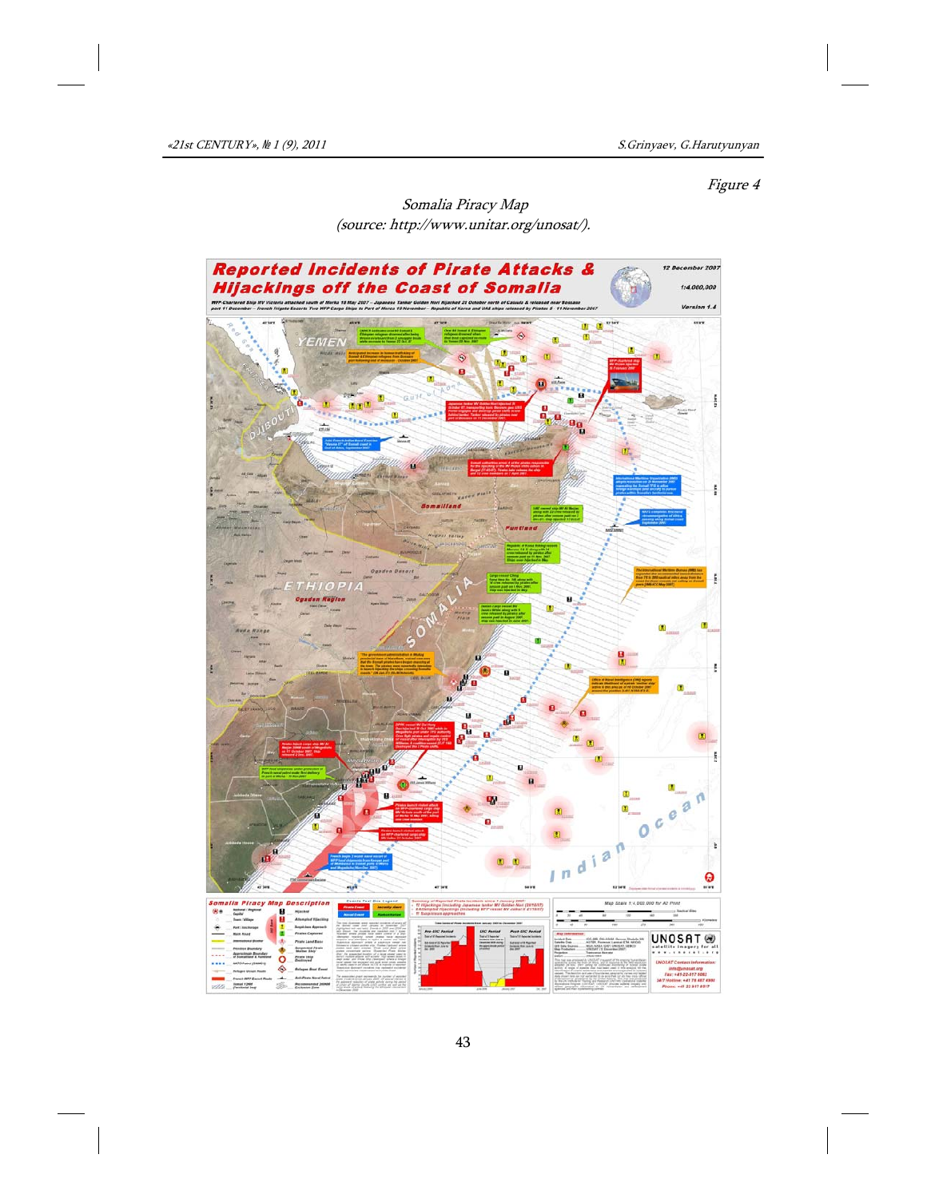*Figure 4*

*Somalia Piracy Map*
*(source: http://www.unitar.org/unosat/).*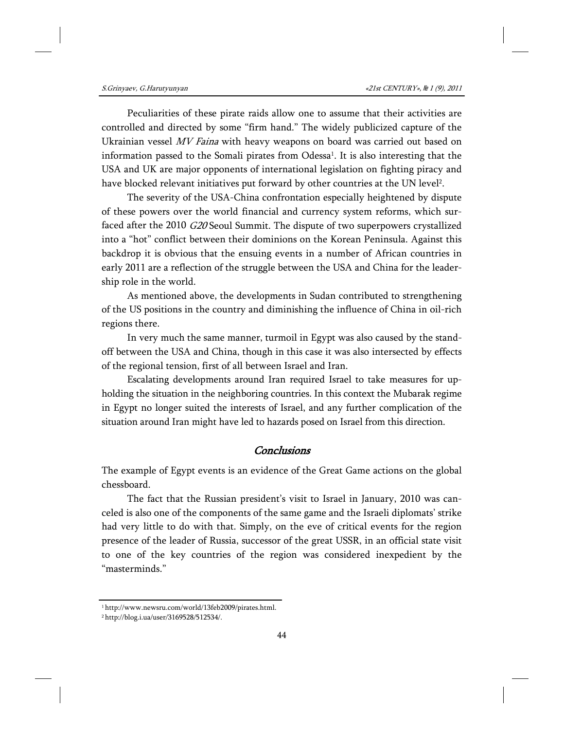Peculiarities of these pirate raids allow one to assume that their activities are controlled and directed by some "firm hand." The widely publicized capture of the Ukrainian vessel *MV Faina* with heavy weapons on board was carried out based on information passed to the Somali pirates from Odessa[1]. It is also interesting that the USA and UK are major opponents of international legislation on fighting piracy and have blocked relevant initiatives put forward by other countries at the UN level[2].

The severity of the USA-China confrontation especially heightened by dispute of these powers over the world financial and currency system reforms, which surfaced after the 2010 *G20* Seoul Summit. The dispute of two superpowers crystallized into a "hot" conflict between their dominions on the Korean Peninsula. Against this backdrop it is obvious that the ensuing events in a number of African countries in early 2011 are a reflection of the struggle between the USA and China for the leadership role in the world.

As mentioned above, the developments in Sudan contributed to strengthening of the US positions in the country and diminishing the influence of China in oil-rich regions there.

In very much the same manner, turmoil in Egypt was also caused by the standoff between the USA and China, though in this case it was also intersected by effects of the regional tension, first of all between Israel and Iran.

Escalating developments around Iran required Israel to take measures for upholding the situation in the neighboring countries. In this context the Mubarak regime in Egypt no longer suited the interests of Israel, and any further complication of the situation around Iran might have led to hazards posed on Israel from this direction.

## *Conclusions*

The example of Egypt events is an evidence of the Great Game actions on the global chessboard.

The fact that the Russian president's visit to Israel in January, 2010 was canceled is also one of the components of the same game and the Israeli diplomats' strike had very little to do with that. Simply, on the eve of critical events for the region presence of the leader of Russia, successor of the great USSR, in an official state visit to one of the key countries of the region was considered inexpedient by the "masterminds."

---

[1] http://www.newsru.com/world/13feb2009/pirates.html.

[2] http://blog.i.ua/user/3169528/512534/.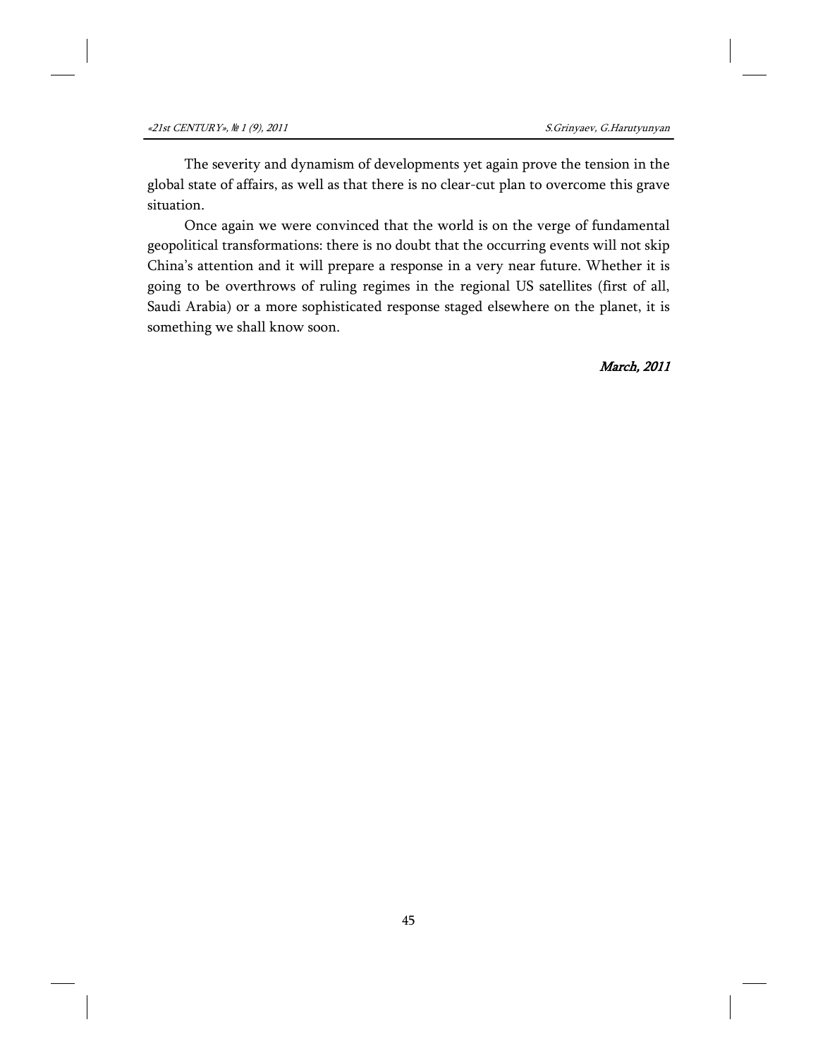The severity and dynamism of developments yet again prove the tension in the global state of affairs, as well as that there is no clear-cut plan to overcome this grave situation.

Once again we were convinced that the world is on the verge of fundamental geopolitical transformations: there is no doubt that the occurring events will not skip China's attention and it will prepare a response in a very near future. Whether it is going to be overthrows of ruling regimes in the regional US satellites (first of all, Saudi Arabia) or a more sophisticated response staged elsewhere on the planet, it is something we shall know soon.

***March, 2011***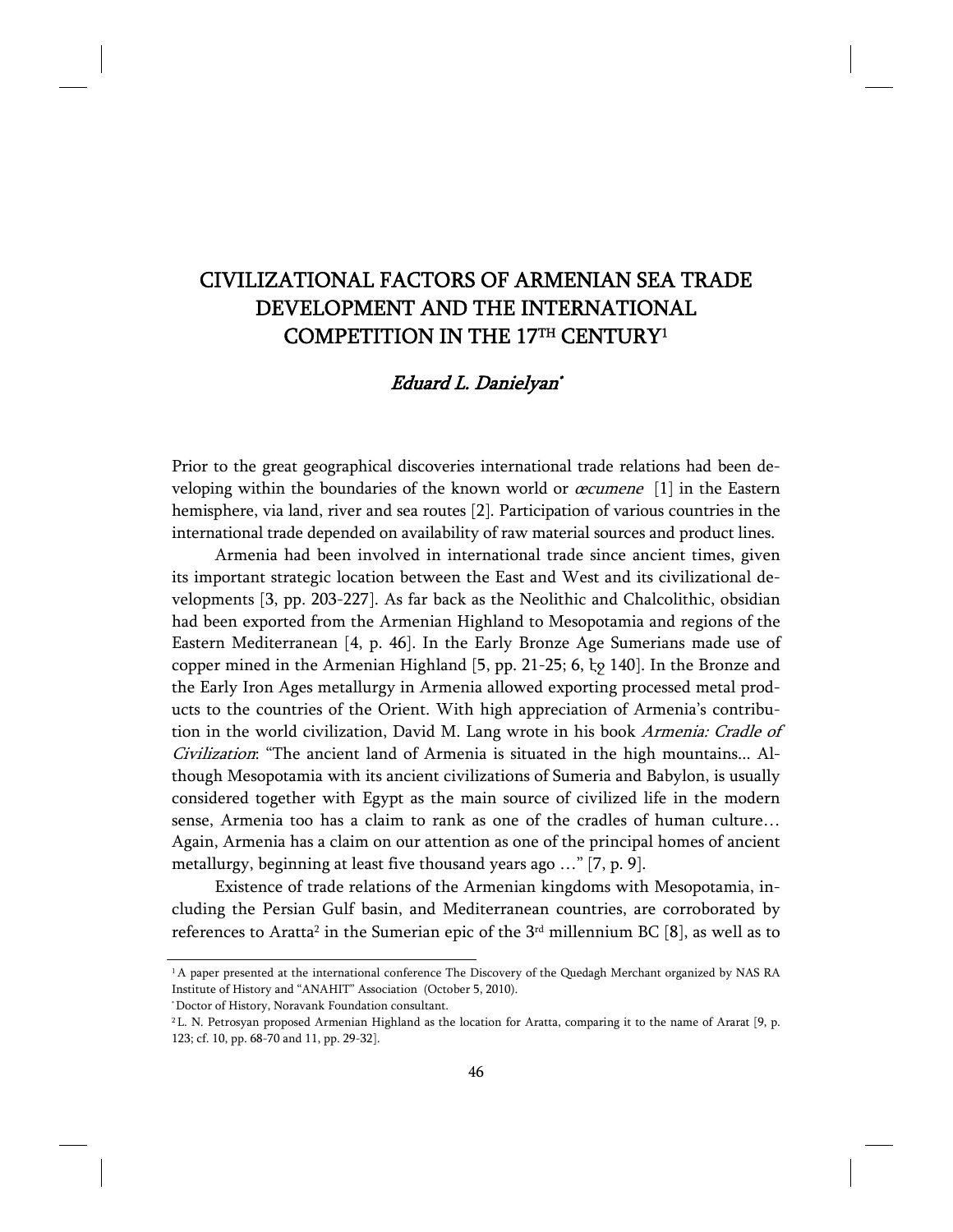# CIVILIZATIONAL FACTORS OF ARMENIAN SEA TRADE DEVELOPMENT AND THE INTERNATIONAL COMPETITION IN THE 17TH CENTURY[1]

### *Eduard L. Danielyan*[*]

Prior to the great geographical discoveries international trade relations had been developing within the boundaries of the known world or *œcumene* [1] in the Eastern hemisphere, via land, river and sea routes [2]. Participation of various countries in the international trade depended on availability of raw material sources and product lines.

Armenia had been involved in international trade since ancient times, given its important strategic location between the East and West and its civilizational developments [3, pp. 203-227]. As far back as the Neolithic and Chalcolithic, obsidian had been exported from the Armenian Highland to Mesopotamia and regions of the Eastern Mediterranean [4, p. 46]. In the Early Bronze Age Sumerians made use of copper mined in the Armenian Highland [5, pp. 21-25; 6, էջ 140]. In the Bronze and the Early Iron Ages metallurgy in Armenia allowed exporting processed metal products to the countries of the Orient. With high appreciation of Armenia's contribution in the world civilization, David M. Lang wrote in his book *Armenia: Cradle of Civilization*: "The ancient land of Armenia is situated in the high mountains... Although Mesopotamia with its ancient civilizations of Sumeria and Babylon, is usually considered together with Egypt as the main source of civilized life in the modern sense, Armenia too has a claim to rank as one of the cradles of human culture… Again, Armenia has a claim on our attention as one of the principal homes of ancient metallurgy, beginning at least five thousand years ago …" [7, p. 9].

Existence of trade relations of the Armenian kingdoms with Mesopotamia, including the Persian Gulf basin, and Mediterranean countries, are corroborated by references to Aratta[2] in the Sumerian epic of the 3rd millennium BC [8], as well as to

---

[1] A paper presented at the international conference The Discovery of the Quedagh Merchant organized by NAS RA Institute of History and "ANAHIT" Association (October 5, 2010).

[*] Doctor of History, Noravank Foundation consultant.

[2] L. N. Petrosyan proposed Armenian Highland as the location for Aratta, comparing it to the name of Ararat [9, p. 123; cf. 10, pp. 68-70 and 11, pp. 29-32].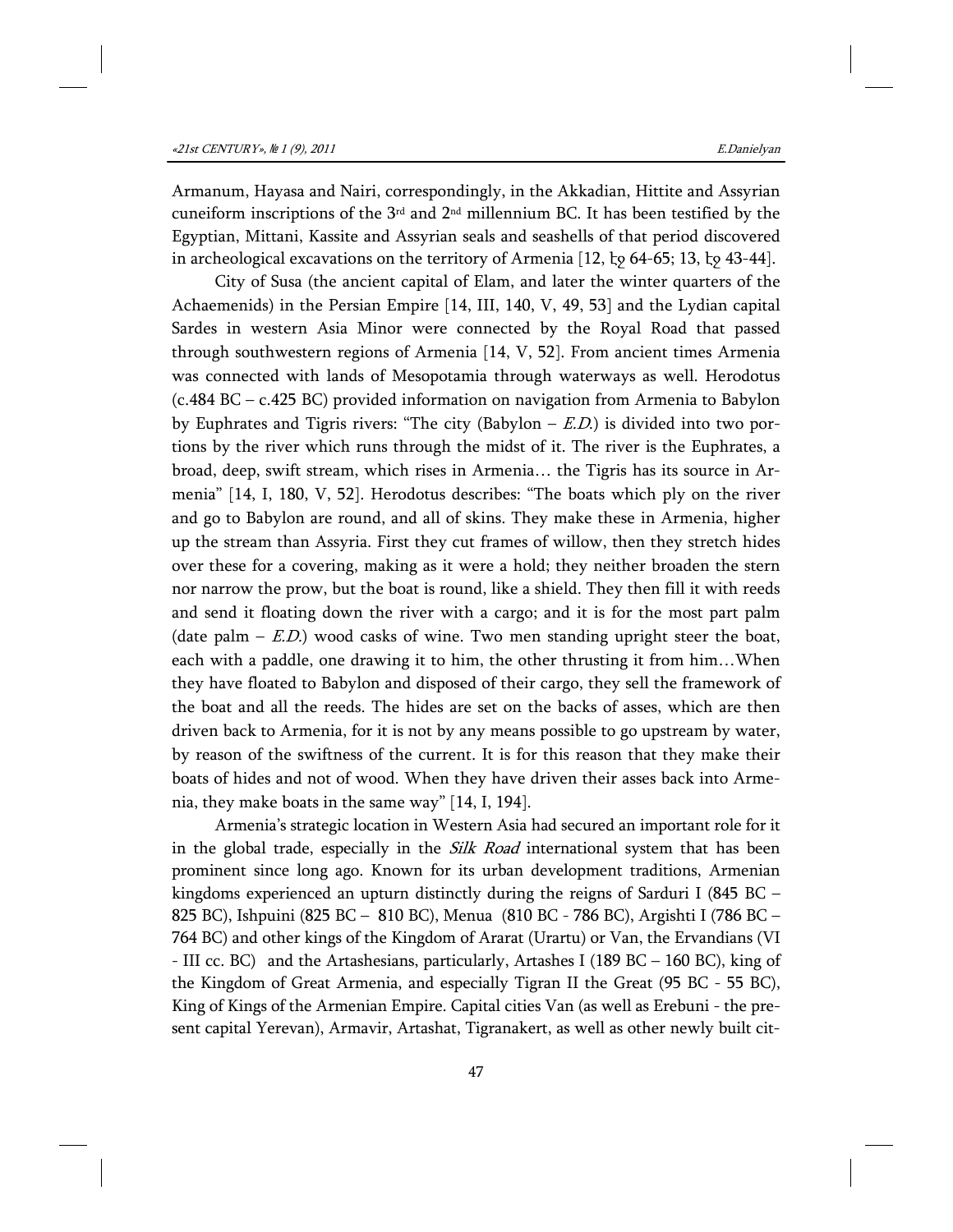Armanum, Hayasa and Nairi, correspondingly, in the Akkadian, Hittite and Assyrian cuneiform inscriptions of the 3rd and 2nd millennium BC. It has been testified by the Egyptian, Mittani, Kassite and Assyrian seals and seashells of that period discovered in archeological excavations on the territory of Armenia [12, էջ 64-65; 13, էջ 43-44].

City of Susa (the ancient capital of Elam, and later the winter quarters of the Achaemenids) in the Persian Empire [14, III, 140, V, 49, 53] and the Lydian capital Sardes in western Asia Minor were connected by the Royal Road that passed through southwestern regions of Armenia [14, V, 52]. From ancient times Armenia was connected with lands of Mesopotamia through waterways as well. Herodotus (c.484 BC – c.425 BC) provided information on navigation from Armenia to Babylon by Euphrates and Tigris rivers: "The city (Babylon – *E.D.*) is divided into two portions by the river which runs through the midst of it. The river is the Euphrates, a broad, deep, swift stream, which rises in Armenia… the Tigris has its source in Armenia" [14, I, 180, V, 52]. Herodotus describes: "The boats which ply on the river and go to Babylon are round, and all of skins. They make these in Armenia, higher up the stream than Assyria. First they cut frames of willow, then they stretch hides over these for a covering, making as it were a hold; they neither broaden the stern nor narrow the prow, but the boat is round, like a shield. They then fill it with reeds and send it floating down the river with a cargo; and it is for the most part palm (date palm – *E.D.*) wood casks of wine. Two men standing upright steer the boat, each with a paddle, one drawing it to him, the other thrusting it from him…When they have floated to Babylon and disposed of their cargo, they sell the framework of the boat and all the reeds. The hides are set on the backs of asses, which are then driven back to Armenia, for it is not by any means possible to go upstream by water, by reason of the swiftness of the current. It is for this reason that they make their boats of hides and not of wood. When they have driven their asses back into Armenia, they make boats in the same way" [14, I, 194].

Armenia's strategic location in Western Asia had secured an important role for it in the global trade, especially in the *Silk Road* international system that has been prominent since long ago. Known for its urban development traditions, Armenian kingdoms experienced an upturn distinctly during the reigns of Sarduri I (845 BC – 825 BC), Ishpuini (825 BC – 810 BC), Menua (810 BC - 786 BC), Argishti I (786 BC – 764 BC) and other kings of the Kingdom of Ararat (Urartu) or Van, the Ervandians (VI - III cc. BC) and the Artashesians, particularly, Artashes I (189 BC – 160 BC), king of the Kingdom of Great Armenia, and especially Tigran II the Great (95 BC - 55 BC), King of Kings of the Armenian Empire. Capital cities Van (as well as Erebuni - the present capital Yerevan), Armavir, Artashat, Tigranakert, as well as other newly built cit-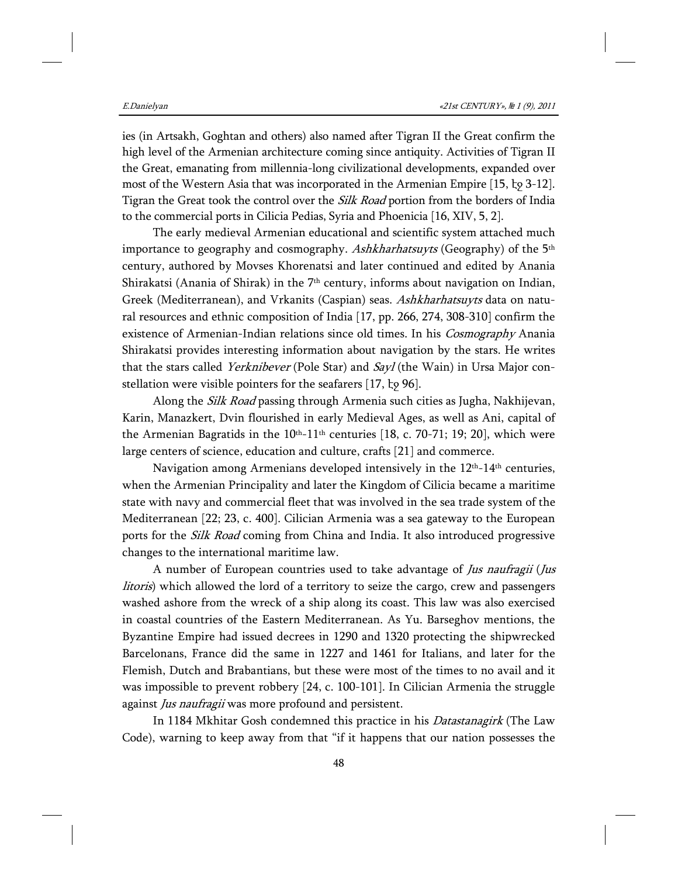ies (in Artsakh, Goghtan and others) also named after Tigran II the Great confirm the high level of the Armenian architecture coming since antiquity. Activities of Tigran II the Great, emanating from millennia-long civilizational developments, expanded over most of the Western Asia that was incorporated in the Armenian Empire [15, էջ 3-12]. Tigran the Great took the control over the *Silk Road* portion from the borders of India to the commercial ports in Cilicia Pedias, Syria and Phoenicia [16, XIV, 5, 2].

The early medieval Armenian educational and scientific system attached much importance to geography and cosmography. *Ashkharhatsuyts* (Geography) of the 5th century, authored by Movses Khorenatsi and later continued and edited by Anania Shirakatsi (Anania of Shirak) in the 7th century, informs about navigation on Indian, Greek (Mediterranean), and Vrkanits (Caspian) seas. *Ashkharhatsuyts* data on natural resources and ethnic composition of India [17, pp. 266, 274, 308-310] confirm the existence of Armenian-Indian relations since old times. In his *Cosmography* Anania Shirakatsi provides interesting information about navigation by the stars. He writes that the stars called *Yerknibever* (Pole Star) and *Sayl* (the Wain) in Ursa Major constellation were visible pointers for the seafarers [17, էջ 96].

Along the *Silk Road* passing through Armenia such cities as Jugha, Nakhijevan, Karin, Manazkert, Dvin flourished in early Medieval Ages, as well as Ani, capital of the Armenian Bagratids in the 10th-11th centuries [18, c. 70-71; 19; 20], which were large centers of science, education and culture, crafts [21] and commerce.

Navigation among Armenians developed intensively in the 12th-14th centuries, when the Armenian Principality and later the Kingdom of Cilicia became a maritime state with navy and commercial fleet that was involved in the sea trade system of the Mediterranean [22; 23, c. 400]. Cilician Armenia was a sea gateway to the European ports for the *Silk Road* coming from China and India. It also introduced progressive changes to the international maritime law.

A number of European countries used to take advantage of *Jus naufragii* (*Jus litoris*) which allowed the lord of a territory to seize the cargo, crew and passengers washed ashore from the wreck of a ship along its coast. This law was also exercised in coastal countries of the Eastern Mediterranean. As Yu. Barseghov mentions, the Byzantine Empire had issued decrees in 1290 and 1320 protecting the shipwrecked Barcelonans, France did the same in 1227 and 1461 for Italians, and later for the Flemish, Dutch and Brabantians, but these were most of the times to no avail and it was impossible to prevent robbery [24, c. 100-101]. In Cilician Armenia the struggle against *Jus naufragii* was more profound and persistent.

In 1184 Mkhitar Gosh condemned this practice in his *Datastanagirk* (The Law Code), warning to keep away from that "if it happens that our nation possesses the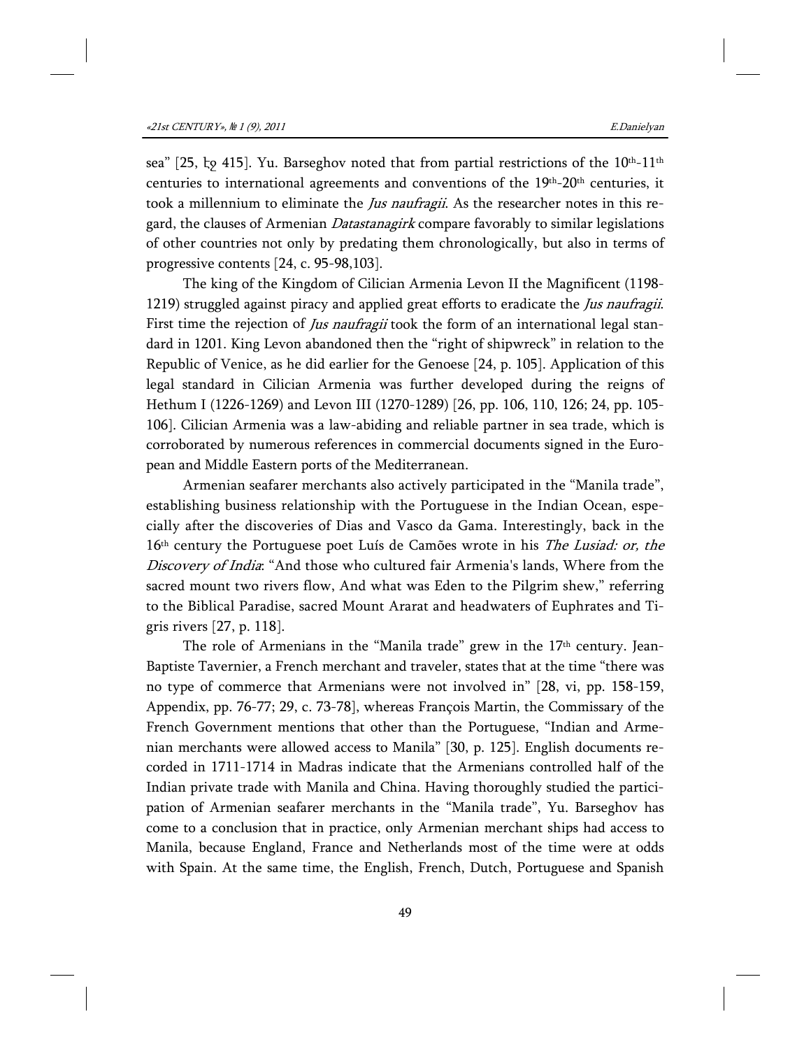sea" [25, էջ 415]. Yu. Barseghov noted that from partial restrictions of the 10th-11th centuries to international agreements and conventions of the 19th-20th centuries, it took a millennium to eliminate the *Jus naufragii*. As the researcher notes in this regard, the clauses of Armenian *Datastanagirk* compare favorably to similar legislations of other countries not only by predating them chronologically, but also in terms of progressive contents [24, с. 95-98,103].

The king of the Kingdom of Cilician Armenia Levon II the Magnificent (1198-1219) struggled against piracy and applied great efforts to eradicate the *Jus naufragii*. First time the rejection of *Jus naufragii* took the form of an international legal standard in 1201. King Levon abandoned then the "right of shipwreck" in relation to the Republic of Venice, as he did earlier for the Genoese [24, p. 105]. Application of this legal standard in Cilician Armenia was further developed during the reigns of Hethum I (1226-1269) and Levon III (1270-1289) [26, pp. 106, 110, 126; 24, pp. 105-106]. Cilician Armenia was a law-abiding and reliable partner in sea trade, which is corroborated by numerous references in commercial documents signed in the European and Middle Eastern ports of the Mediterranean.

Armenian seafarer merchants also actively participated in the "Manila trade", establishing business relationship with the Portuguese in the Indian Ocean, especially after the discoveries of Dias and Vasco da Gama. Interestingly, back in the 16th century the Portuguese poet Luís de Camões wrote in his *The Lusiad: or, the Discovery of India*: "And those who cultured fair Armenia's lands, Where from the sacred mount two rivers flow, And what was Eden to the Pilgrim shew," referring to the Biblical Paradise, sacred Mount Ararat and headwaters of Euphrates and Tigris rivers [27, p. 118].

The role of Armenians in the "Manila trade" grew in the 17th century. Jean-Baptiste Tavernier, a French merchant and traveler, states that at the time "there was no type of commerce that Armenians were not involved in" [28, vi, pp. 158-159, Appendix, pp. 76-77; 29, с. 73-78], whereas François Martin, the Commissary of the French Government mentions that other than the Portuguese, "Indian and Armenian merchants were allowed access to Manila" [30, p. 125]. English documents recorded in 1711-1714 in Madras indicate that the Armenians controlled half of the Indian private trade with Manila and China. Having thoroughly studied the participation of Armenian seafarer merchants in the "Manila trade", Yu. Barseghov has come to a conclusion that in practice, only Armenian merchant ships had access to Manila, because England, France and Netherlands most of the time were at odds with Spain. At the same time, the English, French, Dutch, Portuguese and Spanish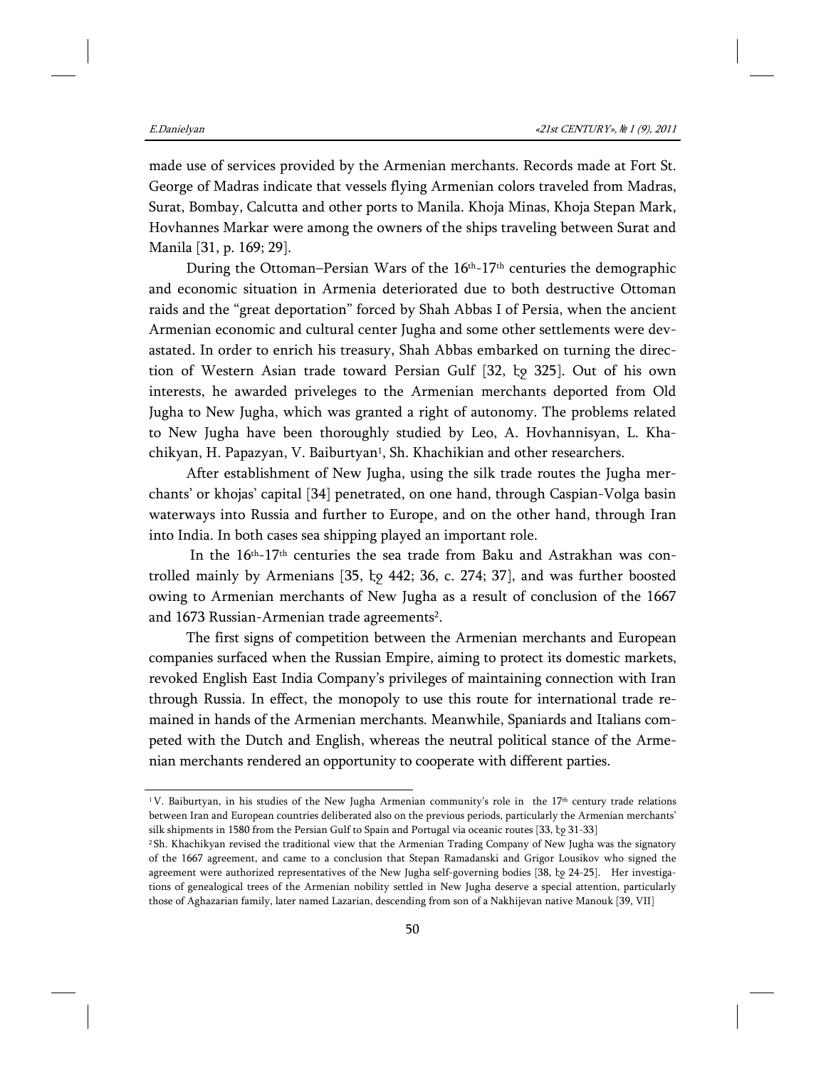made use of services provided by the Armenian merchants. Records made at Fort St. George of Madras indicate that vessels flying Armenian colors traveled from Madras, Surat, Bombay, Calcutta and other ports to Manila. Khoja Minas, Khoja Stepan Mark, Hovhannes Markar were among the owners of the ships traveling between Surat and Manila [31, p. 169; 29].

During the Ottoman–Persian Wars of the 16th-17th centuries the demographic and economic situation in Armenia deteriorated due to both destructive Ottoman raids and the "great deportation" forced by Shah Abbas I of Persia, when the ancient Armenian economic and cultural center Jugha and some other settlements were devastated. In order to enrich his treasury, Shah Abbas embarked on turning the direction of Western Asian trade toward Persian Gulf [32, էջ 325]. Out of his own interests, he awarded priveleges to the Armenian merchants deported from Old Jugha to New Jugha, which was granted a right of autonomy. The problems related to New Jugha have been thoroughly studied by Leo, A. Hovhannisyan, L. Khachikyan, H. Papazyan, V. Baiburtyan[1], Sh. Khachikian and other researchers.

After establishment of New Jugha, using the silk trade routes the Jugha merchants' or khojas' capital [34] penetrated, on one hand, through Caspian-Volga basin waterways into Russia and further to Europe, and on the other hand, through Iran into India. In both cases sea shipping played an important role.

In the 16th-17th centuries the sea trade from Baku and Astrakhan was controlled mainly by Armenians [35, էջ 442; 36, c. 274; 37], and was further boosted owing to Armenian merchants of New Jugha as a result of conclusion of the 1667 and 1673 Russian-Armenian trade agreements[2].

The first signs of competition between the Armenian merchants and European companies surfaced when the Russian Empire, aiming to protect its domestic markets, revoked English East India Company's privileges of maintaining connection with Iran through Russia. In effect, the monopoly to use this route for international trade remained in hands of the Armenian merchants. Meanwhile, Spaniards and Italians competed with the Dutch and English, whereas the neutral political stance of the Armenian merchants rendered an opportunity to cooperate with different parties.

---

[1] V. Baiburtyan, in his studies of the New Jugha Armenian community's role in the 17th century trade relations between Iran and European countries deliberated also on the previous periods, particularly the Armenian merchants' silk shipments in 1580 from the Persian Gulf to Spain and Portugal via oceanic routes [33, էջ 31-33]

[2] Sh. Khachikyan revised the traditional view that the Armenian Trading Company of New Jugha was the signatory of the 1667 agreement, and came to a conclusion that Stepan Ramadanski and Grigor Lousikov who signed the agreement were authorized representatives of the New Jugha self-governing bodies [38, էջ 24-25]. Her investigations of genealogical trees of the Armenian nobility settled in New Jugha deserve a special attention, particularly those of Aghazarian family, later named Lazarian, descending from son of a Nakhijevan native Manouk [39, VII]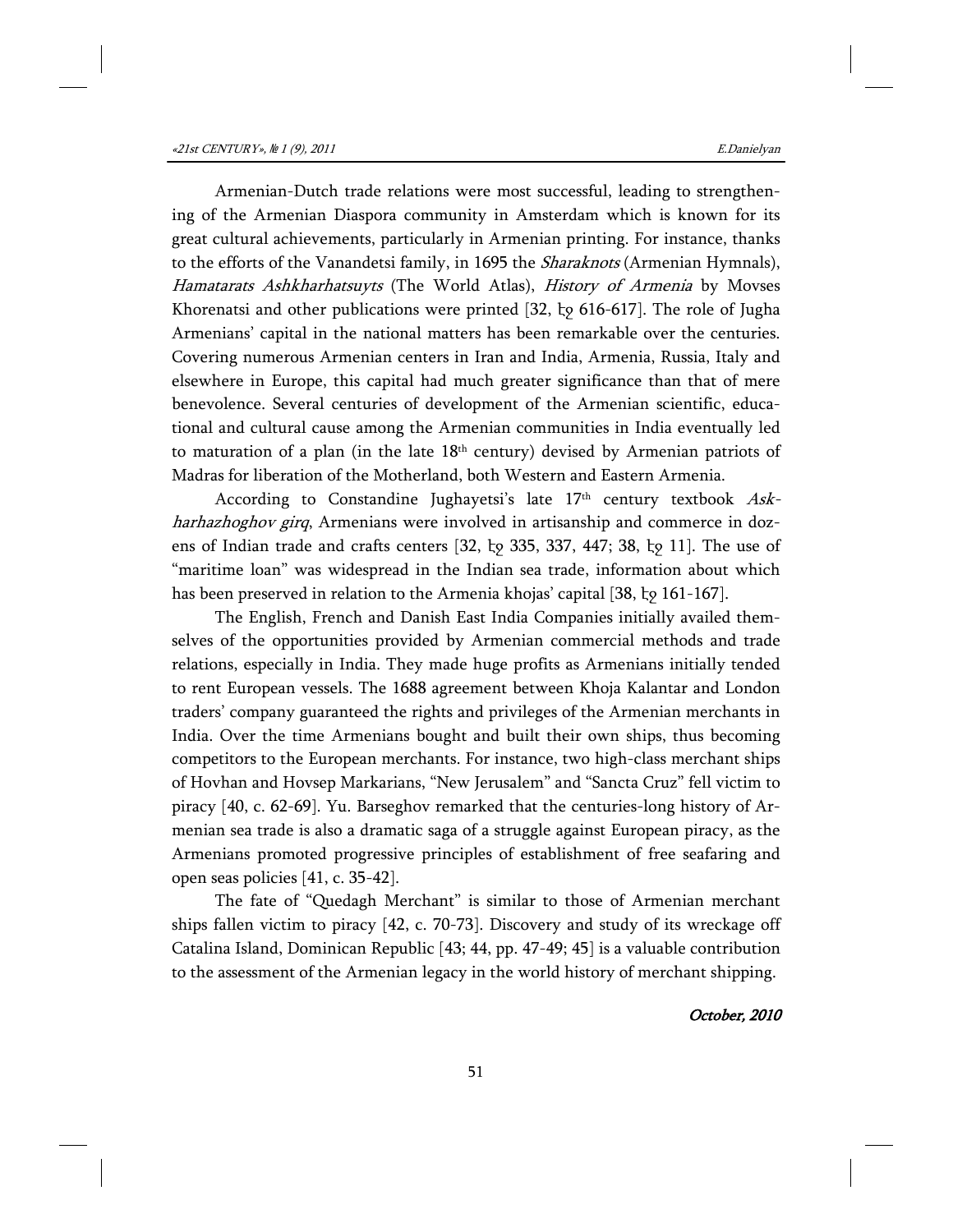Armenian-Dutch trade relations were most successful, leading to strengthening of the Armenian Diaspora community in Amsterdam which is known for its great cultural achievements, particularly in Armenian printing. For instance, thanks to the efforts of the Vanandetsi family, in 1695 the *Sharaknots* (Armenian Hymnals), *Hamatarats Ashkharhatsuyts* (The World Atlas), *History of Armenia* by Movses Khorenatsi and other publications were printed [32, էջ 616-617]. The role of Jugha Armenians' capital in the national matters has been remarkable over the centuries. Covering numerous Armenian centers in Iran and India, Armenia, Russia, Italy and elsewhere in Europe, this capital had much greater significance than that of mere benevolence. Several centuries of development of the Armenian scientific, educational and cultural cause among the Armenian communities in India eventually led to maturation of a plan (in the late 18th century) devised by Armenian patriots of Madras for liberation of the Motherland, both Western and Eastern Armenia.

According to Constandine Jughayetsi's late 17th century textbook *Askharhazhoghov girq*, Armenians were involved in artisanship and commerce in dozens of Indian trade and crafts centers [32, էջ 335, 337, 447; 38, էջ 11]. The use of "maritime loan" was widespread in the Indian sea trade, information about which has been preserved in relation to the Armenia khojas' capital [38, էջ 161-167].

The English, French and Danish East India Companies initially availed themselves of the opportunities provided by Armenian commercial methods and trade relations, especially in India. They made huge profits as Armenians initially tended to rent European vessels. The 1688 agreement between Khoja Kalantar and London traders' company guaranteed the rights and privileges of the Armenian merchants in India. Over the time Armenians bought and built their own ships, thus becoming competitors to the European merchants. For instance, two high-class merchant ships of Hovhan and Hovsep Markarians, "New Jerusalem" and "Sancta Cruz" fell victim to piracy [40, с. 62-69]. Yu. Barseghov remarked that the centuries-long history of Armenian sea trade is also a dramatic saga of a struggle against European piracy, as the Armenians promoted progressive principles of establishment of free seafaring and open seas policies [41, с. 35-42].

The fate of "Quedagh Merchant" is similar to those of Armenian merchant ships fallen victim to piracy [42, с. 70-73]. Discovery and study of its wreckage off Catalina Island, Dominican Republic [43; 44, pp. 47-49; 45] is a valuable contribution to the assessment of the Armenian legacy in the world history of merchant shipping.

*October, 2010*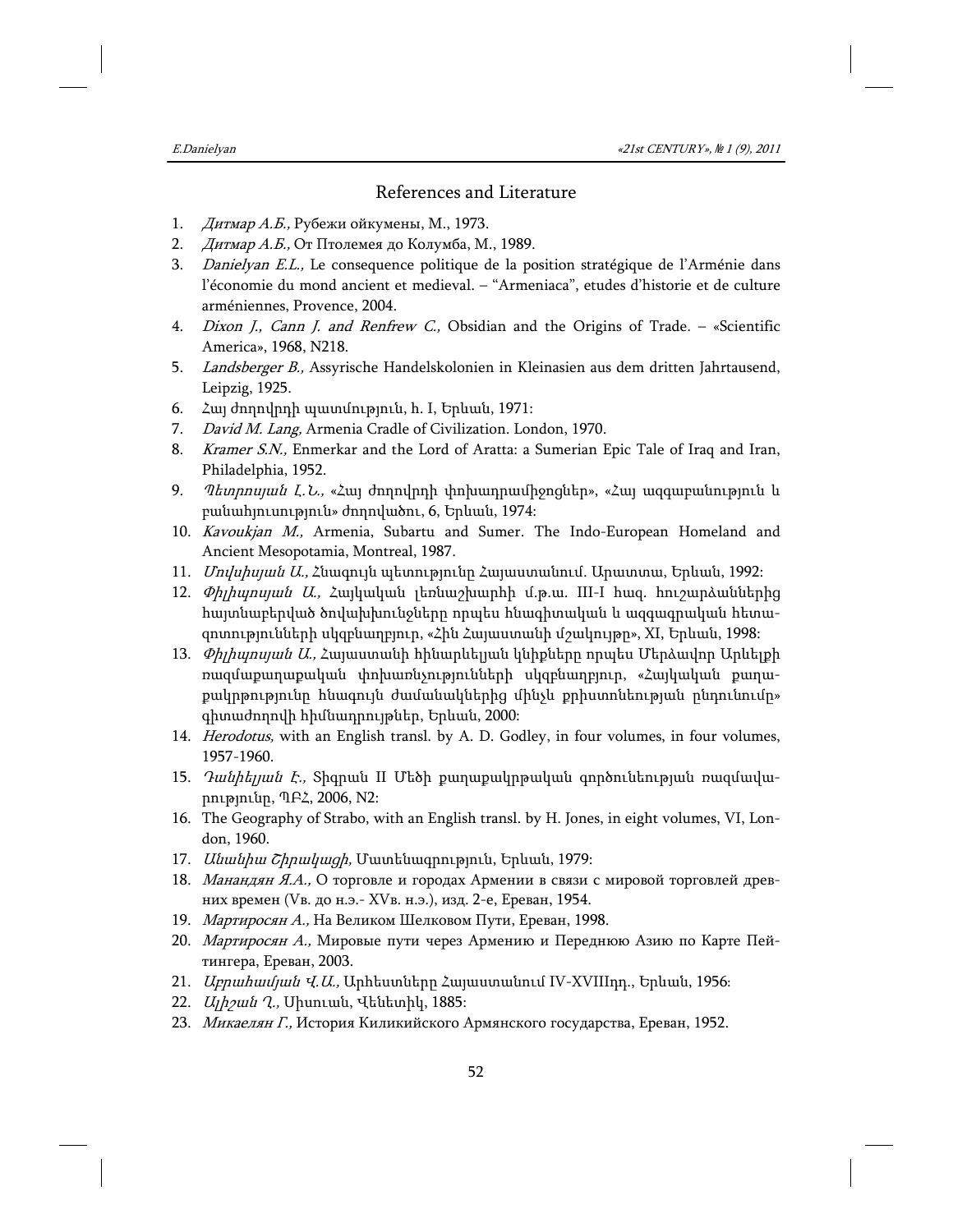## References and Literature

1. *Дитмар А.Б.,* Рубежи ойкумены, М., 1973.
2. *Дитмар А.Б.,* От Птолемея до Колумба, М., 1989.
3. *Danielyan E.L.,* Le consequence politique de la position stratégique de l'Arménie dans l'économie du mond ancient et medieval. – "Armeniaca", etudes d'historie et de culture arméniennes, Provence, 2004.
4. *Dixon J., Cann J. and Renfrew C.,* Obsidian and the Origins of Trade. – «Scientific America», 1968, N218.
5. *Landsberger B.,* Assyrische Handelskolonien in Kleinasien aus dem dritten Jahrtausend, Leipzig, 1925.
6. Հայ ժողովրդի պատմություն, հ. I, Երևան, 1971:
7. *David M. Lang,* Armenia Cradle of Civilization. London, 1970.
8. *Kramer S.N.,* Enmerkar and the Lord of Aratta: a Sumerian Epic Tale of Iraq and Iran, Philadelphia, 1952.
9. *Պետրոսյան Լ.Ն.,* «Հայ ժողովրդի փոխադրամիջոցներ», «Հայ ազգաբանություն և բանահյուսություն» ժողովածու, 6, Երևան, 1974:
10. *Kavoukjan M.,* Armenia, Subartu and Sumer. The Indo-European Homeland and Ancient Mesopotamia, Montreal, 1987.
11. *Մովսիսյան Ա.,* Հնագույն պետությունը Հայաստանում. Արատտա, Երևան, 1992:
12. *Փիլիպոսյան Ա.,* Հայկական լեռնաշխարհի մ.թ.ա. III-I հազ. հուշարձաններից հայտնաբերված ծովախխունջները որպես հնագիտական և ազգագրական հետազոտությունների սկզբնաղբյուր, «Հին Հայաստանի մշակույթը», XI, Երևան, 1998:
13. *Փիլիպոսյան Ա.,* Հայաստանի հինարևելյան կնիքները որպես Մերձավոր Արևելքի ռազմաքաղաքական փոխառնչությունների սկզբնաղբյուր, «Հայկական քաղաքակրթությունը հնագույն ժամանակներից մինչև քրիստոնեության ընդունումը» գիտաժողովի հիմնադրույթներ, Երևան, 2000:
14. *Herodotus,* with an English transl. by A. D. Godley, in four volumes, in four volumes, 1957-1960.
15. *Դանիելյան Է.,* Տիգրան II Մեծի քաղաքակրթական գործունեության ռազմավարությունը, ՊԲՀ, 2006, N2:
16. The Geography of Strabo, with an English transl. by H. Jones, in eight volumes, VI, London, 1960.
17. *Անանիա Շիրակացի,* Մատենագրություն, Երևան, 1979:
18. *Манандян Я.А.,* О торговле и городах Армении в связи с мировой торговлей древних времен (Vв. до н.э.- XVв. н.э.), изд. 2-е, Ереван, 1954.
19. *Мартиросян А.,* На Великом Шелковом Пути, Ереван, 1998.
20. *Мартиросян А.,* Мировые пути через Армению и Переднюю Азию по Карте Пейтингера, Ереван, 2003.
21. *Աբրահամյան Վ.Ա.,* Արհեստները Հայաստանում IV-XVIIIդդ., Երևան, 1956:
22. *Ալիշան Ղ.,* Սիսուան, Վենետիկ, 1885:
23. *Микаелян Г.,* История Киликийского Армянского государства, Ереван, 1952.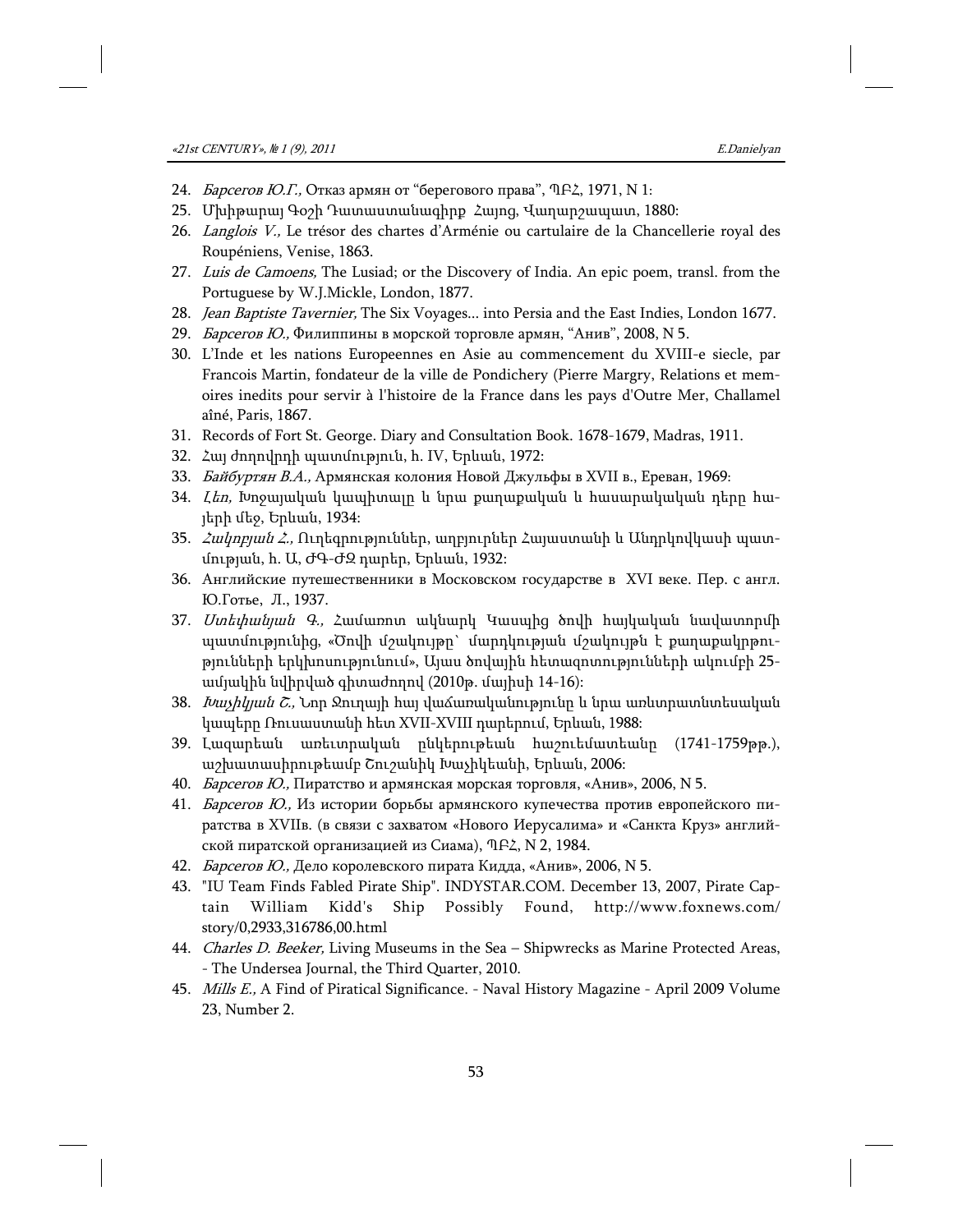24. *Барсегов Ю.Г.,* Отказ армян от "берегового права", ՊԲՀ, 1971, N 1:
25. Մխիթարայ Գօշի Դատաստանագիրք Հայոց, Վաղարշապատ, 1880:
26. *Langlois V.,* Le trésor des chartes d'Arménie ou cartulaire de la Chancellerie royal des Roupéniens, Venise, 1863.
27. *Luis de Camoens,* The Lusiad; or the Discovery of India. An epic poem, transl. from the Portuguese by W.J.Mickle, London, 1877.
28. *Jean Baptiste Tavernier,* The Six Voyages... into Persia and the East Indies, London 1677.
29. *Барсегов Ю.,* Филиппины в морской торговле армян, "Анив", 2008, N 5.
30. L'Inde et les nations Europeennes en Asie au commencement du XVIII-e siecle, par Francois Martin, fondateur de la ville de Pondichery (Pierre Margry, Relations et memoires inedits pour servir à l'histoire de la France dans les pays d'Outre Mer, Challamel aîné, Paris, 1867.
31. Records of Fort St. George. Diary and Consultation Book. 1678-1679, Madras, 1911.
32. Հայ ժողովրդի պատմություն, հ. IV, Երևան, 1972:
33. *Байбуртян В.А.,* Армянская колония Новой Джульфы в XVII в., Ереван, 1969:
34. *Լեո,* Խոջայական կապիտալը և նրա քաղաքական և հասարակական դերը հայերի մեջ, Երևան, 1934:
35. *Հակոբյան Հ.,* Ուղեգրություններ, աղբյուրներ Հայաստանի և Անդրկովկասի պատմության, հ. Ա, ԺԳ-ԺԶ դարեր, Երևան, 1932:
36. Английские путешественники в Московском государстве в XVI веке. Пер. с англ. Ю.Готье, Л., 1937.
37. *Ստեփանյան Գ.,* Համառոտ ակնարկ Կասպից ծովի հայկական նավատորմի պատմությունից, «Ծովի մշակույթը՝ մարդկության մշակույթն է քաղաքակրթությունների երկխոսությունում», Այաս ծովային հետազոտությունների ակումբի 25-ամյակին նվիրված գիտաժողով (2010թ. մայիսի 14-16):
38. *Խաչիկյան Շ.,* Նոր Ջուղայի հայ վաճառականությունը և նրա առևտրատնտեսական կապերը Ռուսաստանի հետ XVII-XVIII դարերում, Երևան, 1988:
39. Լազարեան առեւտրական ընկերութեան հաշուեմատեանը (1741-1759թթ.), աշխատասիրութեամբ Շուշանիկ Խաչիկեանի, Երևան, 2006:
40. *Барсегов Ю.,* Пиратство и армянская морская торговля, «Анив», 2006, N 5.
41. *Барсегов Ю.,* Из истории борьбы армянского купечества против европейского пиратства в XVIIв. (в связи с захватом «Нового Иерусалима» и «Санкта Круз» английской пиратской организацией из Сиама), ՊԲՀ, N 2, 1984.
42. *Барсегов Ю.,* Дело королевского пирата Кидда, «Анив», 2006, N 5.
43. "IU Team Finds Fabled Pirate Ship". INDYSTAR.COM. December 13, 2007, Pirate Captain William Kidd's Ship Possibly Found, http://www.foxnews.com/story/0,2933,316786,00.html
44. *Charles D. Beeker,* Living Museums in the Sea – Shipwrecks as Marine Protected Areas, - The Undersea Journal, the Third Quarter, 2010.
45. *Mills E.,* A Find of Piratical Significance. - Naval History Magazine - April 2009 Volume 23, Number 2.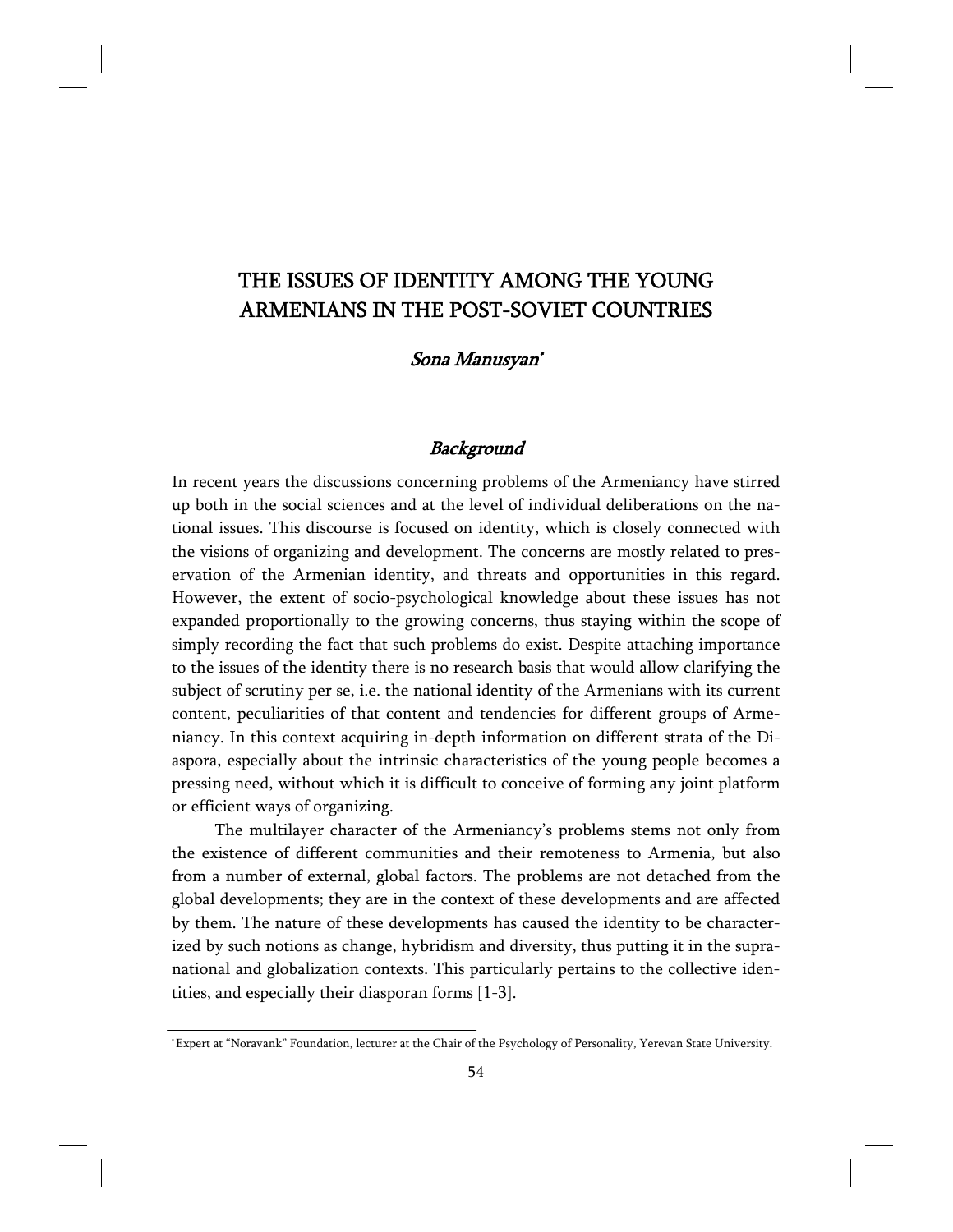# THE ISSUES OF IDENTITY AMONG THE YOUNG ARMENIANS IN THE POST-SOVIET COUNTRIES

*Sona Manusyan*[*]

## *Background*

In recent years the discussions concerning problems of the Armeniancy have stirred up both in the social sciences and at the level of individual deliberations on the national issues. This discourse is focused on identity, which is closely connected with the visions of organizing and development. The concerns are mostly related to preservation of the Armenian identity, and threats and opportunities in this regard. However, the extent of socio-psychological knowledge about these issues has not expanded proportionally to the growing concerns, thus staying within the scope of simply recording the fact that such problems do exist. Despite attaching importance to the issues of the identity there is no research basis that would allow clarifying the subject of scrutiny per se, i.e. the national identity of the Armenians with its current content, peculiarities of that content and tendencies for different groups of Armeniancy. In this context acquiring in-depth information on different strata of the Diaspora, especially about the intrinsic characteristics of the young people becomes a pressing need, without which it is difficult to conceive of forming any joint platform or efficient ways of organizing.

The multilayer character of the Armeniancy's problems stems not only from the existence of different communities and their remoteness to Armenia, but also from a number of external, global factors. The problems are not detached from the global developments; they are in the context of these developments and are affected by them. The nature of these developments has caused the identity to be characterized by such notions as change, hybridism and diversity, thus putting it in the supranational and globalization contexts. This particularly pertains to the collective identities, and especially their diasporan forms [1-3].

---

[*] Expert at "Noravank" Foundation, lecturer at the Chair of the Psychology of Personality, Yerevan State University.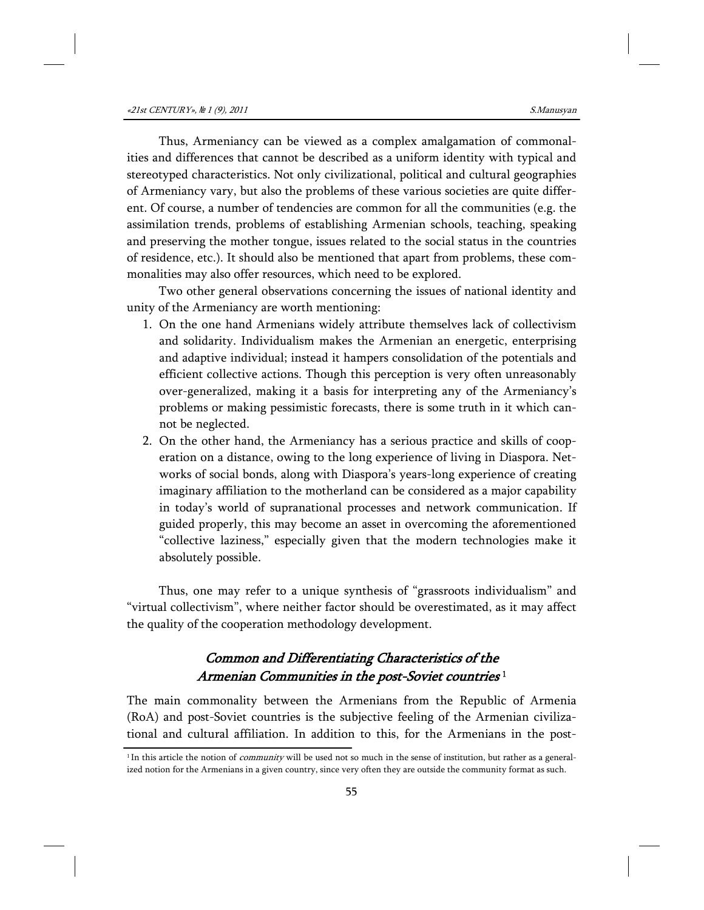Thus, Armeniancy can be viewed as a complex amalgamation of commonalities and differences that cannot be described as a uniform identity with typical and stereotyped characteristics. Not only civilizational, political and cultural geographies of Armeniancy vary, but also the problems of these various societies are quite different. Of course, a number of tendencies are common for all the communities (e.g. the assimilation trends, problems of establishing Armenian schools, teaching, speaking and preserving the mother tongue, issues related to the social status in the countries of residence, etc.). It should also be mentioned that apart from problems, these commonalities may also offer resources, which need to be explored.

Two other general observations concerning the issues of national identity and unity of the Armeniancy are worth mentioning:

1. On the one hand Armenians widely attribute themselves lack of collectivism and solidarity. Individualism makes the Armenian an energetic, enterprising and adaptive individual; instead it hampers consolidation of the potentials and efficient collective actions. Though this perception is very often unreasonably over-generalized, making it a basis for interpreting any of the Armeniancy's problems or making pessimistic forecasts, there is some truth in it which cannot be neglected.
2. On the other hand, the Armeniancy has a serious practice and skills of cooperation on a distance, owing to the long experience of living in Diaspora. Networks of social bonds, along with Diaspora's years-long experience of creating imaginary affiliation to the motherland can be considered as a major capability in today's world of supranational processes and network communication. If guided properly, this may become an asset in overcoming the aforementioned "collective laziness," especially given that the modern technologies make it absolutely possible.

Thus, one may refer to a unique synthesis of "grassroots individualism" and "virtual collectivism", where neither factor should be overestimated, as it may affect the quality of the cooperation methodology development.

## *Common and Differentiating Characteristics of the Armenian Communities in the post-Soviet countries* [1]

The main commonality between the Armenians from the Republic of Armenia (RoA) and post-Soviet countries is the subjective feeling of the Armenian civilizational and cultural affiliation. In addition to this, for the Armenians in the post-

[1] In this article the notion of *community* will be used not so much in the sense of institution, but rather as a generalized notion for the Armenians in a given country, since very often they are outside the community format as such.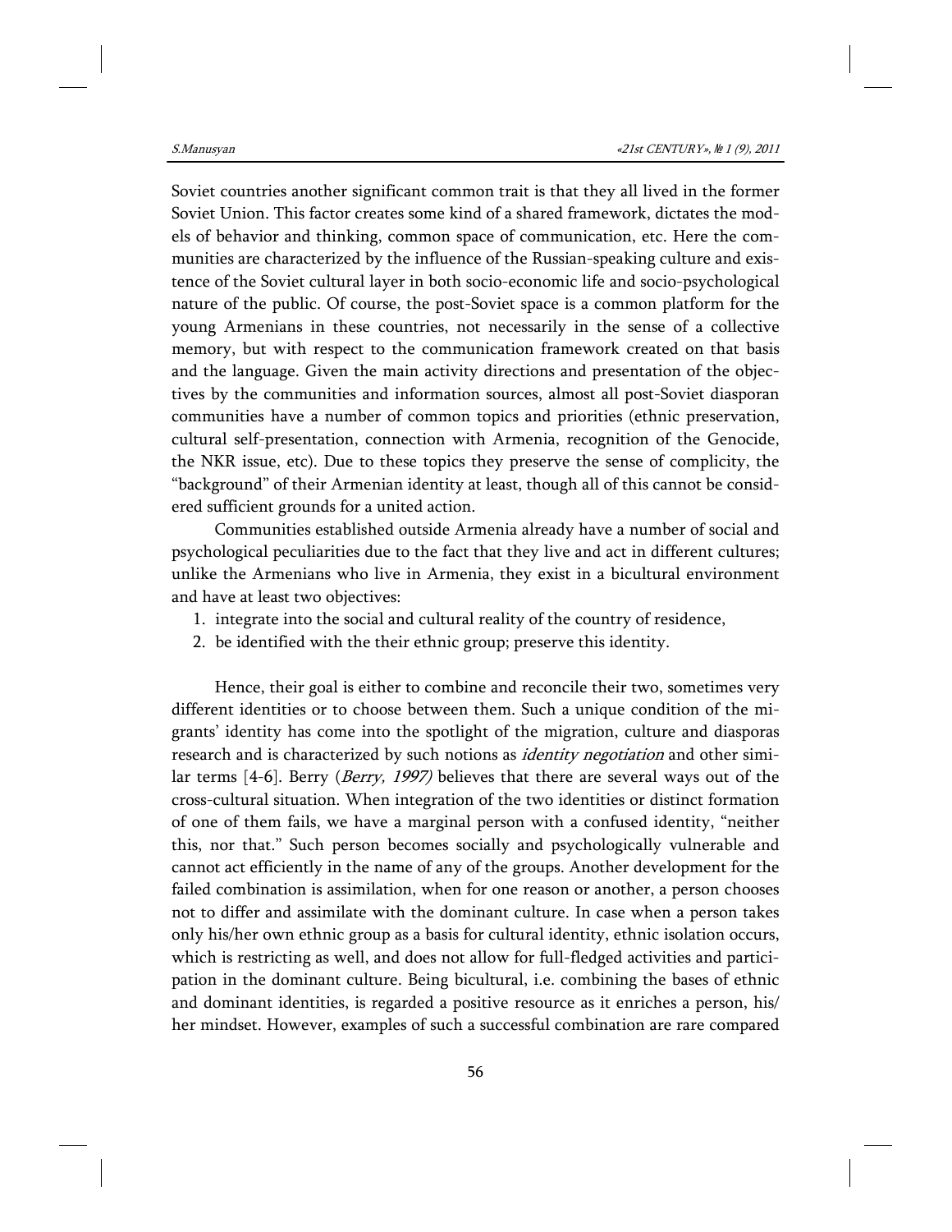Soviet countries another significant common trait is that they all lived in the former Soviet Union. This factor creates some kind of a shared framework, dictates the models of behavior and thinking, common space of communication, etc. Here the communities are characterized by the influence of the Russian-speaking culture and existence of the Soviet cultural layer in both socio-economic life and socio-psychological nature of the public. Of course, the post-Soviet space is a common platform for the young Armenians in these countries, not necessarily in the sense of a collective memory, but with respect to the communication framework created on that basis and the language. Given the main activity directions and presentation of the objectives by the communities and information sources, almost all post-Soviet diasporan communities have a number of common topics and priorities (ethnic preservation, cultural self-presentation, connection with Armenia, recognition of the Genocide, the NKR issue, etc). Due to these topics they preserve the sense of complicity, the "background" of their Armenian identity at least, though all of this cannot be considered sufficient grounds for a united action.

Communities established outside Armenia already have a number of social and psychological peculiarities due to the fact that they live and act in different cultures; unlike the Armenians who live in Armenia, they exist in a bicultural environment and have at least two objectives:

1. integrate into the social and cultural reality of the country of residence,
2. be identified with the their ethnic group; preserve this identity.

Hence, their goal is either to combine and reconcile their two, sometimes very different identities or to choose between them. Such a unique condition of the migrants' identity has come into the spotlight of the migration, culture and diasporas research and is characterized by such notions as *identity negotiation* and other similar terms [4-6]. Berry (*Berry, 1997)* believes that there are several ways out of the cross-cultural situation. When integration of the two identities or distinct formation of one of them fails, we have a marginal person with a confused identity, "neither this, nor that." Such person becomes socially and psychologically vulnerable and cannot act efficiently in the name of any of the groups. Another development for the failed combination is assimilation, when for one reason or another, a person chooses not to differ and assimilate with the dominant culture. In case when a person takes only his/her own ethnic group as a basis for cultural identity, ethnic isolation occurs, which is restricting as well, and does not allow for full-fledged activities and participation in the dominant culture. Being bicultural, i.e. combining the bases of ethnic and dominant identities, is regarded a positive resource as it enriches a person, his/her mindset. However, examples of such a successful combination are rare compared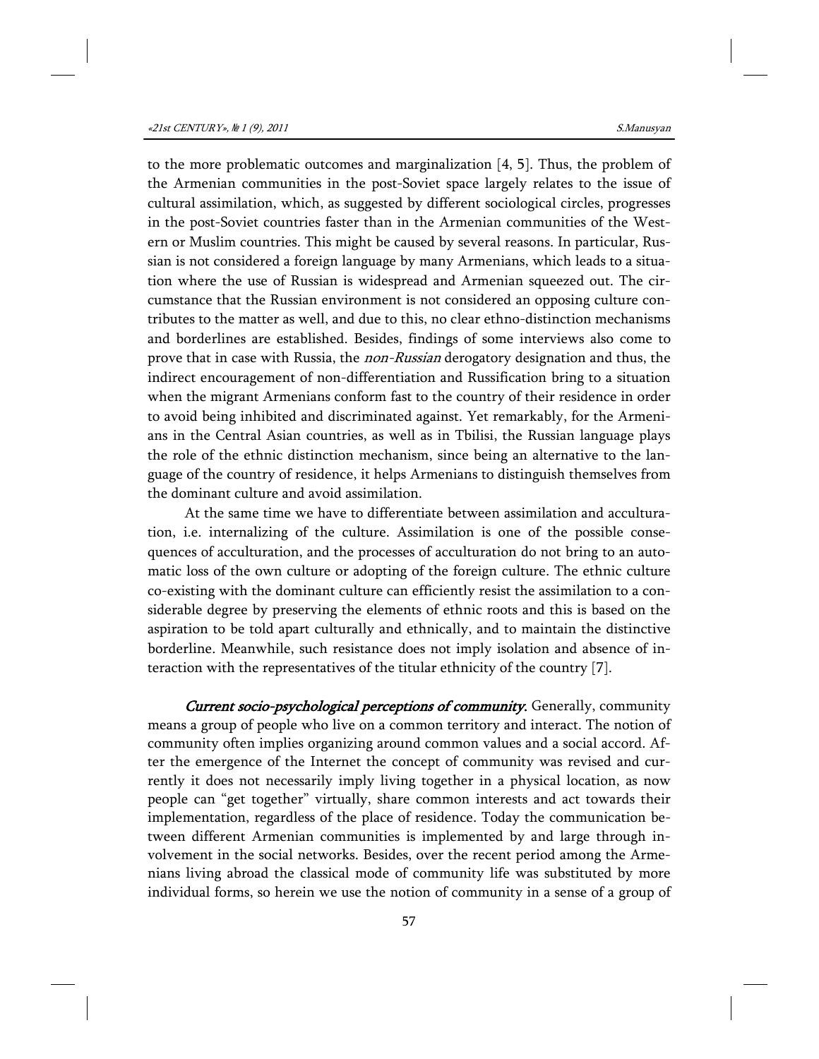to the more problematic outcomes and marginalization [4, 5]. Thus, the problem of the Armenian communities in the post-Soviet space largely relates to the issue of cultural assimilation, which, as suggested by different sociological circles, progresses in the post-Soviet countries faster than in the Armenian communities of the Western or Muslim countries. This might be caused by several reasons. In particular, Russian is not considered a foreign language by many Armenians, which leads to a situation where the use of Russian is widespread and Armenian squeezed out. The circumstance that the Russian environment is not considered an opposing culture contributes to the matter as well, and due to this, no clear ethno-distinction mechanisms and borderlines are established. Besides, findings of some interviews also come to prove that in case with Russia, the *non-Russian* derogatory designation and thus, the indirect encouragement of non-differentiation and Russification bring to a situation when the migrant Armenians conform fast to the country of their residence in order to avoid being inhibited and discriminated against. Yet remarkably, for the Armenians in the Central Asian countries, as well as in Tbilisi, the Russian language plays the role of the ethnic distinction mechanism, since being an alternative to the language of the country of residence, it helps Armenians to distinguish themselves from the dominant culture and avoid assimilation.

At the same time we have to differentiate between assimilation and acculturation, i.e. internalizing of the culture. Assimilation is one of the possible consequences of acculturation, and the processes of acculturation do not bring to an automatic loss of the own culture or adopting of the foreign culture. The ethnic culture co-existing with the dominant culture can efficiently resist the assimilation to a considerable degree by preserving the elements of ethnic roots and this is based on the aspiration to be told apart culturally and ethnically, and to maintain the distinctive borderline. Meanwhile, such resistance does not imply isolation and absence of interaction with the representatives of the titular ethnicity of the country [7].

***Current socio-psychological perceptions of community.*** Generally, community means a group of people who live on a common territory and interact. The notion of community often implies organizing around common values and a social accord. After the emergence of the Internet the concept of community was revised and currently it does not necessarily imply living together in a physical location, as now people can "get together" virtually, share common interests and act towards their implementation, regardless of the place of residence. Today the communication between different Armenian communities is implemented by and large through involvement in the social networks. Besides, over the recent period among the Armenians living abroad the classical mode of community life was substituted by more individual forms, so herein we use the notion of community in a sense of a group of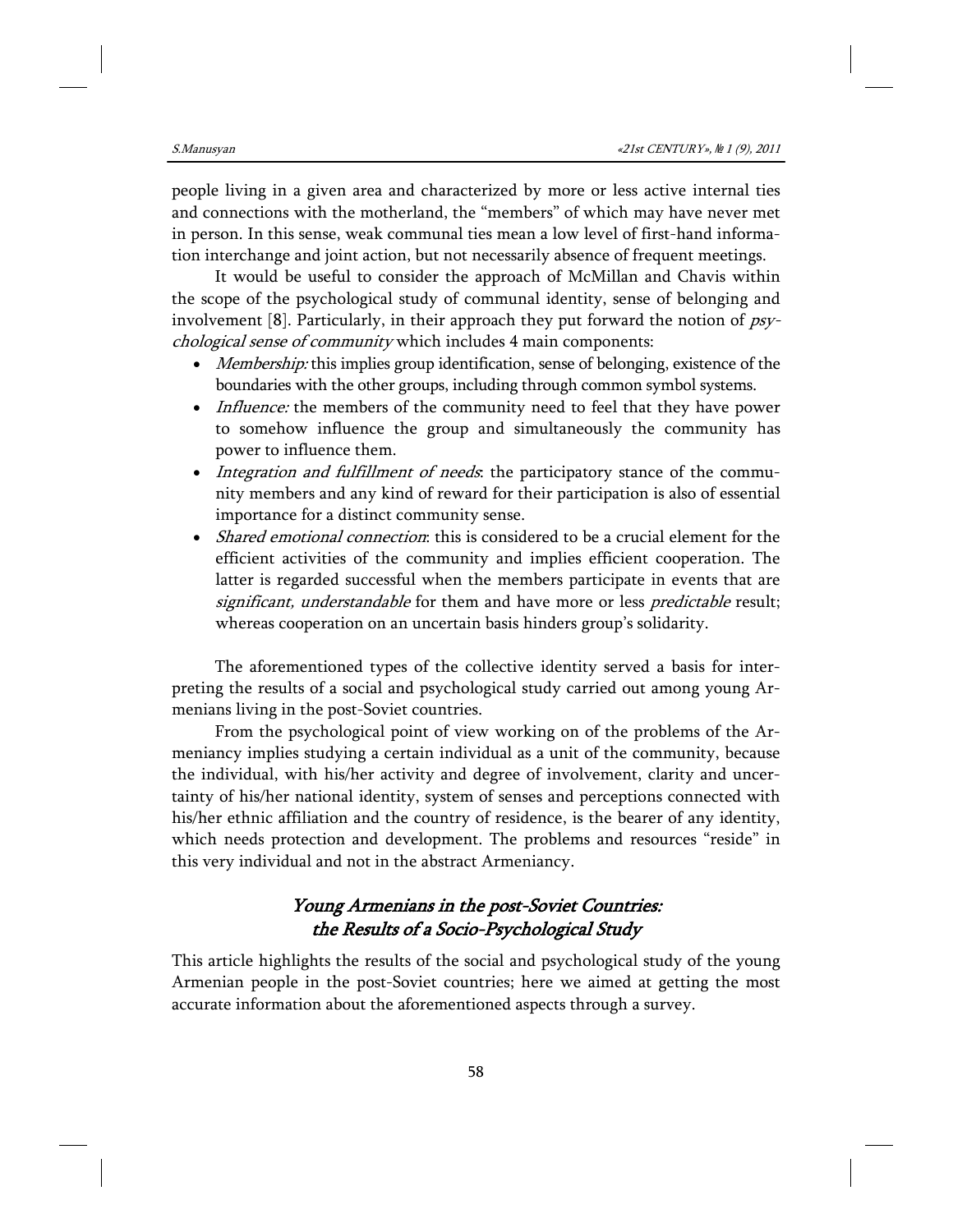people living in a given area and characterized by more or less active internal ties and connections with the motherland, the "members" of which may have never met in person. In this sense, weak communal ties mean a low level of first-hand information interchange and joint action, but not necessarily absence of frequent meetings.

It would be useful to consider the approach of McMillan and Chavis within the scope of the psychological study of communal identity, sense of belonging and involvement [8]. Particularly, in their approach they put forward the notion of *psychological sense of community* which includes 4 main components:

- *Membership:* this implies group identification, sense of belonging, existence of the boundaries with the other groups, including through common symbol systems.
- *Influence:* the members of the community need to feel that they have power to somehow influence the group and simultaneously the community has power to influence them.
- *Integration and fulfillment of needs*: the participatory stance of the community members and any kind of reward for their participation is also of essential importance for a distinct community sense.
- *Shared emotional connection*: this is considered to be a crucial element for the efficient activities of the community and implies efficient cooperation. The latter is regarded successful when the members participate in events that are *significant, understandable* for them and have more or less *predictable* result; whereas cooperation on an uncertain basis hinders group's solidarity.

The aforementioned types of the collective identity served a basis for interpreting the results of a social and psychological study carried out among young Armenians living in the post-Soviet countries.

From the psychological point of view working on of the problems of the Armeniancy implies studying a certain individual as a unit of the community, because the individual, with his/her activity and degree of involvement, clarity and uncertainty of his/her national identity, system of senses and perceptions connected with his/her ethnic affiliation and the country of residence, is the bearer of any identity, which needs protection and development. The problems and resources "reside" in this very individual and not in the abstract Armeniancy.

## *Young Armenians in the post-Soviet Countries: the Results of a Socio-Psychological Study*

This article highlights the results of the social and psychological study of the young Armenian people in the post-Soviet countries; here we aimed at getting the most accurate information about the aforementioned aspects through a survey.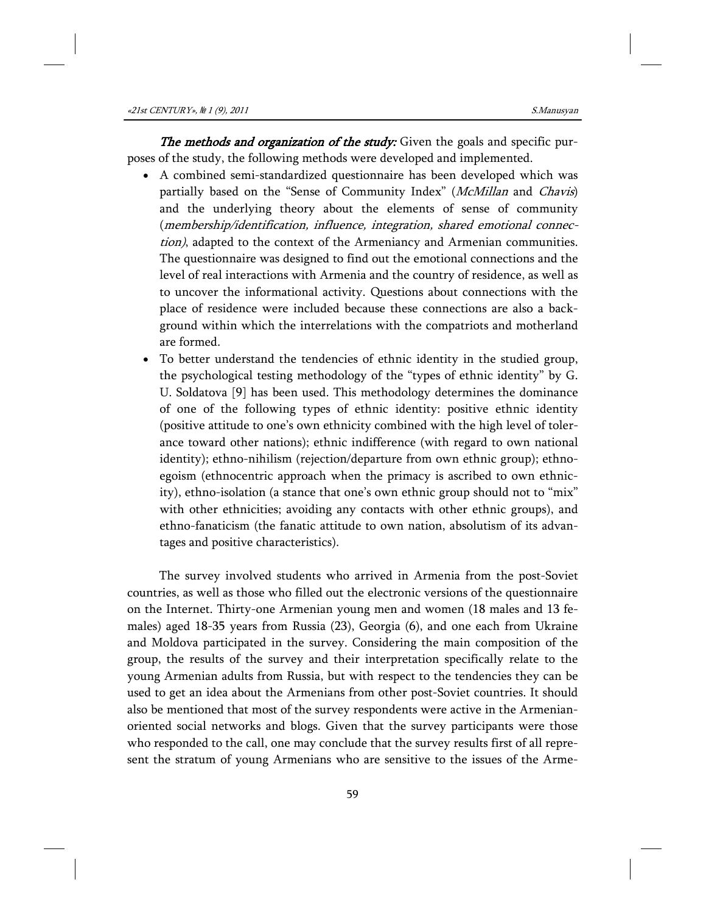***The methods and organization of the study:*** Given the goals and specific purposes of the study, the following methods were developed and implemented.

- A combined semi-standardized questionnaire has been developed which was partially based on the "Sense of Community Index" (*McMillan* and *Chavis*) and the underlying theory about the elements of sense of community (*membership/identification, influence, integration, shared emotional connection)*, adapted to the context of the Armeniancy and Armenian communities. The questionnaire was designed to find out the emotional connections and the level of real interactions with Armenia and the country of residence, as well as to uncover the informational activity. Questions about connections with the place of residence were included because these connections are also a background within which the interrelations with the compatriots and motherland are formed.
- To better understand the tendencies of ethnic identity in the studied group, the psychological testing methodology of the "types of ethnic identity" by G. U. Soldatova [9] has been used. This methodology determines the dominance of one of the following types of ethnic identity: positive ethnic identity (positive attitude to one's own ethnicity combined with the high level of tolerance toward other nations); ethnic indifference (with regard to own national identity); ethno-nihilism (rejection/departure from own ethnic group); ethno-egoism (ethnocentric approach when the primacy is ascribed to own ethnicity), ethno-isolation (a stance that one's own ethnic group should not to "mix" with other ethnicities; avoiding any contacts with other ethnic groups), and ethno-fanaticism (the fanatic attitude to own nation, absolutism of its advantages and positive characteristics).

The survey involved students who arrived in Armenia from the post-Soviet countries, as well as those who filled out the electronic versions of the questionnaire on the Internet. Thirty-one Armenian young men and women (18 males and 13 females) aged 18-35 years from Russia (23), Georgia (6), and one each from Ukraine and Moldova participated in the survey. Considering the main composition of the group, the results of the survey and their interpretation specifically relate to the young Armenian adults from Russia, but with respect to the tendencies they can be used to get an idea about the Armenians from other post-Soviet countries. It should also be mentioned that most of the survey respondents were active in the Armenian-oriented social networks and blogs. Given that the survey participants were those who responded to the call, one may conclude that the survey results first of all represent the stratum of young Armenians who are sensitive to the issues of the Arme-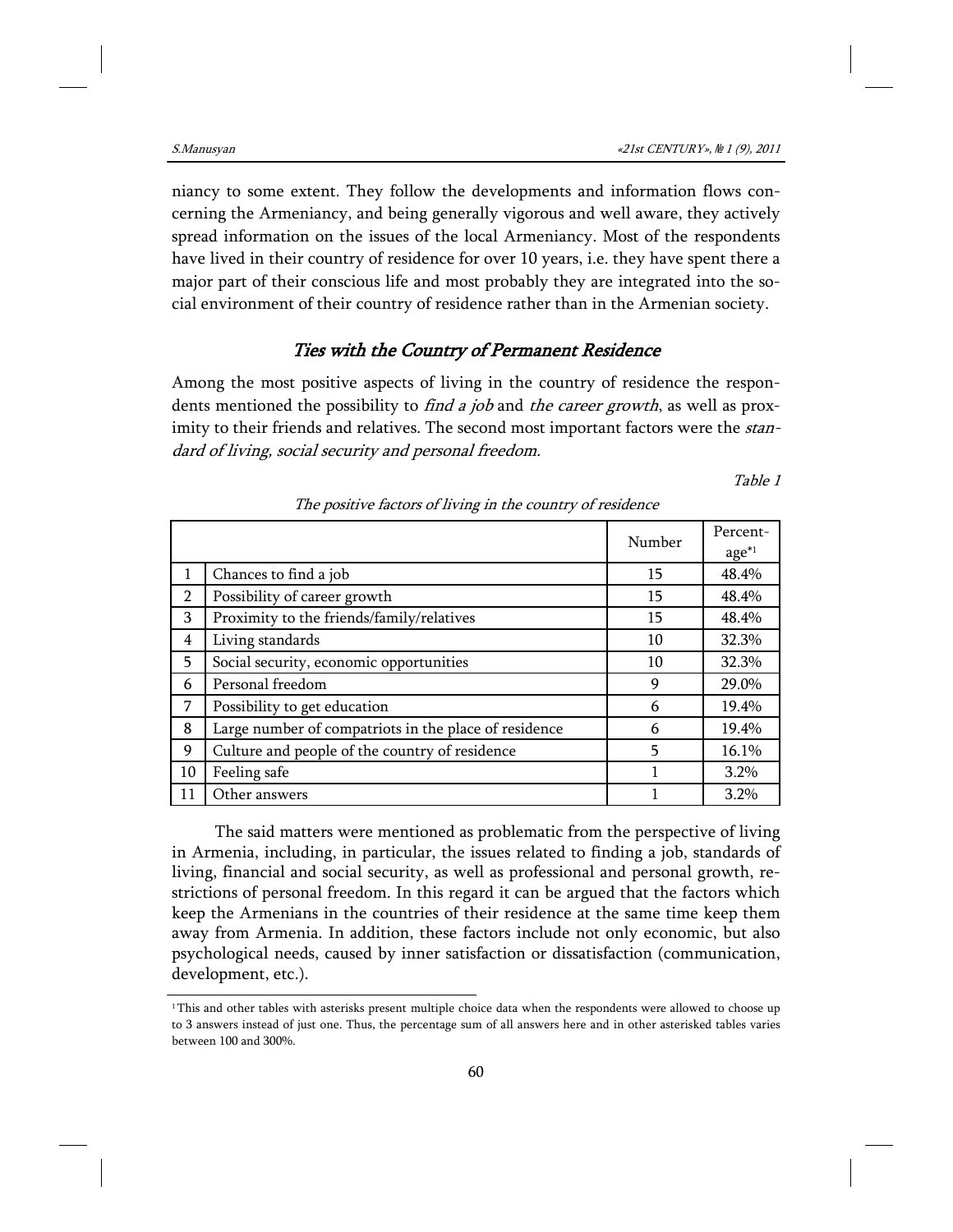niancy to some extent. They follow the developments and information flows concerning the Armeniancy, and being generally vigorous and well aware, they actively spread information on the issues of the local Armeniancy. Most of the respondents have lived in their country of residence for over 10 years, i.e. they have spent there a major part of their conscious life and most probably they are integrated into the social environment of their country of residence rather than in the Armenian society.

## *Ties with the Country of Permanent Residence*

Among the most positive aspects of living in the country of residence the respondents mentioned the possibility to *find a job* and *the career growth*, as well as proximity to their friends and relatives. The second most important factors were the *standard of living, social security and personal freedom.*

*Table 1*

*The positive factors of living in the country of residence*

| | | Number | Percentage*[1] |
|---|---|---|---|
| 1 | Chances to find a job | 15 | 48.4% |
| 2 | Possibility of career growth | 15 | 48.4% |
| 3 | Proximity to the friends/family/relatives | 15 | 48.4% |
| 4 | Living standards | 10 | 32.3% |
| 5 | Social security, economic opportunities | 10 | 32.3% |
| 6 | Personal freedom | 9 | 29.0% |
| 7 | Possibility to get education | 6 | 19.4% |
| 8 | Large number of compatriots in the place of residence | 6 | 19.4% |
| 9 | Culture and people of the country of residence | 5 | 16.1% |
| 10 | Feeling safe | 1 | 3.2% |
| 11 | Other answers | 1 | 3.2% |

The said matters were mentioned as problematic from the perspective of living in Armenia, including, in particular, the issues related to finding a job, standards of living, financial and social security, as well as professional and personal growth, restrictions of personal freedom. In this regard it can be argued that the factors which keep the Armenians in the countries of their residence at the same time keep them away from Armenia. In addition, these factors include not only economic, but also psychological needs, caused by inner satisfaction or dissatisfaction (communication, development, etc.).

[1] This and other tables with asterisks present multiple choice data when the respondents were allowed to choose up to 3 answers instead of just one. Thus, the percentage sum of all answers here and in other asterisked tables varies between 100 and 300%.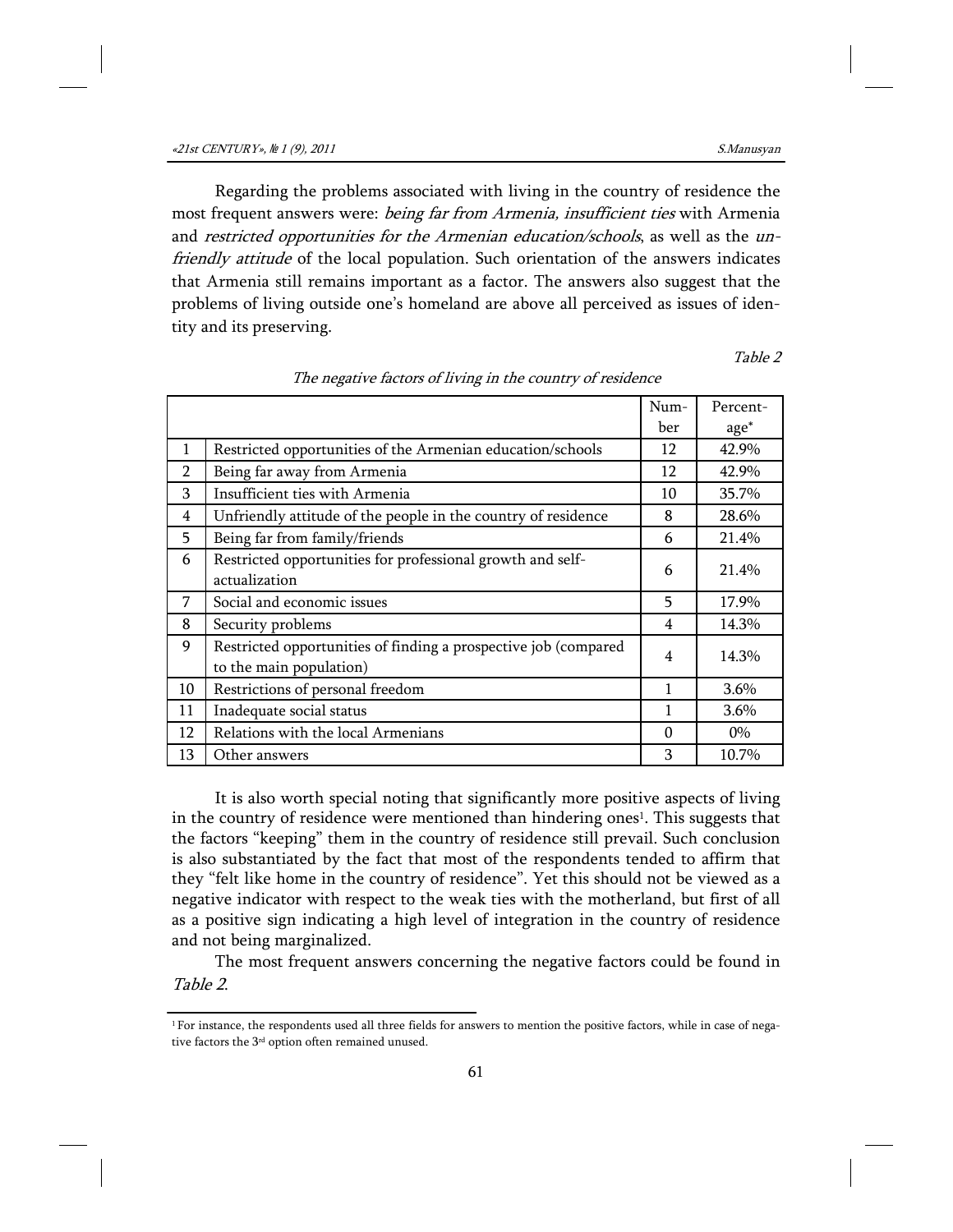Regarding the problems associated with living in the country of residence the most frequent answers were: *being far from Armenia, insufficient ties* with Armenia and *restricted opportunities for the Armenian education/schools*, as well as the *unfriendly attitude* of the local population. Such orientation of the answers indicates that Armenia still remains important as a factor. The answers also suggest that the problems of living outside one's homeland are above all perceived as issues of identity and its preserving.

*Table 2*

*The negative factors of living in the country of residence*

| | | Number | Percentage* |
|---|---|---|---|
| 1 | Restricted opportunities of the Armenian education/schools | 12 | 42.9% |
| 2 | Being far away from Armenia | 12 | 42.9% |
| 3 | Insufficient ties with Armenia | 10 | 35.7% |
| 4 | Unfriendly attitude of the people in the country of residence | 8 | 28.6% |
| 5 | Being far from family/friends | 6 | 21.4% |
| 6 | Restricted opportunities for professional growth and self-actualization | 6 | 21.4% |
| 7 | Social and economic issues | 5 | 17.9% |
| 8 | Security problems | 4 | 14.3% |
| 9 | Restricted opportunities of finding a prospective job (compared to the main population) | 4 | 14.3% |
| 10 | Restrictions of personal freedom | 1 | 3.6% |
| 11 | Inadequate social status | 1 | 3.6% |
| 12 | Relations with the local Armenians | 0 | 0% |
| 13 | Other answers | 3 | 10.7% |

It is also worth special noting that significantly more positive aspects of living in the country of residence were mentioned than hindering ones[1]. This suggests that the factors "keeping" them in the country of residence still prevail. Such conclusion is also substantiated by the fact that most of the respondents tended to affirm that they "felt like home in the country of residence". Yet this should not be viewed as a negative indicator with respect to the weak ties with the motherland, but first of all as a positive sign indicating a high level of integration in the country of residence and not being marginalized.

The most frequent answers concerning the negative factors could be found in *Table 2*.

[1] For instance, the respondents used all three fields for answers to mention the positive factors, while in case of negative factors the 3rd option often remained unused.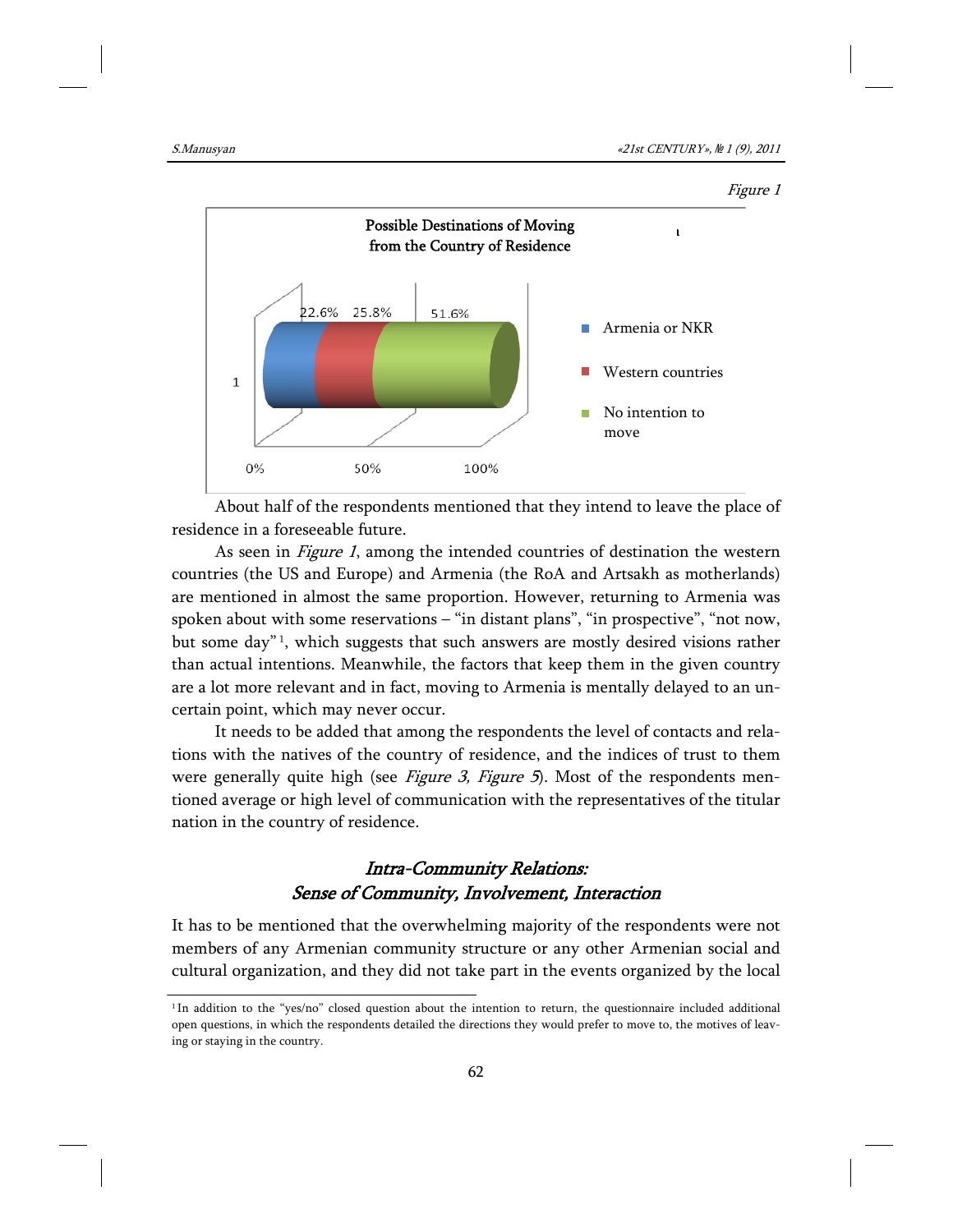*Figure 1*

Possible Destinations of Moving from the Country of Residence

22.6% 25.8% 51.6%

1

0% 50% 100%

Armenia or NKR

Western countries

No intention to move

About half of the respondents mentioned that they intend to leave the place of residence in a foreseeable future.

As seen in *Figure 1*, among the intended countries of destination the western countries (the US and Europe) and Armenia (the RoA and Artsakh as motherlands) are mentioned in almost the same proportion. However, returning to Armenia was spoken about with some reservations – "in distant plans", "in prospective", "not now, but some day"[1], which suggests that such answers are mostly desired visions rather than actual intentions. Meanwhile, the factors that keep them in the given country are a lot more relevant and in fact, moving to Armenia is mentally delayed to an uncertain point, which may never occur.

It needs to be added that among the respondents the level of contacts and relations with the natives of the country of residence, and the indices of trust to them were generally quite high (see *Figure 3*, *Figure 5*). Most of the respondents mentioned average or high level of communication with the representatives of the titular nation in the country of residence.

## *Intra-Community Relations: Sense of Community, Involvement, Interaction*

It has to be mentioned that the overwhelming majority of the respondents were not members of any Armenian community structure or any other Armenian social and cultural organization, and they did not take part in the events organized by the local

[1] In addition to the "yes/no" closed question about the intention to return, the questionnaire included additional open questions, in which the respondents detailed the directions they would prefer to move to, the motives of leaving or staying in the country.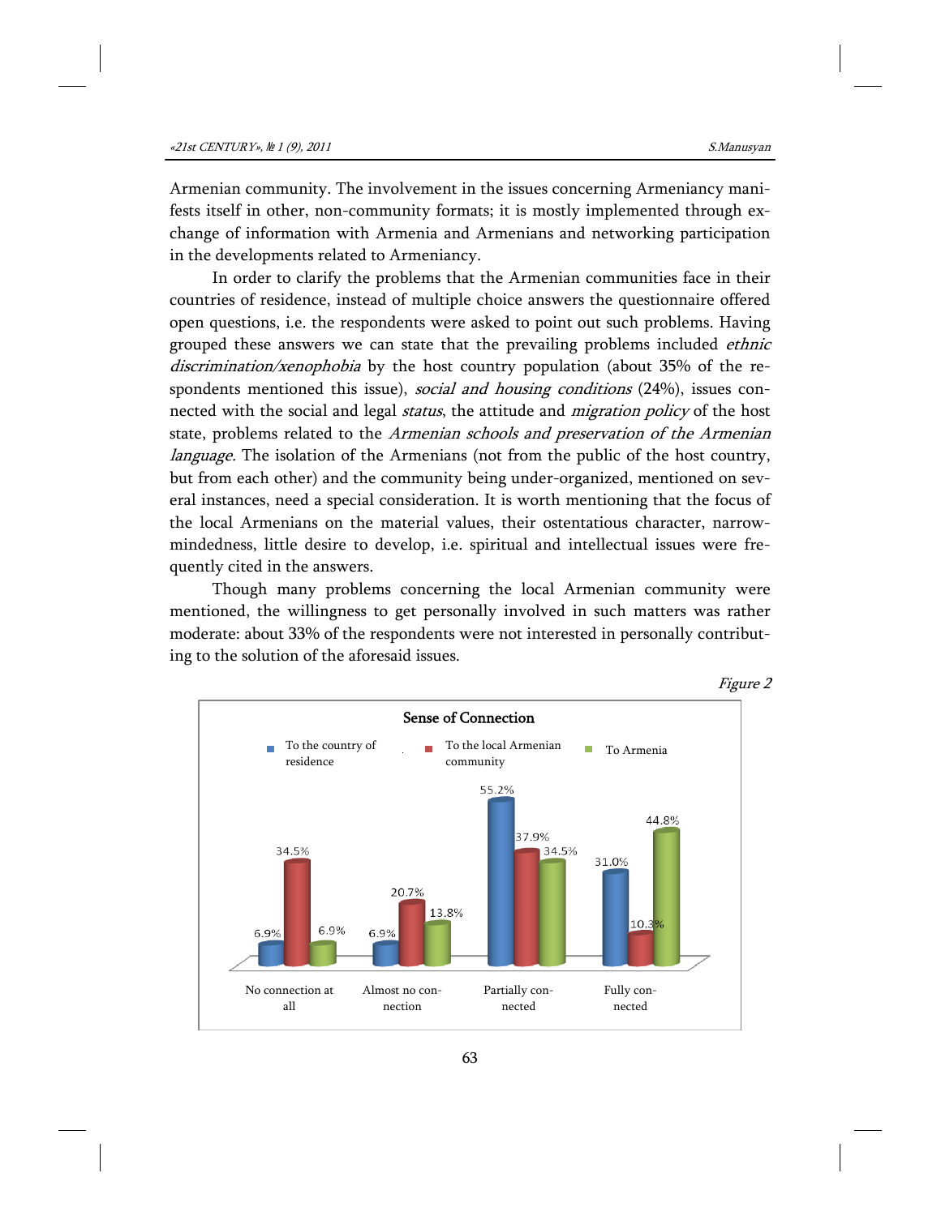Armenian community. The involvement in the issues concerning Armeniancy manifests itself in other, non-community formats; it is mostly implemented through exchange of information with Armenia and Armenians and networking participation in the developments related to Armeniancy.

In order to clarify the problems that the Armenian communities face in their countries of residence, instead of multiple choice answers the questionnaire offered open questions, i.e. the respondents were asked to point out such problems. Having grouped these answers we can state that the prevailing problems included *ethnic discrimination/xenophobia* by the host country population (about 35% of the respondents mentioned this issue), *social and housing conditions* (24%), issues connected with the social and legal *status*, the attitude and *migration policy* of the host state, problems related to the *Armenian schools and preservation of the Armenian language.* The isolation of the Armenians (not from the public of the host country, but from each other) and the community being under-organized, mentioned on several instances, need a special consideration. It is worth mentioning that the focus of the local Armenians on the material values, their ostentatious character, narrow-mindedness, little desire to develop, i.e. spiritual and intellectual issues were frequently cited in the answers.

Though many problems concerning the local Armenian community were mentioned, the willingness to get personally involved in such matters was rather moderate: about 33% of the respondents were not interested in personally contributing to the solution of the aforesaid issues.

*Figure 2*

Sense of Connection

To the country of residence
To the local Armenian community
To Armenia

No connection at all: 6.9%, 34.5%, 6.9%
Almost no connection: 6.9%, 20.7%, 13.8%
Partially connected: 55.2%, 37.9%, 34.5%
Fully connected: 31.0%, 10.3%, 44.8%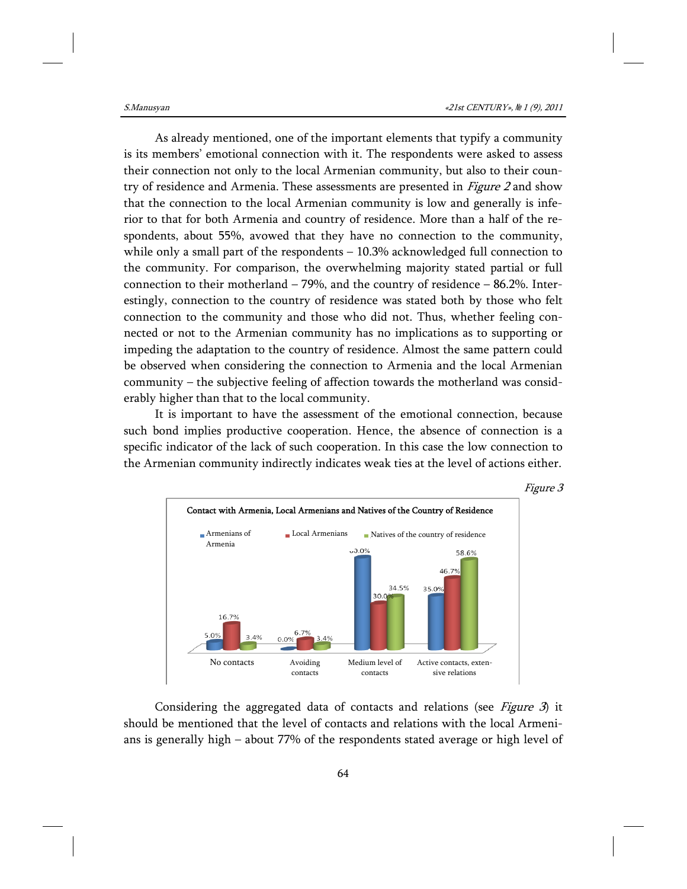As already mentioned, one of the important elements that typify a community is its members' emotional connection with it. The respondents were asked to assess their connection not only to the local Armenian community, but also to their country of residence and Armenia. These assessments are presented in *Figure 2* and show that the connection to the local Armenian community is low and generally is inferior to that for both Armenia and country of residence. More than a half of the respondents, about 55%, avowed that they have no connection to the community, while only a small part of the respondents – 10.3% acknowledged full connection to the community. For comparison, the overwhelming majority stated partial or full connection to their motherland – 79%, and the country of residence – 86.2%. Interestingly, connection to the country of residence was stated both by those who felt connection to the community and those who did not. Thus, whether feeling connected or not to the Armenian community has no implications as to supporting or impeding the adaptation to the country of residence. Almost the same pattern could be observed when considering the connection to Armenia and the local Armenian community – the subjective feeling of affection towards the motherland was considerably higher than that to the local community.

It is important to have the assessment of the emotional connection, because such bond implies productive cooperation. Hence, the absence of connection is a specific indicator of the lack of such cooperation. In this case the low connection to the Armenian community indirectly indicates weak ties at the level of actions either.

*Figure 3*

Contact with Armenia, Local Armenians and Natives of the Country of Residence

Armenians of Armenia
Local Armenians
Natives of the country of residence

No contacts: 5.0%, 16.7%, 3.4%
Avoiding contacts: 0.0%, 6.7%, 3.4%
Medium level of contacts: 60.0%, 30.0%, 34.5%
Active contacts, extensive relations: 35.0%, 46.7%, 58.6%

Considering the aggregated data of contacts and relations (see *Figure 3*) it should be mentioned that the level of contacts and relations with the local Armenians is generally high – about 77% of the respondents stated average or high level of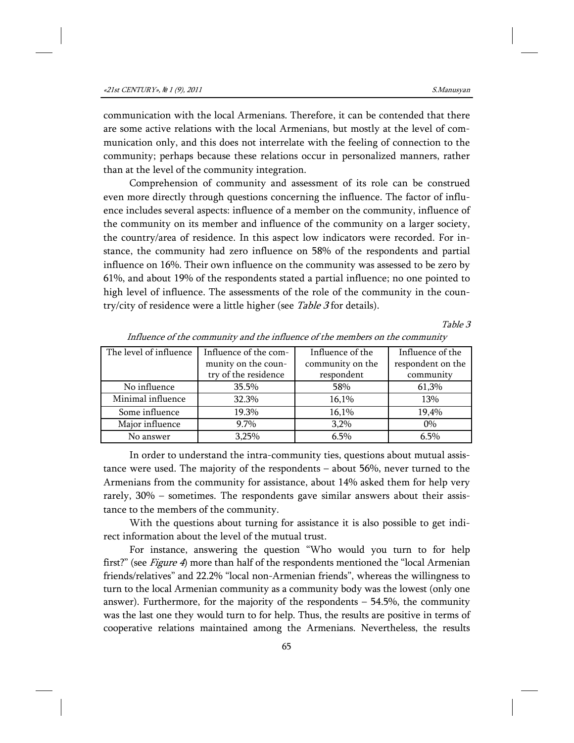communication with the local Armenians. Therefore, it can be contended that there are some active relations with the local Armenians, but mostly at the level of communication only, and this does not interrelate with the feeling of connection to the community; perhaps because these relations occur in personalized manners, rather than at the level of the community integration.

Comprehension of community and assessment of its role can be construed even more directly through questions concerning the influence. The factor of influence includes several aspects: influence of a member on the community, influence of the community on its member and influence of the community on a larger society, the country/area of residence. In this aspect low indicators were recorded. For instance, the community had zero influence on 58% of the respondents and partial influence on 16%. Their own influence on the community was assessed to be zero by 61%, and about 19% of the respondents stated a partial influence; no one pointed to high level of influence. The assessments of the role of the community in the country/city of residence were a little higher (see *Table 3* for details).

*Table 3*

*Influence of the community and the influence of the members on the community*

| The level of influence | Influence of the community on the country of the residence | Influence of the community on the respondent | Influence of the respondent on the community |
|---|---|---|---|
| No influence | 35.5% | 58% | 61,3% |
| Minimal influence | 32.3% | 16,1% | 13% |
| Some influence | 19.3% | 16,1% | 19,4% |
| Major influence | 9.7% | 3,2% | 0% |
| No answer | 3,25% | 6.5% | 6.5% |

In order to understand the intra-community ties, questions about mutual assistance were used. The majority of the respondents – about 56%, never turned to the Armenians from the community for assistance, about 14% asked them for help very rarely, 30% – sometimes. The respondents gave similar answers about their assistance to the members of the community.

With the questions about turning for assistance it is also possible to get indirect information about the level of the mutual trust.

For instance, answering the question "Who would you turn to for help first?" (see *Figure 4*) more than half of the respondents mentioned the "local Armenian friends/relatives" and 22.2% "local non-Armenian friends", whereas the willingness to turn to the local Armenian community as a community body was the lowest (only one answer). Furthermore, for the majority of the respondents – 54.5%, the community was the last one they would turn to for help. Thus, the results are positive in terms of cooperative relations maintained among the Armenians. Nevertheless, the results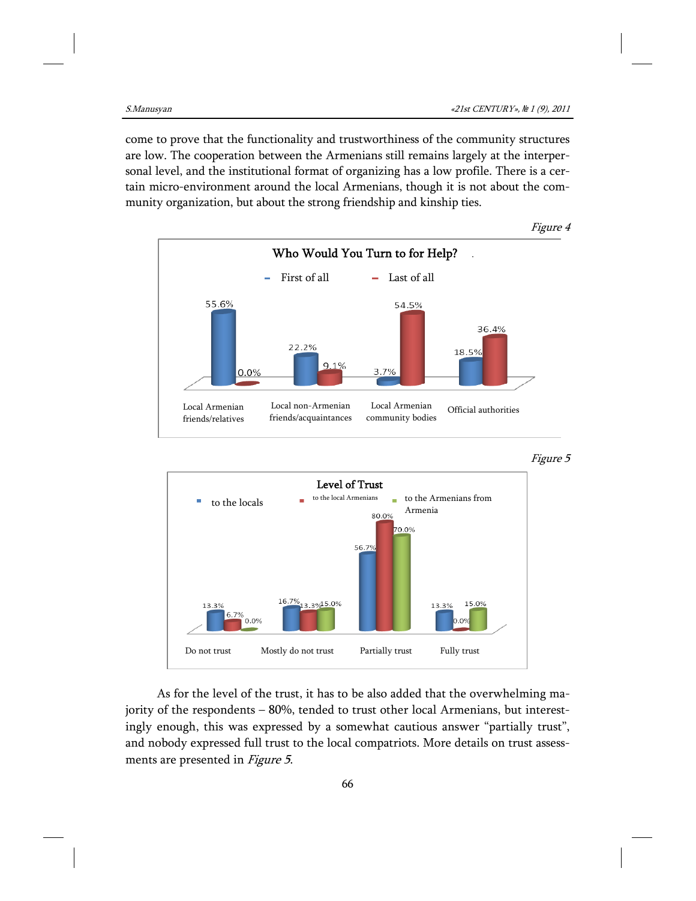come to prove that the functionality and trustworthiness of the community structures are low. The cooperation between the Armenians still remains largely at the interpersonal level, and the institutional format of organizing has a low profile. There is a certain micro-environment around the local Armenians, though it is not about the community organization, but about the strong friendship and kinship ties.

*Figure 4*

Who Would You Turn to for Help?

First of all
Last of all

55.6%
0.0%
22.2%
9.1%
3.7%
54.5%
18.5%
36.4%

Local Armenian friends/relatives
Local non-Armenian friends/acquaintances
Local Armenian community bodies
Official authorities

*Figure 5*

Level of Trust

to the locals
to the local Armenians
to the Armenians from Armenia

13.3%
6.7%
0.0%
16.7%
13.3%
15.0%
56.7%
80.0%
70.0%
13.3%
0.0%
15.0%

Do not trust
Mostly do not trust
Partially trust
Fully trust

As for the level of the trust, it has to be also added that the overwhelming majority of the respondents – 80%, tended to trust other local Armenians, but interestingly enough, this was expressed by a somewhat cautious answer "partially trust", and nobody expressed full trust to the local compatriots. More details on trust assessments are presented in *Figure 5*.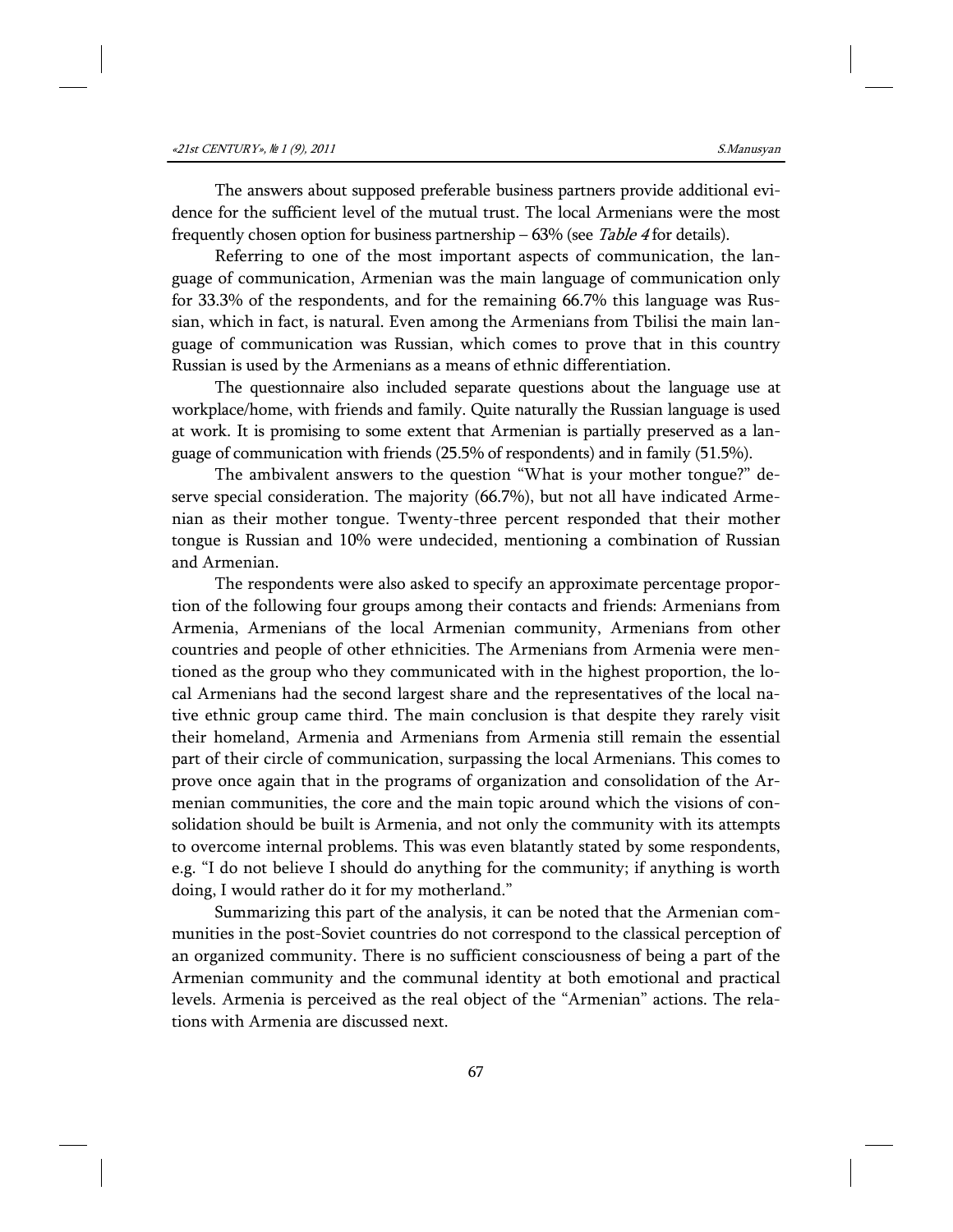The answers about supposed preferable business partners provide additional evidence for the sufficient level of the mutual trust. The local Armenians were the most frequently chosen option for business partnership – 63% (see *Table 4* for details).

Referring to one of the most important aspects of communication, the language of communication, Armenian was the main language of communication only for 33.3% of the respondents, and for the remaining 66.7% this language was Russian, which in fact, is natural. Even among the Armenians from Tbilisi the main language of communication was Russian, which comes to prove that in this country Russian is used by the Armenians as a means of ethnic differentiation.

The questionnaire also included separate questions about the language use at workplace/home, with friends and family. Quite naturally the Russian language is used at work. It is promising to some extent that Armenian is partially preserved as a language of communication with friends (25.5% of respondents) and in family (51.5%).

The ambivalent answers to the question "What is your mother tongue?" deserve special consideration. The majority (66.7%), but not all have indicated Armenian as their mother tongue. Twenty-three percent responded that their mother tongue is Russian and 10% were undecided, mentioning a combination of Russian and Armenian.

The respondents were also asked to specify an approximate percentage proportion of the following four groups among their contacts and friends: Armenians from Armenia, Armenians of the local Armenian community, Armenians from other countries and people of other ethnicities. The Armenians from Armenia were mentioned as the group who they communicated with in the highest proportion, the local Armenians had the second largest share and the representatives of the local native ethnic group came third. The main conclusion is that despite they rarely visit their homeland, Armenia and Armenians from Armenia still remain the essential part of their circle of communication, surpassing the local Armenians. This comes to prove once again that in the programs of organization and consolidation of the Armenian communities, the core and the main topic around which the visions of consolidation should be built is Armenia, and not only the community with its attempts to overcome internal problems. This was even blatantly stated by some respondents, e.g. "I do not believe I should do anything for the community; if anything is worth doing, I would rather do it for my motherland."

Summarizing this part of the analysis, it can be noted that the Armenian communities in the post-Soviet countries do not correspond to the classical perception of an organized community. There is no sufficient consciousness of being a part of the Armenian community and the communal identity at both emotional and practical levels. Armenia is perceived as the real object of the "Armenian" actions. The relations with Armenia are discussed next.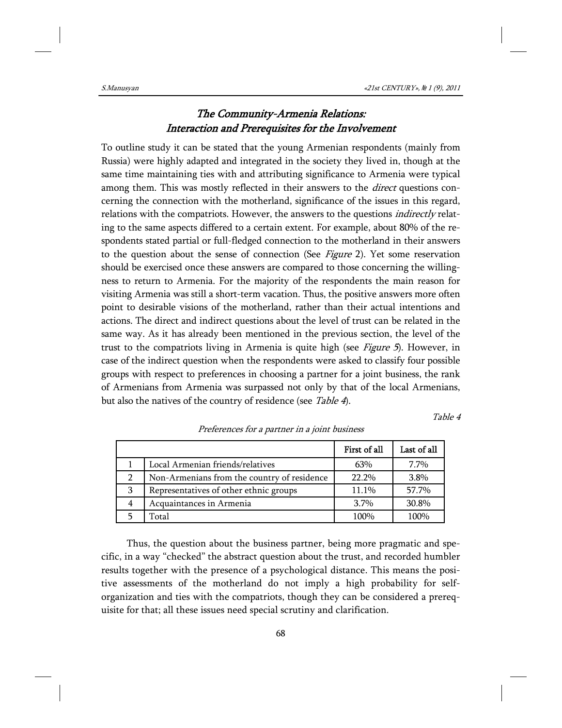## *The Community-Armenia Relations: Interaction and Prerequisites for the Involvement*

To outline study it can be stated that the young Armenian respondents (mainly from Russia) were highly adapted and integrated in the society they lived in, though at the same time maintaining ties with and attributing significance to Armenia were typical among them. This was mostly reflected in their answers to the *direct* questions concerning the connection with the motherland, significance of the issues in this regard, relations with the compatriots. However, the answers to the questions *indirectly* relating to the same aspects differed to a certain extent. For example, about 80% of the respondents stated partial or full-fledged connection to the motherland in their answers to the question about the sense of connection (See *Figure* 2). Yet some reservation should be exercised once these answers are compared to those concerning the willingness to return to Armenia. For the majority of the respondents the main reason for visiting Armenia was still a short-term vacation. Thus, the positive answers more often point to desirable visions of the motherland, rather than their actual intentions and actions. The direct and indirect questions about the level of trust can be related in the same way. As it has already been mentioned in the previous section, the level of the trust to the compatriots living in Armenia is quite high (see *Figure 5*). However, in case of the indirect question when the respondents were asked to classify four possible groups with respect to preferences in choosing a partner for a joint business, the rank of Armenians from Armenia was surpassed not only by that of the local Armenians, but also the natives of the country of residence (see *Table 4*).

*Table 4*

*Preferences for a partner in a joint business*

| | | First of all | Last of all |
|---|---|---|---|
| 1 | Local Armenian friends/relatives | 63% | 7.7% |
| 2 | Non-Armenians from the country of residence | 22.2% | 3.8% |
| 3 | Representatives of other ethnic groups | 11.1% | 57.7% |
| 4 | Acquaintances in Armenia | 3.7% | 30.8% |
| 5 | Total | 100% | 100% |

Thus, the question about the business partner, being more pragmatic and specific, in a way "checked" the abstract question about the trust, and recorded humbler results together with the presence of a psychological distance. This means the positive assessments of the motherland do not imply a high probability for self-organization and ties with the compatriots, though they can be considered a prerequisite for that; all these issues need special scrutiny and clarification.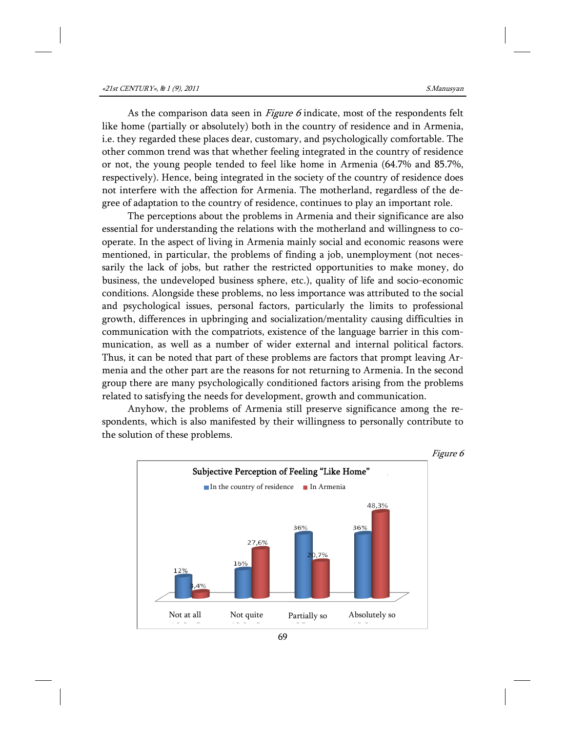As the comparison data seen in *Figure 6* indicate, most of the respondents felt like home (partially or absolutely) both in the country of residence and in Armenia, i.e. they regarded these places dear, customary, and psychologically comfortable. The other common trend was that whether feeling integrated in the country of residence or not, the young people tended to feel like home in Armenia (64.7% and 85.7%, respectively). Hence, being integrated in the society of the country of residence does not interfere with the affection for Armenia. The motherland, regardless of the degree of adaptation to the country of residence, continues to play an important role.

The perceptions about the problems in Armenia and their significance are also essential for understanding the relations with the motherland and willingness to cooperate. In the aspect of living in Armenia mainly social and economic reasons were mentioned, in particular, the problems of finding a job, unemployment (not necessarily the lack of jobs, but rather the restricted opportunities to make money, do business, the undeveloped business sphere, etc.), quality of life and socio-economic conditions. Alongside these problems, no less importance was attributed to the social and psychological issues, personal factors, particularly the limits to professional growth, differences in upbringing and socialization/mentality causing difficulties in communication with the compatriots, existence of the language barrier in this communication, as well as a number of wider external and internal political factors. Thus, it can be noted that part of these problems are factors that prompt leaving Armenia and the other part are the reasons for not returning to Armenia. In the second group there are many psychologically conditioned factors arising from the problems related to satisfying the needs for development, growth and communication.

Anyhow, the problems of Armenia still preserve significance among the respondents, which is also manifested by their willingness to personally contribute to the solution of these problems.

*Figure 6*

Subjective Perception of Feeling "Like Home"

In the country of residence
In Armenia

12%
3,4%
Not at all

16%
27,6%
Not quite

36%
20,7%
Partially so

36%
48,3%
Absolutely so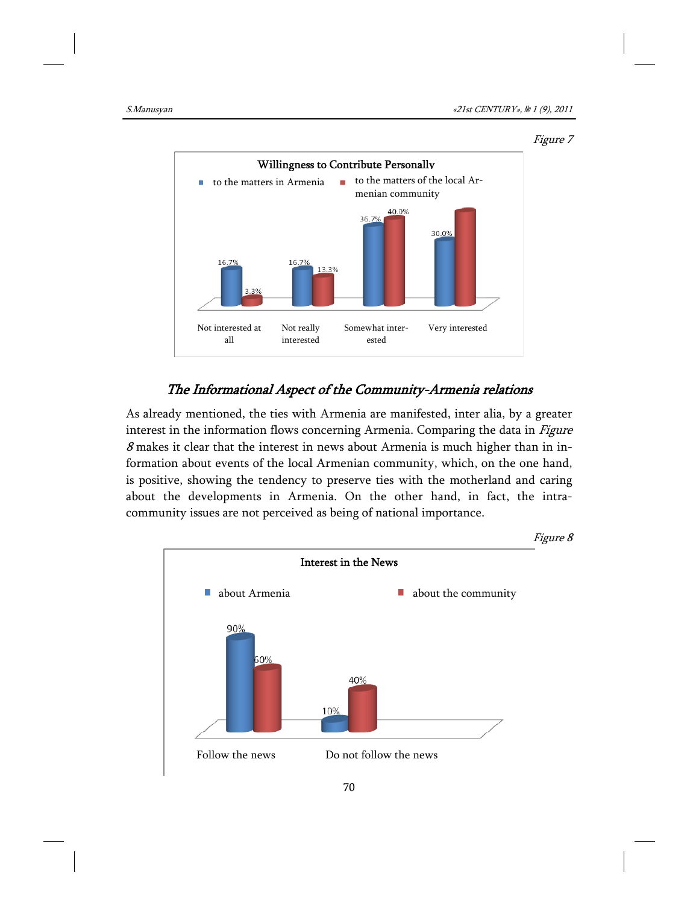*Figure 7*

Willingness to Contribute Personally

to the matters in Armenia

to the matters of the local Armenian community

16.7%
3.3%
16.7%
13.3%
36.7%
40.0%
30.0%

Not interested at all

Not really interested

Somewhat interested

Very interested

## *The Informational Aspect of the Community-Armenia relations*

As already mentioned, the ties with Armenia are manifested, inter alia, by a greater interest in the information flows concerning Armenia. Comparing the data in *Figure 8* makes it clear that the interest in news about Armenia is much higher than in information about events of the local Armenian community, which, on the one hand, is positive, showing the tendency to preserve ties with the motherland and caring about the developments in Armenia. On the other hand, in fact, the intra-community issues are not perceived as being of national importance.

*Figure 8*

Interest in the News

about Armenia

about the community

90%
60%
10%
40%

Follow the news

Do not follow the news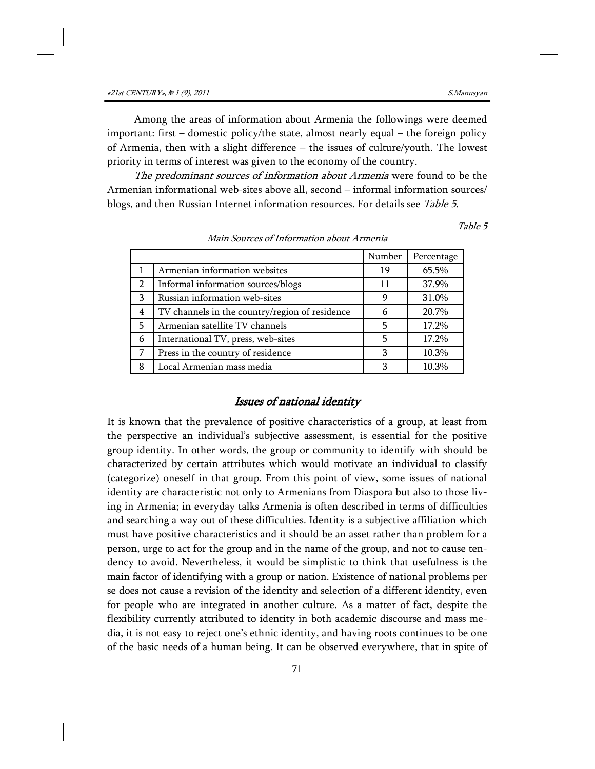Among the areas of information about Armenia the followings were deemed important: first – domestic policy/the state, almost nearly equal – the foreign policy of Armenia, then with a slight difference – the issues of culture/youth. The lowest priority in terms of interest was given to the economy of the country.

*The predominant sources of information about Armenia* were found to be the Armenian informational web-sites above all, second – informal information sources/ blogs, and then Russian Internet information resources. For details see *Table 5*.

*Table 5*

*Main Sources of Information about Armenia*

| | | Number | Percentage |
|---|---|---|---|
| 1 | Armenian information websites | 19 | 65.5% |
| 2 | Informal information sources/blogs | 11 | 37.9% |
| 3 | Russian information web-sites | 9 | 31.0% |
| 4 | TV channels in the country/region of residence | 6 | 20.7% |
| 5 | Armenian satellite TV channels | 5 | 17.2% |
| 6 | International TV, press, web-sites | 5 | 17.2% |
| 7 | Press in the country of residence | 3 | 10.3% |
| 8 | Local Armenian mass media | 3 | 10.3% |

## *Issues of national identity*

It is known that the prevalence of positive characteristics of a group, at least from the perspective an individual's subjective assessment, is essential for the positive group identity. In other words, the group or community to identify with should be characterized by certain attributes which would motivate an individual to classify (categorize) oneself in that group. From this point of view, some issues of national identity are characteristic not only to Armenians from Diaspora but also to those living in Armenia; in everyday talks Armenia is often described in terms of difficulties and searching a way out of these difficulties. Identity is a subjective affiliation which must have positive characteristics and it should be an asset rather than problem for a person, urge to act for the group and in the name of the group, and not to cause tendency to avoid. Nevertheless, it would be simplistic to think that usefulness is the main factor of identifying with a group or nation. Existence of national problems per se does not cause a revision of the identity and selection of a different identity, even for people who are integrated in another culture. As a matter of fact, despite the flexibility currently attributed to identity in both academic discourse and mass media, it is not easy to reject one's ethnic identity, and having roots continues to be one of the basic needs of a human being. It can be observed everywhere, that in spite of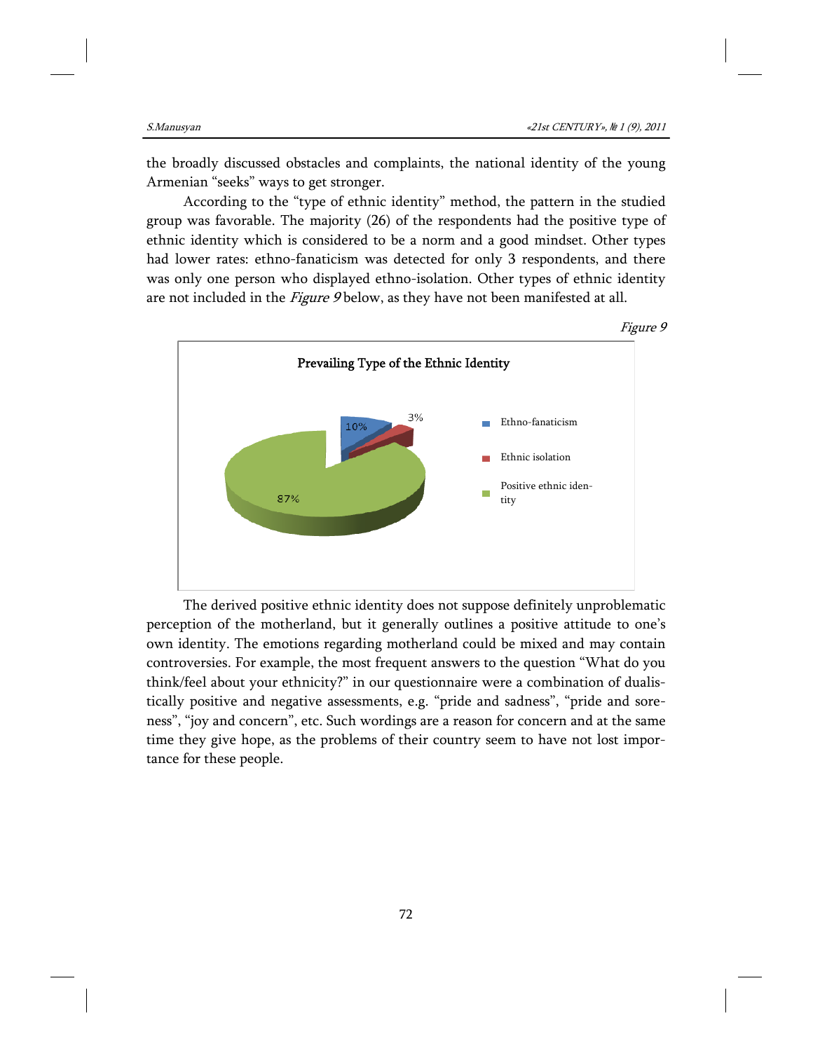the broadly discussed obstacles and complaints, the national identity of the young Armenian "seeks" ways to get stronger.

According to the "type of ethnic identity" method, the pattern in the studied group was favorable. The majority (26) of the respondents had the positive type of ethnic identity which is considered to be a norm and a good mindset. Other types had lower rates: ethno-fanaticism was detected for only 3 respondents, and there was only one person who displayed ethno-isolation. Other types of ethnic identity are not included in the *Figure 9* below, as they have not been manifested at all.

*Figure 9*

Prevailing Type of the Ethnic Identity

10%

3%

87%

Ethno-fanaticism

Ethnic isolation

Positive ethnic identity

The derived positive ethnic identity does not suppose definitely unproblematic perception of the motherland, but it generally outlines a positive attitude to one's own identity. The emotions regarding motherland could be mixed and may contain controversies. For example, the most frequent answers to the question "What do you think/feel about your ethnicity?" in our questionnaire were a combination of dualistically positive and negative assessments, e.g. "pride and sadness", "pride and soreness", "joy and concern", etc. Such wordings are a reason for concern and at the same time they give hope, as the problems of their country seem to have not lost importance for these people.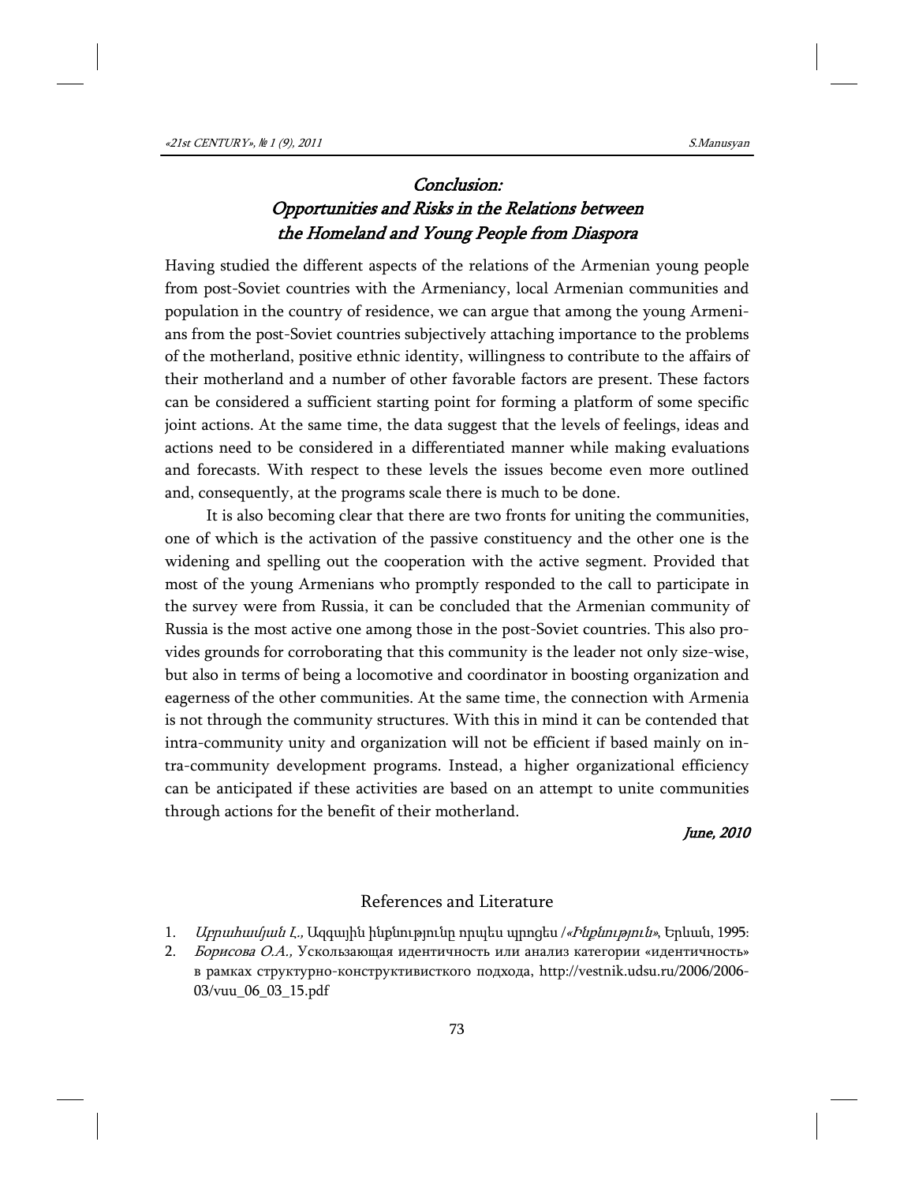## *Conclusion: Opportunities and Risks in the Relations between the Homeland and Young People from Diaspora*

Having studied the different aspects of the relations of the Armenian young people from post-Soviet countries with the Armeniancy, local Armenian communities and population in the country of residence, we can argue that among the young Armenians from the post-Soviet countries subjectively attaching importance to the problems of the motherland, positive ethnic identity, willingness to contribute to the affairs of their motherland and a number of other favorable factors are present. These factors can be considered a sufficient starting point for forming a platform of some specific joint actions. At the same time, the data suggest that the levels of feelings, ideas and actions need to be considered in a differentiated manner while making evaluations and forecasts. With respect to these levels the issues become even more outlined and, consequently, at the programs scale there is much to be done.

It is also becoming clear that there are two fronts for uniting the communities, one of which is the activation of the passive constituency and the other one is the widening and spelling out the cooperation with the active segment. Provided that most of the young Armenians who promptly responded to the call to participate in the survey were from Russia, it can be concluded that the Armenian community of Russia is the most active one among those in the post-Soviet countries. This also provides grounds for corroborating that this community is the leader not only size-wise, but also in terms of being a locomotive and coordinator in boosting organization and eagerness of the other communities. At the same time, the connection with Armenia is not through the community structures. With this in mind it can be contended that intra-community unity and organization will not be efficient if based mainly on intra-community development programs. Instead, a higher organizational efficiency can be anticipated if these activities are based on an attempt to unite communities through actions for the benefit of their motherland.

*June, 2010*

### References and Literature

1. *Աբրահամյան Լ.,* Ազգային ինքնությունը որպես պրոցես /*«Ինքնություն»*, Երևան, 1995:
2. *Борисова О.А.,* Ускользающая идентичность или анализ категории «идентичность» в рамках структурно-конструктивистского подхода, http://vestnik.udsu.ru/2006/2006-03/vuu_06_03_15.pdf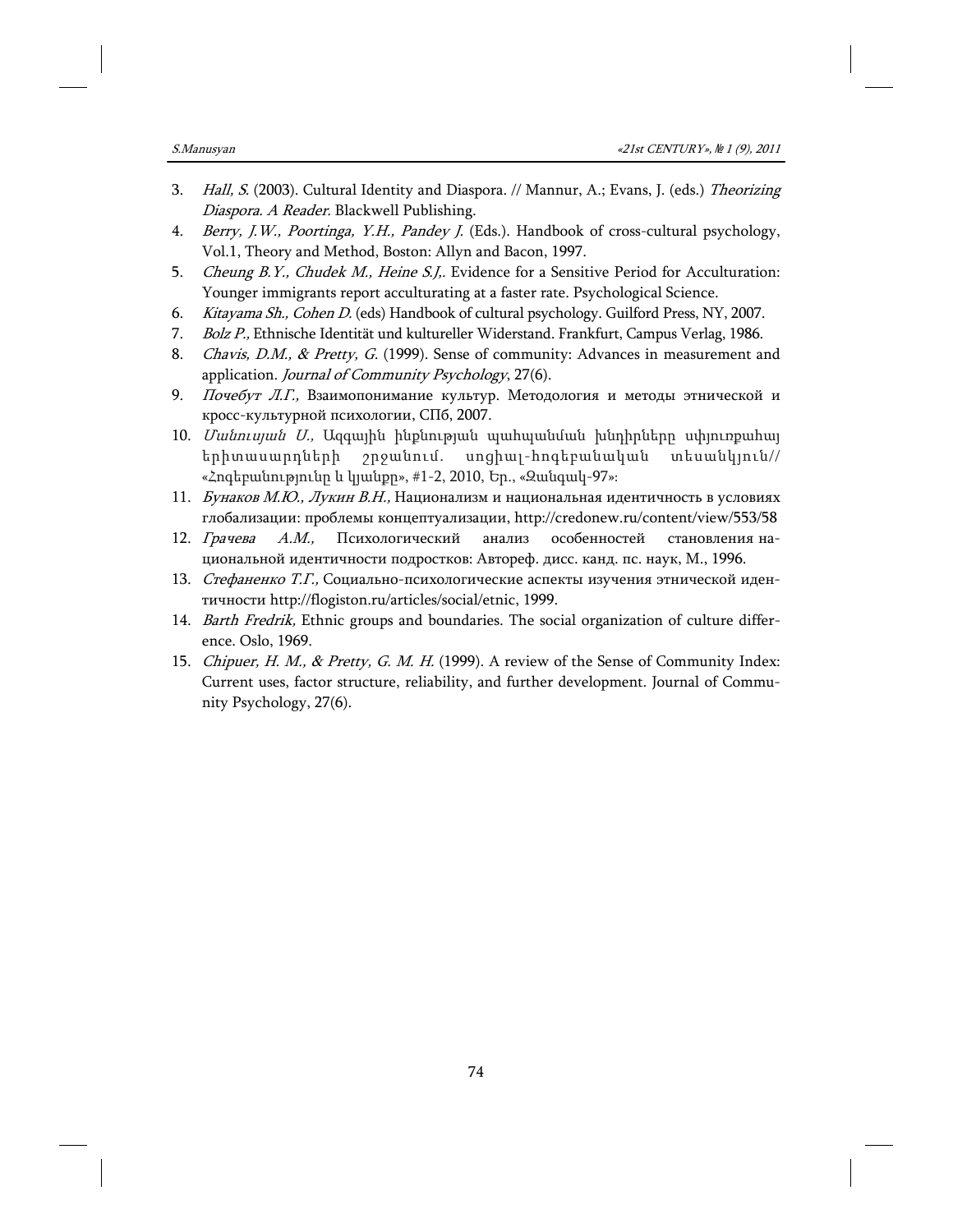3. *Hall, S.* (2003). Cultural Identity and Diaspora. // Mannur, A.; Evans, J. (eds.) *Theorizing Diaspora. A Reader.* Blackwell Publishing.
4. *Berry, J.W., Poortinga, Y.H., Pandey J.* (Eds.). Handbook of cross-cultural psychology, Vol.1, Theory and Method, Boston: Allyn and Bacon, 1997.
5. *Cheung B.Y., Chudek M., Heine S.J.,* Evidence for a Sensitive Period for Acculturation: Younger immigrants report acculturating at a faster rate. Psychological Science.
6. *Kitayama Sh., Cohen D.* (eds) Handbook of cultural psychology. Guilford Press, NY, 2007.
7. *Bolz P.,* Ethnische Identität und kultureller Widerstand. Frankfurt, Campus Verlag, 1986.
8. *Chavis, D.M., & Pretty, G.* (1999). Sense of community: Advances in measurement and application. *Journal of Community Psychology*, 27(6).
9. *Почебут Л.Г.,* Взаимопонимание культур. Методология и методы этнической и кросс-культурной психологии, СПб, 2007.
10. *Մանուսյան Ս.,* Ազգային ինքնության պահպանման խնդիրները սփյուռքահայ երիտասարդների շրջանում. սոցիալ-հոգեբանական տեսանկյուն// «Հոգեբանությունը և կյանքը», #1-2, 2010, Եր., «Զանգակ-97»:
11. *Бунаков М.Ю., Лукин В.Н.,* Национализм и национальная идентичность в условиях глобализации: проблемы концептуализации, http://credonew.ru/content/view/553/58
12. *Грачева А.М.,* Психологический анализ особенностей становления национальной идентичности подростков: Автореф. дисс. канд. пс. наук, М., 1996.
13. *Стефаненко Т.Г.,* Социально-психологические аспекты изучения этнической идентичности http://flogiston.ru/articles/social/etnic, 1999.
14. *Barth Fredrik,* Ethnic groups and boundaries. The social organization of culture difference. Oslo, 1969.
15. *Chipuer, H. M., & Pretty, G. M. H.* (1999). A review of the Sense of Community Index: Current uses, factor structure, reliability, and further development. Journal of Community Psychology, 27(6).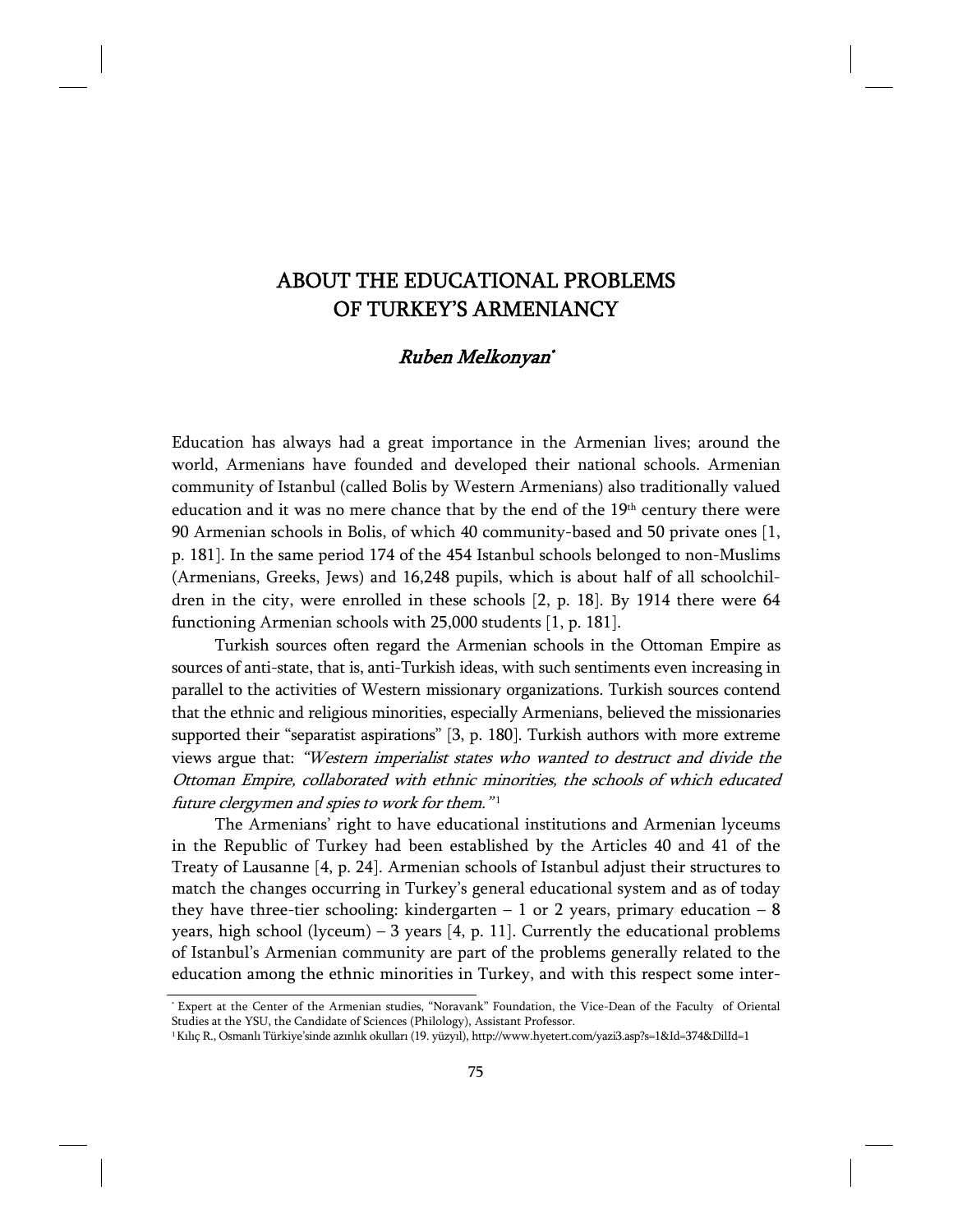# ABOUT THE EDUCATIONAL PROBLEMS OF TURKEY'S ARMENIANCY

## *Ruben Melkonyan*[*]

Education has always had a great importance in the Armenian lives; around the world, Armenians have founded and developed their national schools. Armenian community of Istanbul (called Bolis by Western Armenians) also traditionally valued education and it was no mere chance that by the end of the 19th century there were 90 Armenian schools in Bolis, of which 40 community-based and 50 private ones [1, p. 181]. In the same period 174 of the 454 Istanbul schools belonged to non-Muslims (Armenians, Greeks, Jews) and 16,248 pupils, which is about half of all schoolchildren in the city, were enrolled in these schools [2, p. 18]. By 1914 there were 64 functioning Armenian schools with 25,000 students [1, p. 181].

Turkish sources often regard the Armenian schools in the Ottoman Empire as sources of anti-state, that is, anti-Turkish ideas, with such sentiments even increasing in parallel to the activities of Western missionary organizations. Turkish sources contend that the ethnic and religious minorities, especially Armenians, believed the missionaries supported their "separatist aspirations" [3, p. 180]. Turkish authors with more extreme views argue that: *"Western imperialist states who wanted to destruct and divide the Ottoman Empire, collaborated with ethnic minorities, the schools of which educated future clergymen and spies to work for them."*[1]

The Armenians' right to have educational institutions and Armenian lyceums in the Republic of Turkey had been established by the Articles 40 and 41 of the Treaty of Lausanne [4, p. 24]. Armenian schools of Istanbul adjust their structures to match the changes occurring in Turkey's general educational system and as of today they have three-tier schooling: kindergarten – 1 or 2 years, primary education – 8 years, high school (lyceum) – 3 years [4, p. 11]. Currently the educational problems of Istanbul's Armenian community are part of the problems generally related to the education among the ethnic minorities in Turkey, and with this respect some inter-

---

[*] Expert at the Center of the Armenian studies, "Noravank" Foundation, the Vice-Dean of the Faculty of Oriental Studies at the YSU, the Candidate of Sciences (Philology), Assistant Professor.

[1] Kılıç R., Osmanlı Türkiye'sinde azınlık okulları (19. yüzyıl), http://www.hyetert.com/yazi3.asp?s=1&Id=374&DilId=1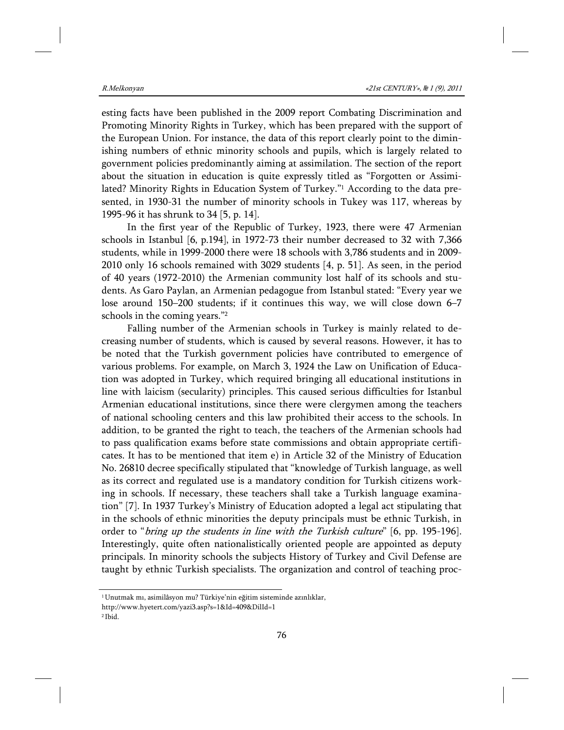esting facts have been published in the 2009 report Combating Discrimination and Promoting Minority Rights in Turkey, which has been prepared with the support of the European Union. For instance, the data of this report clearly point to the diminishing numbers of ethnic minority schools and pupils, which is largely related to government policies predominantly aiming at assimilation. The section of the report about the situation in education is quite expressly titled as "Forgotten or Assimilated? Minority Rights in Education System of Turkey."[1] According to the data presented, in 1930-31 the number of minority schools in Tukey was 117, whereas by 1995-96 it has shrunk to 34 [5, p. 14].

In the first year of the Republic of Turkey, 1923, there were 47 Armenian schools in Istanbul [6, p.194], in 1972-73 their number decreased to 32 with 7,366 students, while in 1999-2000 there were 18 schools with 3,786 students and in 2009-2010 only 16 schools remained with 3029 students [4, p. 51]. As seen, in the period of 40 years (1972-2010) the Armenian community lost half of its schools and students. As Garo Paylan, an Armenian pedagogue from Istanbul stated: "Every year we lose around 150–200 students; if it continues this way, we will close down 6–7 schools in the coming years."[2]

Falling number of the Armenian schools in Turkey is mainly related to decreasing number of students, which is caused by several reasons. However, it has to be noted that the Turkish government policies have contributed to emergence of various problems. For example, on March 3, 1924 the Law on Unification of Education was adopted in Turkey, which required bringing all educational institutions in line with laicism (secularity) principles. This caused serious difficulties for Istanbul Armenian educational institutions, since there were clergymen among the teachers of national schooling centers and this law prohibited their access to the schools. In addition, to be granted the right to teach, the teachers of the Armenian schools had to pass qualification exams before state commissions and obtain appropriate certificates. It has to be mentioned that item e) in Article 32 of the Ministry of Education No. 26810 decree specifically stipulated that "knowledge of Turkish language, as well as its correct and regulated use is a mandatory condition for Turkish citizens working in schools. If necessary, these teachers shall take a Turkish language examination" [7]. In 1937 Turkey's Ministry of Education adopted a legal act stipulating that in the schools of ethnic minorities the deputy principals must be ethnic Turkish, in order to "*bring up the students in line with the Turkish culture*" [6, pp. 195-196]. Interestingly, quite often nationalistically oriented people are appointed as deputy principals. In minority schools the subjects History of Turkey and Civil Defense are taught by ethnic Turkish specialists. The organization and control of teaching proc-

---

[1] Unutmak mı, asimilâsyon mu? Türkiye'nin eğitim sisteminde azınlıklar, http://www.hyetert.com/yazi3.asp?s=1&Id=409&DilId=1

[2] Ibid.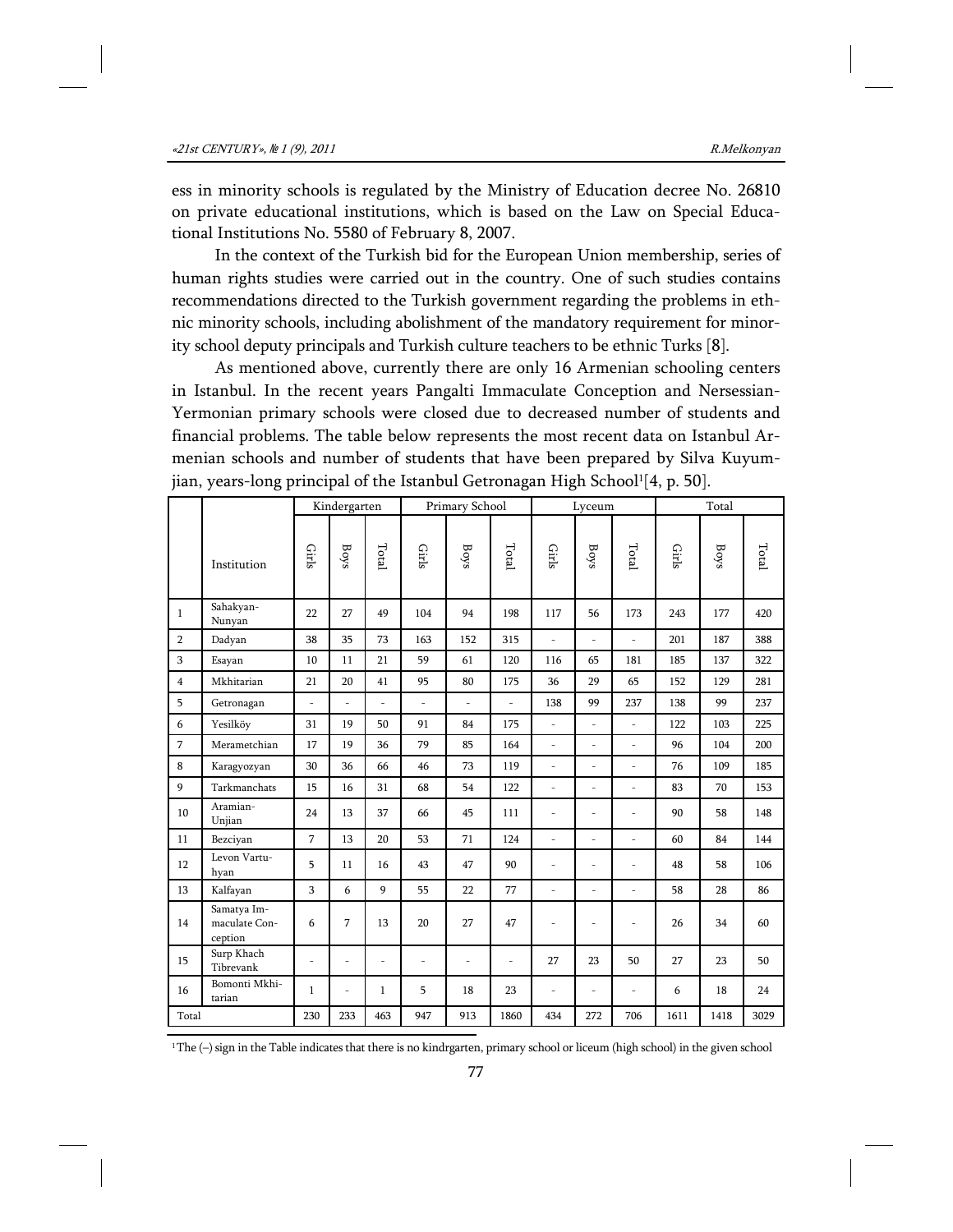ess in minority schools is regulated by the Ministry of Education decree No. 26810 on private educational institutions, which is based on the Law on Special Educational Institutions No. 5580 of February 8, 2007.

In the context of the Turkish bid for the European Union membership, series of human rights studies were carried out in the country. One of such studies contains recommendations directed to the Turkish government regarding the problems in ethnic minority schools, including abolishment of the mandatory requirement for minority school deputy principals and Turkish culture teachers to be ethnic Turks [8].

As mentioned above, currently there are only 16 Armenian schooling centers in Istanbul. In the recent years Pangalti Immaculate Conception and Nersessian-Yermonian primary schools were closed due to decreased number of students and financial problems. The table below represents the most recent data on Istanbul Armenian schools and number of students that have been prepared by Silva Kuyumjian, years-long principal of the Istanbul Getronagan High School[1][4, p. 50].

| | | Kindergarten | | | Primary School | | | Lyceum | | | Total | | |
|---|---|---|---|---|---|---|---|---|---|---|---|---|---|
| | Institution | Girls | Boys | Total | Girls | Boys | Total | Girls | Boys | Total | Girls | Boys | Total |
| 1 | Sahakyan-Nunyan | 22 | 27 | 49 | 104 | 94 | 198 | 117 | 56 | 173 | 243 | 177 | 420 |
| 2 | Dadyan | 38 | 35 | 73 | 163 | 152 | 315 | - | - | - | 201 | 187 | 388 |
| 3 | Esayan | 10 | 11 | 21 | 59 | 61 | 120 | 116 | 65 | 181 | 185 | 137 | 322 |
| 4 | Mkhitarian | 21 | 20 | 41 | 95 | 80 | 175 | 36 | 29 | 65 | 152 | 129 | 281 |
| 5 | Getronagan | - | - | - | - | - | - | 138 | 99 | 237 | 138 | 99 | 237 |
| 6 | Yesilköy | 31 | 19 | 50 | 91 | 84 | 175 | - | - | - | 122 | 103 | 225 |
| 7 | Merametchian | 17 | 19 | 36 | 79 | 85 | 164 | - | - | - | 96 | 104 | 200 |
| 8 | Karagyozyan | 30 | 36 | 66 | 46 | 73 | 119 | - | - | - | 76 | 109 | 185 |
| 9 | Tarkmanchats | 15 | 16 | 31 | 68 | 54 | 122 | - | - | - | 83 | 70 | 153 |
| 10 | Aramian-Unjian | 24 | 13 | 37 | 66 | 45 | 111 | - | - | - | 90 | 58 | 148 |
| 11 | Bezciyan | 7 | 13 | 20 | 53 | 71 | 124 | - | - | - | 60 | 84 | 144 |
| 12 | Levon Vartuhyan | 5 | 11 | 16 | 43 | 47 | 90 | - | - | - | 48 | 58 | 106 |
| 13 | Kalfayan | 3 | 6 | 9 | 55 | 22 | 77 | - | - | - | 58 | 28 | 86 |
| 14 | Samatya Immaculate Conception | 6 | 7 | 13 | 20 | 27 | 47 | - | - | - | 26 | 34 | 60 |
| 15 | Surp Khach Tibrevank | - | - | - | - | - | - | 27 | 23 | 50 | 27 | 23 | 50 |
| 16 | Bomonti Mkhitarian | 1 | - | 1 | 5 | 18 | 23 | - | - | - | 6 | 18 | 24 |
| Total | | 230 | 233 | 463 | 947 | 913 | 1860 | 434 | 272 | 706 | 1611 | 1418 | 3029 |

[1] The (–) sign in the Table indicates that there is no kindrgarten, primary school or liceum (high school) in the given school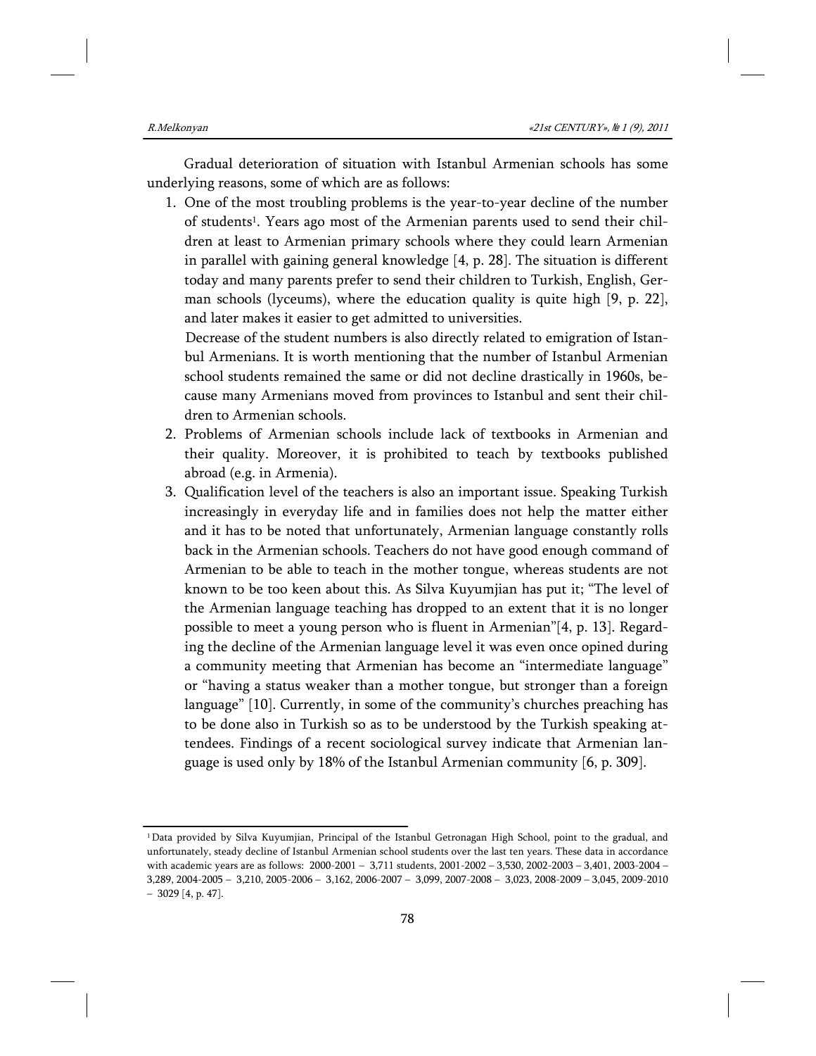Gradual deterioration of situation with Istanbul Armenian schools has some underlying reasons, some of which are as follows:

1. One of the most troubling problems is the year-to-year decline of the number of students[1]. Years ago most of the Armenian parents used to send their children at least to Armenian primary schools where they could learn Armenian in parallel with gaining general knowledge [4, p. 28]. The situation is different today and many parents prefer to send their children to Turkish, English, German schools (lyceums), where the education quality is quite high [9, p. 22], and later makes it easier to get admitted to universities.

   Decrease of the student numbers is also directly related to emigration of Istanbul Armenians. It is worth mentioning that the number of Istanbul Armenian school students remained the same or did not decline drastically in 1960s, because many Armenians moved from provinces to Istanbul and sent their children to Armenian schools.

2. Problems of Armenian schools include lack of textbooks in Armenian and their quality. Moreover, it is prohibited to teach by textbooks published abroad (e.g. in Armenia).

3. Qualification level of the teachers is also an important issue. Speaking Turkish increasingly in everyday life and in families does not help the matter either and it has to be noted that unfortunately, Armenian language constantly rolls back in the Armenian schools. Teachers do not have good enough command of Armenian to be able to teach in the mother tongue, whereas students are not known to be too keen about this. As Silva Kuyumjian has put it; "The level of the Armenian language teaching has dropped to an extent that it is no longer possible to meet a young person who is fluent in Armenian"[4, p. 13]. Regarding the decline of the Armenian language level it was even once opined during a community meeting that Armenian has become an "intermediate language" or "having a status weaker than a mother tongue, but stronger than a foreign language" [10]. Currently, in some of the community's churches preaching has to be done also in Turkish so as to be understood by the Turkish speaking attendees. Findings of a recent sociological survey indicate that Armenian language is used only by 18% of the Istanbul Armenian community [6, p. 309].

---

[1] Data provided by Silva Kuyumjian, Principal of the Istanbul Getronagan High School, point to the gradual, and unfortunately, steady decline of Istanbul Armenian school students over the last ten years. These data in accordance with academic years are as follows: 2000-2001 – 3,711 students, 2001-2002 – 3,530, 2002-2003 – 3,401, 2003-2004 – 3,289, 2004-2005 – 3,210, 2005-2006 – 3,162, 2006-2007 – 3,099, 2007-2008 – 3,023, 2008-2009 – 3,045, 2009-2010 – 3029 [4, p. 47].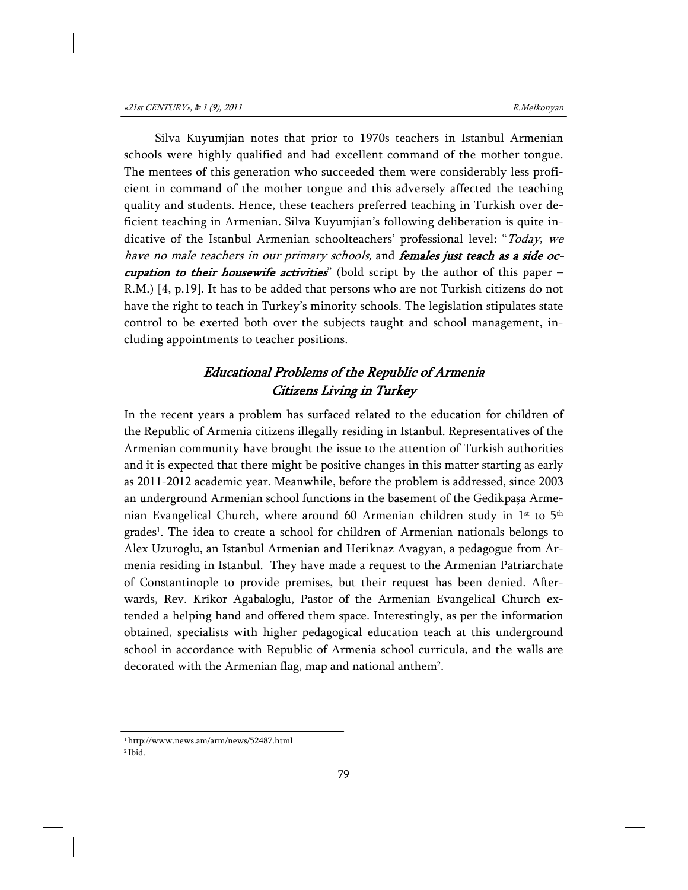Silva Kuyumjian notes that prior to 1970s teachers in Istanbul Armenian schools were highly qualified and had excellent command of the mother tongue. The mentees of this generation who succeeded them were considerably less proficient in command of the mother tongue and this adversely affected the teaching quality and students. Hence, these teachers preferred teaching in Turkish over deficient teaching in Armenian. Silva Kuyumjian's following deliberation is quite indicative of the Istanbul Armenian schoolteachers' professional level: "*Today, we have no male teachers in our primary schools,* and ***females just teach as a side occupation to their housewife activities***" (bold script by the author of this paper – R.M.) [4, p.19]. It has to be added that persons who are not Turkish citizens do not have the right to teach in Turkey's minority schools. The legislation stipulates state control to be exerted both over the subjects taught and school management, including appointments to teacher positions.

## *Educational Problems of the Republic of Armenia Citizens Living in Turkey*

In the recent years a problem has surfaced related to the education for children of the Republic of Armenia citizens illegally residing in Istanbul. Representatives of the Armenian community have brought the issue to the attention of Turkish authorities and it is expected that there might be positive changes in this matter starting as early as 2011-2012 academic year. Meanwhile, before the problem is addressed, since 2003 an underground Armenian school functions in the basement of the Gedikpaşa Armenian Evangelical Church, where around 60 Armenian children study in 1st to 5th grades[1]. The idea to create a school for children of Armenian nationals belongs to Alex Uzuroglu, an Istanbul Armenian and Heriknaz Avagyan, a pedagogue from Armenia residing in Istanbul. They have made a request to the Armenian Patriarchate of Constantinople to provide premises, but their request has been denied. Afterwards, Rev. Krikor Agabaloglu, Pastor of the Armenian Evangelical Church extended a helping hand and offered them space. Interestingly, as per the information obtained, specialists with higher pedagogical education teach at this underground school in accordance with Republic of Armenia school curricula, and the walls are decorated with the Armenian flag, map and national anthem[2].

---

[1] http://www.news.am/arm/news/52487.html

[2] Ibid.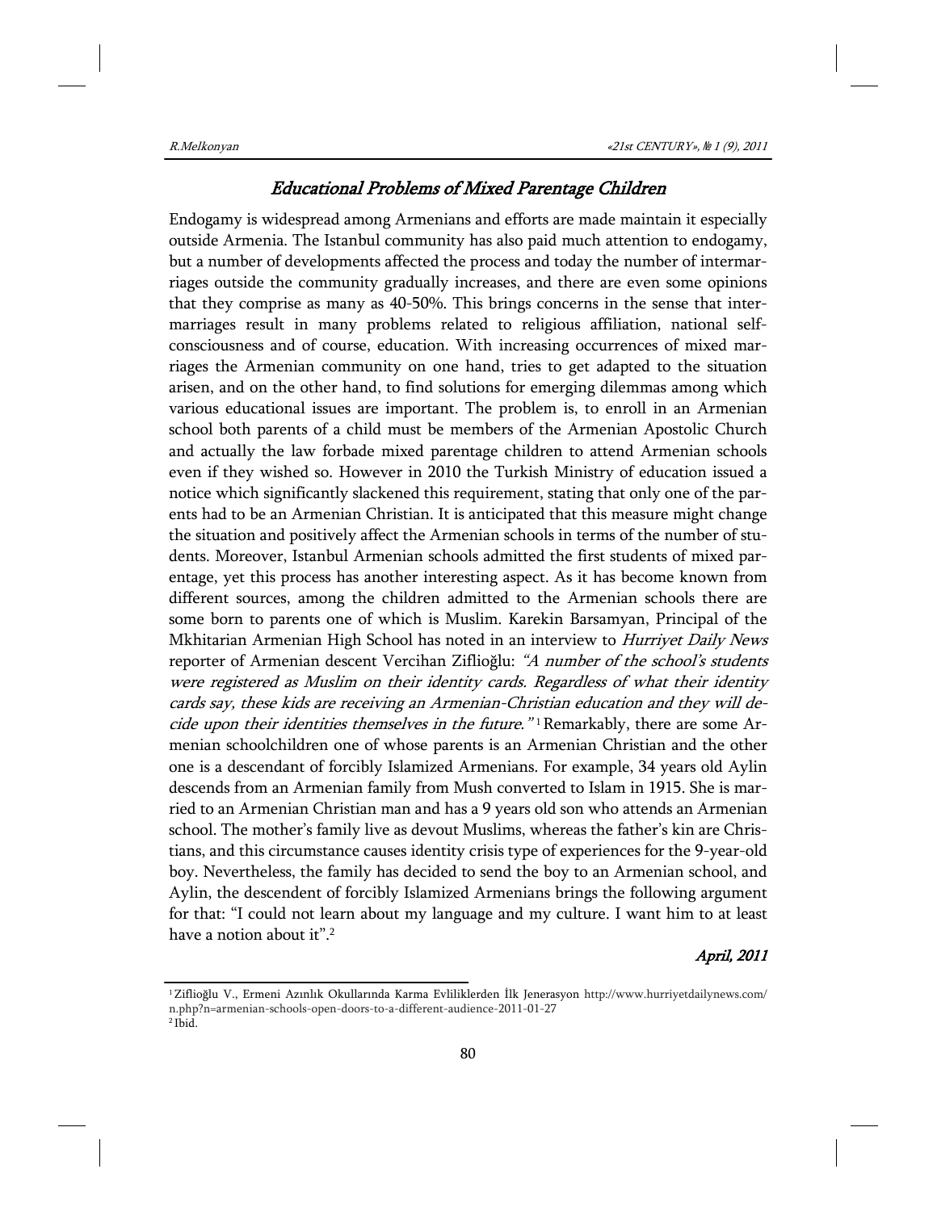## *Educational Problems of Mixed Parentage Children*

Endogamy is widespread among Armenians and efforts are made maintain it especially outside Armenia. The Istanbul community has also paid much attention to endogamy, but a number of developments affected the process and today the number of intermarriages outside the community gradually increases, and there are even some opinions that they comprise as many as 40-50%. This brings concerns in the sense that intermarriages result in many problems related to religious affiliation, national self-consciousness and of course, education. With increasing occurrences of mixed marriages the Armenian community on one hand, tries to get adapted to the situation arisen, and on the other hand, to find solutions for emerging dilemmas among which various educational issues are important. The problem is, to enroll in an Armenian school both parents of a child must be members of the Armenian Apostolic Church and actually the law forbade mixed parentage children to attend Armenian schools even if they wished so. However in 2010 the Turkish Ministry of education issued a notice which significantly slackened this requirement, stating that only one of the parents had to be an Armenian Christian. It is anticipated that this measure might change the situation and positively affect the Armenian schools in terms of the number of students. Moreover, Istanbul Armenian schools admitted the first students of mixed parentage, yet this process has another interesting aspect. As it has become known from different sources, among the children admitted to the Armenian schools there are some born to parents one of which is Muslim. Karekin Barsamyan, Principal of the Mkhitarian Armenian High School has noted in an interview to *Hurriyet Daily News* reporter of Armenian descent Vercihan Ziflioğlu: *"A number of the school's students were registered as Muslim on their identity cards. Regardless of what their identity cards say, these kids are receiving an Armenian-Christian education and they will decide upon their identities themselves in the future."*[1] Remarkably, there are some Armenian schoolchildren one of whose parents is an Armenian Christian and the other one is a descendant of forcibly Islamized Armenians. For example, 34 years old Aylin descends from an Armenian family from Mush converted to Islam in 1915. She is married to an Armenian Christian man and has a 9 years old son who attends an Armenian school. The mother's family live as devout Muslims, whereas the father's kin are Christians, and this circumstance causes identity crisis type of experiences for the 9-year-old boy. Nevertheless, the family has decided to send the boy to an Armenian school, and Aylin, the descendent of forcibly Islamized Armenians brings the following argument for that: "I could not learn about my language and my culture. I want him to at least have a notion about it".[2]

*April, 2011*

---

[1] Ziflioğlu V., Ermeni Azınlık Okullarında Karma Evliliklerden İlk Jenerasyon http://www.hurriyetdailynews.com/n.php?n=armenian-schools-open-doors-to-a-different-audience-2011-01-27

[2] Ibid.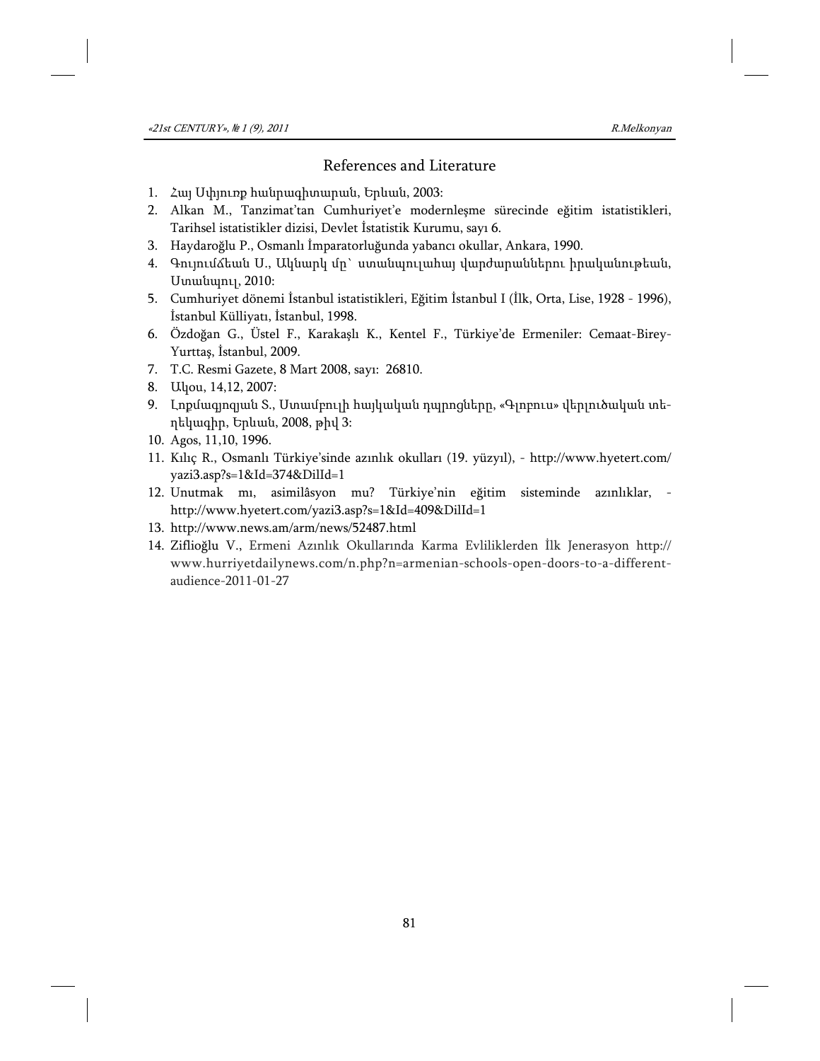## References and Literature

1. Հայ Սփյուռք հանրագիտարան, Երևան, 2003:
2. Alkan M., Tanzimat'tan Cumhuriyet'e modernleşme sürecinde eğitim istatistikleri, Tarihsel istatistikler dizisi, Devlet İstatistik Kurumu, sayı 6.
3. Haydaroğlu P., Osmanlı İmparatorluğunda yabancı okullar, Ankara, 1990.
4. Գույումճեան Ս., Ակնարկ մը՝ ստանպուլահայ վարժարաններու իրականութեան, Ստանպուլ, 2010:
5. Cumhuriyet dönemi İstanbul istatistikleri, Eğitim İstanbul I (İlk, Orta, Lise, 1928 - 1996), İstanbul Külliyatı, İstanbul, 1998.
6. Özdoğan G., Üstel F., Karakaşlı K., Kentel F., Türkiye'de Ermeniler: Cemaat-Birey-Yurttaş, İstanbul, 2009.
7. T.C. Resmi Gazete, 8 Mart 2008, sayı: 26810.
8. Ակօս, 14,12, 2007:
9. Լոքմագյոզյան Տ., Ստամբուլի հայկական դպրոցները, «Գլոբուս» վերլուծական տեղեկագիր, Երևան, 2008, թիվ 3:
10. Agos, 11,10, 1996.
11. Kılıç R., Osmanlı Türkiye'sinde azınlık okulları (19. yüzyıl), - http://www.hyetert.com/yazi3.asp?s=1&Id=374&DilId=1
12. Unutmak mı, asimilâsyon mu? Türkiye'nin eğitim sisteminde azınlıklar, - http://www.hyetert.com/yazi3.asp?s=1&Id=409&DilId=1
13. http://www.news.am/arm/news/52487.html
14. Ziflioğlu V., Ermeni Azınlık Okullarında Karma Evliliklerden İlk Jenerasyon http://www.hurriyetdailynews.com/n.php?n=armenian-schools-open-doors-to-a-different-audience-2011-01-27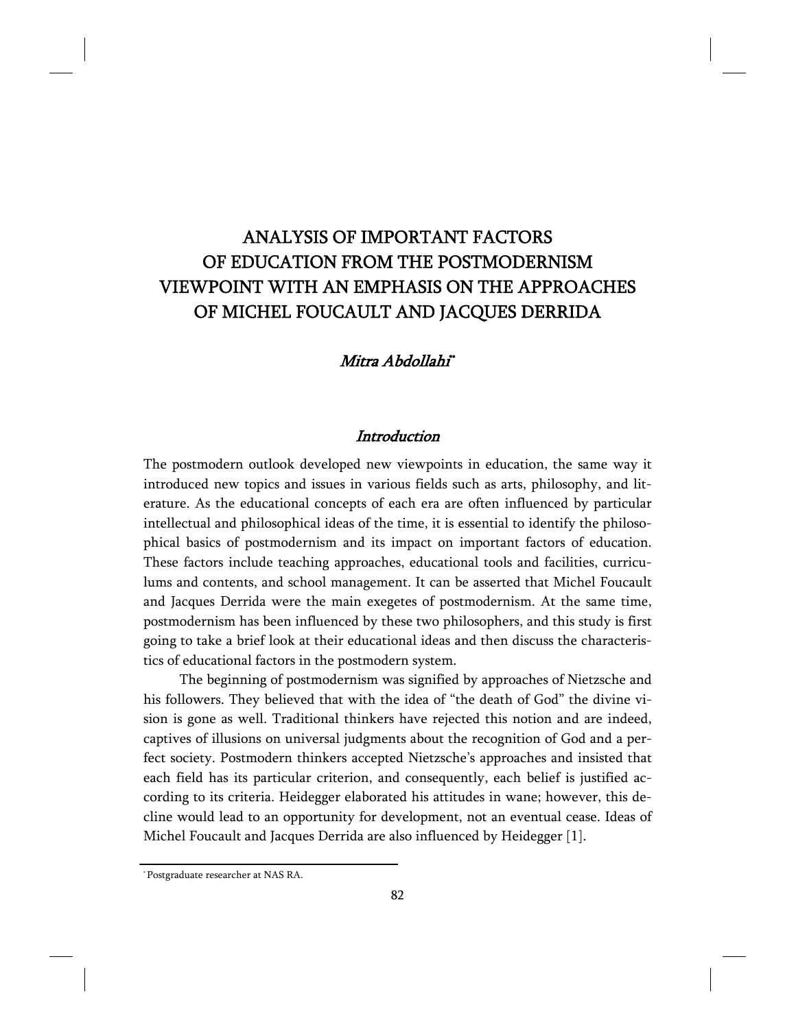# ANALYSIS OF IMPORTANT FACTORS OF EDUCATION FROM THE POSTMODERNISM VIEWPOINT WITH AN EMPHASIS ON THE APPROACHES OF MICHEL FOUCAULT AND JACQUES DERRIDA

*Mitra Abdollahi*[*]

## *Introduction*

The postmodern outlook developed new viewpoints in education, the same way it introduced new topics and issues in various fields such as arts, philosophy, and literature. As the educational concepts of each era are often influenced by particular intellectual and philosophical ideas of the time, it is essential to identify the philosophical basics of postmodernism and its impact on important factors of education. These factors include teaching approaches, educational tools and facilities, curriculums and contents, and school management. It can be asserted that Michel Foucault and Jacques Derrida were the main exegetes of postmodernism. At the same time, postmodernism has been influenced by these two philosophers, and this study is first going to take a brief look at their educational ideas and then discuss the characteristics of educational factors in the postmodern system.

The beginning of postmodernism was signified by approaches of Nietzsche and his followers. They believed that with the idea of "the death of God" the divine vision is gone as well. Traditional thinkers have rejected this notion and are indeed, captives of illusions on universal judgments about the recognition of God and a perfect society. Postmodern thinkers accepted Nietzsche's approaches and insisted that each field has its particular criterion, and consequently, each belief is justified according to its criteria. Heidegger elaborated his attitudes in wane; however, this decline would lead to an opportunity for development, not an eventual cease. Ideas of Michel Foucault and Jacques Derrida are also influenced by Heidegger [1].

---

[*] Postgraduate researcher at NAS RA.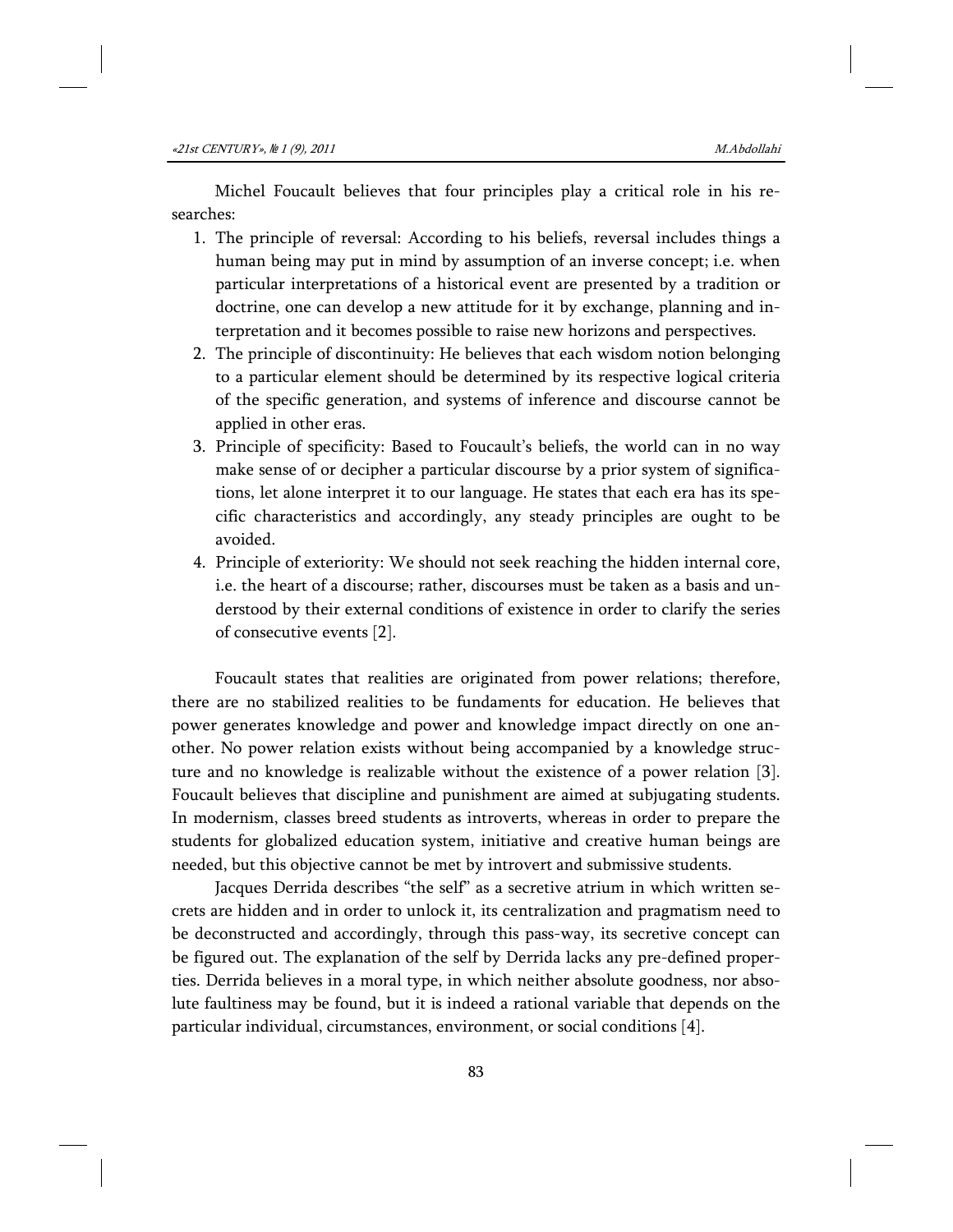Michel Foucault believes that four principles play a critical role in his researches:

1. The principle of reversal: According to his beliefs, reversal includes things a human being may put in mind by assumption of an inverse concept; i.e. when particular interpretations of a historical event are presented by a tradition or doctrine, one can develop a new attitude for it by exchange, planning and interpretation and it becomes possible to raise new horizons and perspectives.
2. The principle of discontinuity: He believes that each wisdom notion belonging to a particular element should be determined by its respective logical criteria of the specific generation, and systems of inference and discourse cannot be applied in other eras.
3. Principle of specificity: Based to Foucault's beliefs, the world can in no way make sense of or decipher a particular discourse by a prior system of significations, let alone interpret it to our language. He states that each era has its specific characteristics and accordingly, any steady principles are ought to be avoided.
4. Principle of exteriority: We should not seek reaching the hidden internal core, i.e. the heart of a discourse; rather, discourses must be taken as a basis and understood by their external conditions of existence in order to clarify the series of consecutive events [2].

Foucault states that realities are originated from power relations; therefore, there are no stabilized realities to be fundaments for education. He believes that power generates knowledge and power and knowledge impact directly on one another. No power relation exists without being accompanied by a knowledge structure and no knowledge is realizable without the existence of a power relation [3]. Foucault believes that discipline and punishment are aimed at subjugating students. In modernism, classes breed students as introverts, whereas in order to prepare the students for globalized education system, initiative and creative human beings are needed, but this objective cannot be met by introvert and submissive students.

Jacques Derrida describes "the self" as a secretive atrium in which written secrets are hidden and in order to unlock it, its centralization and pragmatism need to be deconstructed and accordingly, through this pass-way, its secretive concept can be figured out. The explanation of the self by Derrida lacks any pre-defined properties. Derrida believes in a moral type, in which neither absolute goodness, nor absolute faultiness may be found, but it is indeed a rational variable that depends on the particular individual, circumstances, environment, or social conditions [4].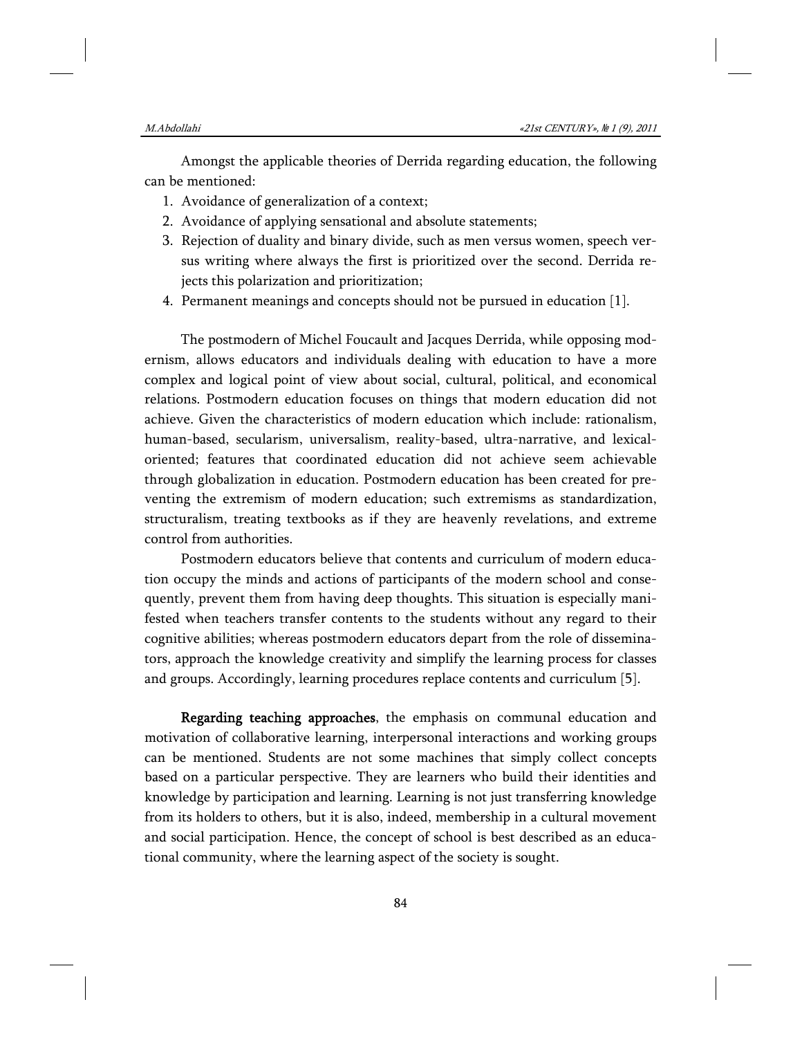Amongst the applicable theories of Derrida regarding education, the following can be mentioned:

1. Avoidance of generalization of a context;
2. Avoidance of applying sensational and absolute statements;
3. Rejection of duality and binary divide, such as men versus women, speech versus writing where always the first is prioritized over the second. Derrida rejects this polarization and prioritization;
4. Permanent meanings and concepts should not be pursued in education [1].

The postmodern of Michel Foucault and Jacques Derrida, while opposing modernism, allows educators and individuals dealing with education to have a more complex and logical point of view about social, cultural, political, and economical relations. Postmodern education focuses on things that modern education did not achieve. Given the characteristics of modern education which include: rationalism, human-based, secularism, universalism, reality-based, ultra-narrative, and lexical-oriented; features that coordinated education did not achieve seem achievable through globalization in education. Postmodern education has been created for preventing the extremism of modern education; such extremisms as standardization, structuralism, treating textbooks as if they are heavenly revelations, and extreme control from authorities.

Postmodern educators believe that contents and curriculum of modern education occupy the minds and actions of participants of the modern school and consequently, prevent them from having deep thoughts. This situation is especially manifested when teachers transfer contents to the students without any regard to their cognitive abilities; whereas postmodern educators depart from the role of disseminators, approach the knowledge creativity and simplify the learning process for classes and groups. Accordingly, learning procedures replace contents and curriculum [5].

**Regarding teaching approaches**, the emphasis on communal education and motivation of collaborative learning, interpersonal interactions and working groups can be mentioned. Students are not some machines that simply collect concepts based on a particular perspective. They are learners who build their identities and knowledge by participation and learning. Learning is not just transferring knowledge from its holders to others, but it is also, indeed, membership in a cultural movement and social participation. Hence, the concept of school is best described as an educational community, where the learning aspect of the society is sought.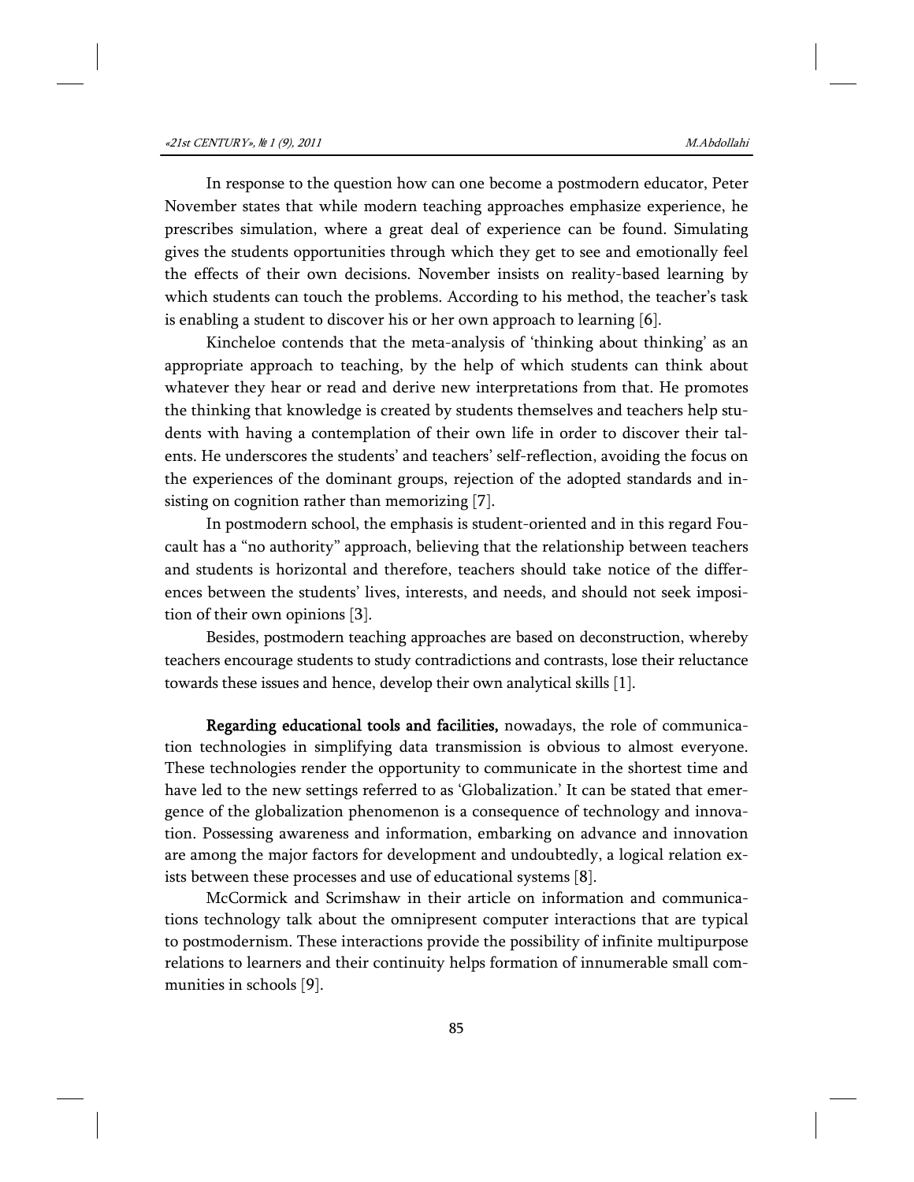In response to the question how can one become a postmodern educator, Peter November states that while modern teaching approaches emphasize experience, he prescribes simulation, where a great deal of experience can be found. Simulating gives the students opportunities through which they get to see and emotionally feel the effects of their own decisions. November insists on reality-based learning by which students can touch the problems. According to his method, the teacher's task is enabling a student to discover his or her own approach to learning [6].

Kincheloe contends that the meta-analysis of 'thinking about thinking' as an appropriate approach to teaching, by the help of which students can think about whatever they hear or read and derive new interpretations from that. He promotes the thinking that knowledge is created by students themselves and teachers help students with having a contemplation of their own life in order to discover their talents. He underscores the students' and teachers' self-reflection, avoiding the focus on the experiences of the dominant groups, rejection of the adopted standards and insisting on cognition rather than memorizing [7].

In postmodern school, the emphasis is student-oriented and in this regard Foucault has a "no authority" approach, believing that the relationship between teachers and students is horizontal and therefore, teachers should take notice of the differences between the students' lives, interests, and needs, and should not seek imposition of their own opinions [3].

Besides, postmodern teaching approaches are based on deconstruction, whereby teachers encourage students to study contradictions and contrasts, lose their reluctance towards these issues and hence, develop their own analytical skills [1].

**Regarding educational tools and facilities,** nowadays, the role of communication technologies in simplifying data transmission is obvious to almost everyone. These technologies render the opportunity to communicate in the shortest time and have led to the new settings referred to as 'Globalization.' It can be stated that emergence of the globalization phenomenon is a consequence of technology and innovation. Possessing awareness and information, embarking on advance and innovation are among the major factors for development and undoubtedly, a logical relation exists between these processes and use of educational systems [8].

McCormick and Scrimshaw in their article on information and communications technology talk about the omnipresent computer interactions that are typical to postmodernism. These interactions provide the possibility of infinite multipurpose relations to learners and their continuity helps formation of innumerable small communities in schools [9].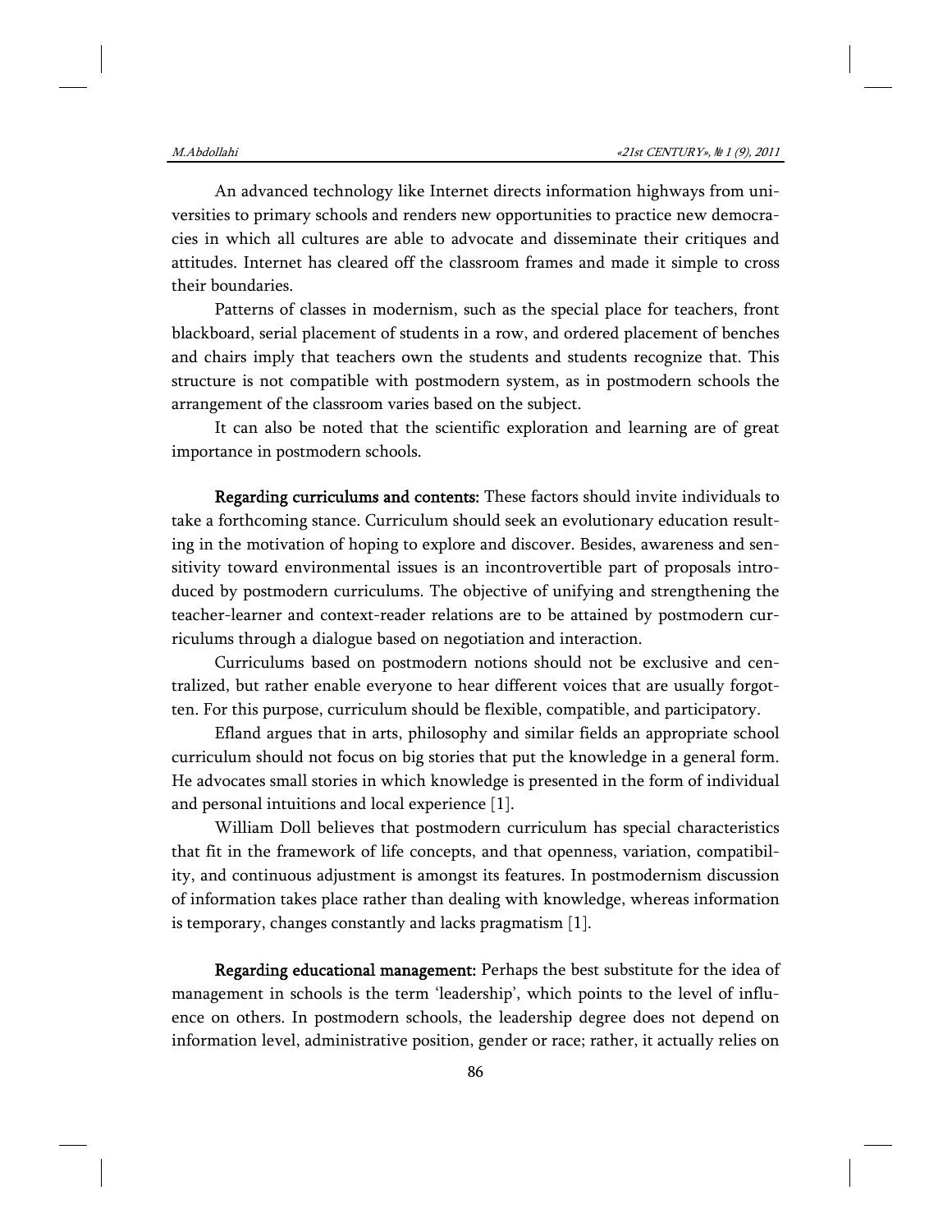An advanced technology like Internet directs information highways from universities to primary schools and renders new opportunities to practice new democracies in which all cultures are able to advocate and disseminate their critiques and attitudes. Internet has cleared off the classroom frames and made it simple to cross their boundaries.

Patterns of classes in modernism, such as the special place for teachers, front blackboard, serial placement of students in a row, and ordered placement of benches and chairs imply that teachers own the students and students recognize that. This structure is not compatible with postmodern system, as in postmodern schools the arrangement of the classroom varies based on the subject.

It can also be noted that the scientific exploration and learning are of great importance in postmodern schools.

**Regarding curriculums and contents:** These factors should invite individuals to take a forthcoming stance. Curriculum should seek an evolutionary education resulting in the motivation of hoping to explore and discover. Besides, awareness and sensitivity toward environmental issues is an incontrovertible part of proposals introduced by postmodern curriculums. The objective of unifying and strengthening the teacher-learner and context-reader relations are to be attained by postmodern curriculums through a dialogue based on negotiation and interaction.

Curriculums based on postmodern notions should not be exclusive and centralized, but rather enable everyone to hear different voices that are usually forgotten. For this purpose, curriculum should be flexible, compatible, and participatory.

Efland argues that in arts, philosophy and similar fields an appropriate school curriculum should not focus on big stories that put the knowledge in a general form. He advocates small stories in which knowledge is presented in the form of individual and personal intuitions and local experience [1].

William Doll believes that postmodern curriculum has special characteristics that fit in the framework of life concepts, and that openness, variation, compatibility, and continuous adjustment is amongst its features. In postmodernism discussion of information takes place rather than dealing with knowledge, whereas information is temporary, changes constantly and lacks pragmatism [1].

**Regarding educational management:** Perhaps the best substitute for the idea of management in schools is the term 'leadership', which points to the level of influence on others. In postmodern schools, the leadership degree does not depend on information level, administrative position, gender or race; rather, it actually relies on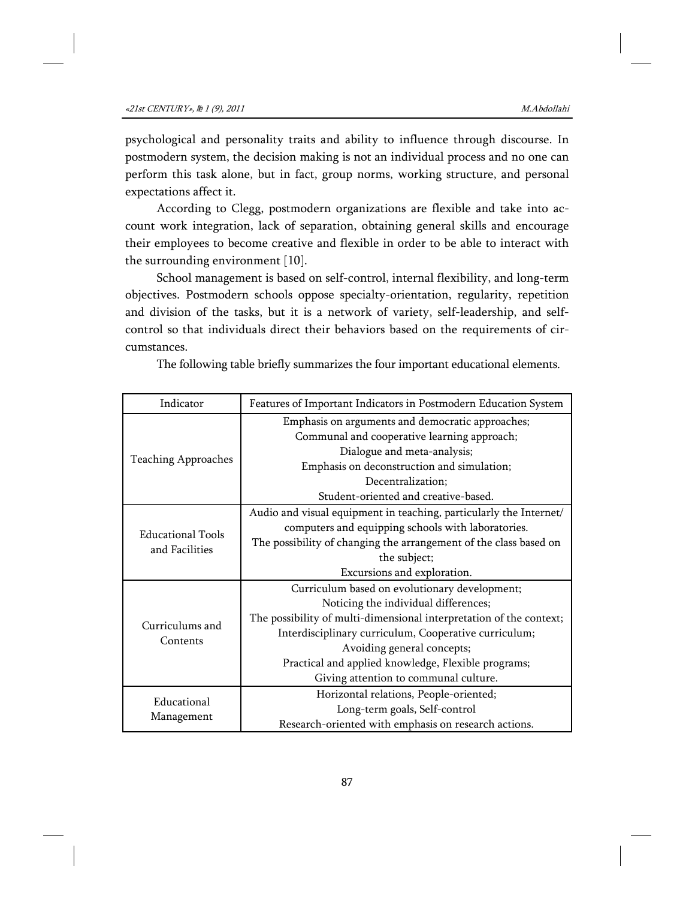psychological and personality traits and ability to influence through discourse. In postmodern system, the decision making is not an individual process and no one can perform this task alone, but in fact, group norms, working structure, and personal expectations affect it.

According to Clegg, postmodern organizations are flexible and take into account work integration, lack of separation, obtaining general skills and encourage their employees to become creative and flexible in order to be able to interact with the surrounding environment [10].

School management is based on self-control, internal flexibility, and long-term objectives. Postmodern schools oppose specialty-orientation, regularity, repetition and division of the tasks, but it is a network of variety, self-leadership, and self-control so that individuals direct their behaviors based on the requirements of circumstances.

The following table briefly summarizes the four important educational elements.

| Indicator | Features of Important Indicators in Postmodern Education System |
|---|---|
| Teaching Approaches | Emphasis on arguments and democratic approaches;<br>Communal and cooperative learning approach;<br>Dialogue and meta-analysis;<br>Emphasis on deconstruction and simulation;<br>Decentralization;<br>Student-oriented and creative-based. |
| Educational Tools and Facilities | Audio and visual equipment in teaching, particularly the Internet/computers and equipping schools with laboratories.<br>The possibility of changing the arrangement of the class based on the subject;<br>Excursions and exploration. |
| Curriculums and Contents | Curriculum based on evolutionary development;<br>Noticing the individual differences;<br>The possibility of multi-dimensional interpretation of the context;<br>Interdisciplinary curriculum, Cooperative curriculum;<br>Avoiding general concepts;<br>Practical and applied knowledge, Flexible programs;<br>Giving attention to communal culture. |
| Educational Management | Horizontal relations, People-oriented;<br>Long-term goals, Self-control<br>Research-oriented with emphasis on research actions. |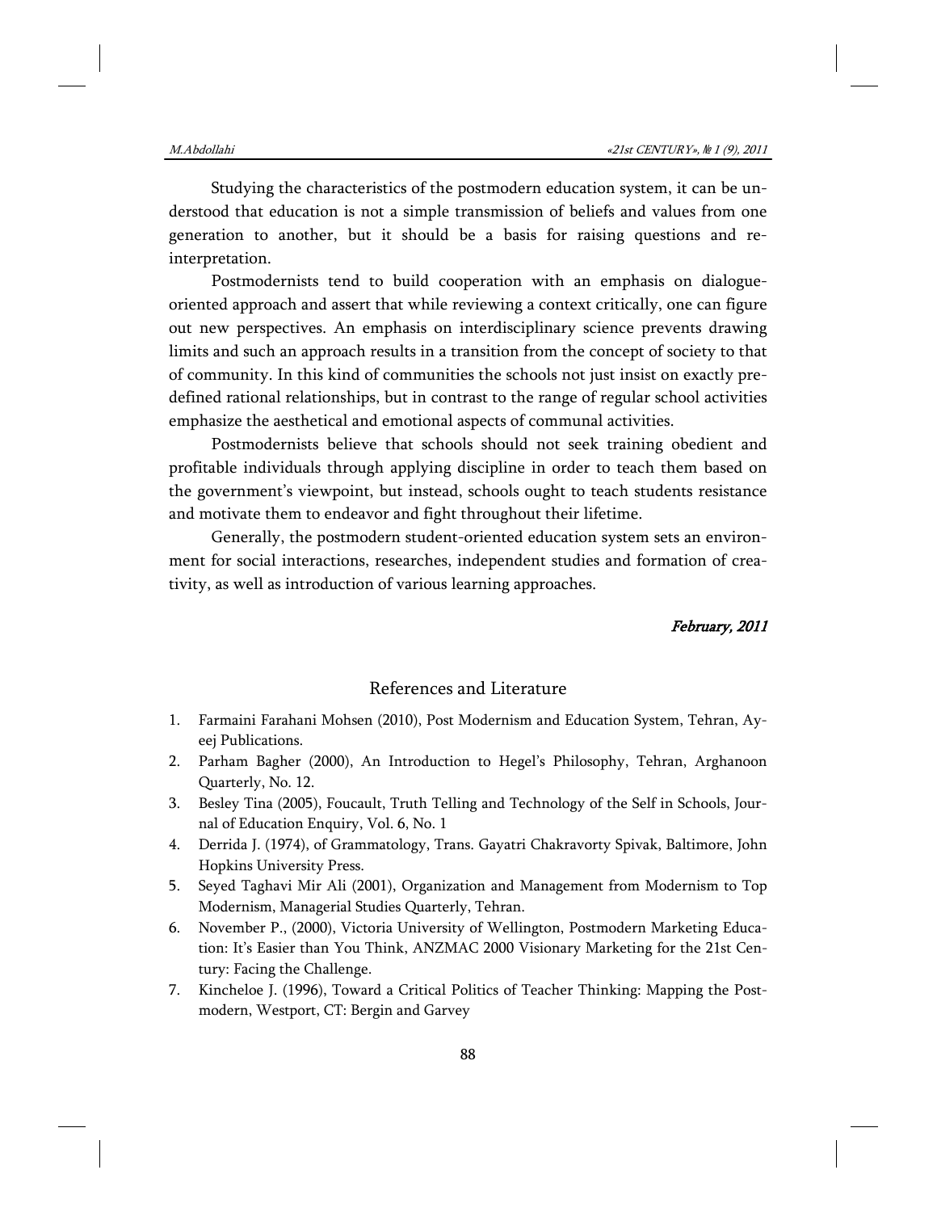Studying the characteristics of the postmodern education system, it can be understood that education is not a simple transmission of beliefs and values from one generation to another, but it should be a basis for raising questions and re-interpretation.

Postmodernists tend to build cooperation with an emphasis on dialogue-oriented approach and assert that while reviewing a context critically, one can figure out new perspectives. An emphasis on interdisciplinary science prevents drawing limits and such an approach results in a transition from the concept of society to that of community. In this kind of communities the schools not just insist on exactly pre-defined rational relationships, but in contrast to the range of regular school activities emphasize the aesthetical and emotional aspects of communal activities.

Postmodernists believe that schools should not seek training obedient and profitable individuals through applying discipline in order to teach them based on the government's viewpoint, but instead, schools ought to teach students resistance and motivate them to endeavor and fight throughout their lifetime.

Generally, the postmodern student-oriented education system sets an environment for social interactions, researches, independent studies and formation of creativity, as well as introduction of various learning approaches.

*February, 2011*

## References and Literature

1. Farmaini Farahani Mohsen (2010), Post Modernism and Education System, Tehran, Ayeej Publications.
2. Parham Bagher (2000), An Introduction to Hegel's Philosophy, Tehran, Arghanoon Quarterly, No. 12.
3. Besley Tina (2005), Foucault, Truth Telling and Technology of the Self in Schools, Journal of Education Enquiry, Vol. 6, No. 1
4. Derrida J. (1974), of Grammatology, Trans. Gayatri Chakravorty Spivak, Baltimore, John Hopkins University Press.
5. Seyed Taghavi Mir Ali (2001), Organization and Management from Modernism to Top Modernism, Managerial Studies Quarterly, Tehran.
6. November P., (2000), Victoria University of Wellington, Postmodern Marketing Education: It's Easier than You Think, ANZMAC 2000 Visionary Marketing for the 21st Century: Facing the Challenge.
7. Kincheloe J. (1996), Toward a Critical Politics of Teacher Thinking: Mapping the Postmodern, Westport, CT: Bergin and Garvey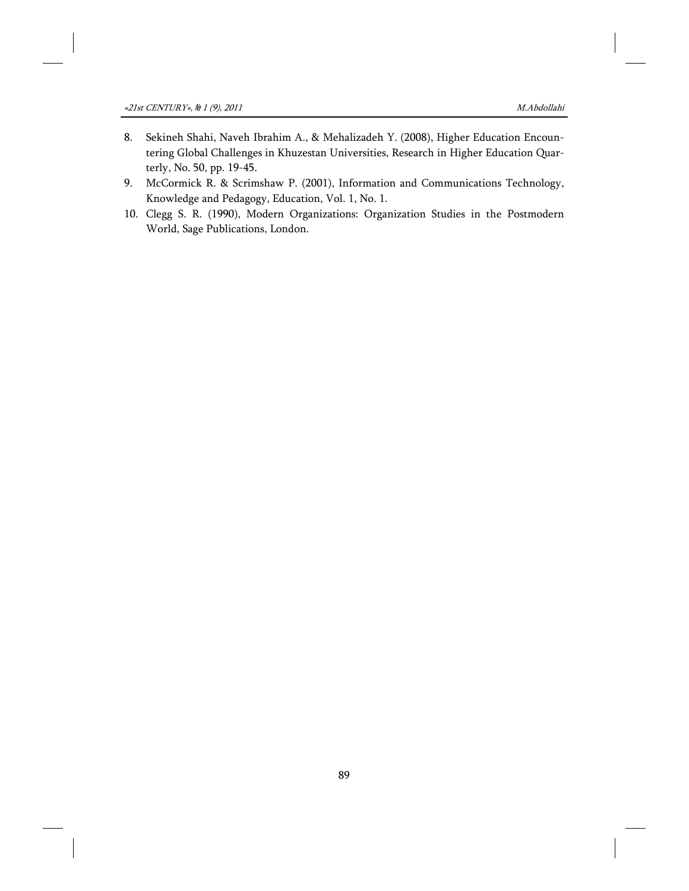8. Sekineh Shahi, Naveh Ibrahim A., & Mehalizadeh Y. (2008), Higher Education Encountering Global Challenges in Khuzestan Universities, Research in Higher Education Quarterly, No. 50, pp. 19-45.
9. McCormick R. & Scrimshaw P. (2001), Information and Communications Technology, Knowledge and Pedagogy, Education, Vol. 1, No. 1.
10. Clegg S. R. (1990), Modern Organizations: Organization Studies in the Postmodern World, Sage Publications, London.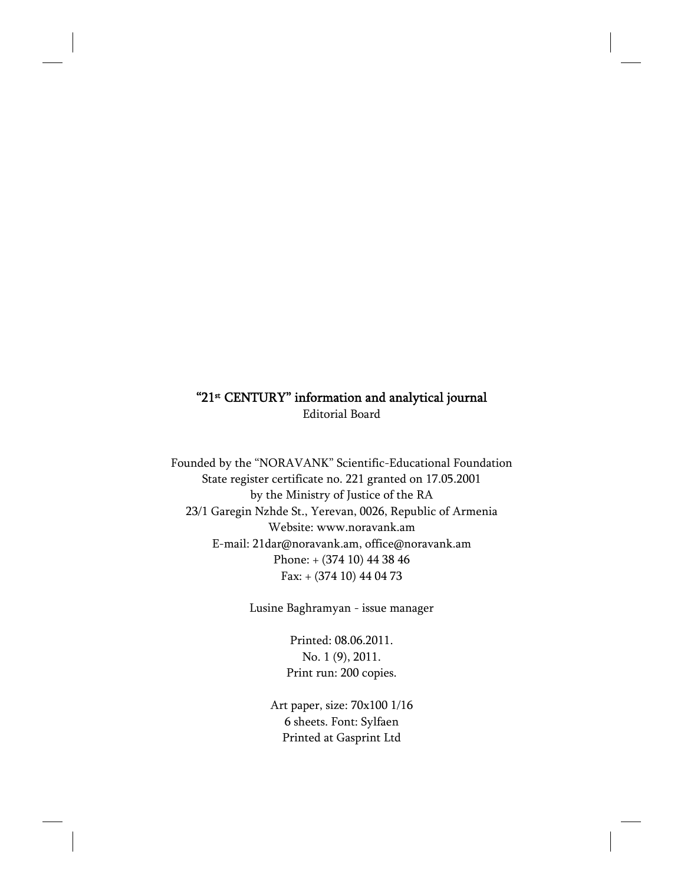**"21st CENTURY" information and analytical journal**

Editorial Board

Founded by the "NORAVANK" Scientific-Educational Foundation
State register certificate no. 221 granted on 17.05.2001
by the Ministry of Justice of the RA
23/1 Garegin Nzhde St., Yerevan, 0026, Republic of Armenia
Website: www.noravank.am
E-mail: 21dar@noravank.am, office@noravank.am
Phone: + (374 10) 44 38 46
Fax: + (374 10) 44 04 73

Lusine Baghramyan - issue manager

Printed: 08.06.2011.
No. 1 (9), 2011.
Print run: 200 copies.

Art paper, size: 70x100 1/16
6 sheets. Font: Sylfaen
Printed at Gasprint Ltd